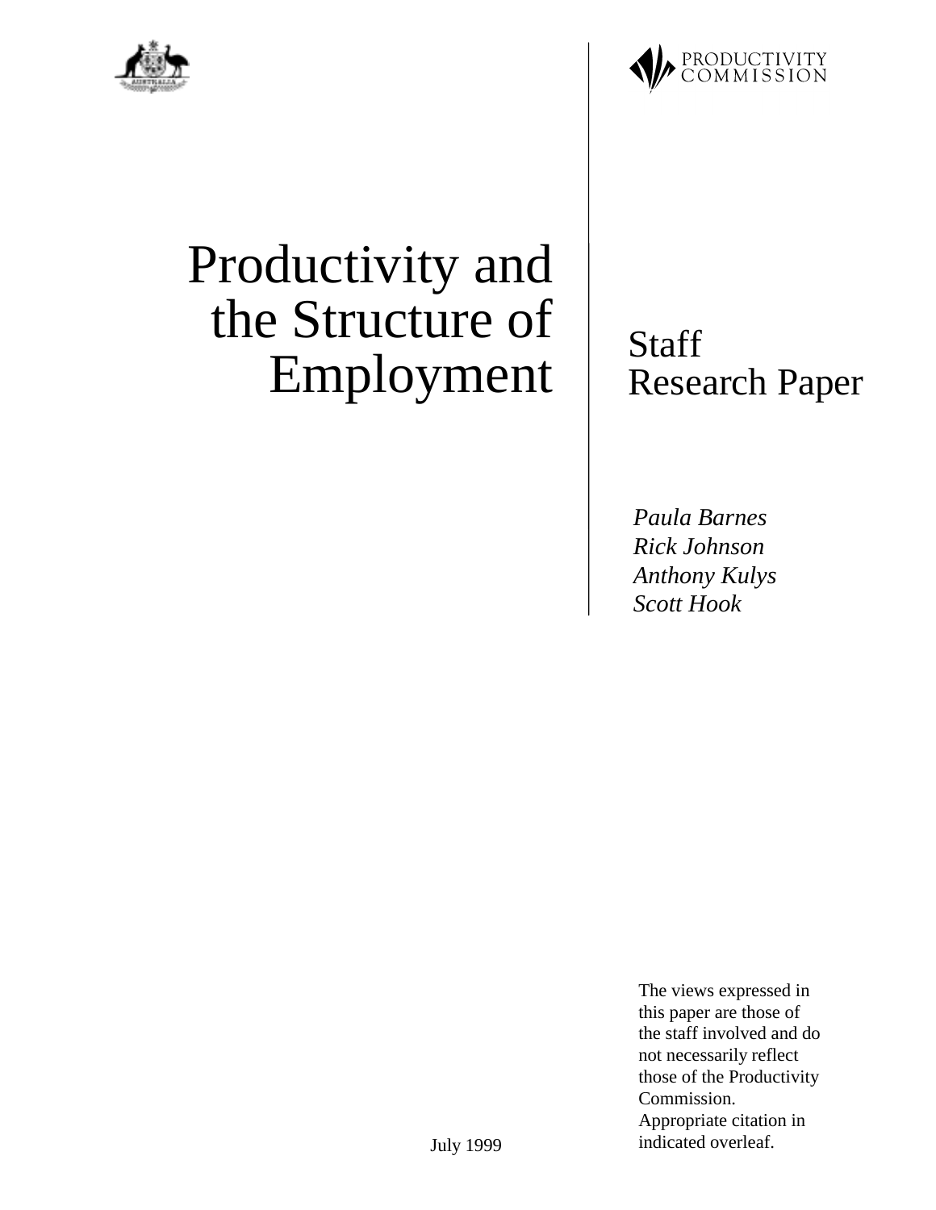PRODUCTIVITY COMMISSION

# Productivity and the Structure of Employment

Staff Research Paper

*Paula Barnes*
*Rick Johnson*
*Anthony Kulys*
*Scott Hook*

The views expressed in this paper are those of the staff involved and do not necessarily reflect those of the Productivity Commission. Appropriate citation in indicated overleaf.

July 1999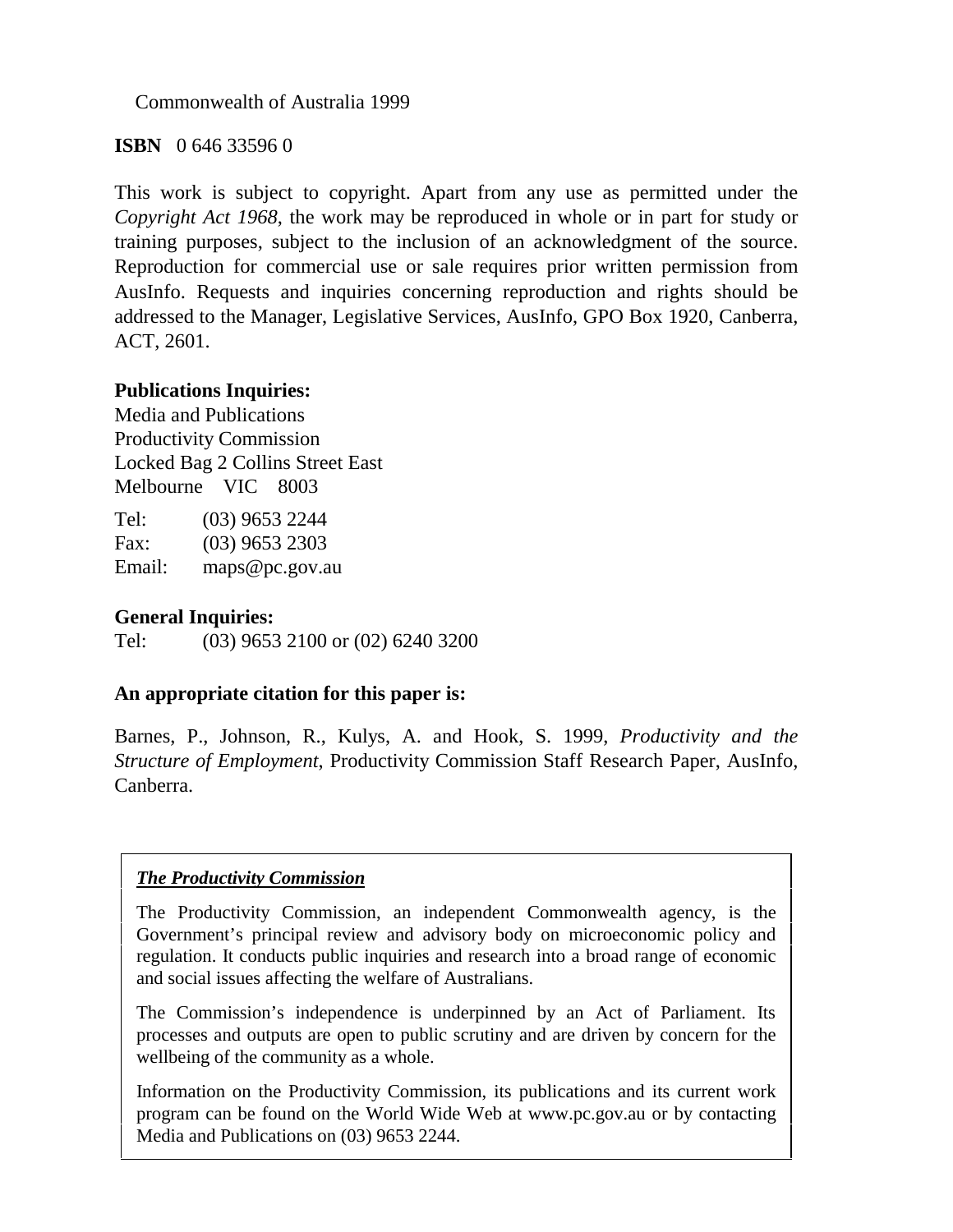Commonwealth of Australia 1999

**ISBN** 0 646 33596 0

This work is subject to copyright. Apart from any use as permitted under the *Copyright Act 1968*, the work may be reproduced in whole or in part for study or training purposes, subject to the inclusion of an acknowledgment of the source. Reproduction for commercial use or sale requires prior written permission from AusInfo. Requests and inquiries concerning reproduction and rights should be addressed to the Manager, Legislative Services, AusInfo, GPO Box 1920, Canberra, ACT, 2601.

**Publications Inquiries:**
Media and Publications
Productivity Commission
Locked Bag 2 Collins Street East
Melbourne VIC 8003

Tel: (03) 9653 2244
Fax: (03) 9653 2303
Email: maps@pc.gov.au

**General Inquiries:**
Tel: (03) 9653 2100 or (02) 6240 3200

**An appropriate citation for this paper is:**

Barnes, P., Johnson, R., Kulys, A. and Hook, S. 1999, *Productivity and the Structure of Employment*, Productivity Commission Staff Research Paper, AusInfo, Canberra.

***The Productivity Commission***

The Productivity Commission, an independent Commonwealth agency, is the Government's principal review and advisory body on microeconomic policy and regulation. It conducts public inquiries and research into a broad range of economic and social issues affecting the welfare of Australians.

The Commission's independence is underpinned by an Act of Parliament. Its processes and outputs are open to public scrutiny and are driven by concern for the wellbeing of the community as a whole.

Information on the Productivity Commission, its publications and its current work program can be found on the World Wide Web at www.pc.gov.au or by contacting Media and Publications on (03) 9653 2244.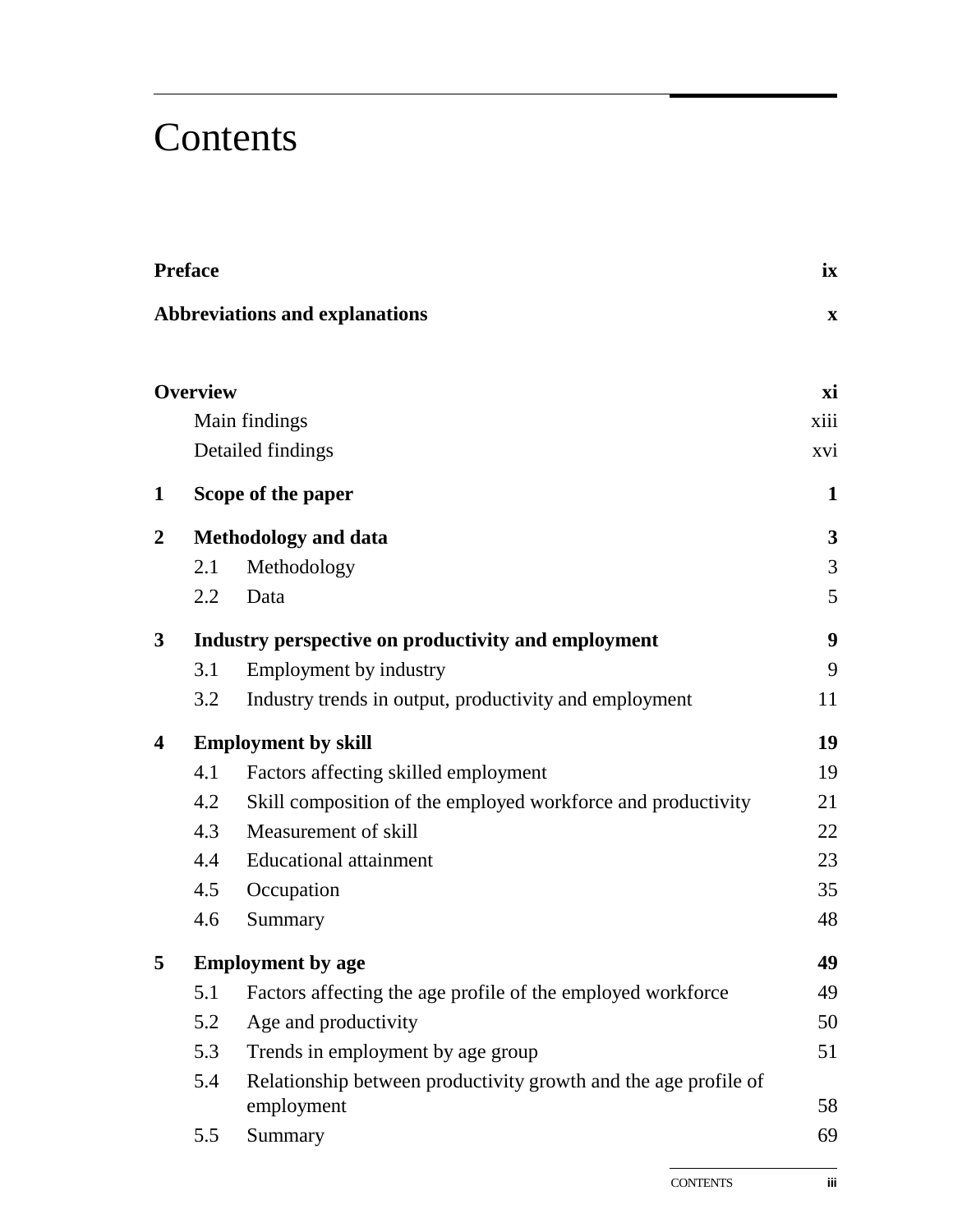# Contents

**Preface** **ix**

**Abbreviations and explanations** **x**

**Overview** **xi**

- Main findings xiii
- Detailed findings xvi

**1 Scope of the paper** **1**

**2 Methodology and data** **3**

- 2.1 Methodology 3
- 2.2 Data 5

**3 Industry perspective on productivity and employment** **9**

- 3.1 Employment by industry 9
- 3.2 Industry trends in output, productivity and employment 11

**4 Employment by skill** **19**

- 4.1 Factors affecting skilled employment 19
- 4.2 Skill composition of the employed workforce and productivity 21
- 4.3 Measurement of skill 22
- 4.4 Educational attainment 23
- 4.5 Occupation 35
- 4.6 Summary 48

**5 Employment by age** **49**

- 5.1 Factors affecting the age profile of the employed workforce 49
- 5.2 Age and productivity 50
- 5.3 Trends in employment by age group 51
- 5.4 Relationship between productivity growth and the age profile of employment 58
- 5.5 Summary 69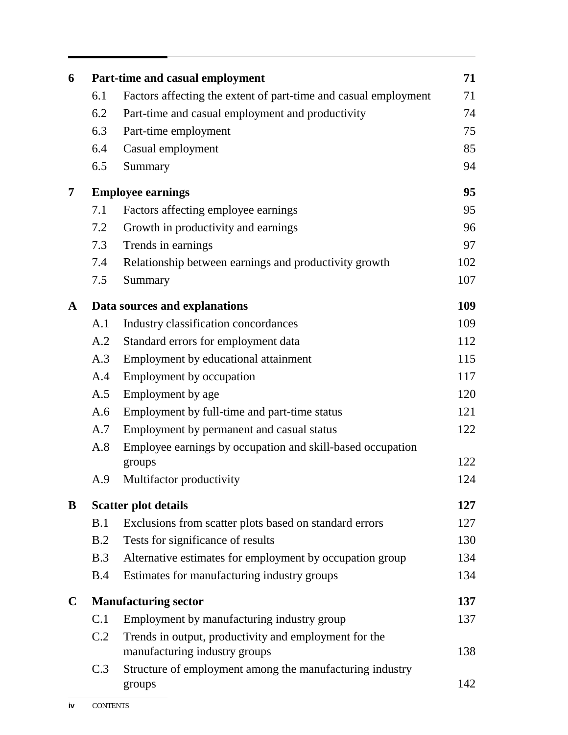| | | | |
|---|---|---|---|
| **6** | **Part-time and casual employment** | | **71** |
| | 6.1 | Factors affecting the extent of part-time and casual employment | 71 |
| | 6.2 | Part-time and casual employment and productivity | 74 |
| | 6.3 | Part-time employment | 75 |
| | 6.4 | Casual employment | 85 |
| | 6.5 | Summary | 94 |
| **7** | **Employee earnings** | | **95** |
| | 7.1 | Factors affecting employee earnings | 95 |
| | 7.2 | Growth in productivity and earnings | 96 |
| | 7.3 | Trends in earnings | 97 |
| | 7.4 | Relationship between earnings and productivity growth | 102 |
| | 7.5 | Summary | 107 |
| **A** | **Data sources and explanations** | | **109** |
| | A.1 | Industry classification concordances | 109 |
| | A.2 | Standard errors for employment data | 112 |
| | A.3 | Employment by educational attainment | 115 |
| | A.4 | Employment by occupation | 117 |
| | A.5 | Employment by age | 120 |
| | A.6 | Employment by full-time and part-time status | 121 |
| | A.7 | Employment by permanent and casual status | 122 |
| | A.8 | Employee earnings by occupation and skill-based occupation groups | 122 |
| | A.9 | Multifactor productivity | 124 |
| **B** | **Scatter plot details** | | **127** |
| | B.1 | Exclusions from scatter plots based on standard errors | 127 |
| | B.2 | Tests for significance of results | 130 |
| | B.3 | Alternative estimates for employment by occupation group | 134 |
| | B.4 | Estimates for manufacturing industry groups | 134 |
| **C** | **Manufacturing sector** | | **137** |
| | C.1 | Employment by manufacturing industry group | 137 |
| | C.2 | Trends in output, productivity and employment for the manufacturing industry groups | 138 |
| | C.3 | Structure of employment among the manufacturing industry groups | 142 |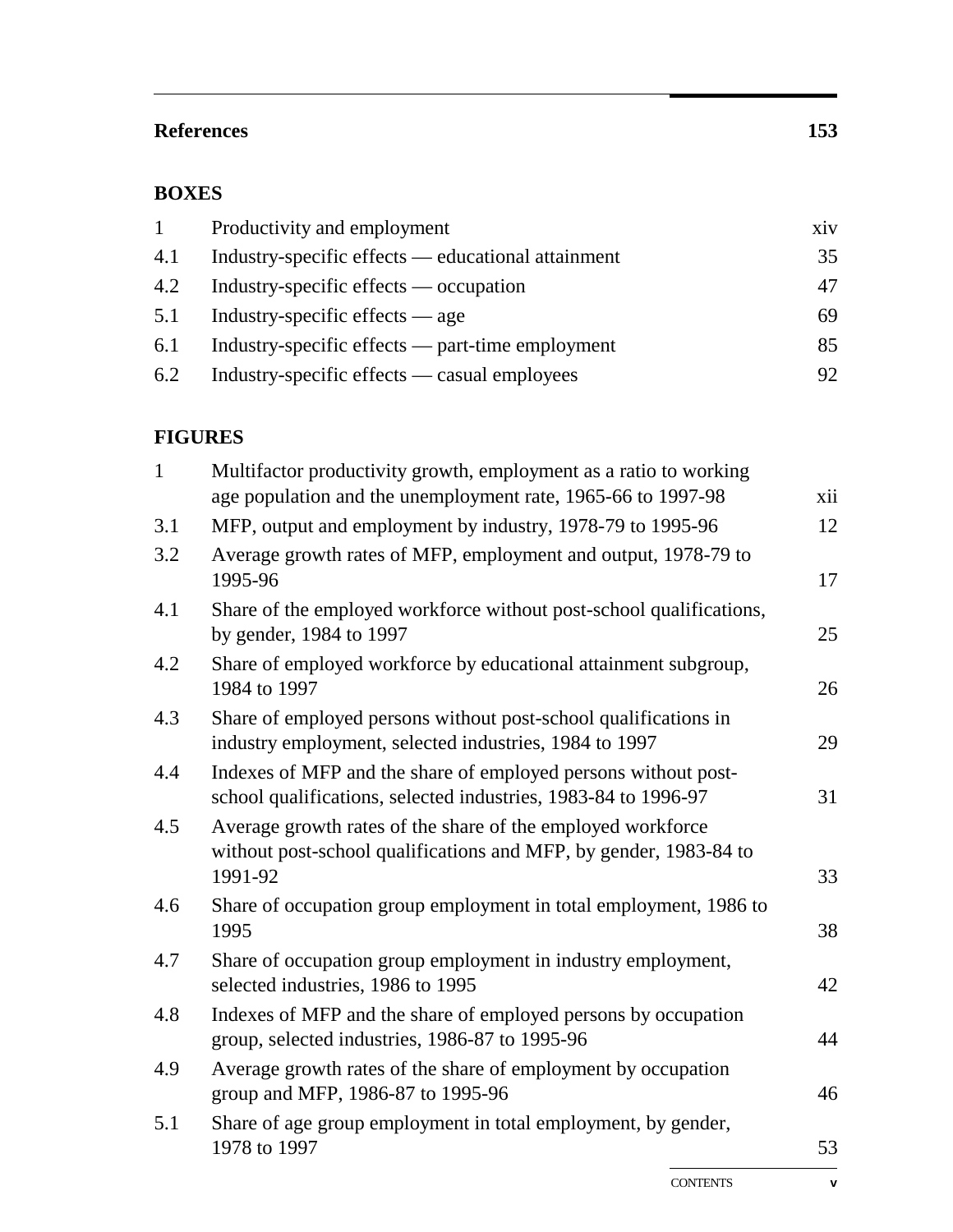**References** **153**

## BOXES

| | | |
|---|---|---|
| 1 | Productivity and employment | xiv |
| 4.1 | Industry-specific effects — educational attainment | 35 |
| 4.2 | Industry-specific effects — occupation | 47 |
| 5.1 | Industry-specific effects — age | 69 |
| 6.1 | Industry-specific effects — part-time employment | 85 |
| 6.2 | Industry-specific effects — casual employees | 92 |

## FIGURES

| | | |
|---|---|---|
| 1 | Multifactor productivity growth, employment as a ratio to working age population and the unemployment rate, 1965-66 to 1997-98 | xii |
| 3.1 | MFP, output and employment by industry, 1978-79 to 1995-96 | 12 |
| 3.2 | Average growth rates of MFP, employment and output, 1978-79 to 1995-96 | 17 |
| 4.1 | Share of the employed workforce without post-school qualifications, by gender, 1984 to 1997 | 25 |
| 4.2 | Share of employed workforce by educational attainment subgroup, 1984 to 1997 | 26 |
| 4.3 | Share of employed persons without post-school qualifications in industry employment, selected industries, 1984 to 1997 | 29 |
| 4.4 | Indexes of MFP and the share of employed persons without post-school qualifications, selected industries, 1983-84 to 1996-97 | 31 |
| 4.5 | Average growth rates of the share of the employed workforce without post-school qualifications and MFP, by gender, 1983-84 to 1991-92 | 33 |
| 4.6 | Share of occupation group employment in total employment, 1986 to 1995 | 38 |
| 4.7 | Share of occupation group employment in industry employment, selected industries, 1986 to 1995 | 42 |
| 4.8 | Indexes of MFP and the share of employed persons by occupation group, selected industries, 1986-87 to 1995-96 | 44 |
| 4.9 | Average growth rates of the share of employment by occupation group and MFP, 1986-87 to 1995-96 | 46 |
| 5.1 | Share of age group employment in total employment, by gender, 1978 to 1997 | 53 |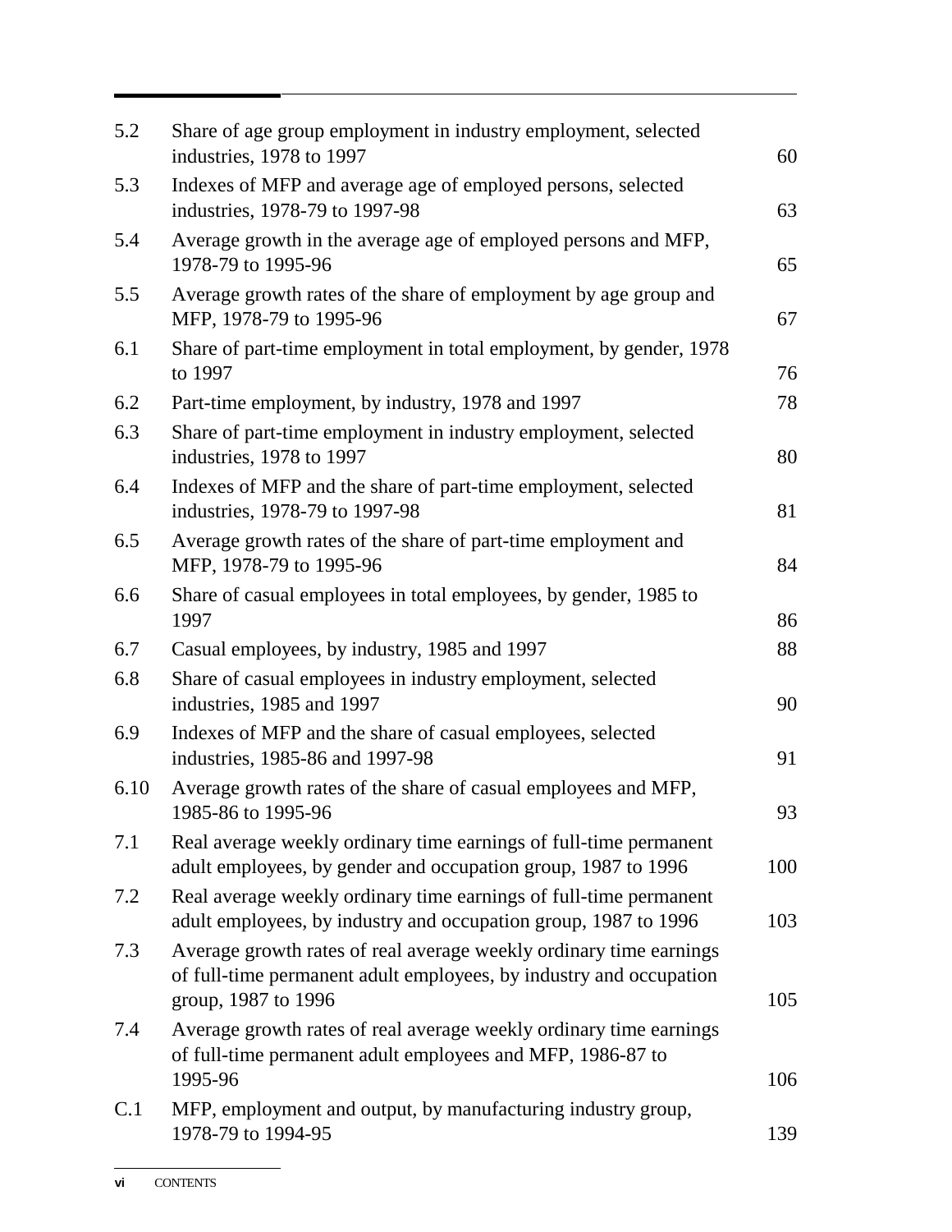| | | |
|---|---|---|
| 5.2 | Share of age group employment in industry employment, selected industries, 1978 to 1997 | 60 |
| 5.3 | Indexes of MFP and average age of employed persons, selected industries, 1978-79 to 1997-98 | 63 |
| 5.4 | Average growth in the average age of employed persons and MFP, 1978-79 to 1995-96 | 65 |
| 5.5 | Average growth rates of the share of employment by age group and MFP, 1978-79 to 1995-96 | 67 |
| 6.1 | Share of part-time employment in total employment, by gender, 1978 to 1997 | 76 |
| 6.2 | Part-time employment, by industry, 1978 and 1997 | 78 |
| 6.3 | Share of part-time employment in industry employment, selected industries, 1978 to 1997 | 80 |
| 6.4 | Indexes of MFP and the share of part-time employment, selected industries, 1978-79 to 1997-98 | 81 |
| 6.5 | Average growth rates of the share of part-time employment and MFP, 1978-79 to 1995-96 | 84 |
| 6.6 | Share of casual employees in total employees, by gender, 1985 to 1997 | 86 |
| 6.7 | Casual employees, by industry, 1985 and 1997 | 88 |
| 6.8 | Share of casual employees in industry employment, selected industries, 1985 and 1997 | 90 |
| 6.9 | Indexes of MFP and the share of casual employees, selected industries, 1985-86 and 1997-98 | 91 |
| 6.10 | Average growth rates of the share of casual employees and MFP, 1985-86 to 1995-96 | 93 |
| 7.1 | Real average weekly ordinary time earnings of full-time permanent adult employees, by gender and occupation group, 1987 to 1996 | 100 |
| 7.2 | Real average weekly ordinary time earnings of full-time permanent adult employees, by industry and occupation group, 1987 to 1996 | 103 |
| 7.3 | Average growth rates of real average weekly ordinary time earnings of full-time permanent adult employees, by industry and occupation group, 1987 to 1996 | 105 |
| 7.4 | Average growth rates of real average weekly ordinary time earnings of full-time permanent adult employees and MFP, 1986-87 to 1995-96 | 106 |
| C.1 | MFP, employment and output, by manufacturing industry group, 1978-79 to 1994-95 | 139 |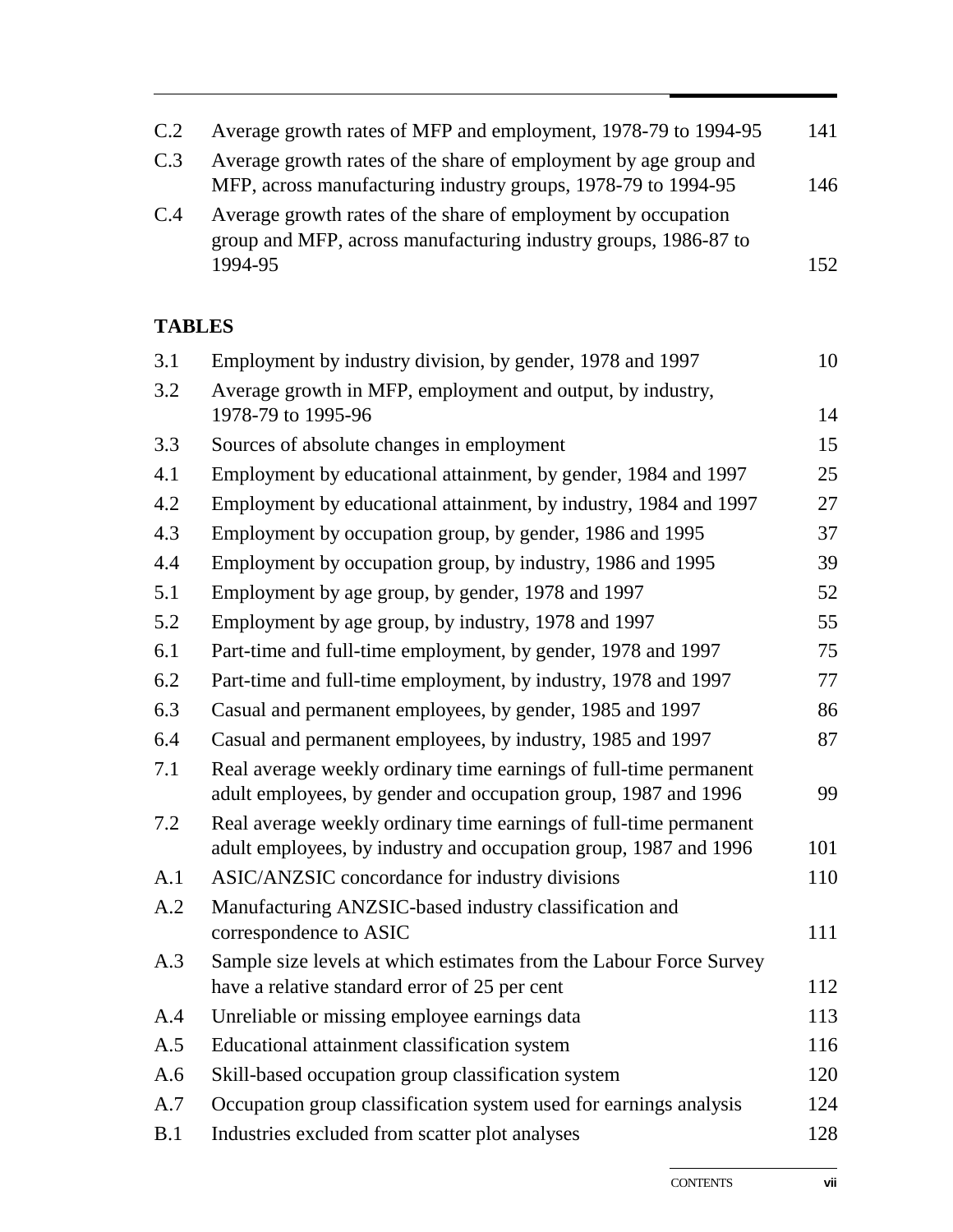| | | |
|---|---|---|
| C.2 | Average growth rates of MFP and employment, 1978-79 to 1994-95 | 141 |
| C.3 | Average growth rates of the share of employment by age group and MFP, across manufacturing industry groups, 1978-79 to 1994-95 | 146 |
| C.4 | Average growth rates of the share of employment by occupation group and MFP, across manufacturing industry groups, 1986-87 to 1994-95 | 152 |

## TABLES

| | | |
|---|---|---|
| 3.1 | Employment by industry division, by gender, 1978 and 1997 | 10 |
| 3.2 | Average growth in MFP, employment and output, by industry, 1978-79 to 1995-96 | 14 |
| 3.3 | Sources of absolute changes in employment | 15 |
| 4.1 | Employment by educational attainment, by gender, 1984 and 1997 | 25 |
| 4.2 | Employment by educational attainment, by industry, 1984 and 1997 | 27 |
| 4.3 | Employment by occupation group, by gender, 1986 and 1995 | 37 |
| 4.4 | Employment by occupation group, by industry, 1986 and 1995 | 39 |
| 5.1 | Employment by age group, by gender, 1978 and 1997 | 52 |
| 5.2 | Employment by age group, by industry, 1978 and 1997 | 55 |
| 6.1 | Part-time and full-time employment, by gender, 1978 and 1997 | 75 |
| 6.2 | Part-time and full-time employment, by industry, 1978 and 1997 | 77 |
| 6.3 | Casual and permanent employees, by gender, 1985 and 1997 | 86 |
| 6.4 | Casual and permanent employees, by industry, 1985 and 1997 | 87 |
| 7.1 | Real average weekly ordinary time earnings of full-time permanent adult employees, by gender and occupation group, 1987 and 1996 | 99 |
| 7.2 | Real average weekly ordinary time earnings of full-time permanent adult employees, by industry and occupation group, 1987 and 1996 | 101 |
| A.1 | ASIC/ANZSIC concordance for industry divisions | 110 |
| A.2 | Manufacturing ANZSIC-based industry classification and correspondence to ASIC | 111 |
| A.3 | Sample size levels at which estimates from the Labour Force Survey have a relative standard error of 25 per cent | 112 |
| A.4 | Unreliable or missing employee earnings data | 113 |
| A.5 | Educational attainment classification system | 116 |
| A.6 | Skill-based occupation group classification system | 120 |
| A.7 | Occupation group classification system used for earnings analysis | 124 |
| B.1 | Industries excluded from scatter plot analyses | 128 |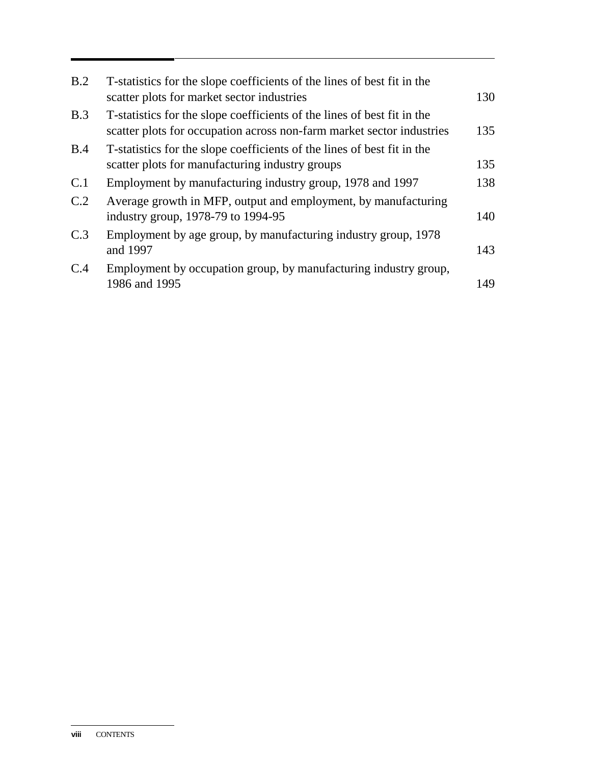| | | |
|---|---|---|
| B.2 | T-statistics for the slope coefficients of the lines of best fit in the scatter plots for market sector industries | 130 |
| B.3 | T-statistics for the slope coefficients of the lines of best fit in the scatter plots for occupation across non-farm market sector industries | 135 |
| B.4 | T-statistics for the slope coefficients of the lines of best fit in the scatter plots for manufacturing industry groups | 135 |
| C.1 | Employment by manufacturing industry group, 1978 and 1997 | 138 |
| C.2 | Average growth in MFP, output and employment, by manufacturing industry group, 1978-79 to 1994-95 | 140 |
| C.3 | Employment by age group, by manufacturing industry group, 1978 and 1997 | 143 |
| C.4 | Employment by occupation group, by manufacturing industry group, 1986 and 1995 | 149 |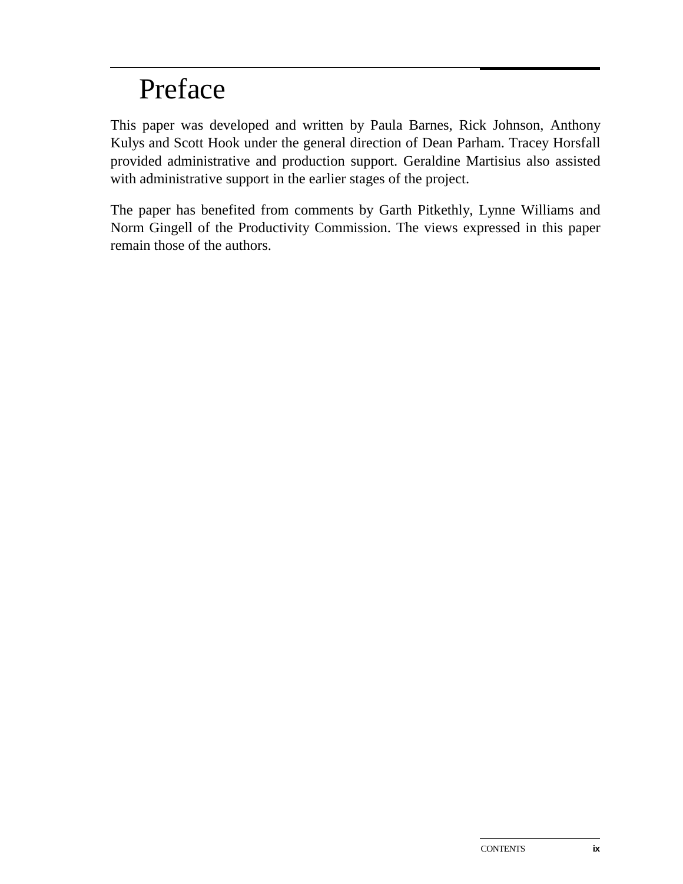# Preface

This paper was developed and written by Paula Barnes, Rick Johnson, Anthony Kulys and Scott Hook under the general direction of Dean Parham. Tracey Horsfall provided administrative and production support. Geraldine Martisius also assisted with administrative support in the earlier stages of the project.

The paper has benefited from comments by Garth Pitkethly, Lynne Williams and Norm Gingell of the Productivity Commission. The views expressed in this paper remain those of the authors.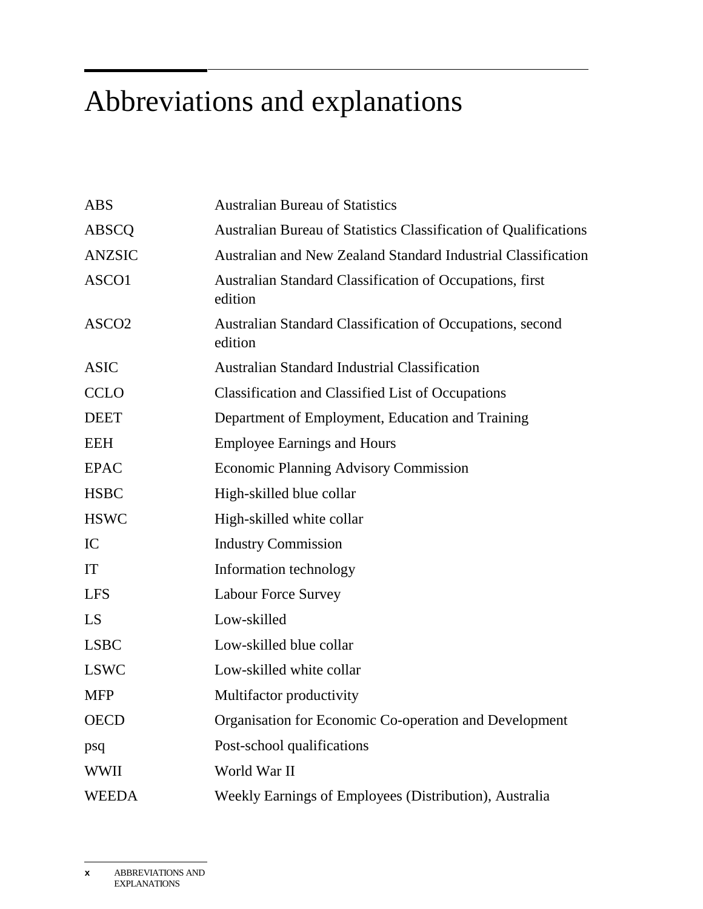# Abbreviations and explanations

| | |
|---|---|
| ABS | Australian Bureau of Statistics |
| ABSCQ | Australian Bureau of Statistics Classification of Qualifications |
| ANZSIC | Australian and New Zealand Standard Industrial Classification |
| ASCO1 | Australian Standard Classification of Occupations, first edition |
| ASCO2 | Australian Standard Classification of Occupations, second edition |
| ASIC | Australian Standard Industrial Classification |
| CCLO | Classification and Classified List of Occupations |
| DEET | Department of Employment, Education and Training |
| EEH | Employee Earnings and Hours |
| EPAC | Economic Planning Advisory Commission |
| HSBC | High-skilled blue collar |
| HSWC | High-skilled white collar |
| IC | Industry Commission |
| IT | Information technology |
| LFS | Labour Force Survey |
| LS | Low-skilled |
| LSBC | Low-skilled blue collar |
| LSWC | Low-skilled white collar |
| MFP | Multifactor productivity |
| OECD | Organisation for Economic Co-operation and Development |
| psq | Post-school qualifications |
| WWII | World War II |
| WEEDA | Weekly Earnings of Employees (Distribution), Australia |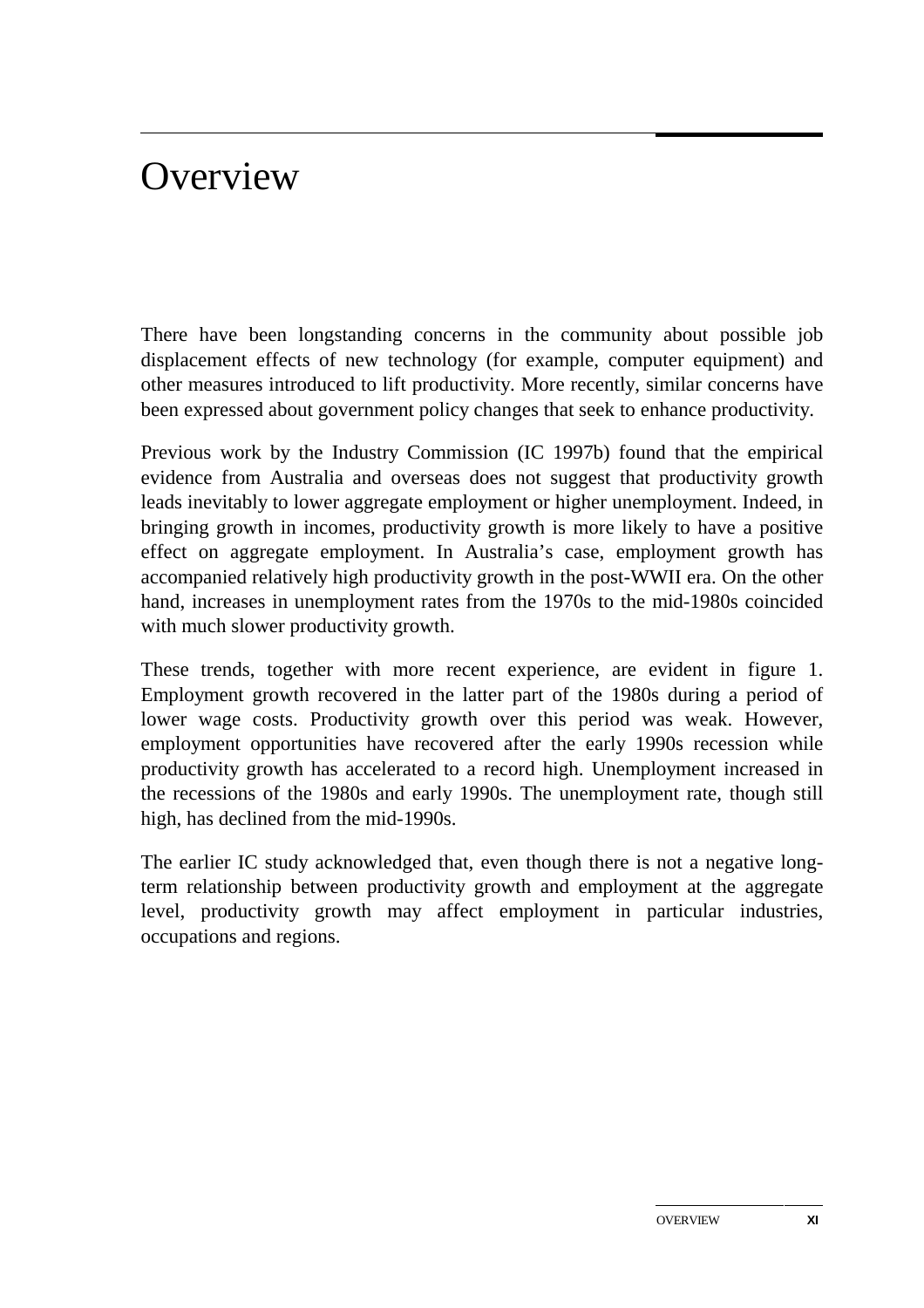# Overview

There have been longstanding concerns in the community about possible job displacement effects of new technology (for example, computer equipment) and other measures introduced to lift productivity. More recently, similar concerns have been expressed about government policy changes that seek to enhance productivity.

Previous work by the Industry Commission (IC 1997b) found that the empirical evidence from Australia and overseas does not suggest that productivity growth leads inevitably to lower aggregate employment or higher unemployment. Indeed, in bringing growth in incomes, productivity growth is more likely to have a positive effect on aggregate employment. In Australia's case, employment growth has accompanied relatively high productivity growth in the post-WWII era. On the other hand, increases in unemployment rates from the 1970s to the mid-1980s coincided with much slower productivity growth.

These trends, together with more recent experience, are evident in figure 1. Employment growth recovered in the latter part of the 1980s during a period of lower wage costs. Productivity growth over this period was weak. However, employment opportunities have recovered after the early 1990s recession while productivity growth has accelerated to a record high. Unemployment increased in the recessions of the 1980s and early 1990s. The unemployment rate, though still high, has declined from the mid-1990s.

The earlier IC study acknowledged that, even though there is not a negative long-term relationship between productivity growth and employment at the aggregate level, productivity growth may affect employment in particular industries, occupations and regions.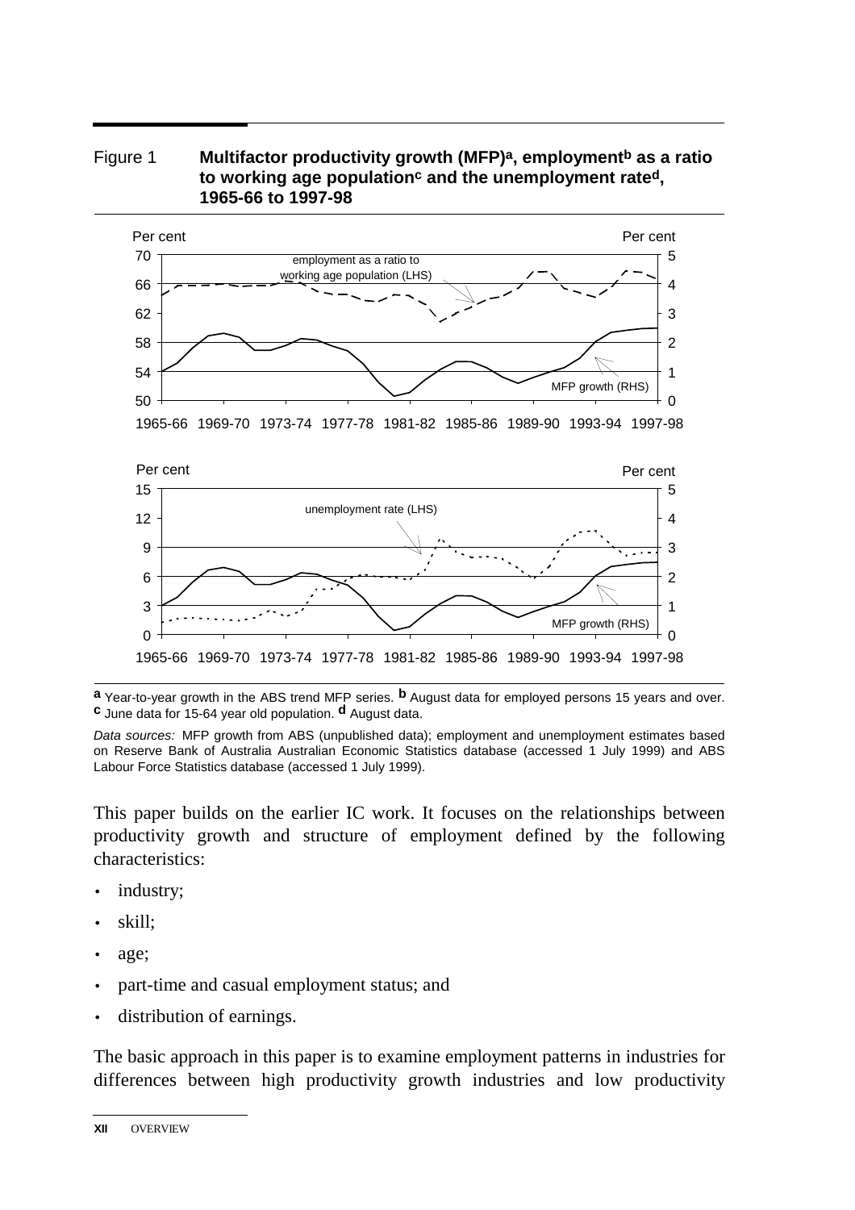Figure 1 **Multifactor productivity growth (MFP)[a], employment[b] as a ratio to working age population[c] and the unemployment rate[d], 1965-66 to 1997-98**

[a] Year-to-year growth in the ABS trend MFP series. [b] August data for employed persons 15 years and over. [c] June data for 15-64 year old population. [d] August data.

*Data sources:* MFP growth from ABS (unpublished data); employment and unemployment estimates based on Reserve Bank of Australia Australian Economic Statistics database (accessed 1 July 1999) and ABS Labour Force Statistics database (accessed 1 July 1999).

This paper builds on the earlier IC work. It focuses on the relationships between productivity growth and structure of employment defined by the following characteristics:

- industry;
- skill;
- age;
- part-time and casual employment status; and
- distribution of earnings.

The basic approach in this paper is to examine employment patterns in industries for differences between high productivity growth industries and low productivity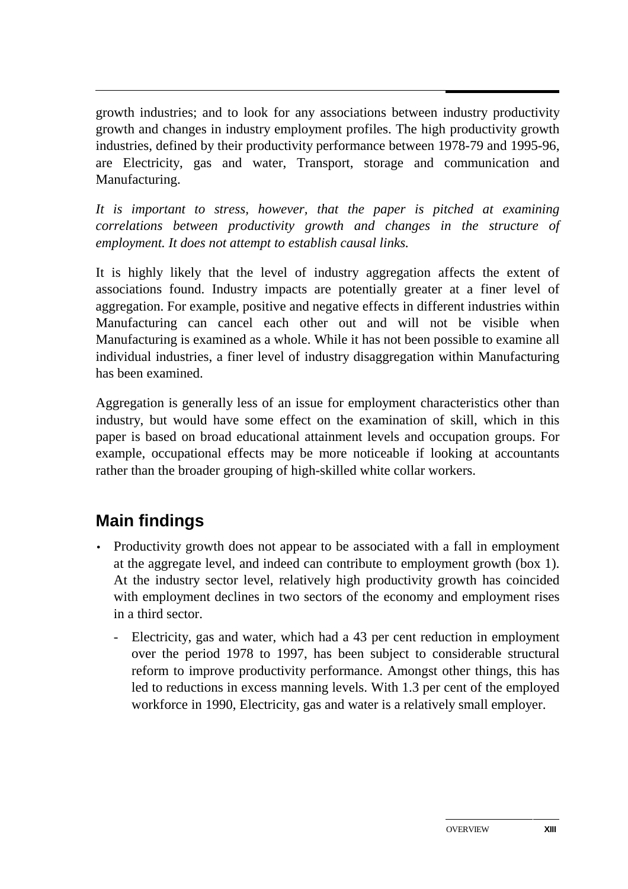growth industries; and to look for any associations between industry productivity growth and changes in industry employment profiles. The high productivity growth industries, defined by their productivity performance between 1978-79 and 1995-96, are Electricity, gas and water, Transport, storage and communication and Manufacturing.

*It is important to stress, however, that the paper is pitched at examining correlations between productivity growth and changes in the structure of employment. It does not attempt to establish causal links.*

It is highly likely that the level of industry aggregation affects the extent of associations found. Industry impacts are potentially greater at a finer level of aggregation. For example, positive and negative effects in different industries within Manufacturing can cancel each other out and will not be visible when Manufacturing is examined as a whole. While it has not been possible to examine all individual industries, a finer level of industry disaggregation within Manufacturing has been examined.

Aggregation is generally less of an issue for employment characteristics other than industry, but would have some effect on the examination of skill, which in this paper is based on broad educational attainment levels and occupation groups. For example, occupational effects may be more noticeable if looking at accountants rather than the broader grouping of high-skilled white collar workers.

## Main findings

- Productivity growth does not appear to be associated with a fall in employment at the aggregate level, and indeed can contribute to employment growth (box 1). At the industry sector level, relatively high productivity growth has coincided with employment declines in two sectors of the economy and employment rises in a third sector.
  - Electricity, gas and water, which had a 43 per cent reduction in employment over the period 1978 to 1997, has been subject to considerable structural reform to improve productivity performance. Amongst other things, this has led to reductions in excess manning levels. With 1.3 per cent of the employed workforce in 1990, Electricity, gas and water is a relatively small employer.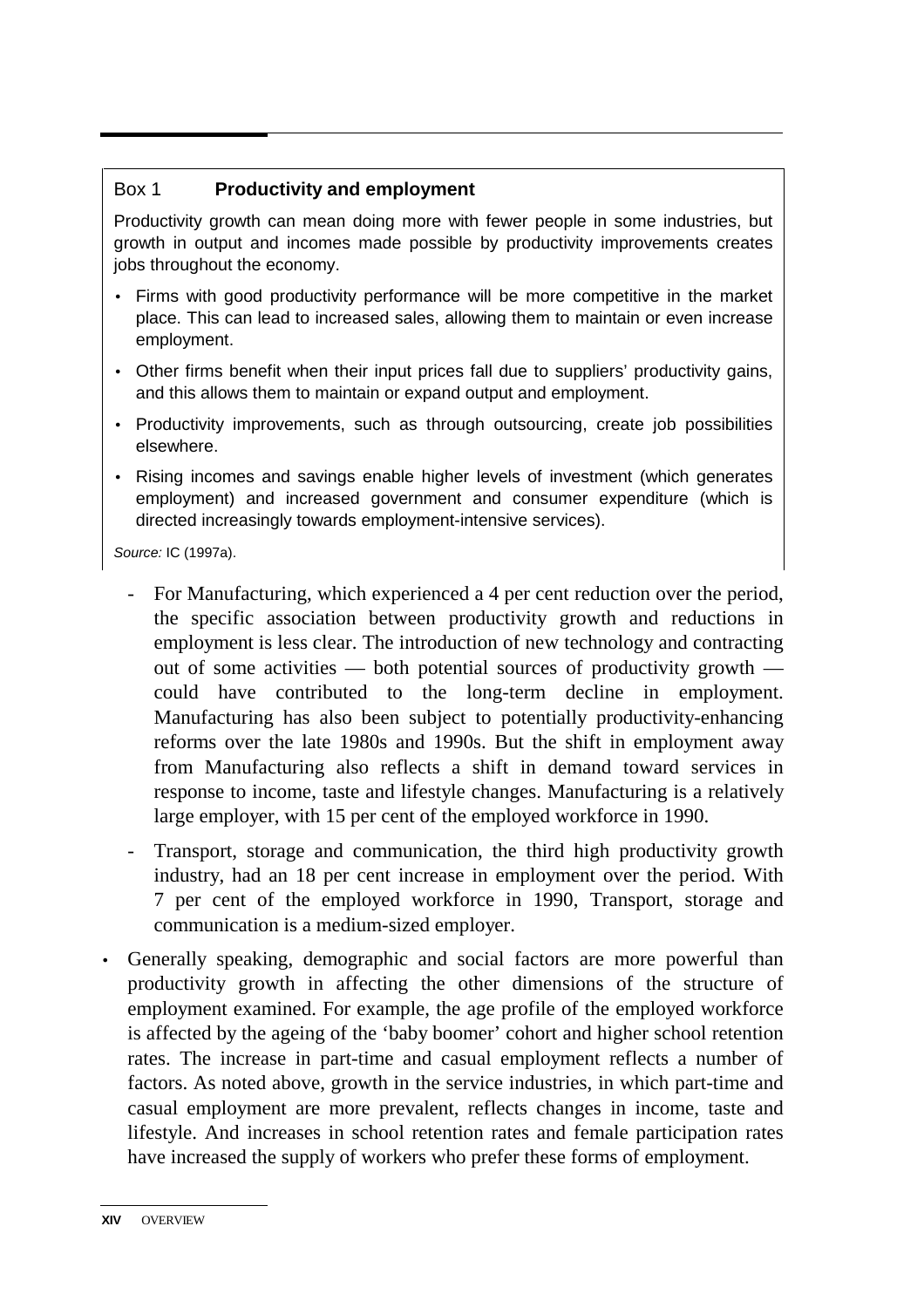**Box 1 Productivity and employment**

Productivity growth can mean doing more with fewer people in some industries, but growth in output and incomes made possible by productivity improvements creates jobs throughout the economy.

- Firms with good productivity performance will be more competitive in the market place. This can lead to increased sales, allowing them to maintain or even increase employment.
- Other firms benefit when their input prices fall due to suppliers' productivity gains, and this allows them to maintain or expand output and employment.
- Productivity improvements, such as through outsourcing, create job possibilities elsewhere.
- Rising incomes and savings enable higher levels of investment (which generates employment) and increased government and consumer expenditure (which is directed increasingly towards employment-intensive services).

*Source:* IC (1997a).

- For Manufacturing, which experienced a 4 per cent reduction over the period, the specific association between productivity growth and reductions in employment is less clear. The introduction of new technology and contracting out of some activities — both potential sources of productivity growth — could have contributed to the long-term decline in employment. Manufacturing has also been subject to potentially productivity-enhancing reforms over the late 1980s and 1990s. But the shift in employment away from Manufacturing also reflects a shift in demand toward services in response to income, taste and lifestyle changes. Manufacturing is a relatively large employer, with 15 per cent of the employed workforce in 1990.
- Transport, storage and communication, the third high productivity growth industry, had an 18 per cent increase in employment over the period. With 7 per cent of the employed workforce in 1990, Transport, storage and communication is a medium-sized employer.

- Generally speaking, demographic and social factors are more powerful than productivity growth in affecting the other dimensions of the structure of employment examined. For example, the age profile of the employed workforce is affected by the ageing of the 'baby boomer' cohort and higher school retention rates. The increase in part-time and casual employment reflects a number of factors. As noted above, growth in the service industries, in which part-time and casual employment are more prevalent, reflects changes in income, taste and lifestyle. And increases in school retention rates and female participation rates have increased the supply of workers who prefer these forms of employment.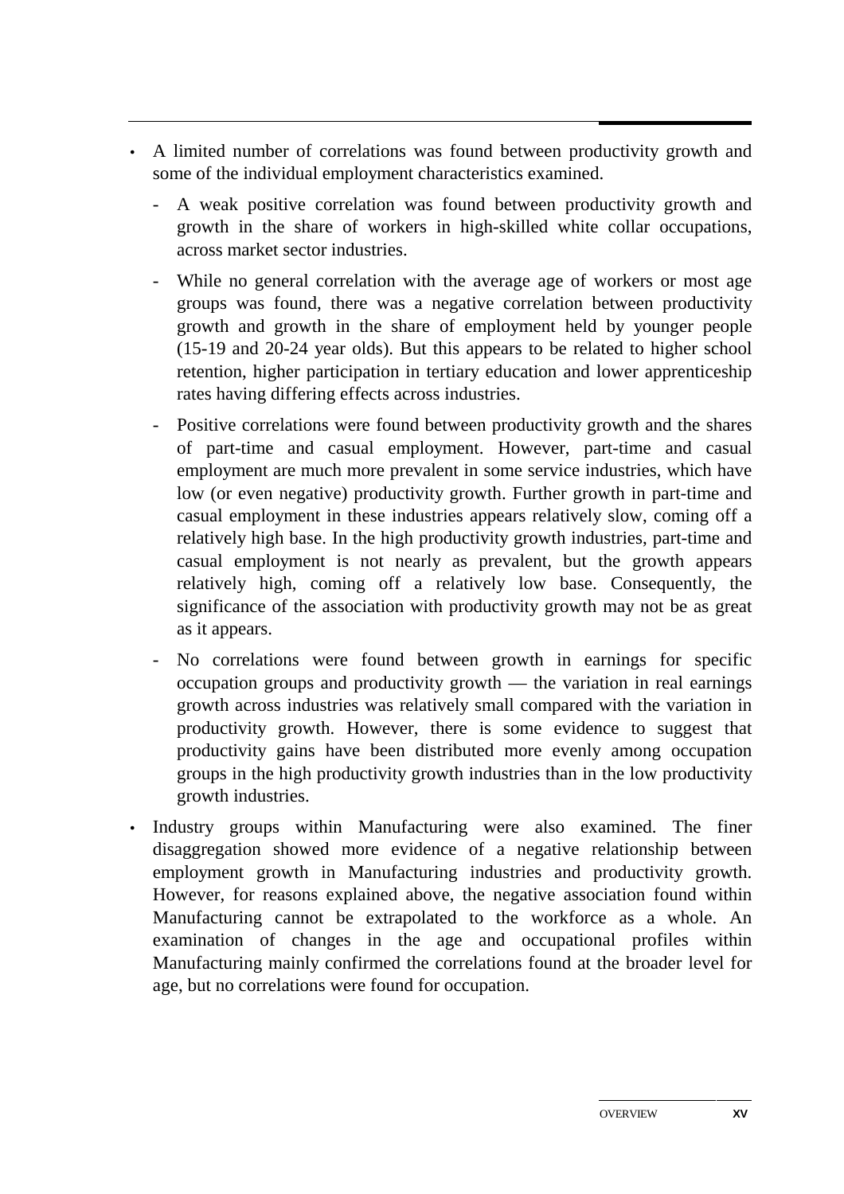- A limited number of correlations was found between productivity growth and some of the individual employment characteristics examined.
  - A weak positive correlation was found between productivity growth and growth in the share of workers in high-skilled white collar occupations, across market sector industries.
  - While no general correlation with the average age of workers or most age groups was found, there was a negative correlation between productivity growth and growth in the share of employment held by younger people (15-19 and 20-24 year olds). But this appears to be related to higher school retention, higher participation in tertiary education and lower apprenticeship rates having differing effects across industries.
  - Positive correlations were found between productivity growth and the shares of part-time and casual employment. However, part-time and casual employment are much more prevalent in some service industries, which have low (or even negative) productivity growth. Further growth in part-time and casual employment in these industries appears relatively slow, coming off a relatively high base. In the high productivity growth industries, part-time and casual employment is not nearly as prevalent, but the growth appears relatively high, coming off a relatively low base. Consequently, the significance of the association with productivity growth may not be as great as it appears.
  - No correlations were found between growth in earnings for specific occupation groups and productivity growth — the variation in real earnings growth across industries was relatively small compared with the variation in productivity growth. However, there is some evidence to suggest that productivity gains have been distributed more evenly among occupation groups in the high productivity growth industries than in the low productivity growth industries.
- Industry groups within Manufacturing were also examined. The finer disaggregation showed more evidence of a negative relationship between employment growth in Manufacturing industries and productivity growth. However, for reasons explained above, the negative association found within Manufacturing cannot be extrapolated to the workforce as a whole. An examination of changes in the age and occupational profiles within Manufacturing mainly confirmed the correlations found at the broader level for age, but no correlations were found for occupation.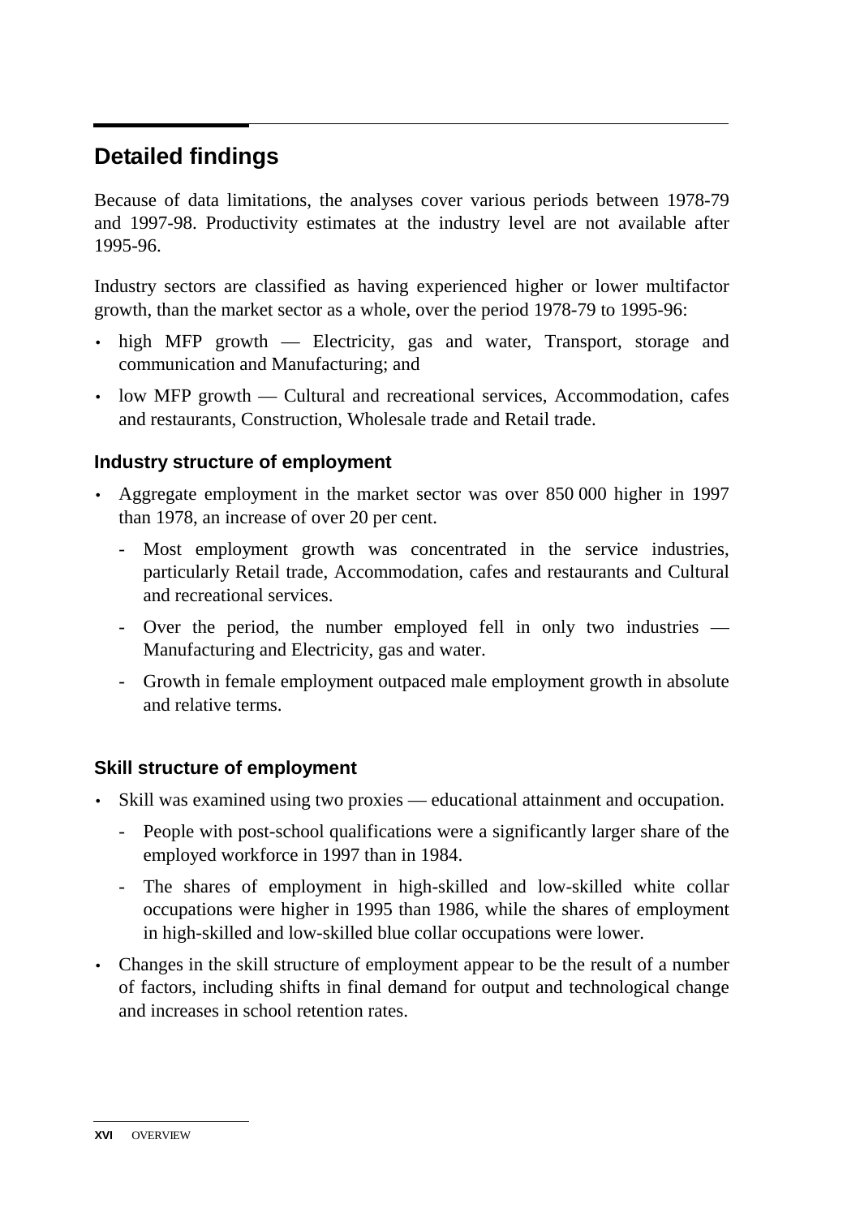## Detailed findings

Because of data limitations, the analyses cover various periods between 1978-79 and 1997-98. Productivity estimates at the industry level are not available after 1995-96.

Industry sectors are classified as having experienced higher or lower multifactor growth, than the market sector as a whole, over the period 1978-79 to 1995-96:

- high MFP growth — Electricity, gas and water, Transport, storage and communication and Manufacturing; and
- low MFP growth — Cultural and recreational services, Accommodation, cafes and restaurants, Construction, Wholesale trade and Retail trade.

### Industry structure of employment

- Aggregate employment in the market sector was over 850 000 higher in 1997 than 1978, an increase of over 20 per cent.
  - Most employment growth was concentrated in the service industries, particularly Retail trade, Accommodation, cafes and restaurants and Cultural and recreational services.
  - Over the period, the number employed fell in only two industries — Manufacturing and Electricity, gas and water.
  - Growth in female employment outpaced male employment growth in absolute and relative terms.

### Skill structure of employment

- Skill was examined using two proxies — educational attainment and occupation.
  - People with post-school qualifications were a significantly larger share of the employed workforce in 1997 than in 1984.
  - The shares of employment in high-skilled and low-skilled white collar occupations were higher in 1995 than 1986, while the shares of employment in high-skilled and low-skilled blue collar occupations were lower.
- Changes in the skill structure of employment appear to be the result of a number of factors, including shifts in final demand for output and technological change and increases in school retention rates.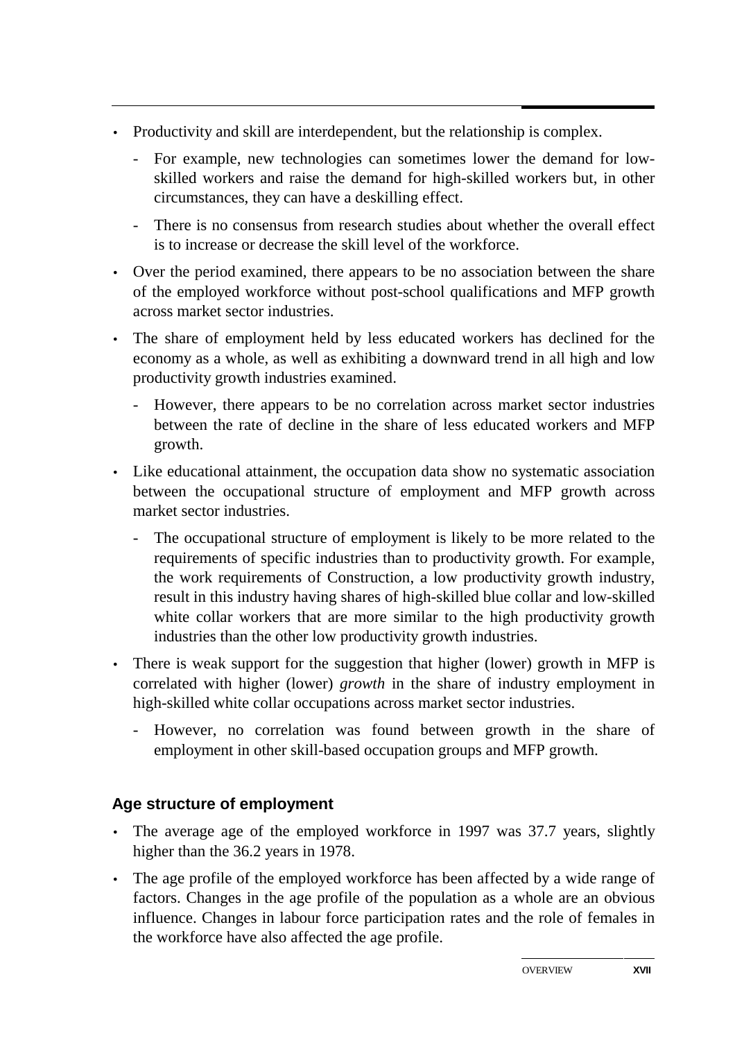- Productivity and skill are interdependent, but the relationship is complex.
  - For example, new technologies can sometimes lower the demand for low-skilled workers and raise the demand for high-skilled workers but, in other circumstances, they can have a deskilling effect.
  - There is no consensus from research studies about whether the overall effect is to increase or decrease the skill level of the workforce.
- Over the period examined, there appears to be no association between the share of the employed workforce without post-school qualifications and MFP growth across market sector industries.
- The share of employment held by less educated workers has declined for the economy as a whole, as well as exhibiting a downward trend in all high and low productivity growth industries examined.
  - However, there appears to be no correlation across market sector industries between the rate of decline in the share of less educated workers and MFP growth.
- Like educational attainment, the occupation data show no systematic association between the occupational structure of employment and MFP growth across market sector industries.
  - The occupational structure of employment is likely to be more related to the requirements of specific industries than to productivity growth. For example, the work requirements of Construction, a low productivity growth industry, result in this industry having shares of high-skilled blue collar and low-skilled white collar workers that are more similar to the high productivity growth industries than the other low productivity growth industries.
- There is weak support for the suggestion that higher (lower) growth in MFP is correlated with higher (lower) *growth* in the share of industry employment in high-skilled white collar occupations across market sector industries.
  - However, no correlation was found between growth in the share of employment in other skill-based occupation groups and MFP growth.

### Age structure of employment

- The average age of the employed workforce in 1997 was 37.7 years, slightly higher than the 36.2 years in 1978.
- The age profile of the employed workforce has been affected by a wide range of factors. Changes in the age profile of the population as a whole are an obvious influence. Changes in labour force participation rates and the role of females in the workforce have also affected the age profile.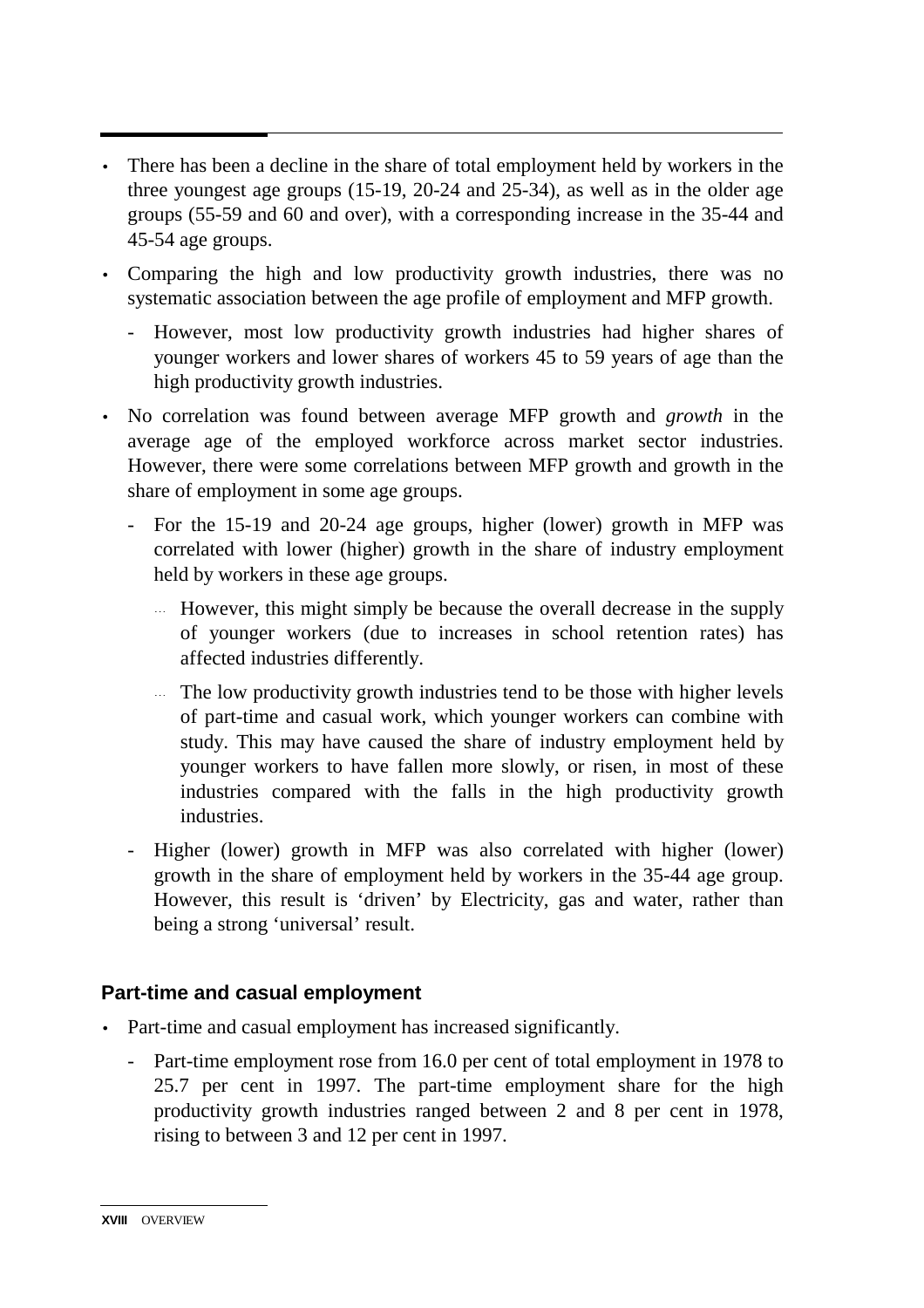- There has been a decline in the share of total employment held by workers in the three youngest age groups (15-19, 20-24 and 25-34), as well as in the older age groups (55-59 and 60 and over), with a corresponding increase in the 35-44 and 45-54 age groups.
- Comparing the high and low productivity growth industries, there was no systematic association between the age profile of employment and MFP growth.
  - However, most low productivity growth industries had higher shares of younger workers and lower shares of workers 45 to 59 years of age than the high productivity growth industries.
- No correlation was found between average MFP growth and *growth* in the average age of the employed workforce across market sector industries. However, there were some correlations between MFP growth and growth in the share of employment in some age groups.
  - For the 15-19 and 20-24 age groups, higher (lower) growth in MFP was correlated with lower (higher) growth in the share of industry employment held by workers in these age groups.
    - However, this might simply be because the overall decrease in the supply of younger workers (due to increases in school retention rates) has affected industries differently.
    - The low productivity growth industries tend to be those with higher levels of part-time and casual work, which younger workers can combine with study. This may have caused the share of industry employment held by younger workers to have fallen more slowly, or risen, in most of these industries compared with the falls in the high productivity growth industries.
  - Higher (lower) growth in MFP was also correlated with higher (lower) growth in the share of employment held by workers in the 35-44 age group. However, this result is 'driven' by Electricity, gas and water, rather than being a strong 'universal' result.

### Part-time and casual employment

- Part-time and casual employment has increased significantly.
  - Part-time employment rose from 16.0 per cent of total employment in 1978 to 25.7 per cent in 1997. The part-time employment share for the high productivity growth industries ranged between 2 and 8 per cent in 1978, rising to between 3 and 12 per cent in 1997.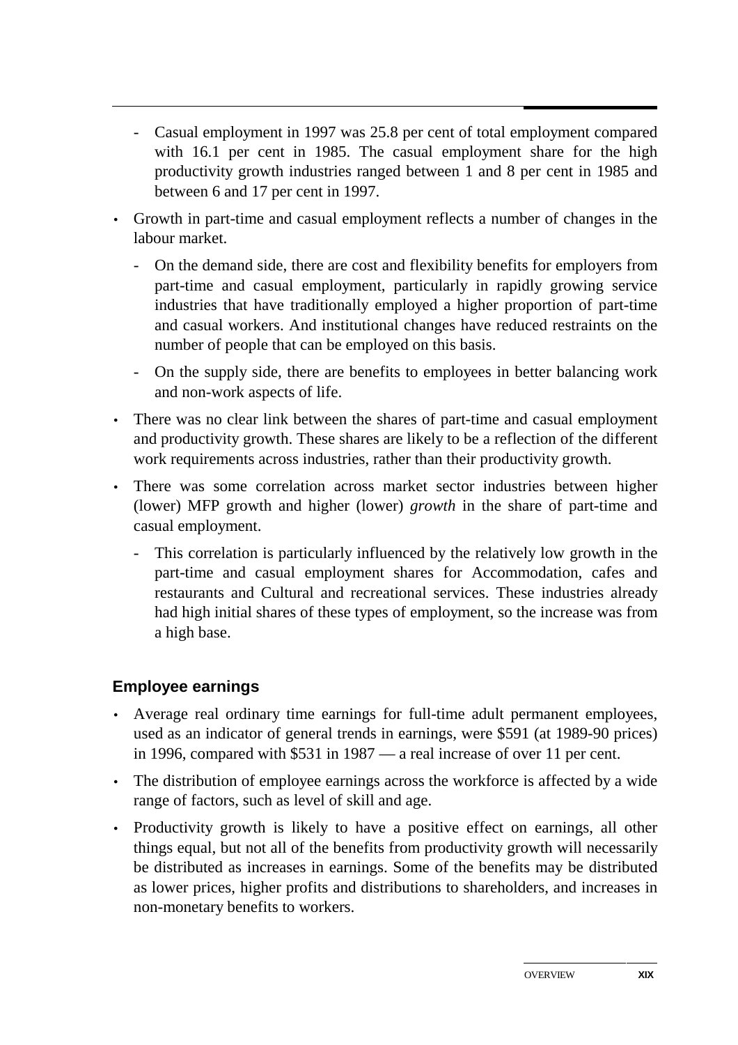- Casual employment in 1997 was 25.8 per cent of total employment compared with 16.1 per cent in 1985. The casual employment share for the high productivity growth industries ranged between 1 and 8 per cent in 1985 and between 6 and 17 per cent in 1997.

- Growth in part-time and casual employment reflects a number of changes in the labour market.
  - On the demand side, there are cost and flexibility benefits for employers from part-time and casual employment, particularly in rapidly growing service industries that have traditionally employed a higher proportion of part-time and casual workers. And institutional changes have reduced restraints on the number of people that can be employed on this basis.
  - On the supply side, there are benefits to employees in better balancing work and non-work aspects of life.

- There was no clear link between the shares of part-time and casual employment and productivity growth. These shares are likely to be a reflection of the different work requirements across industries, rather than their productivity growth.

- There was some correlation across market sector industries between higher (lower) MFP growth and higher (lower) *growth* in the share of part-time and casual employment.
  - This correlation is particularly influenced by the relatively low growth in the part-time and casual employment shares for Accommodation, cafes and restaurants and Cultural and recreational services. These industries already had high initial shares of these types of employment, so the increase was from a high base.

### Employee earnings

- Average real ordinary time earnings for full-time adult permanent employees, used as an indicator of general trends in earnings, were $591 (at 1989-90 prices) in 1996, compared with $531 in 1987 — a real increase of over 11 per cent.

- The distribution of employee earnings across the workforce is affected by a wide range of factors, such as level of skill and age.

- Productivity growth is likely to have a positive effect on earnings, all other things equal, but not all of the benefits from productivity growth will necessarily be distributed as increases in earnings. Some of the benefits may be distributed as lower prices, higher profits and distributions to shareholders, and increases in non-monetary benefits to workers.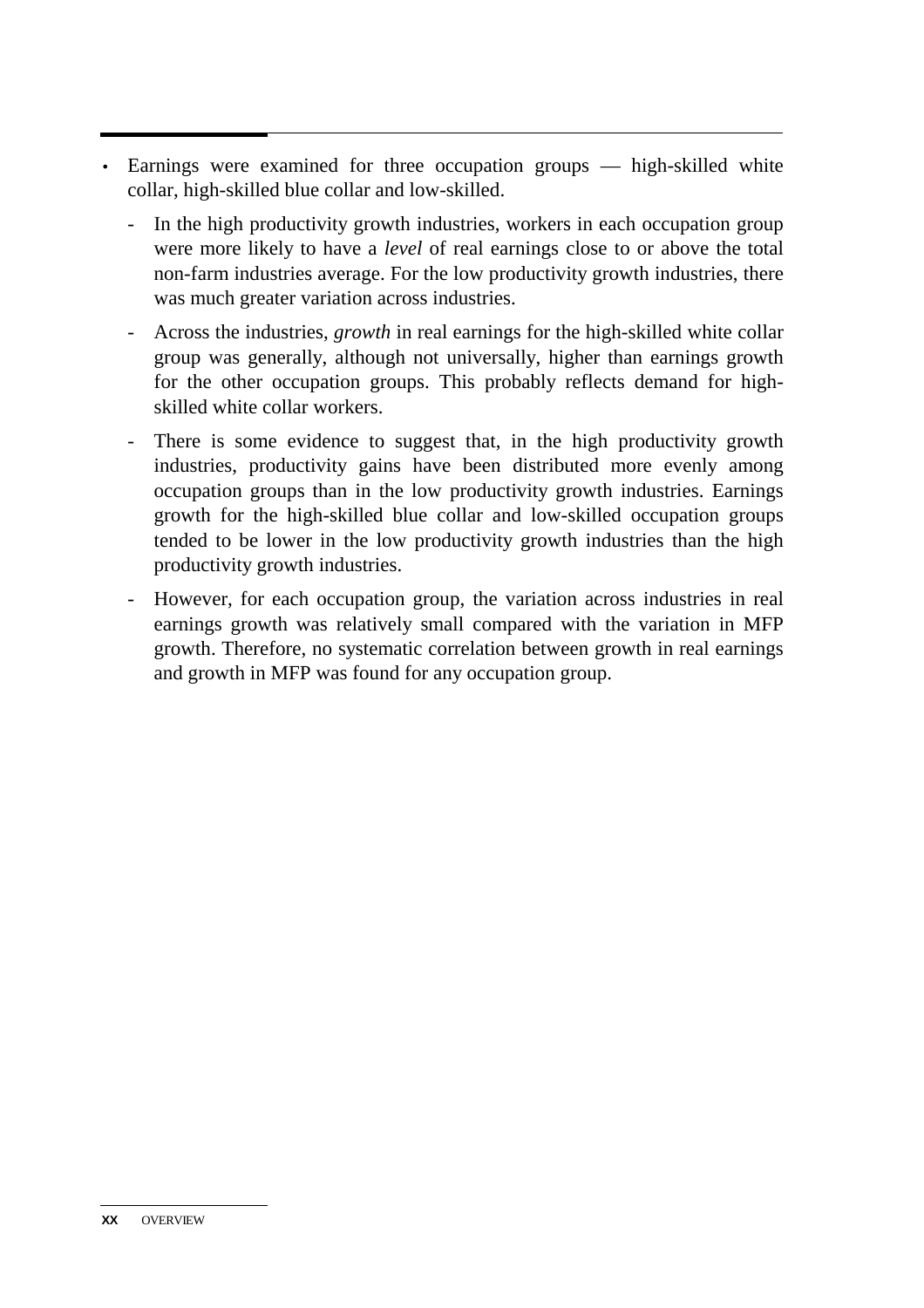- Earnings were examined for three occupation groups — high-skilled white collar, high-skilled blue collar and low-skilled.
  - In the high productivity growth industries, workers in each occupation group were more likely to have a *level* of real earnings close to or above the total non-farm industries average. For the low productivity growth industries, there was much greater variation across industries.
  - Across the industries, *growth* in real earnings for the high-skilled white collar group was generally, although not universally, higher than earnings growth for the other occupation groups. This probably reflects demand for high-skilled white collar workers.
  - There is some evidence to suggest that, in the high productivity growth industries, productivity gains have been distributed more evenly among occupation groups than in the low productivity growth industries. Earnings growth for the high-skilled blue collar and low-skilled occupation groups tended to be lower in the low productivity growth industries than the high productivity growth industries.
  - However, for each occupation group, the variation across industries in real earnings growth was relatively small compared with the variation in MFP growth. Therefore, no systematic correlation between growth in real earnings and growth in MFP was found for any occupation group.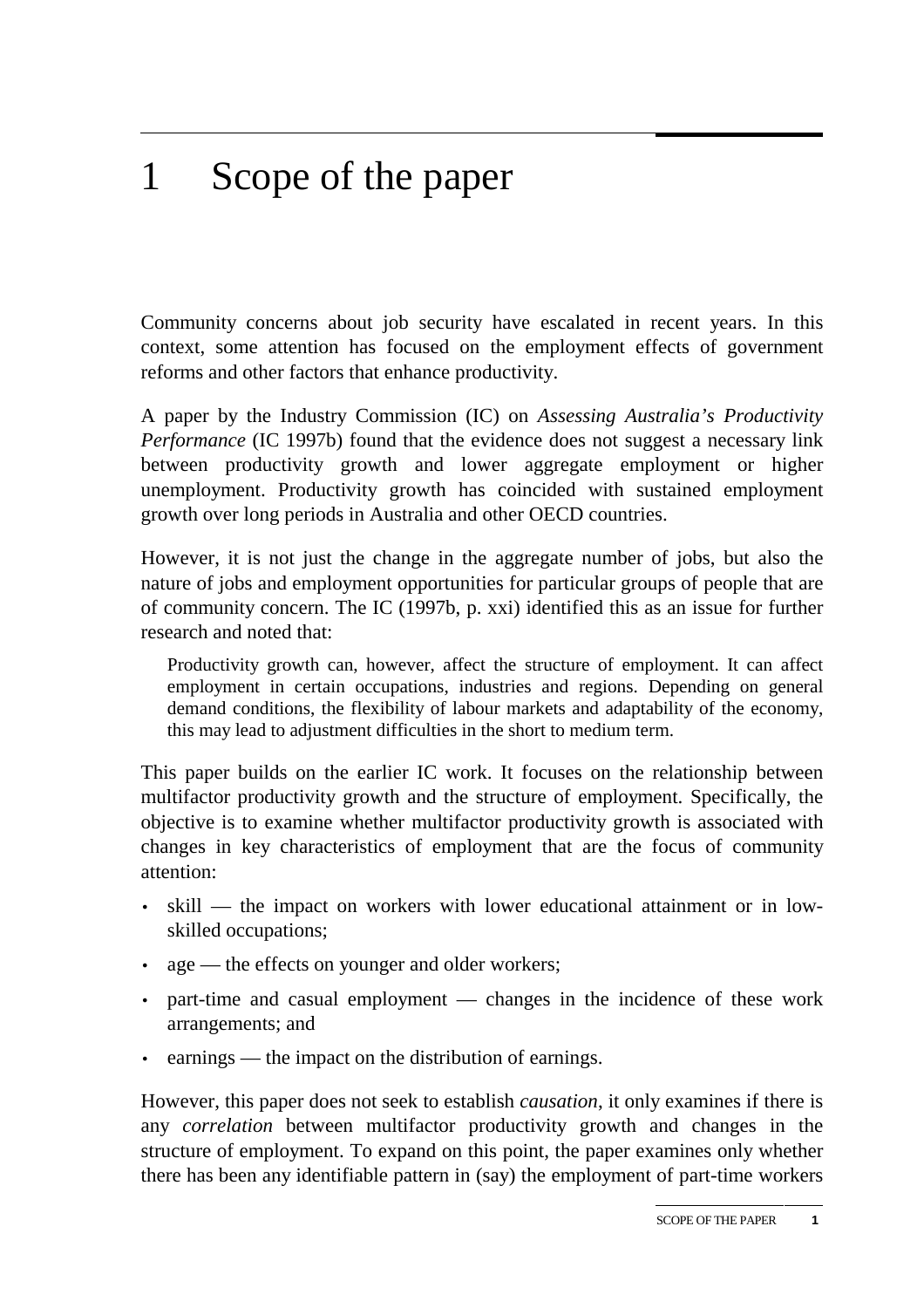# 1 Scope of the paper

Community concerns about job security have escalated in recent years. In this context, some attention has focused on the employment effects of government reforms and other factors that enhance productivity.

A paper by the Industry Commission (IC) on *Assessing Australia's Productivity Performance* (IC 1997b) found that the evidence does not suggest a necessary link between productivity growth and lower aggregate employment or higher unemployment. Productivity growth has coincided with sustained employment growth over long periods in Australia and other OECD countries.

However, it is not just the change in the aggregate number of jobs, but also the nature of jobs and employment opportunities for particular groups of people that are of community concern. The IC (1997b, p. xxi) identified this as an issue for further research and noted that:

> Productivity growth can, however, affect the structure of employment. It can affect employment in certain occupations, industries and regions. Depending on general demand conditions, the flexibility of labour markets and adaptability of the economy, this may lead to adjustment difficulties in the short to medium term.

This paper builds on the earlier IC work. It focuses on the relationship between multifactor productivity growth and the structure of employment. Specifically, the objective is to examine whether multifactor productivity growth is associated with changes in key characteristics of employment that are the focus of community attention:

- skill — the impact on workers with lower educational attainment or in low-skilled occupations;
- age — the effects on younger and older workers;
- part-time and casual employment — changes in the incidence of these work arrangements; and
- earnings — the impact on the distribution of earnings.

However, this paper does not seek to establish *causation*, it only examines if there is any *correlation* between multifactor productivity growth and changes in the structure of employment. To expand on this point, the paper examines only whether there has been any identifiable pattern in (say) the employment of part-time workers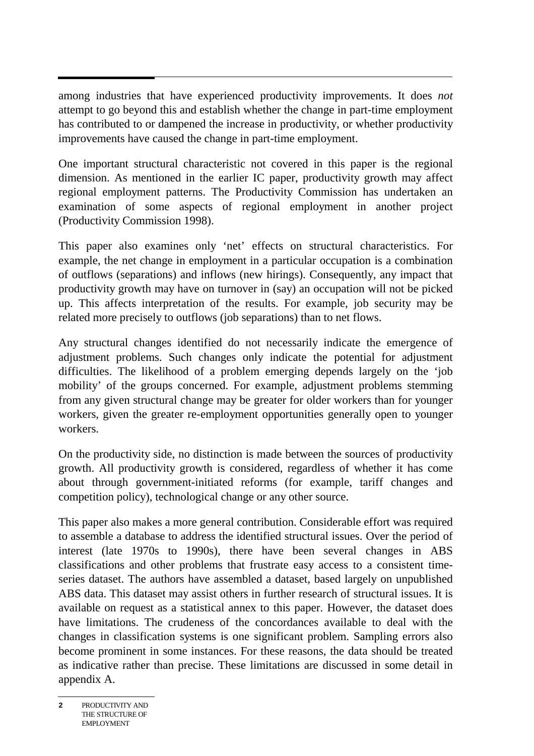among industries that have experienced productivity improvements. It does *not* attempt to go beyond this and establish whether the change in part-time employment has contributed to or dampened the increase in productivity, or whether productivity improvements have caused the change in part-time employment.

One important structural characteristic not covered in this paper is the regional dimension. As mentioned in the earlier IC paper, productivity growth may affect regional employment patterns. The Productivity Commission has undertaken an examination of some aspects of regional employment in another project (Productivity Commission 1998).

This paper also examines only 'net' effects on structural characteristics. For example, the net change in employment in a particular occupation is a combination of outflows (separations) and inflows (new hirings). Consequently, any impact that productivity growth may have on turnover in (say) an occupation will not be picked up. This affects interpretation of the results. For example, job security may be related more precisely to outflows (job separations) than to net flows.

Any structural changes identified do not necessarily indicate the emergence of adjustment problems. Such changes only indicate the potential for adjustment difficulties. The likelihood of a problem emerging depends largely on the 'job mobility' of the groups concerned. For example, adjustment problems stemming from any given structural change may be greater for older workers than for younger workers, given the greater re-employment opportunities generally open to younger workers.

On the productivity side, no distinction is made between the sources of productivity growth. All productivity growth is considered, regardless of whether it has come about through government-initiated reforms (for example, tariff changes and competition policy), technological change or any other source.

This paper also makes a more general contribution. Considerable effort was required to assemble a database to address the identified structural issues. Over the period of interest (late 1970s to 1990s), there have been several changes in ABS classifications and other problems that frustrate easy access to a consistent time-series dataset. The authors have assembled a dataset, based largely on unpublished ABS data. This dataset may assist others in further research of structural issues. It is available on request as a statistical annex to this paper. However, the dataset does have limitations. The crudeness of the concordances available to deal with the changes in classification systems is one significant problem. Sampling errors also become prominent in some instances. For these reasons, the data should be treated as indicative rather than precise. These limitations are discussed in some detail in appendix A.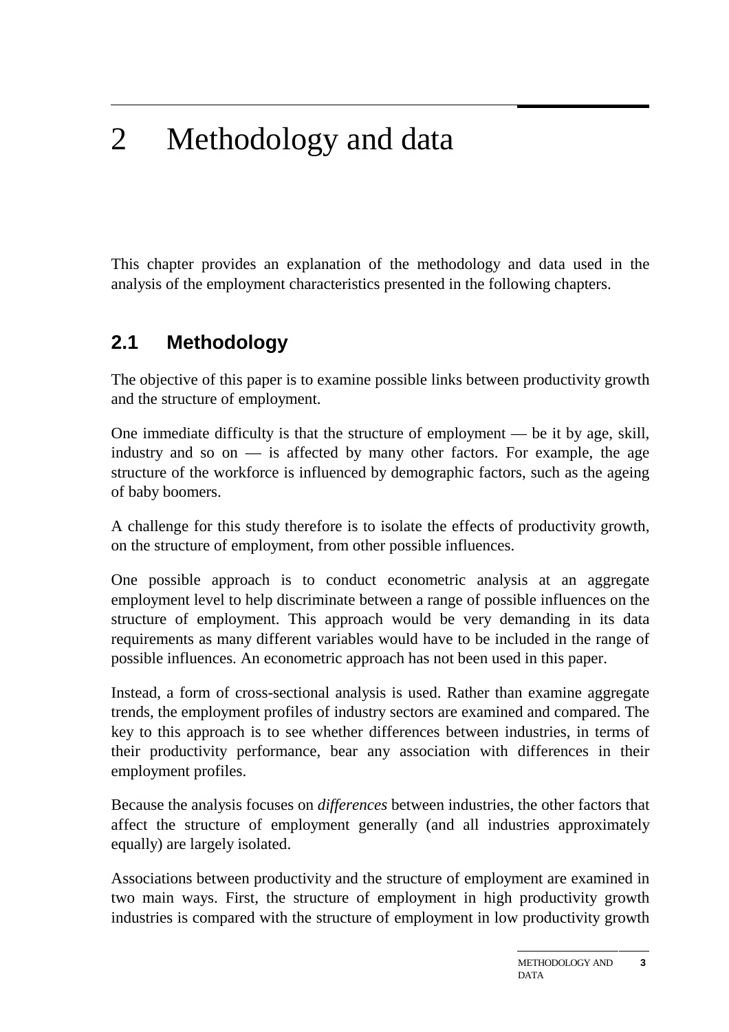# 2 Methodology and data

This chapter provides an explanation of the methodology and data used in the analysis of the employment characteristics presented in the following chapters.

## 2.1 Methodology

The objective of this paper is to examine possible links between productivity growth and the structure of employment.

One immediate difficulty is that the structure of employment — be it by age, skill, industry and so on — is affected by many other factors. For example, the age structure of the workforce is influenced by demographic factors, such as the ageing of baby boomers.

A challenge for this study therefore is to isolate the effects of productivity growth, on the structure of employment, from other possible influences.

One possible approach is to conduct econometric analysis at an aggregate employment level to help discriminate between a range of possible influences on the structure of employment. This approach would be very demanding in its data requirements as many different variables would have to be included in the range of possible influences. An econometric approach has not been used in this paper.

Instead, a form of cross-sectional analysis is used. Rather than examine aggregate trends, the employment profiles of industry sectors are examined and compared. The key to this approach is to see whether differences between industries, in terms of their productivity performance, bear any association with differences in their employment profiles.

Because the analysis focuses on *differences* between industries, the other factors that affect the structure of employment generally (and all industries approximately equally) are largely isolated.

Associations between productivity and the structure of employment are examined in two main ways. First, the structure of employment in high productivity growth industries is compared with the structure of employment in low productivity growth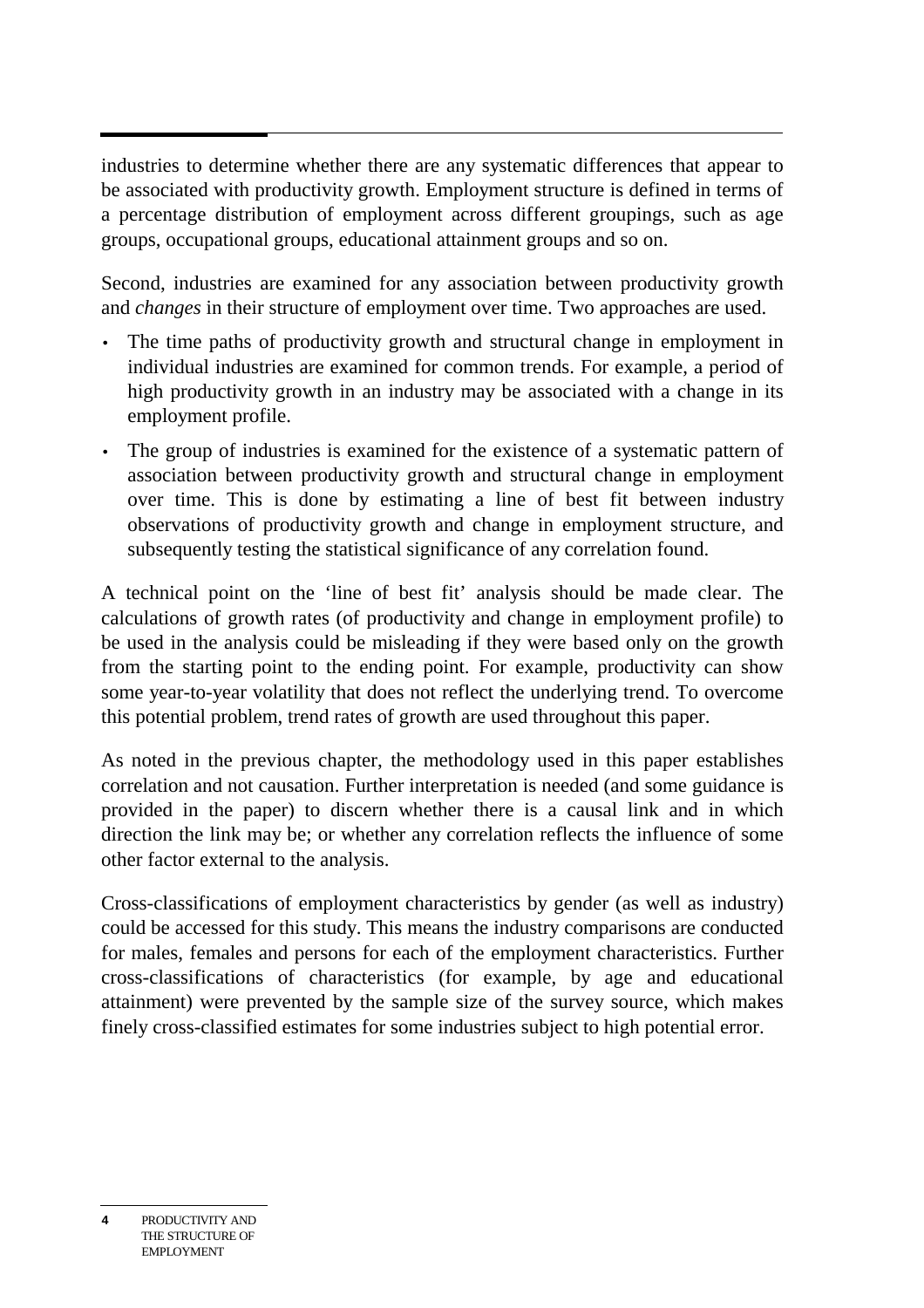industries to determine whether there are any systematic differences that appear to be associated with productivity growth. Employment structure is defined in terms of a percentage distribution of employment across different groupings, such as age groups, occupational groups, educational attainment groups and so on.

Second, industries are examined for any association between productivity growth and *changes* in their structure of employment over time. Two approaches are used.

- The time paths of productivity growth and structural change in employment in individual industries are examined for common trends. For example, a period of high productivity growth in an industry may be associated with a change in its employment profile.
- The group of industries is examined for the existence of a systematic pattern of association between productivity growth and structural change in employment over time. This is done by estimating a line of best fit between industry observations of productivity growth and change in employment structure, and subsequently testing the statistical significance of any correlation found.

A technical point on the 'line of best fit' analysis should be made clear. The calculations of growth rates (of productivity and change in employment profile) to be used in the analysis could be misleading if they were based only on the growth from the starting point to the ending point. For example, productivity can show some year-to-year volatility that does not reflect the underlying trend. To overcome this potential problem, trend rates of growth are used throughout this paper.

As noted in the previous chapter, the methodology used in this paper establishes correlation and not causation. Further interpretation is needed (and some guidance is provided in the paper) to discern whether there is a causal link and in which direction the link may be; or whether any correlation reflects the influence of some other factor external to the analysis.

Cross-classifications of employment characteristics by gender (as well as industry) could be accessed for this study. This means the industry comparisons are conducted for males, females and persons for each of the employment characteristics. Further cross-classifications of characteristics (for example, by age and educational attainment) were prevented by the sample size of the survey source, which makes finely cross-classified estimates for some industries subject to high potential error.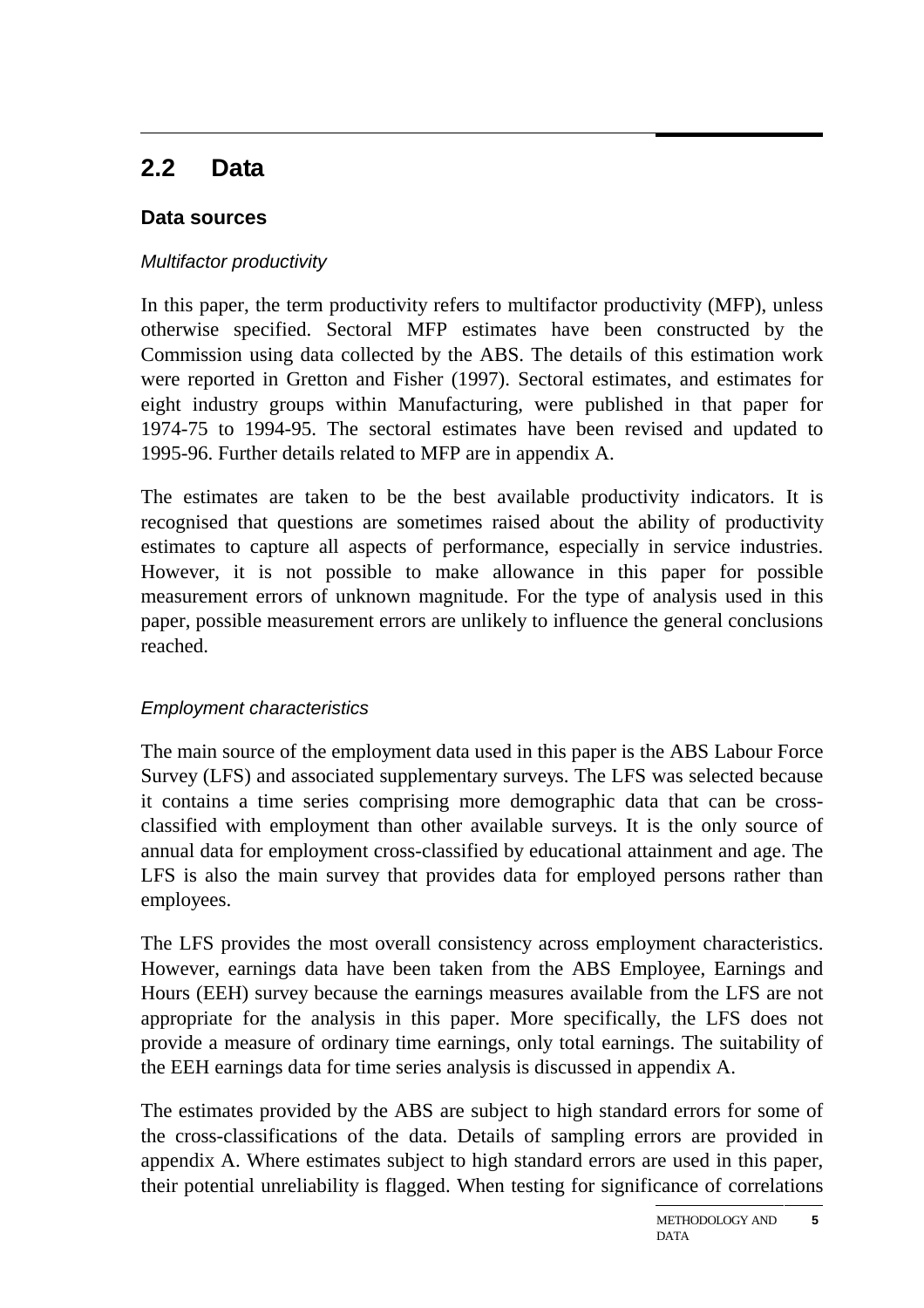## 2.2 Data

### Data sources

*Multifactor productivity*

In this paper, the term productivity refers to multifactor productivity (MFP), unless otherwise specified. Sectoral MFP estimates have been constructed by the Commission using data collected by the ABS. The details of this estimation work were reported in Gretton and Fisher (1997). Sectoral estimates, and estimates for eight industry groups within Manufacturing, were published in that paper for 1974-75 to 1994-95. The sectoral estimates have been revised and updated to 1995-96. Further details related to MFP are in appendix A.

The estimates are taken to be the best available productivity indicators. It is recognised that questions are sometimes raised about the ability of productivity estimates to capture all aspects of performance, especially in service industries. However, it is not possible to make allowance in this paper for possible measurement errors of unknown magnitude. For the type of analysis used in this paper, possible measurement errors are unlikely to influence the general conclusions reached.

*Employment characteristics*

The main source of the employment data used in this paper is the ABS Labour Force Survey (LFS) and associated supplementary surveys. The LFS was selected because it contains a time series comprising more demographic data that can be cross-classified with employment than other available surveys. It is the only source of annual data for employment cross-classified by educational attainment and age. The LFS is also the main survey that provides data for employed persons rather than employees.

The LFS provides the most overall consistency across employment characteristics. However, earnings data have been taken from the ABS Employee, Earnings and Hours (EEH) survey because the earnings measures available from the LFS are not appropriate for the analysis in this paper. More specifically, the LFS does not provide a measure of ordinary time earnings, only total earnings. The suitability of the EEH earnings data for time series analysis is discussed in appendix A.

The estimates provided by the ABS are subject to high standard errors for some of the cross-classifications of the data. Details of sampling errors are provided in appendix A. Where estimates subject to high standard errors are used in this paper, their potential unreliability is flagged. When testing for significance of correlations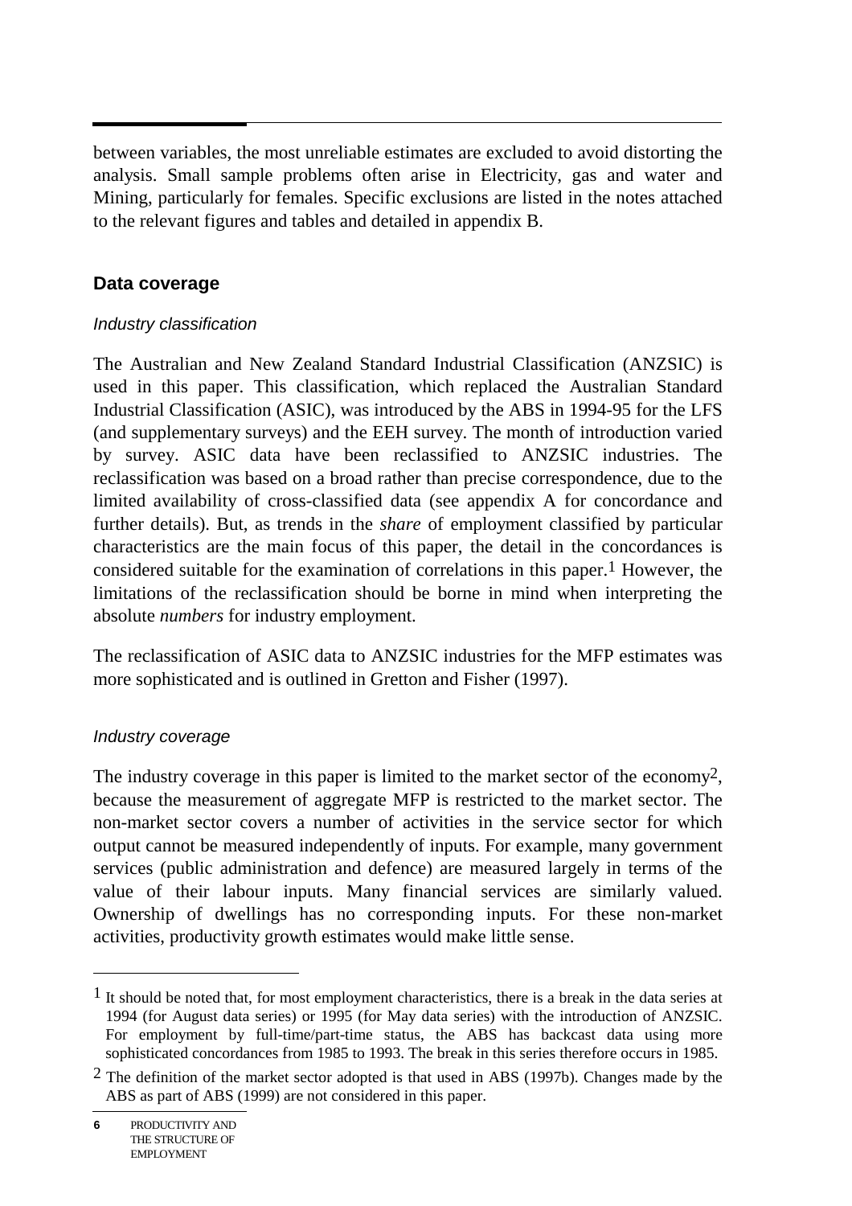between variables, the most unreliable estimates are excluded to avoid distorting the analysis. Small sample problems often arise in Electricity, gas and water and Mining, particularly for females. Specific exclusions are listed in the notes attached to the relevant figures and tables and detailed in appendix B.

### Data coverage

#### *Industry classification*

The Australian and New Zealand Standard Industrial Classification (ANZSIC) is used in this paper. This classification, which replaced the Australian Standard Industrial Classification (ASIC), was introduced by the ABS in 1994-95 for the LFS (and supplementary surveys) and the EEH survey. The month of introduction varied by survey. ASIC data have been reclassified to ANZSIC industries. The reclassification was based on a broad rather than precise correspondence, due to the limited availability of cross-classified data (see appendix A for concordance and further details). But, as trends in the *share* of employment classified by particular characteristics are the main focus of this paper, the detail in the concordances is considered suitable for the examination of correlations in this paper.[1] However, the limitations of the reclassification should be borne in mind when interpreting the absolute *numbers* for industry employment.

The reclassification of ASIC data to ANZSIC industries for the MFP estimates was more sophisticated and is outlined in Gretton and Fisher (1997).

#### *Industry coverage*

The industry coverage in this paper is limited to the market sector of the economy[2], because the measurement of aggregate MFP is restricted to the market sector. The non-market sector covers a number of activities in the service sector for which output cannot be measured independently of inputs. For example, many government services (public administration and defence) are measured largely in terms of the value of their labour inputs. Many financial services are similarly valued. Ownership of dwellings has no corresponding inputs. For these non-market activities, productivity growth estimates would make little sense.

---

[1] It should be noted that, for most employment characteristics, there is a break in the data series at 1994 (for August data series) or 1995 (for May data series) with the introduction of ANZSIC. For employment by full-time/part-time status, the ABS has backcast data using more sophisticated concordances from 1985 to 1993. The break in this series therefore occurs in 1985.

[2] The definition of the market sector adopted is that used in ABS (1997b). Changes made by the ABS as part of ABS (1999) are not considered in this paper.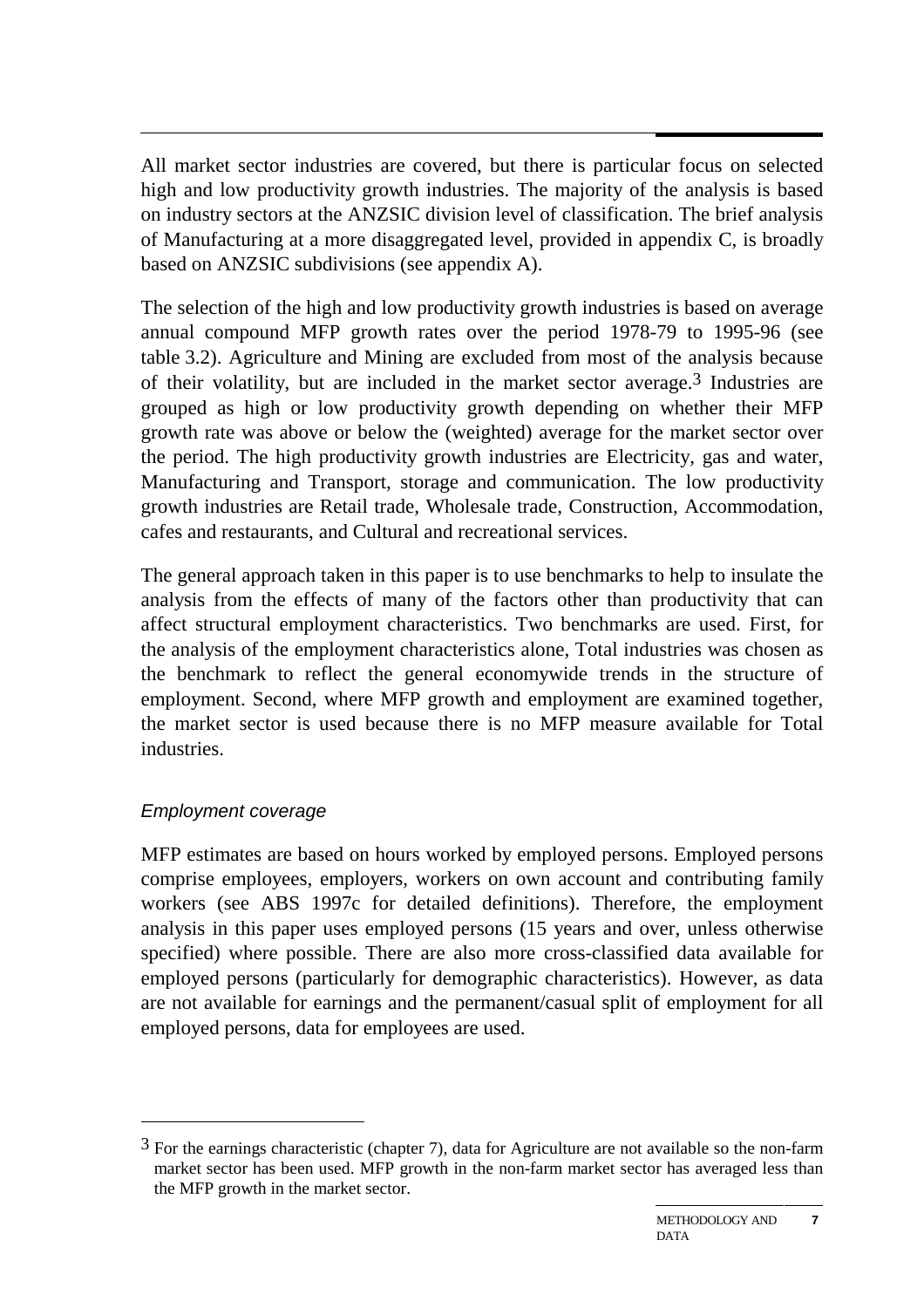All market sector industries are covered, but there is particular focus on selected high and low productivity growth industries. The majority of the analysis is based on industry sectors at the ANZSIC division level of classification. The brief analysis of Manufacturing at a more disaggregated level, provided in appendix C, is broadly based on ANZSIC subdivisions (see appendix A).

The selection of the high and low productivity growth industries is based on average annual compound MFP growth rates over the period 1978-79 to 1995-96 (see table 3.2). Agriculture and Mining are excluded from most of the analysis because of their volatility, but are included in the market sector average.[3] Industries are grouped as high or low productivity growth depending on whether their MFP growth rate was above or below the (weighted) average for the market sector over the period. The high productivity growth industries are Electricity, gas and water, Manufacturing and Transport, storage and communication. The low productivity growth industries are Retail trade, Wholesale trade, Construction, Accommodation, cafes and restaurants, and Cultural and recreational services.

The general approach taken in this paper is to use benchmarks to help to insulate the analysis from the effects of many of the factors other than productivity that can affect structural employment characteristics. Two benchmarks are used. First, for the analysis of the employment characteristics alone, Total industries was chosen as the benchmark to reflect the general economywide trends in the structure of employment. Second, where MFP growth and employment are examined together, the market sector is used because there is no MFP measure available for Total industries.

### *Employment coverage*

MFP estimates are based on hours worked by employed persons. Employed persons comprise employees, employers, workers on own account and contributing family workers (see ABS 1997c for detailed definitions). Therefore, the employment analysis in this paper uses employed persons (15 years and over, unless otherwise specified) where possible. There are also more cross-classified data available for employed persons (particularly for demographic characteristics). However, as data are not available for earnings and the permanent/casual split of employment for all employed persons, data for employees are used.

---

[3] For the earnings characteristic (chapter 7), data for Agriculture are not available so the non-farm market sector has been used. MFP growth in the non-farm market sector has averaged less than the MFP growth in the market sector.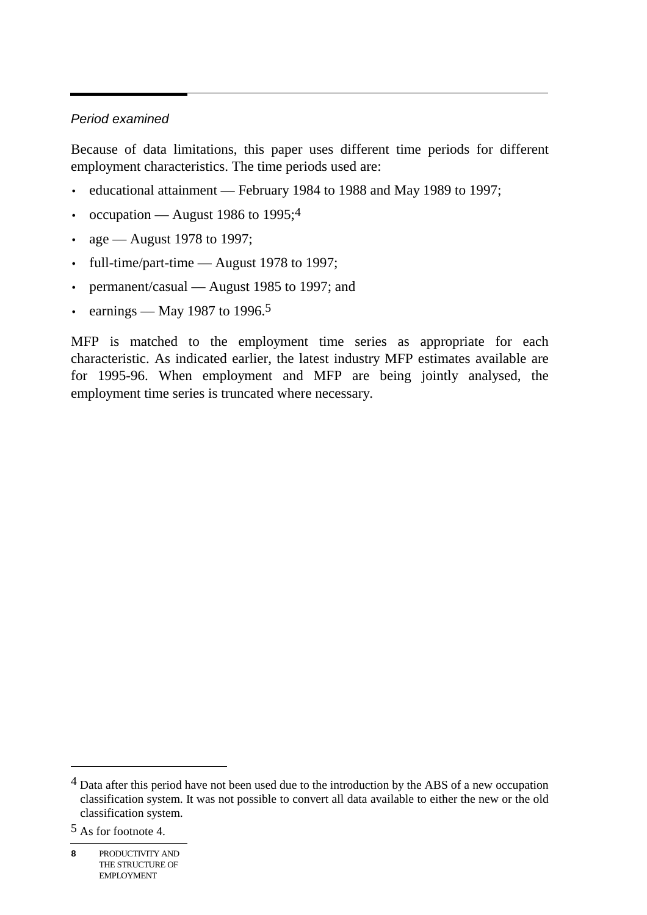*Period examined*

Because of data limitations, this paper uses different time periods for different employment characteristics. The time periods used are:

- educational attainment — February 1984 to 1988 and May 1989 to 1997;
- occupation — August 1986 to 1995;[4]
- age — August 1978 to 1997;
- full-time/part-time — August 1978 to 1997;
- permanent/casual — August 1985 to 1997; and
- earnings — May 1987 to 1996.[5]

MFP is matched to the employment time series as appropriate for each characteristic. As indicated earlier, the latest industry MFP estimates available are for 1995-96. When employment and MFP are being jointly analysed, the employment time series is truncated where necessary.

[4] Data after this period have not been used due to the introduction by the ABS of a new occupation classification system. It was not possible to convert all data available to either the new or the old classification system.

[5] As for footnote 4.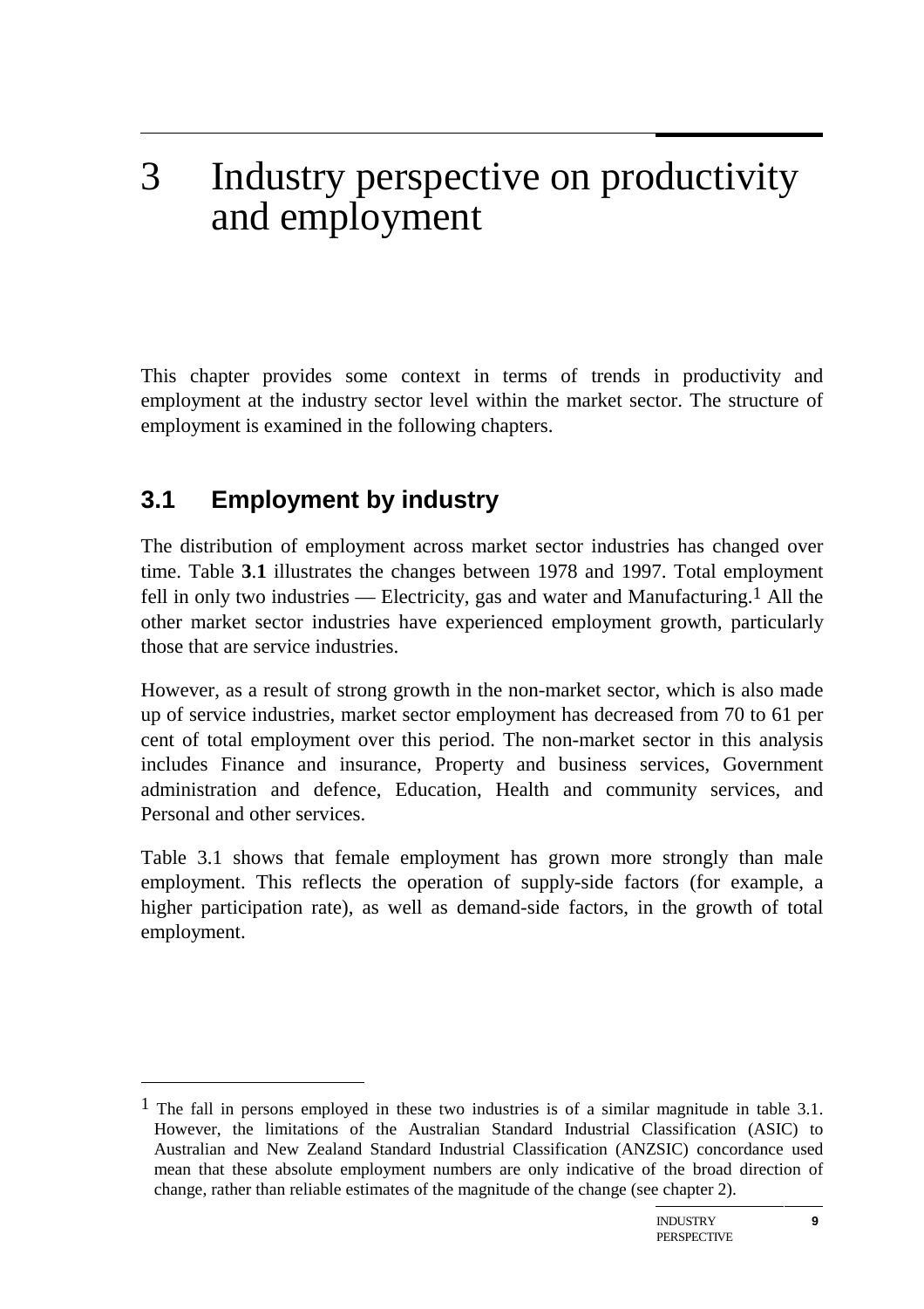# 3 Industry perspective on productivity and employment

This chapter provides some context in terms of trends in productivity and employment at the industry sector level within the market sector. The structure of employment is examined in the following chapters.

## 3.1 Employment by industry

The distribution of employment across market sector industries has changed over time. Table **3.1** illustrates the changes between 1978 and 1997. Total employment fell in only two industries — Electricity, gas and water and Manufacturing.[1] All the other market sector industries have experienced employment growth, particularly those that are service industries.

However, as a result of strong growth in the non-market sector, which is also made up of service industries, market sector employment has decreased from 70 to 61 per cent of total employment over this period. The non-market sector in this analysis includes Finance and insurance, Property and business services, Government administration and defence, Education, Health and community services, and Personal and other services.

Table 3.1 shows that female employment has grown more strongly than male employment. This reflects the operation of supply-side factors (for example, a higher participation rate), as well as demand-side factors, in the growth of total employment.

---

[1] The fall in persons employed in these two industries is of a similar magnitude in table 3.1. However, the limitations of the Australian Standard Industrial Classification (ASIC) to Australian and New Zealand Standard Industrial Classification (ANZSIC) concordance used mean that these absolute employment numbers are only indicative of the broad direction of change, rather than reliable estimates of the magnitude of the change (see chapter 2).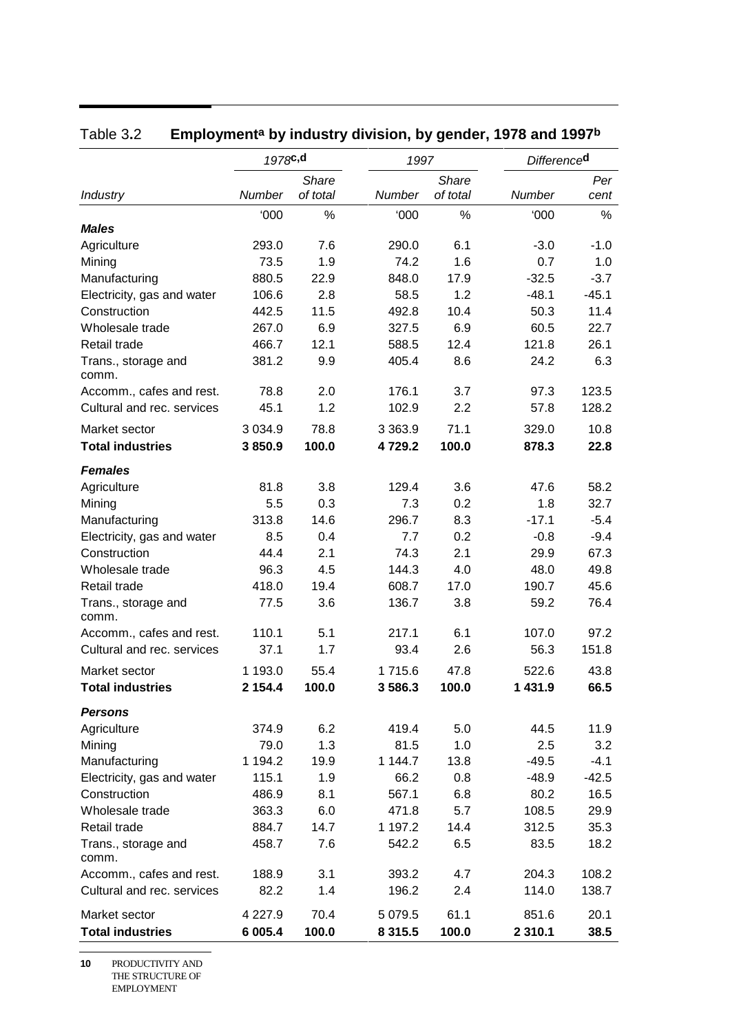Table 3.2 **Employment[a] by industry division, by gender, 1978 and 1997[b]**

| Industry | 1978[c,d] | | 1997 | | Difference[d] | |
|---|---|---|---|---|---|---|
| | *Number* | *Share of total* | *Number* | *Share of total* | *Number* | *Per cent* |
| | '000 | % | '000 | % | '000 | % |
| ***Males*** | | | | | | |
| Agriculture | 293.0 | 7.6 | 290.0 | 6.1 | -3.0 | -1.0 |
| Mining | 73.5 | 1.9 | 74.2 | 1.6 | 0.7 | 1.0 |
| Manufacturing | 880.5 | 22.9 | 848.0 | 17.9 | -32.5 | -3.7 |
| Electricity, gas and water | 106.6 | 2.8 | 58.5 | 1.2 | -48.1 | -45.1 |
| Construction | 442.5 | 11.5 | 492.8 | 10.4 | 50.3 | 11.4 |
| Wholesale trade | 267.0 | 6.9 | 327.5 | 6.9 | 60.5 | 22.7 |
| Retail trade | 466.7 | 12.1 | 588.5 | 12.4 | 121.8 | 26.1 |
| Trans., storage and comm. | 381.2 | 9.9 | 405.4 | 8.6 | 24.2 | 6.3 |
| Accomm., cafes and rest. | 78.8 | 2.0 | 176.1 | 3.7 | 97.3 | 123.5 |
| Cultural and rec. services | 45.1 | 1.2 | 102.9 | 2.2 | 57.8 | 128.2 |
| Market sector | 3 034.9 | 78.8 | 3 363.9 | 71.1 | 329.0 | 10.8 |
| **Total industries** | **3 850.9** | **100.0** | **4 729.2** | **100.0** | **878.3** | **22.8** |
| ***Females*** | | | | | | |
| Agriculture | 81.8 | 3.8 | 129.4 | 3.6 | 47.6 | 58.2 |
| Mining | 5.5 | 0.3 | 7.3 | 0.2 | 1.8 | 32.7 |
| Manufacturing | 313.8 | 14.6 | 296.7 | 8.3 | -17.1 | -5.4 |
| Electricity, gas and water | 8.5 | 0.4 | 7.7 | 0.2 | -0.8 | -9.4 |
| Construction | 44.4 | 2.1 | 74.3 | 2.1 | 29.9 | 67.3 |
| Wholesale trade | 96.3 | 4.5 | 144.3 | 4.0 | 48.0 | 49.8 |
| Retail trade | 418.0 | 19.4 | 608.7 | 17.0 | 190.7 | 45.6 |
| Trans., storage and comm. | 77.5 | 3.6 | 136.7 | 3.8 | 59.2 | 76.4 |
| Accomm., cafes and rest. | 110.1 | 5.1 | 217.1 | 6.1 | 107.0 | 97.2 |
| Cultural and rec. services | 37.1 | 1.7 | 93.4 | 2.6 | 56.3 | 151.8 |
| Market sector | 1 193.0 | 55.4 | 1 715.6 | 47.8 | 522.6 | 43.8 |
| **Total industries** | **2 154.4** | **100.0** | **3 586.3** | **100.0** | **1 431.9** | **66.5** |
| ***Persons*** | | | | | | |
| Agriculture | 374.9 | 6.2 | 419.4 | 5.0 | 44.5 | 11.9 |
| Mining | 79.0 | 1.3 | 81.5 | 1.0 | 2.5 | 3.2 |
| Manufacturing | 1 194.2 | 19.9 | 1 144.7 | 13.8 | -49.5 | -4.1 |
| Electricity, gas and water | 115.1 | 1.9 | 66.2 | 0.8 | -48.9 | -42.5 |
| Construction | 486.9 | 8.1 | 567.1 | 6.8 | 80.2 | 16.5 |
| Wholesale trade | 363.3 | 6.0 | 471.8 | 5.7 | 108.5 | 29.9 |
| Retail trade | 884.7 | 14.7 | 1 197.2 | 14.4 | 312.5 | 35.3 |
| Trans., storage and comm. | 458.7 | 7.6 | 542.2 | 6.5 | 83.5 | 18.2 |
| Accomm., cafes and rest. | 188.9 | 3.1 | 393.2 | 4.7 | 204.3 | 108.2 |
| Cultural and rec. services | 82.2 | 1.4 | 196.2 | 2.4 | 114.0 | 138.7 |
| Market sector | 4 227.9 | 70.4 | 5 079.5 | 61.1 | 851.6 | 20.1 |
| **Total industries** | **6 005.4** | **100.0** | **8 315.5** | **100.0** | **2 310.1** | **38.5** |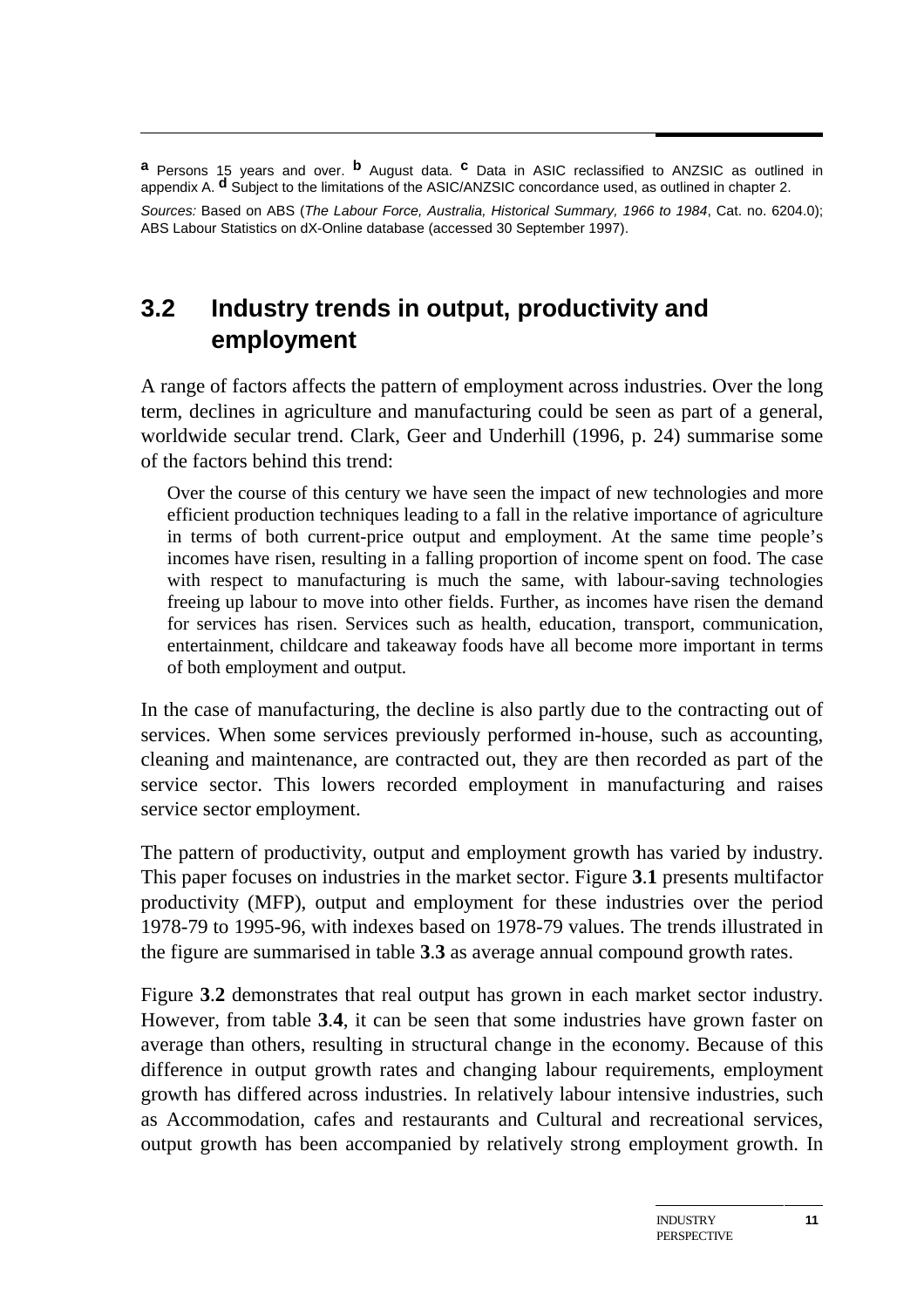**a** Persons 15 years and over. **b** August data. **c** Data in ASIC reclassified to ANZSIC as outlined in appendix A. **d** Subject to the limitations of the ASIC/ANZSIC concordance used, as outlined in chapter 2.

*Sources:* Based on ABS (*The Labour Force, Australia, Historical Summary, 1966 to 1984*, Cat. no. 6204.0); ABS Labour Statistics on dX-Online database (accessed 30 September 1997).

## 3.2 Industry trends in output, productivity and employment

A range of factors affects the pattern of employment across industries. Over the long term, declines in agriculture and manufacturing could be seen as part of a general, worldwide secular trend. Clark, Geer and Underhill (1996, p. 24) summarise some of the factors behind this trend:

> Over the course of this century we have seen the impact of new technologies and more efficient production techniques leading to a fall in the relative importance of agriculture in terms of both current-price output and employment. At the same time people's incomes have risen, resulting in a falling proportion of income spent on food. The case with respect to manufacturing is much the same, with labour-saving technologies freeing up labour to move into other fields. Further, as incomes have risen the demand for services has risen. Services such as health, education, transport, communication, entertainment, childcare and takeaway foods have all become more important in terms of both employment and output.

In the case of manufacturing, the decline is also partly due to the contracting out of services. When some services previously performed in-house, such as accounting, cleaning and maintenance, are contracted out, they are then recorded as part of the service sector. This lowers recorded employment in manufacturing and raises service sector employment.

The pattern of productivity, output and employment growth has varied by industry. This paper focuses on industries in the market sector. Figure **3.1** presents multifactor productivity (MFP), output and employment for these industries over the period 1978-79 to 1995-96, with indexes based on 1978-79 values. The trends illustrated in the figure are summarised in table **3.3** as average annual compound growth rates.

Figure **3.2** demonstrates that real output has grown in each market sector industry. However, from table **3.4**, it can be seen that some industries have grown faster on average than others, resulting in structural change in the economy. Because of this difference in output growth rates and changing labour requirements, employment growth has differed across industries. In relatively labour intensive industries, such as Accommodation, cafes and restaurants and Cultural and recreational services, output growth has been accompanied by relatively strong employment growth. In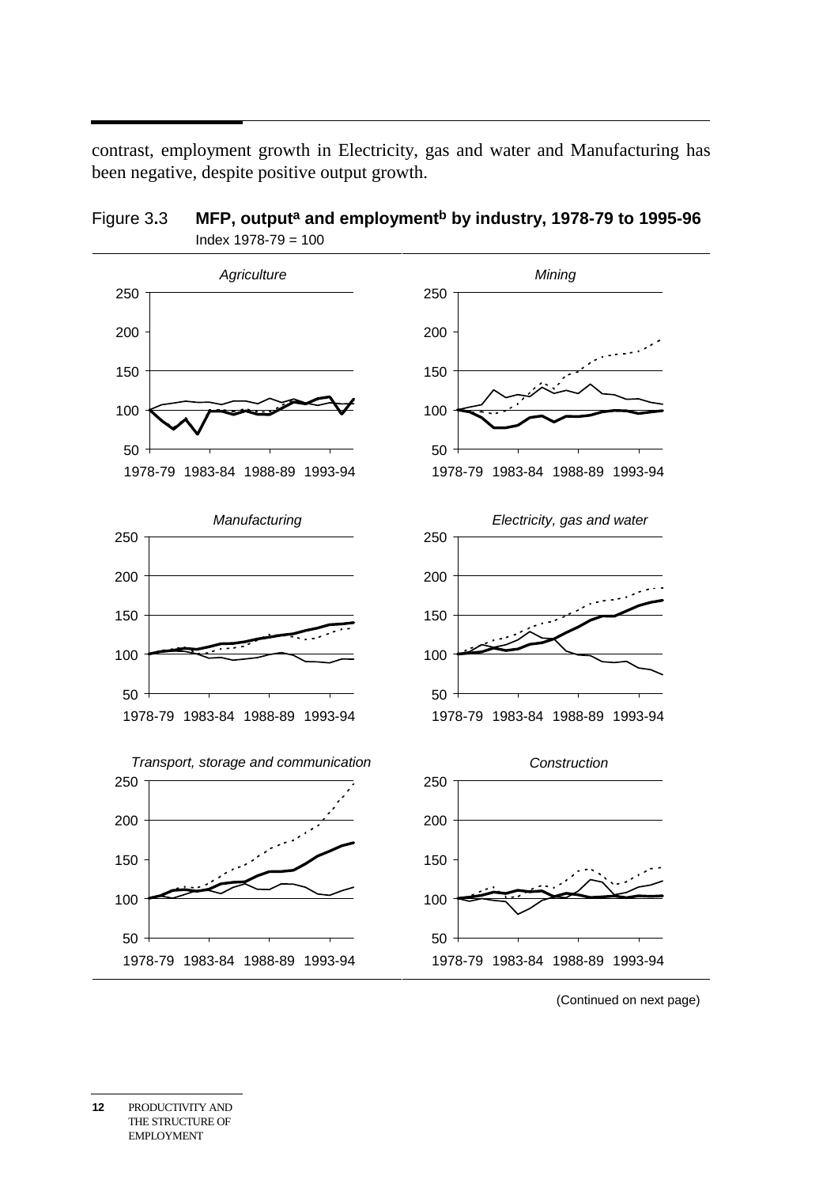contrast, employment growth in Electricity, gas and water and Manufacturing has been negative, despite positive output growth.

Figure 3.3 **MFP, output[a] and employment[b] by industry, 1978-79 to 1995-96**

Index 1978-79 = 100

(Continued on next page)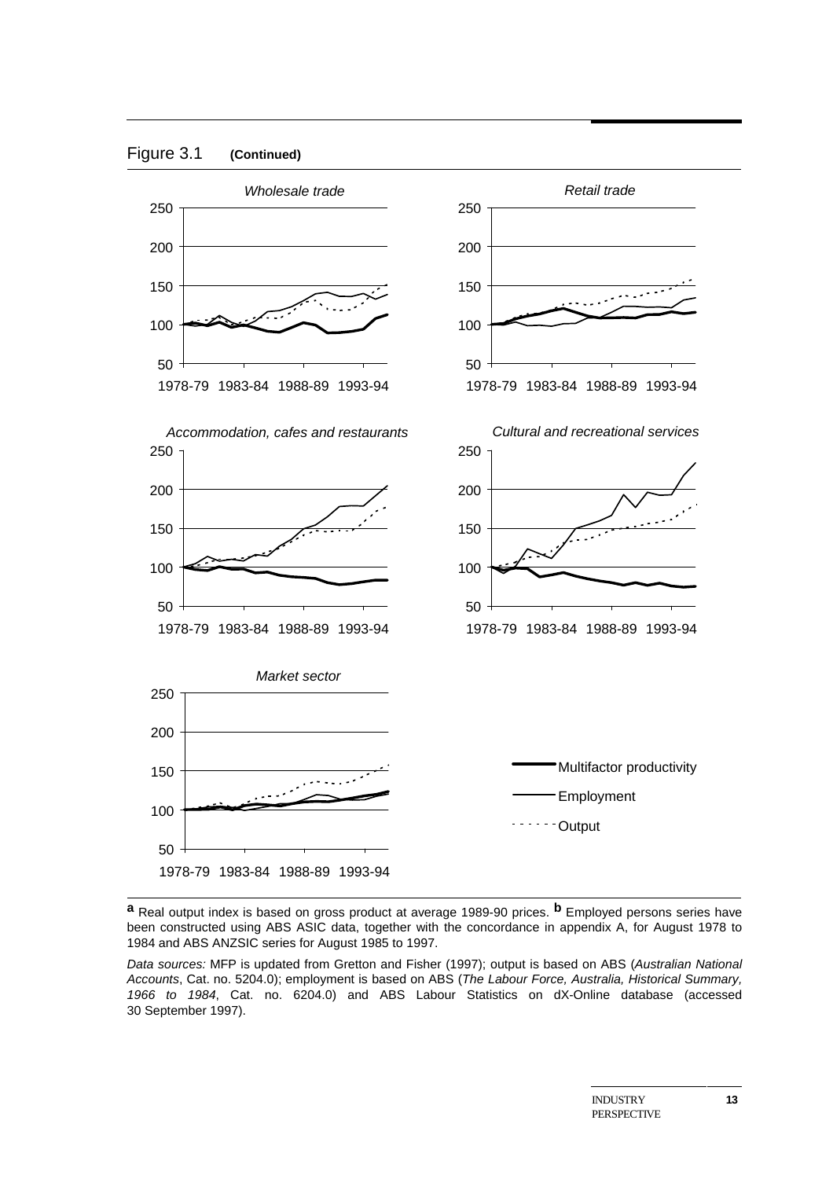Figure 3.1 **(Continued)**

*Wholesale trade*

*Retail trade*

*Accommodation, cafes and restaurants*

*Cultural and recreational services*

*Market sector*

Multifactor productivity

Employment

Output

**a** Real output index is based on gross product at average 1989-90 prices. **b** Employed persons series have been constructed using ABS ASIC data, together with the concordance in appendix A, for August 1978 to 1984 and ABS ANZSIC series for August 1985 to 1997.

*Data sources:* MFP is updated from Gretton and Fisher (1997); output is based on ABS (*Australian National Accounts*, Cat. no. 5204.0); employment is based on ABS (*The Labour Force, Australia, Historical Summary, 1966 to 1984*, Cat. no. 6204.0) and ABS Labour Statistics on dX-Online database (accessed 30 September 1997).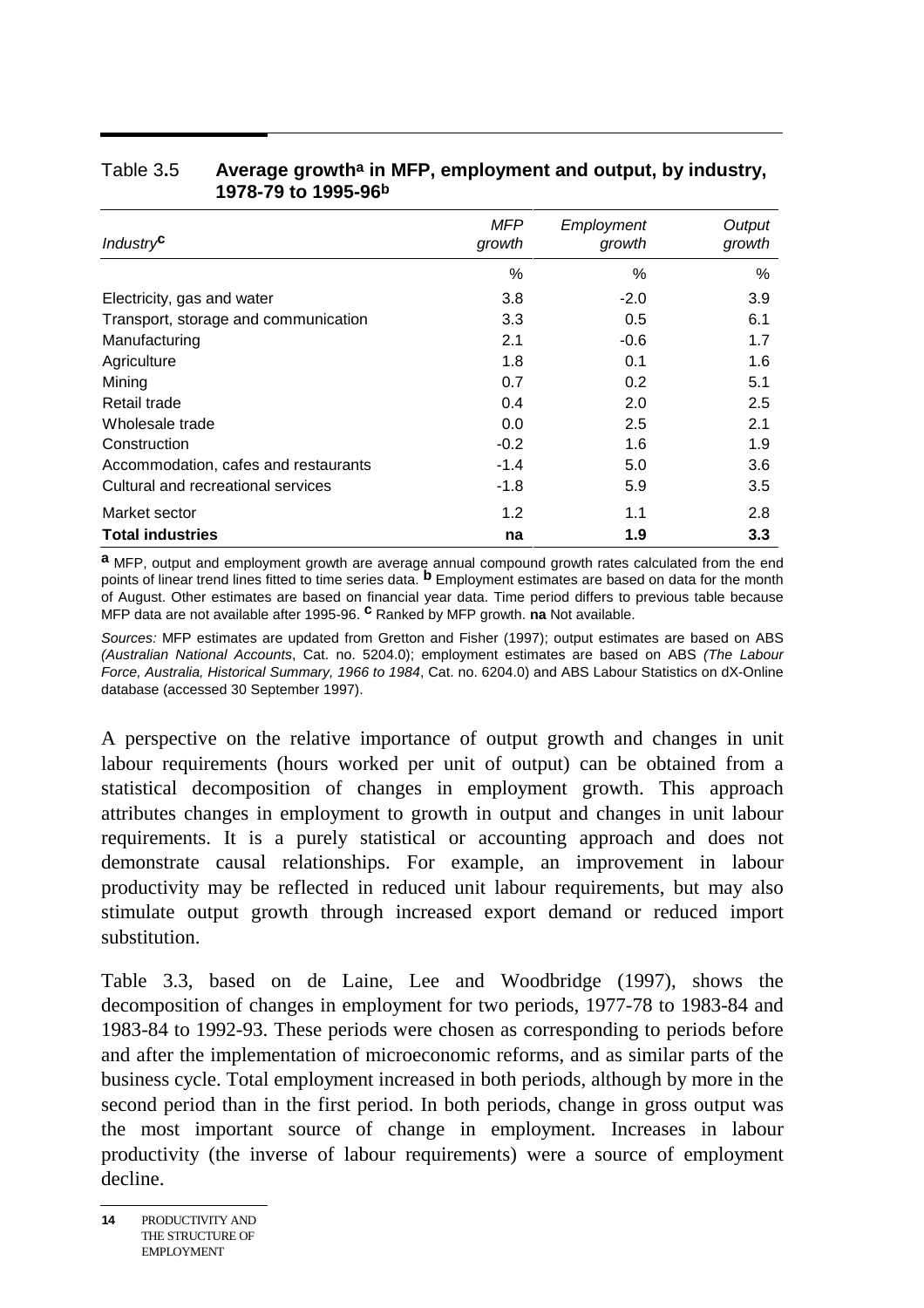Table 3.5 **Average growth[a] in MFP, employment and output, by industry, 1978-79 to 1995-96[b]**

| *Industry*[c] | *MFP growth* | *Employment growth* | *Output growth* |
|---|---|---|---|
| | % | % | % |
| Electricity, gas and water | 3.8 | -2.0 | 3.9 |
| Transport, storage and communication | 3.3 | 0.5 | 6.1 |
| Manufacturing | 2.1 | -0.6 | 1.7 |
| Agriculture | 1.8 | 0.1 | 1.6 |
| Mining | 0.7 | 0.2 | 5.1 |
| Retail trade | 0.4 | 2.0 | 2.5 |
| Wholesale trade | 0.0 | 2.5 | 2.1 |
| Construction | -0.2 | 1.6 | 1.9 |
| Accommodation, cafes and restaurants | -1.4 | 5.0 | 3.6 |
| Cultural and recreational services | -1.8 | 5.9 | 3.5 |
| Market sector | 1.2 | 1.1 | 2.8 |
| **Total industries** | **na** | **1.9** | **3.3** |

**a** MFP, output and employment growth are average annual compound growth rates calculated from the end points of linear trend lines fitted to time series data. **b** Employment estimates are based on data for the month of August. Other estimates are based on financial year data. Time period differs to previous table because MFP data are not available after 1995-96. **c** Ranked by MFP growth. **na** Not available.

*Sources:* MFP estimates are updated from Gretton and Fisher (1997); output estimates are based on ABS *(Australian National Accounts*, Cat. no. 5204.0); employment estimates are based on ABS *(The Labour Force, Australia, Historical Summary, 1966 to 1984*, Cat. no. 6204.0) and ABS Labour Statistics on dX-Online database (accessed 30 September 1997).

A perspective on the relative importance of output growth and changes in unit labour requirements (hours worked per unit of output) can be obtained from a statistical decomposition of changes in employment growth. This approach attributes changes in employment to growth in output and changes in unit labour requirements. It is a purely statistical or accounting approach and does not demonstrate causal relationships. For example, an improvement in labour productivity may be reflected in reduced unit labour requirements, but may also stimulate output growth through increased export demand or reduced import substitution.

Table 3.3, based on de Laine, Lee and Woodbridge (1997), shows the decomposition of changes in employment for two periods, 1977-78 to 1983-84 and 1983-84 to 1992-93. These periods were chosen as corresponding to periods before and after the implementation of microeconomic reforms, and as similar parts of the business cycle. Total employment increased in both periods, although by more in the second period than in the first period. In both periods, change in gross output was the most important source of change in employment. Increases in labour productivity (the inverse of labour requirements) were a source of employment decline.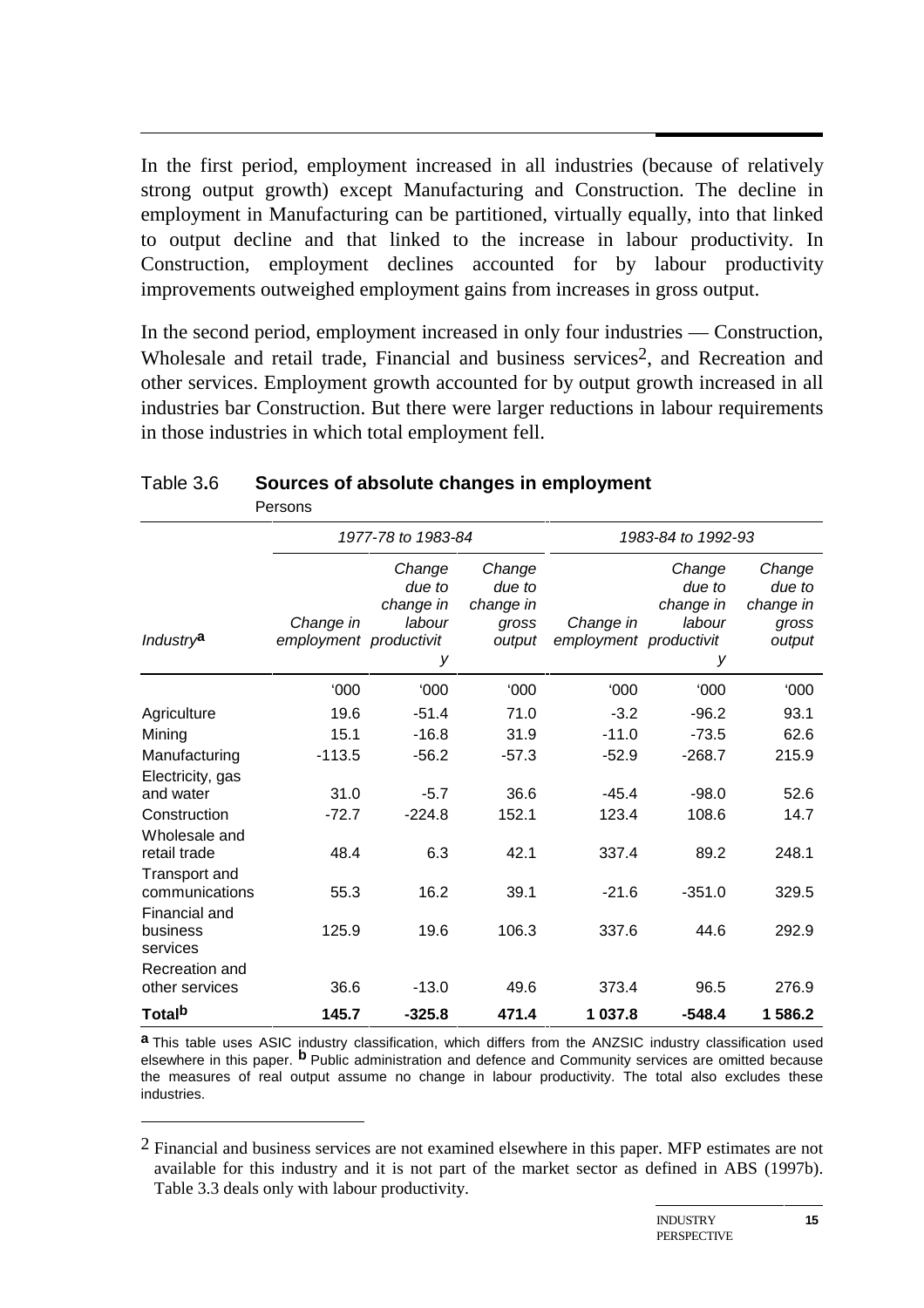In the first period, employment increased in all industries (because of relatively strong output growth) except Manufacturing and Construction. The decline in employment in Manufacturing can be partitioned, virtually equally, into that linked to output decline and that linked to the increase in labour productivity. In Construction, employment declines accounted for by labour productivity improvements outweighed employment gains from increases in gross output.

In the second period, employment increased in only four industries — Construction, Wholesale and retail trade, Financial and business services[2], and Recreation and other services. Employment growth accounted for by output growth increased in all industries bar Construction. But there were larger reductions in labour requirements in those industries in which total employment fell.

### Table 3.6 **Sources of absolute changes in employment**

Persons

| | *1977-78 to 1983-84* | | | *1983-84 to 1992-93* | | |
|---|---|---|---|---|---|---|
| *Industry*[a] | *Change in employment* | *Change due to change in labour productivity* | *Change due to change in gross output* | *Change in employment* | *Change due to change in labour productivity* | *Change due to change in gross output* |
| | '000 | '000 | '000 | '000 | '000 | '000 |
| Agriculture | 19.6 | -51.4 | 71.0 | -3.2 | -96.2 | 93.1 |
| Mining | 15.1 | -16.8 | 31.9 | -11.0 | -73.5 | 62.6 |
| Manufacturing | -113.5 | -56.2 | -57.3 | -52.9 | -268.7 | 215.9 |
| Electricity, gas and water | 31.0 | -5.7 | 36.6 | -45.4 | -98.0 | 52.6 |
| Construction | -72.7 | -224.8 | 152.1 | 123.4 | 108.6 | 14.7 |
| Wholesale and retail trade | 48.4 | 6.3 | 42.1 | 337.4 | 89.2 | 248.1 |
| Transport and communications | 55.3 | 16.2 | 39.1 | -21.6 | -351.0 | 329.5 |
| Financial and business services | 125.9 | 19.6 | 106.3 | 337.6 | 44.6 | 292.9 |
| Recreation and other services | 36.6 | -13.0 | 49.6 | 373.4 | 96.5 | 276.9 |
| **Total**[b] | **145.7** | **-325.8** | **471.4** | **1 037.8** | **-548.4** | **1 586.2** |

**a** This table uses ASIC industry classification, which differs from the ANZSIC industry classification used elsewhere in this paper. **b** Public administration and defence and Community services are omitted because the measures of real output assume no change in labour productivity. The total also excludes these industries.

[2] Financial and business services are not examined elsewhere in this paper. MFP estimates are not available for this industry and it is not part of the market sector as defined in ABS (1997b). Table 3.3 deals only with labour productivity.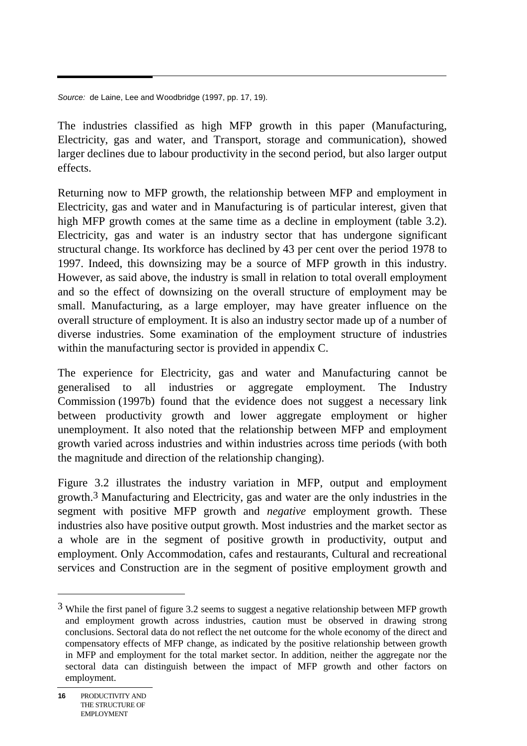*Source:* de Laine, Lee and Woodbridge (1997, pp. 17, 19).

The industries classified as high MFP growth in this paper (Manufacturing, Electricity, gas and water, and Transport, storage and communication), showed larger declines due to labour productivity in the second period, but also larger output effects.

Returning now to MFP growth, the relationship between MFP and employment in Electricity, gas and water and in Manufacturing is of particular interest, given that high MFP growth comes at the same time as a decline in employment (table 3.2). Electricity, gas and water is an industry sector that has undergone significant structural change. Its workforce has declined by 43 per cent over the period 1978 to 1997. Indeed, this downsizing may be a source of MFP growth in this industry. However, as said above, the industry is small in relation to total overall employment and so the effect of downsizing on the overall structure of employment may be small. Manufacturing, as a large employer, may have greater influence on the overall structure of employment. It is also an industry sector made up of a number of diverse industries. Some examination of the employment structure of industries within the manufacturing sector is provided in appendix C.

The experience for Electricity, gas and water and Manufacturing cannot be generalised to all industries or aggregate employment. The Industry Commission (1997b) found that the evidence does not suggest a necessary link between productivity growth and lower aggregate employment or higher unemployment. It also noted that the relationship between MFP and employment growth varied across industries and within industries across time periods (with both the magnitude and direction of the relationship changing).

Figure 3.2 illustrates the industry variation in MFP, output and employment growth.[3] Manufacturing and Electricity, gas and water are the only industries in the segment with positive MFP growth and *negative* employment growth. These industries also have positive output growth. Most industries and the market sector as a whole are in the segment of positive growth in productivity, output and employment. Only Accommodation, cafes and restaurants, Cultural and recreational services and Construction are in the segment of positive employment growth and

[3] While the first panel of figure 3.2 seems to suggest a negative relationship between MFP growth and employment growth across industries, caution must be observed in drawing strong conclusions. Sectoral data do not reflect the net outcome for the whole economy of the direct and compensatory effects of MFP change, as indicated by the positive relationship between growth in MFP and employment for the total market sector. In addition, neither the aggregate nor the sectoral data can distinguish between the impact of MFP growth and other factors on employment.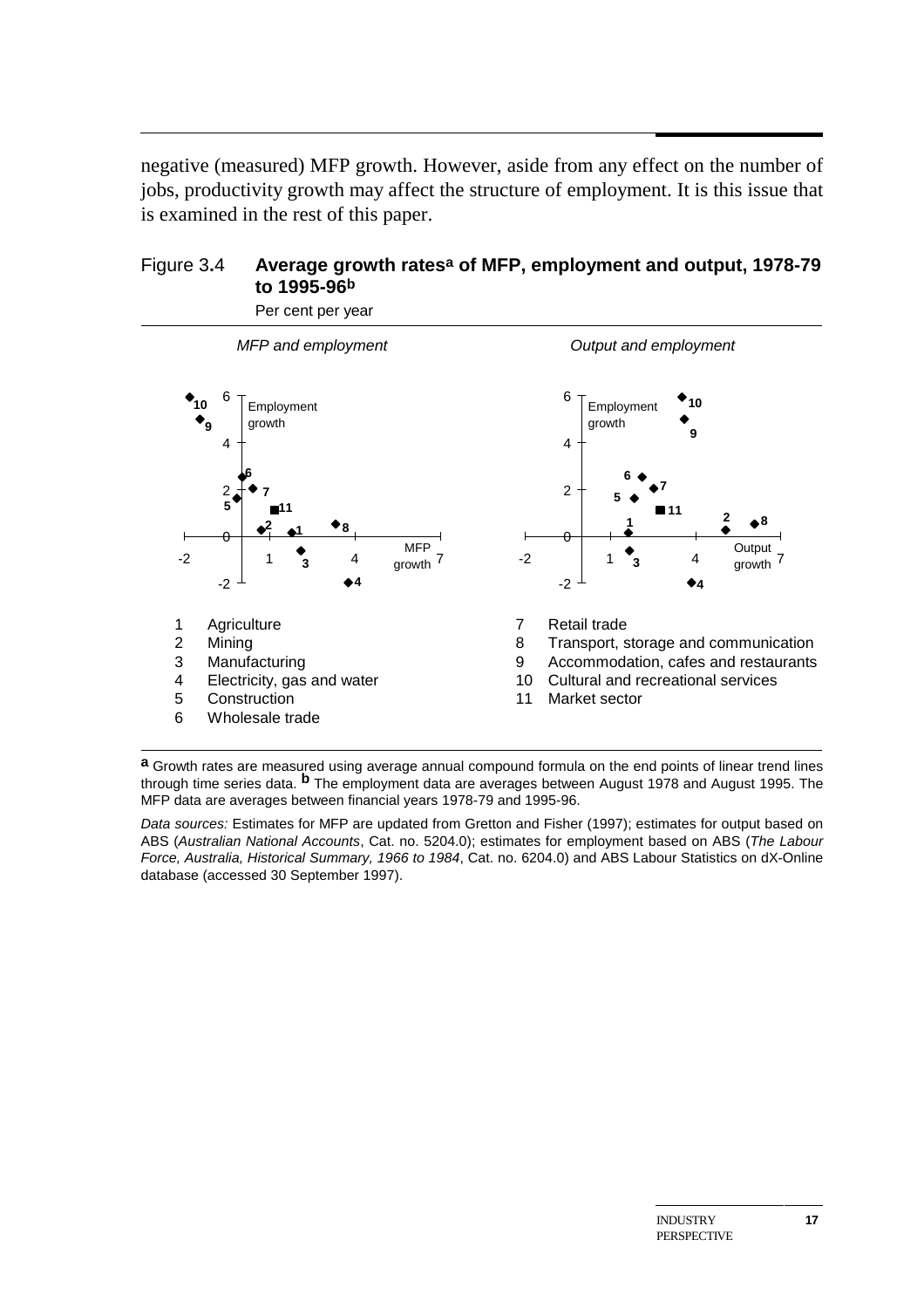negative (measured) MFP growth. However, aside from any effect on the number of jobs, productivity growth may affect the structure of employment. It is this issue that is examined in the rest of this paper.

Figure 3.4 **Average growth rates[a] of MFP, employment and output, 1978-79 to 1995-96[b]**

Per cent per year

*MFP and employment* | *Output and employment*

1 Agriculture
2 Mining
3 Manufacturing
4 Electricity, gas and water
5 Construction
6 Wholesale trade
7 Retail trade
8 Transport, storage and communication
9 Accommodation, cafes and restaurants
10 Cultural and recreational services
11 Market sector

**a** Growth rates are measured using average annual compound formula on the end points of linear trend lines through time series data. **b** The employment data are averages between August 1978 and August 1995. The MFP data are averages between financial years 1978-79 and 1995-96.

*Data sources:* Estimates for MFP are updated from Gretton and Fisher (1997); estimates for output based on ABS (*Australian National Accounts*, Cat. no. 5204.0); estimates for employment based on ABS (*The Labour Force, Australia, Historical Summary, 1966 to 1984*, Cat. no. 6204.0) and ABS Labour Statistics on dX-Online database (accessed 30 September 1997).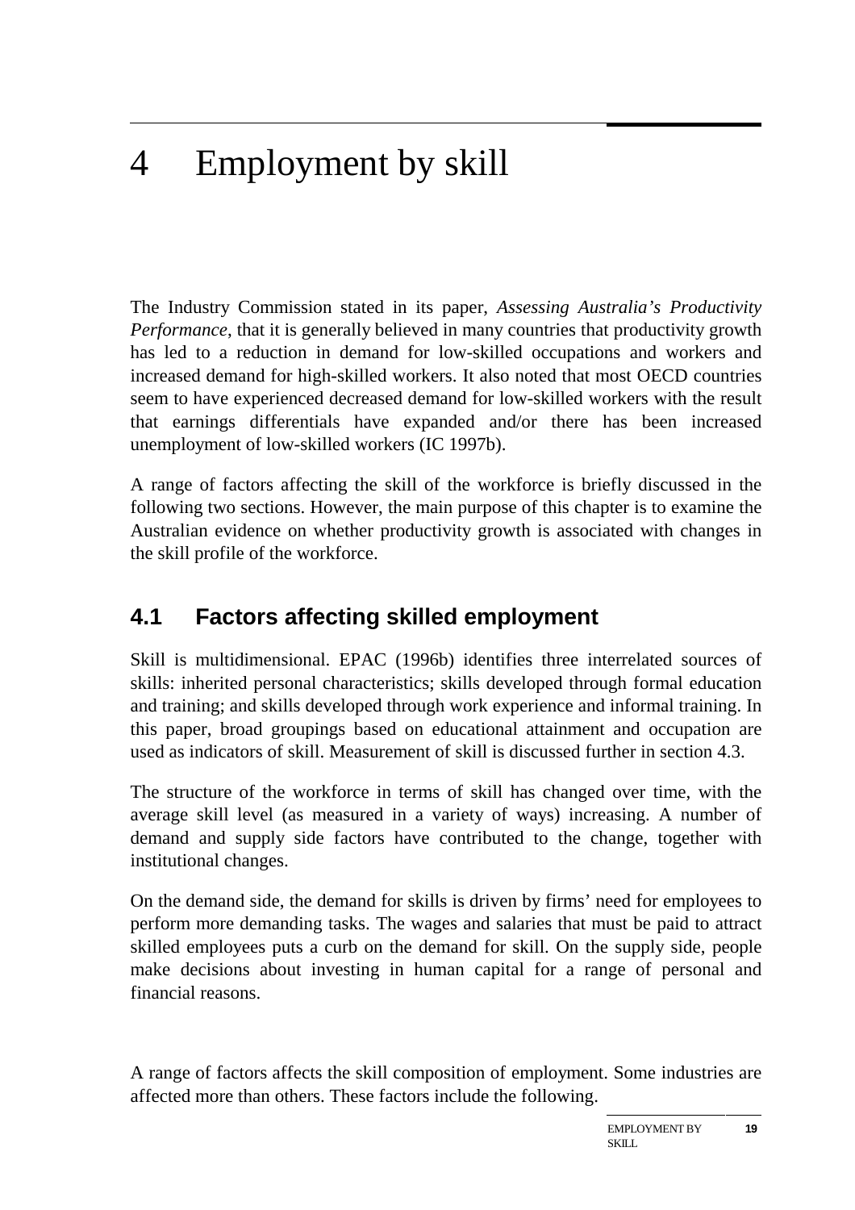# 4 Employment by skill

The Industry Commission stated in its paper, *Assessing Australia's Productivity Performance*, that it is generally believed in many countries that productivity growth has led to a reduction in demand for low-skilled occupations and workers and increased demand for high-skilled workers. It also noted that most OECD countries seem to have experienced decreased demand for low-skilled workers with the result that earnings differentials have expanded and/or there has been increased unemployment of low-skilled workers (IC 1997b).

A range of factors affecting the skill of the workforce is briefly discussed in the following two sections. However, the main purpose of this chapter is to examine the Australian evidence on whether productivity growth is associated with changes in the skill profile of the workforce.

## 4.1 Factors affecting skilled employment

Skill is multidimensional. EPAC (1996b) identifies three interrelated sources of skills: inherited personal characteristics; skills developed through formal education and training; and skills developed through work experience and informal training. In this paper, broad groupings based on educational attainment and occupation are used as indicators of skill. Measurement of skill is discussed further in section 4.3.

The structure of the workforce in terms of skill has changed over time, with the average skill level (as measured in a variety of ways) increasing. A number of demand and supply side factors have contributed to the change, together with institutional changes.

On the demand side, the demand for skills is driven by firms' need for employees to perform more demanding tasks. The wages and salaries that must be paid to attract skilled employees puts a curb on the demand for skill. On the supply side, people make decisions about investing in human capital for a range of personal and financial reasons.

A range of factors affects the skill composition of employment. Some industries are affected more than others. These factors include the following.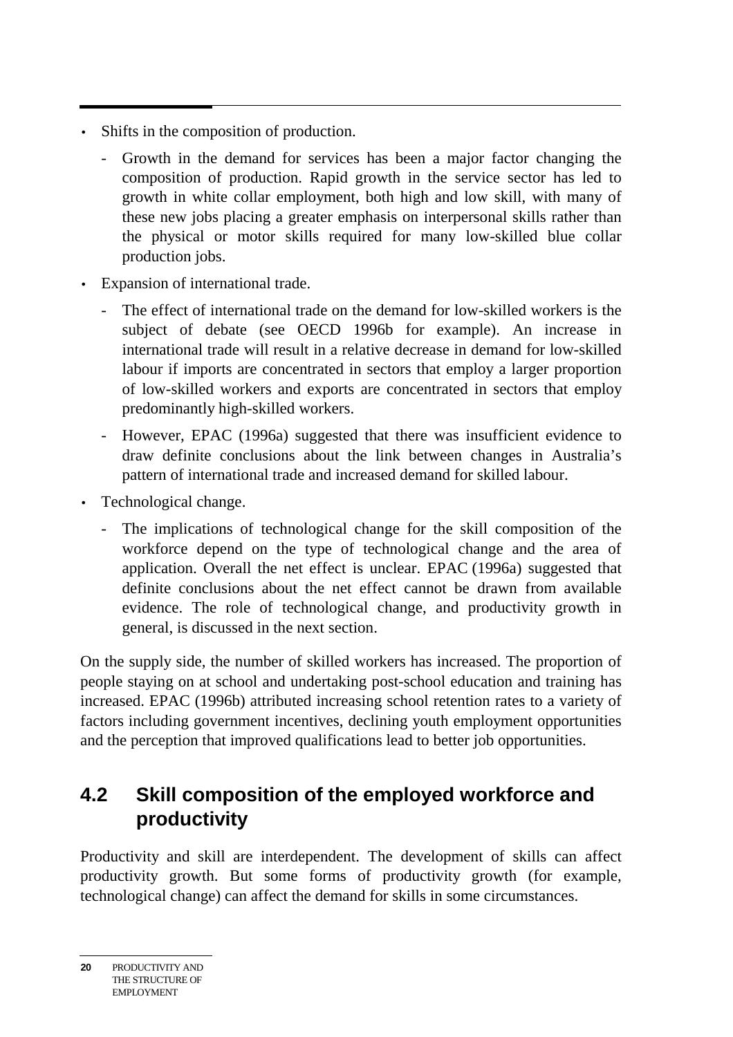- Shifts in the composition of production.
  - Growth in the demand for services has been a major factor changing the composition of production. Rapid growth in the service sector has led to growth in white collar employment, both high and low skill, with many of these new jobs placing a greater emphasis on interpersonal skills rather than the physical or motor skills required for many low-skilled blue collar production jobs.
- Expansion of international trade.
  - The effect of international trade on the demand for low-skilled workers is the subject of debate (see OECD 1996b for example). An increase in international trade will result in a relative decrease in demand for low-skilled labour if imports are concentrated in sectors that employ a larger proportion of low-skilled workers and exports are concentrated in sectors that employ predominantly high-skilled workers.
  - However, EPAC (1996a) suggested that there was insufficient evidence to draw definite conclusions about the link between changes in Australia's pattern of international trade and increased demand for skilled labour.
- Technological change.
  - The implications of technological change for the skill composition of the workforce depend on the type of technological change and the area of application. Overall the net effect is unclear. EPAC (1996a) suggested that definite conclusions about the net effect cannot be drawn from available evidence. The role of technological change, and productivity growth in general, is discussed in the next section.

On the supply side, the number of skilled workers has increased. The proportion of people staying on at school and undertaking post-school education and training has increased. EPAC (1996b) attributed increasing school retention rates to a variety of factors including government incentives, declining youth employment opportunities and the perception that improved qualifications lead to better job opportunities.

## 4.2 Skill composition of the employed workforce and productivity

Productivity and skill are interdependent. The development of skills can affect productivity growth. But some forms of productivity growth (for example, technological change) can affect the demand for skills in some circumstances.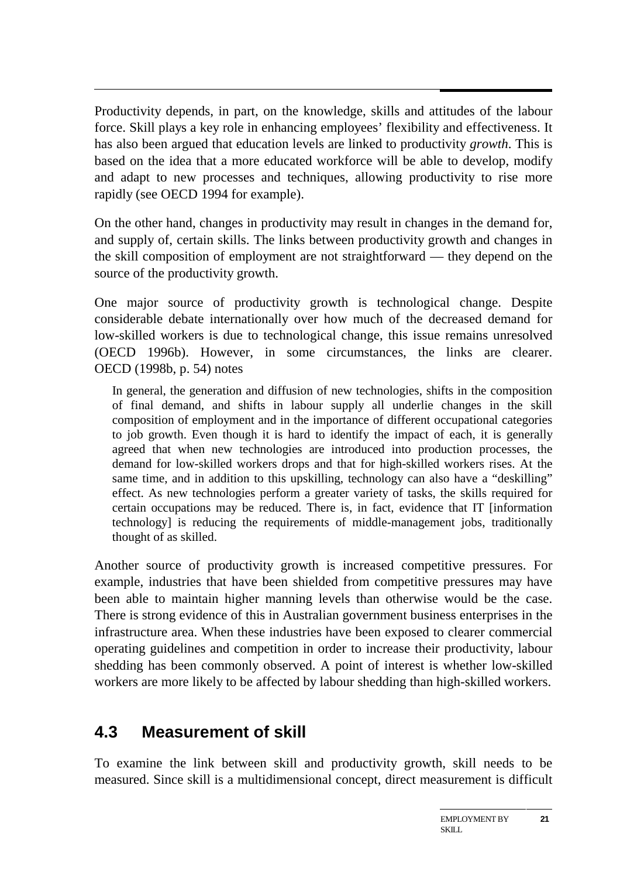Productivity depends, in part, on the knowledge, skills and attitudes of the labour force. Skill plays a key role in enhancing employees' flexibility and effectiveness. It has also been argued that education levels are linked to productivity *growth*. This is based on the idea that a more educated workforce will be able to develop, modify and adapt to new processes and techniques, allowing productivity to rise more rapidly (see OECD 1994 for example).

On the other hand, changes in productivity may result in changes in the demand for, and supply of, certain skills. The links between productivity growth and changes in the skill composition of employment are not straightforward — they depend on the source of the productivity growth.

One major source of productivity growth is technological change. Despite considerable debate internationally over how much of the decreased demand for low-skilled workers is due to technological change, this issue remains unresolved (OECD 1996b). However, in some circumstances, the links are clearer. OECD (1998b, p. 54) notes

> In general, the generation and diffusion of new technologies, shifts in the composition of final demand, and shifts in labour supply all underlie changes in the skill composition of employment and in the importance of different occupational categories to job growth. Even though it is hard to identify the impact of each, it is generally agreed that when new technologies are introduced into production processes, the demand for low-skilled workers drops and that for high-skilled workers rises. At the same time, and in addition to this upskilling, technology can also have a "deskilling" effect. As new technologies perform a greater variety of tasks, the skills required for certain occupations may be reduced. There is, in fact, evidence that IT [information technology] is reducing the requirements of middle-management jobs, traditionally thought of as skilled.

Another source of productivity growth is increased competitive pressures. For example, industries that have been shielded from competitive pressures may have been able to maintain higher manning levels than otherwise would be the case. There is strong evidence of this in Australian government business enterprises in the infrastructure area. When these industries have been exposed to clearer commercial operating guidelines and competition in order to increase their productivity, labour shedding has been commonly observed. A point of interest is whether low-skilled workers are more likely to be affected by labour shedding than high-skilled workers.

## 4.3 Measurement of skill

To examine the link between skill and productivity growth, skill needs to be measured. Since skill is a multidimensional concept, direct measurement is difficult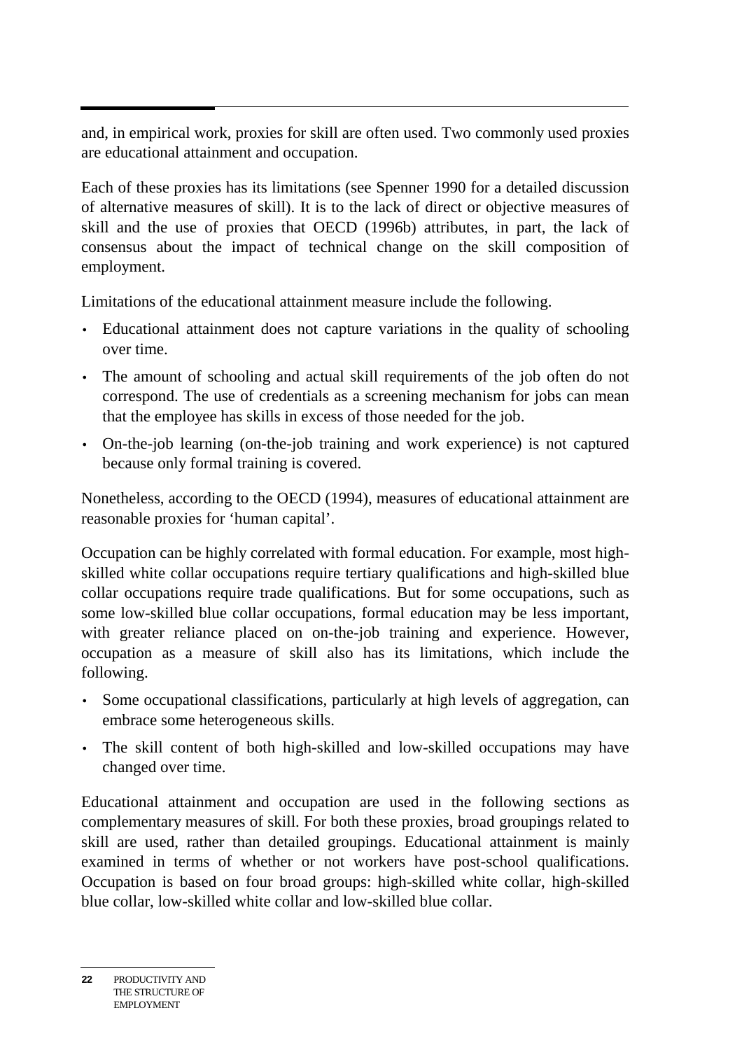and, in empirical work, proxies for skill are often used. Two commonly used proxies are educational attainment and occupation.

Each of these proxies has its limitations (see Spenner 1990 for a detailed discussion of alternative measures of skill). It is to the lack of direct or objective measures of skill and the use of proxies that OECD (1996b) attributes, in part, the lack of consensus about the impact of technical change on the skill composition of employment.

Limitations of the educational attainment measure include the following.

- Educational attainment does not capture variations in the quality of schooling over time.
- The amount of schooling and actual skill requirements of the job often do not correspond. The use of credentials as a screening mechanism for jobs can mean that the employee has skills in excess of those needed for the job.
- On-the-job learning (on-the-job training and work experience) is not captured because only formal training is covered.

Nonetheless, according to the OECD (1994), measures of educational attainment are reasonable proxies for 'human capital'.

Occupation can be highly correlated with formal education. For example, most high-skilled white collar occupations require tertiary qualifications and high-skilled blue collar occupations require trade qualifications. But for some occupations, such as some low-skilled blue collar occupations, formal education may be less important, with greater reliance placed on on-the-job training and experience. However, occupation as a measure of skill also has its limitations, which include the following.

- Some occupational classifications, particularly at high levels of aggregation, can embrace some heterogeneous skills.
- The skill content of both high-skilled and low-skilled occupations may have changed over time.

Educational attainment and occupation are used in the following sections as complementary measures of skill. For both these proxies, broad groupings related to skill are used, rather than detailed groupings. Educational attainment is mainly examined in terms of whether or not workers have post-school qualifications. Occupation is based on four broad groups: high-skilled white collar, high-skilled blue collar, low-skilled white collar and low-skilled blue collar.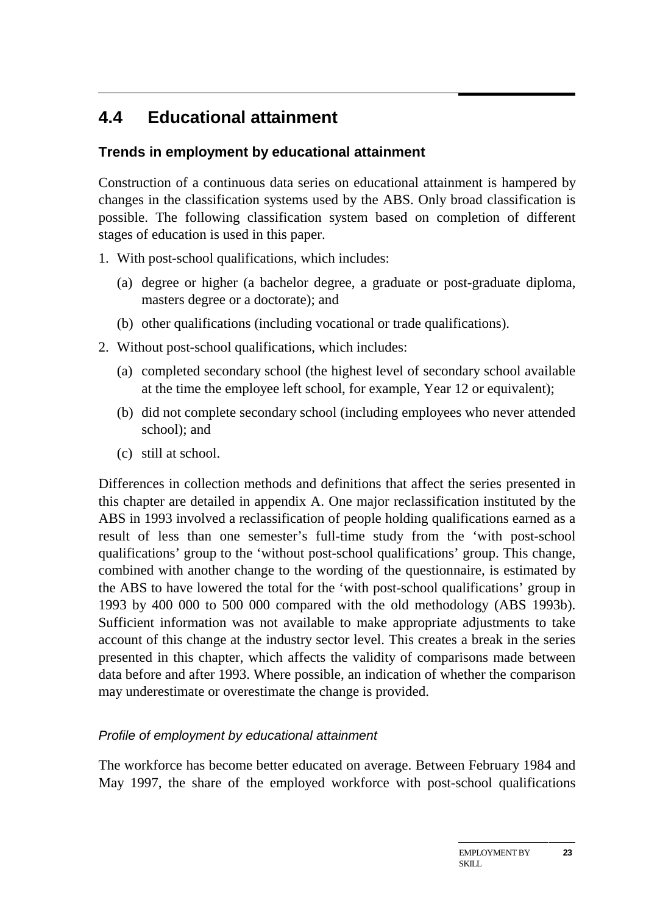## 4.4 Educational attainment

### Trends in employment by educational attainment

Construction of a continuous data series on educational attainment is hampered by changes in the classification systems used by the ABS. Only broad classification is possible. The following classification system based on completion of different stages of education is used in this paper.

1. With post-school qualifications, which includes:
   - (a) degree or higher (a bachelor degree, a graduate or post-graduate diploma, masters degree or a doctorate); and
   - (b) other qualifications (including vocational or trade qualifications).
2. Without post-school qualifications, which includes:
   - (a) completed secondary school (the highest level of secondary school available at the time the employee left school, for example, Year 12 or equivalent);
   - (b) did not complete secondary school (including employees who never attended school); and
   - (c) still at school.

Differences in collection methods and definitions that affect the series presented in this chapter are detailed in appendix A. One major reclassification instituted by the ABS in 1993 involved a reclassification of people holding qualifications earned as a result of less than one semester's full-time study from the 'with post-school qualifications' group to the 'without post-school qualifications' group. This change, combined with another change to the wording of the questionnaire, is estimated by the ABS to have lowered the total for the 'with post-school qualifications' group in 1993 by 400 000 to 500 000 compared with the old methodology (ABS 1993b). Sufficient information was not available to make appropriate adjustments to take account of this change at the industry sector level. This creates a break in the series presented in this chapter, which affects the validity of comparisons made between data before and after 1993. Where possible, an indication of whether the comparison may underestimate or overestimate the change is provided.

#### *Profile of employment by educational attainment*

The workforce has become better educated on average. Between February 1984 and May 1997, the share of the employed workforce with post-school qualifications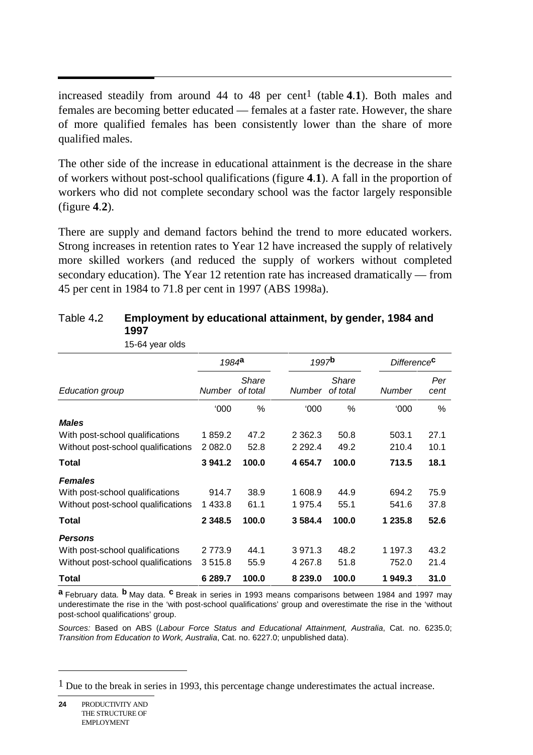increased steadily from around 44 to 48 per cent[1] (table **4**.**1**). Both males and females are becoming better educated — females at a faster rate. However, the share of more qualified females has been consistently lower than the share of more qualified males.

The other side of the increase in educational attainment is the decrease in the share of workers without post-school qualifications (figure **4**.**1**). A fall in the proportion of workers who did not complete secondary school was the factor largely responsible (figure **4**.**2**).

There are supply and demand factors behind the trend to more educated workers. Strong increases in retention rates to Year 12 have increased the supply of relatively more skilled workers (and reduced the supply of workers without completed secondary education). The Year 12 retention rate has increased dramatically — from 45 per cent in 1984 to 71.8 per cent in 1997 (ABS 1998a).

Table 4.2 **Employment by educational attainment, by gender, 1984 and 1997**

15-64 year olds

| | *1984*[a] | | *1997*[b] | | *Difference*[c] | |
|---|---|---|---|---|---|---|
| *Education group* | *Number* | *Share of total* | *Number* | *Share of total* | *Number* | *Per cent* |
| | '000 | % | '000 | % | '000 | % |
| ***Males*** | | | | | | |
| With post-school qualifications | 1 859.2 | 47.2 | 2 362.3 | 50.8 | 503.1 | 27.1 |
| Without post-school qualifications | 2 082.0 | 52.8 | 2 292.4 | 49.2 | 210.4 | 10.1 |
| **Total** | **3 941.2** | **100.0** | **4 654.7** | **100.0** | **713.5** | **18.1** |
| ***Females*** | | | | | | |
| With post-school qualifications | 914.7 | 38.9 | 1 608.9 | 44.9 | 694.2 | 75.9 |
| Without post-school qualifications | 1 433.8 | 61.1 | 1 975.4 | 55.1 | 541.6 | 37.8 |
| **Total** | **2 348.5** | **100.0** | **3 584.4** | **100.0** | **1 235.8** | **52.6** |
| ***Persons*** | | | | | | |
| With post-school qualifications | 2 773.9 | 44.1 | 3 971.3 | 48.2 | 1 197.3 | 43.2 |
| Without post-school qualifications | 3 515.8 | 55.9 | 4 267.8 | 51.8 | 752.0 | 21.4 |
| **Total** | **6 289.7** | **100.0** | **8 239.0** | **100.0** | **1 949.3** | **31.0** |

**a** February data. **b** May data. **c** Break in series in 1993 means comparisons between 1984 and 1997 may underestimate the rise in the 'with post-school qualifications' group and overestimate the rise in the 'without post-school qualifications' group.

*Sources:* Based on ABS (*Labour Force Status and Educational Attainment, Australia*, Cat. no. 6235.0; *Transition from Education to Work, Australia*, Cat. no. 6227.0; unpublished data).

[1] Due to the break in series in 1993, this percentage change underestimates the actual increase.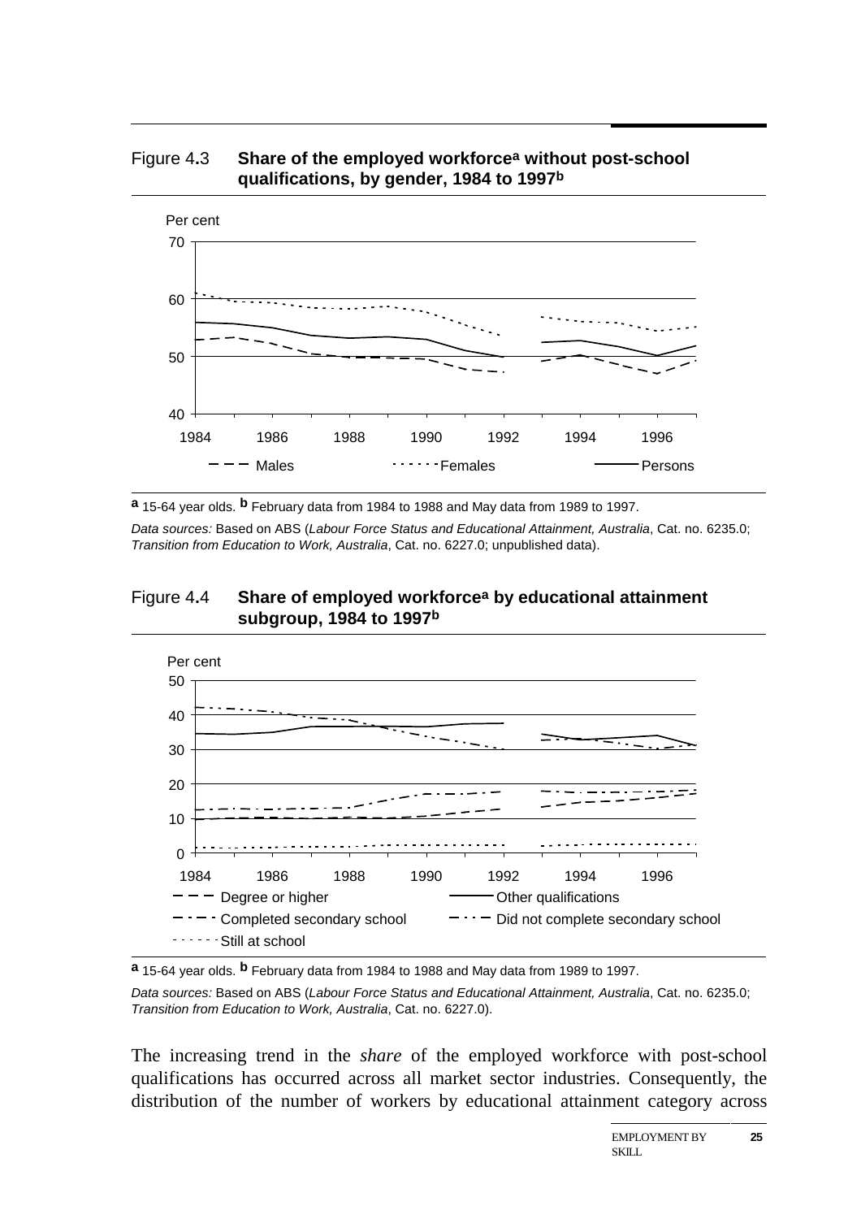Figure 4.3 **Share of the employed workforce[a] without post-school qualifications, by gender, 1984 to 1997[b]**

Per cent

70

60

50

40

1984 1986 1988 1990 1992 1994 1996

Males Females Persons

**a** 15-64 year olds. **b** February data from 1984 to 1988 and May data from 1989 to 1997.

*Data sources:* Based on ABS (*Labour Force Status and Educational Attainment, Australia*, Cat. no. 6235.0; *Transition from Education to Work, Australia*, Cat. no. 6227.0; unpublished data).

Figure 4.4 **Share of employed workforce[a] by educational attainment subgroup, 1984 to 1997[b]**

Per cent

50

40

30

20

10

0

1984 1986 1988 1990 1992 1994 1996

Degree or higher Other qualifications

Completed secondary school Did not complete secondary school

Still at school

**a** 15-64 year olds. **b** February data from 1984 to 1988 and May data from 1989 to 1997.

*Data sources:* Based on ABS (*Labour Force Status and Educational Attainment, Australia*, Cat. no. 6235.0; *Transition from Education to Work, Australia*, Cat. no. 6227.0).

The increasing trend in the *share* of the employed workforce with post-school qualifications has occurred across all market sector industries. Consequently, the distribution of the number of workers by educational attainment category across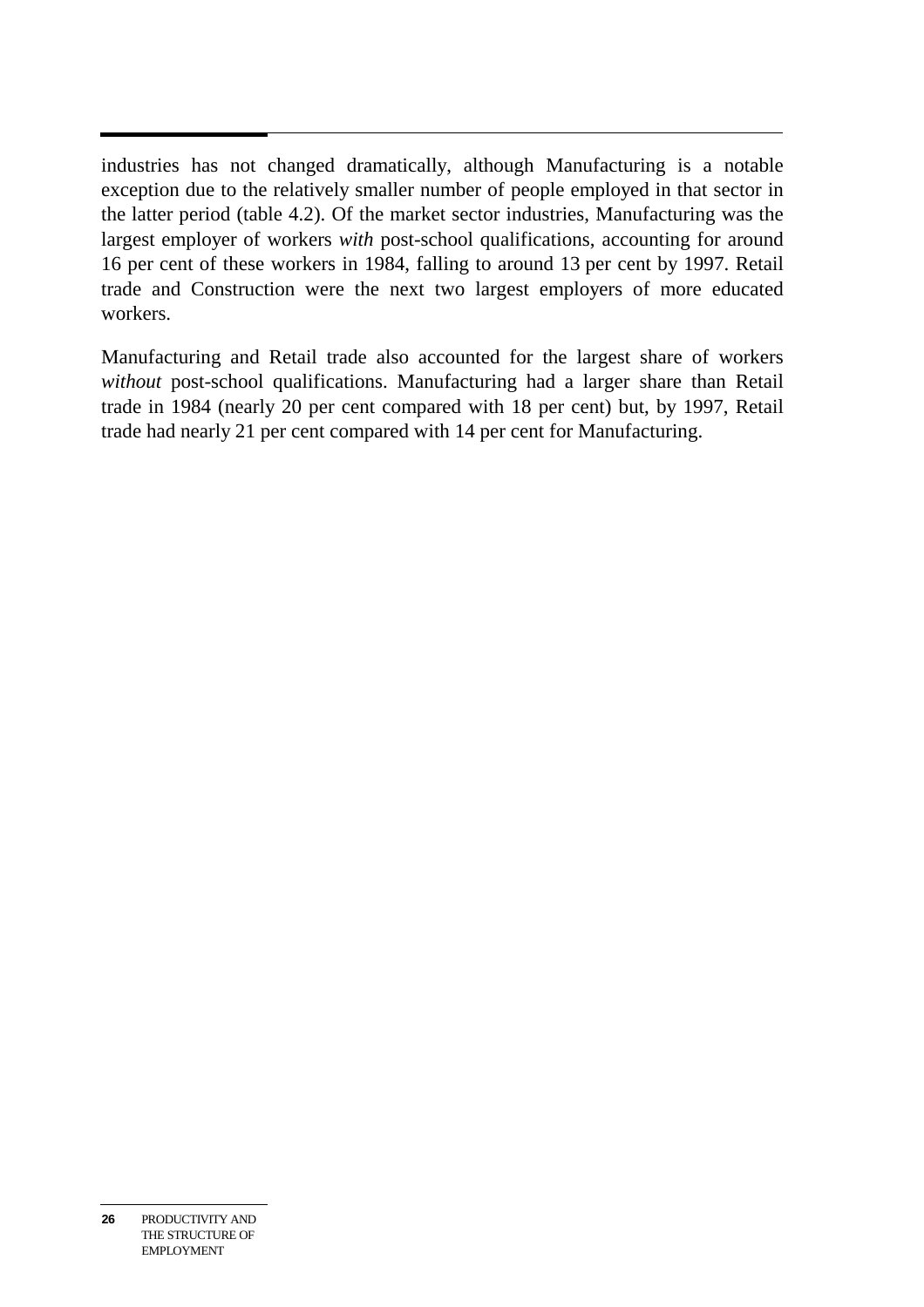industries has not changed dramatically, although Manufacturing is a notable exception due to the relatively smaller number of people employed in that sector in the latter period (table 4.2). Of the market sector industries, Manufacturing was the largest employer of workers *with* post-school qualifications, accounting for around 16 per cent of these workers in 1984, falling to around 13 per cent by 1997. Retail trade and Construction were the next two largest employers of more educated workers.

Manufacturing and Retail trade also accounted for the largest share of workers *without* post-school qualifications. Manufacturing had a larger share than Retail trade in 1984 (nearly 20 per cent compared with 18 per cent) but, by 1997, Retail trade had nearly 21 per cent compared with 14 per cent for Manufacturing.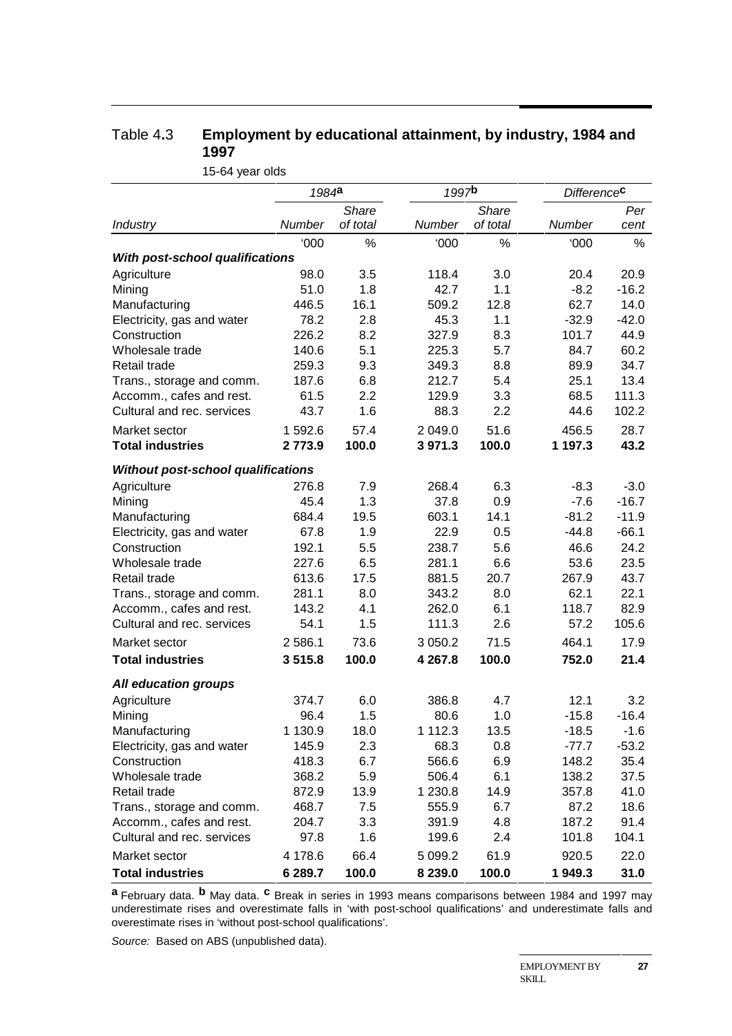## Table 4.3 **Employment by educational attainment, by industry, 1984 and 1997**

15-64 year olds

| | 1984[a] | | 1997[b] | | Difference[c] | |
|---|---|---|---|---|---|---|
| *Industry* | *Number* | *Share of total* | *Number* | *Share of total* | *Number* | *Per cent* |
| | '000 | % | '000 | % | '000 | % |
| ***With post-school qualifications*** | | | | | | |
| Agriculture | 98.0 | 3.5 | 118.4 | 3.0 | 20.4 | 20.9 |
| Mining | 51.0 | 1.8 | 42.7 | 1.1 | -8.2 | -16.2 |
| Manufacturing | 446.5 | 16.1 | 509.2 | 12.8 | 62.7 | 14.0 |
| Electricity, gas and water | 78.2 | 2.8 | 45.3 | 1.1 | -32.9 | -42.0 |
| Construction | 226.2 | 8.2 | 327.9 | 8.3 | 101.7 | 44.9 |
| Wholesale trade | 140.6 | 5.1 | 225.3 | 5.7 | 84.7 | 60.2 |
| Retail trade | 259.3 | 9.3 | 349.3 | 8.8 | 89.9 | 34.7 |
| Trans., storage and comm. | 187.6 | 6.8 | 212.7 | 5.4 | 25.1 | 13.4 |
| Accomm., cafes and rest. | 61.5 | 2.2 | 129.9 | 3.3 | 68.5 | 111.3 |
| Cultural and rec. services | 43.7 | 1.6 | 88.3 | 2.2 | 44.6 | 102.2 |
| Market sector | 1 592.6 | 57.4 | 2 049.0 | 51.6 | 456.5 | 28.7 |
| **Total industries** | **2 773.9** | **100.0** | **3 971.3** | **100.0** | **1 197.3** | **43.2** |
| ***Without post-school qualifications*** | | | | | | |
| Agriculture | 276.8 | 7.9 | 268.4 | 6.3 | -8.3 | -3.0 |
| Mining | 45.4 | 1.3 | 37.8 | 0.9 | -7.6 | -16.7 |
| Manufacturing | 684.4 | 19.5 | 603.1 | 14.1 | -81.2 | -11.9 |
| Electricity, gas and water | 67.8 | 1.9 | 22.9 | 0.5 | -44.8 | -66.1 |
| Construction | 192.1 | 5.5 | 238.7 | 5.6 | 46.6 | 24.2 |
| Wholesale trade | 227.6 | 6.5 | 281.1 | 6.6 | 53.6 | 23.5 |
| Retail trade | 613.6 | 17.5 | 881.5 | 20.7 | 267.9 | 43.7 |
| Trans., storage and comm. | 281.1 | 8.0 | 343.2 | 8.0 | 62.1 | 22.1 |
| Accomm., cafes and rest. | 143.2 | 4.1 | 262.0 | 6.1 | 118.7 | 82.9 |
| Cultural and rec. services | 54.1 | 1.5 | 111.3 | 2.6 | 57.2 | 105.6 |
| Market sector | 2 586.1 | 73.6 | 3 050.2 | 71.5 | 464.1 | 17.9 |
| **Total industries** | **3 515.8** | **100.0** | **4 267.8** | **100.0** | **752.0** | **21.4** |
| ***All education groups*** | | | | | | |
| Agriculture | 374.7 | 6.0 | 386.8 | 4.7 | 12.1 | 3.2 |
| Mining | 96.4 | 1.5 | 80.6 | 1.0 | -15.8 | -16.4 |
| Manufacturing | 1 130.9 | 18.0 | 1 112.3 | 13.5 | -18.5 | -1.6 |
| Electricity, gas and water | 145.9 | 2.3 | 68.3 | 0.8 | -77.7 | -53.2 |
| Construction | 418.3 | 6.7 | 566.6 | 6.9 | 148.2 | 35.4 |
| Wholesale trade | 368.2 | 5.9 | 506.4 | 6.1 | 138.2 | 37.5 |
| Retail trade | 872.9 | 13.9 | 1 230.8 | 14.9 | 357.8 | 41.0 |
| Trans., storage and comm. | 468.7 | 7.5 | 555.9 | 6.7 | 87.2 | 18.6 |
| Accomm., cafes and rest. | 204.7 | 3.3 | 391.9 | 4.8 | 187.2 | 91.4 |
| Cultural and rec. services | 97.8 | 1.6 | 199.6 | 2.4 | 101.8 | 104.1 |
| Market sector | 4 178.6 | 66.4 | 5 099.2 | 61.9 | 920.5 | 22.0 |
| **Total industries** | **6 289.7** | **100.0** | **8 239.0** | **100.0** | **1 949.3** | **31.0** |

**a** February data. **b** May data. **c** Break in series in 1993 means comparisons between 1984 and 1997 may underestimate rises and overestimate falls in 'with post-school qualifications' and underestimate falls and overestimate rises in 'without post-school qualifications'.

*Source:* Based on ABS (unpublished data).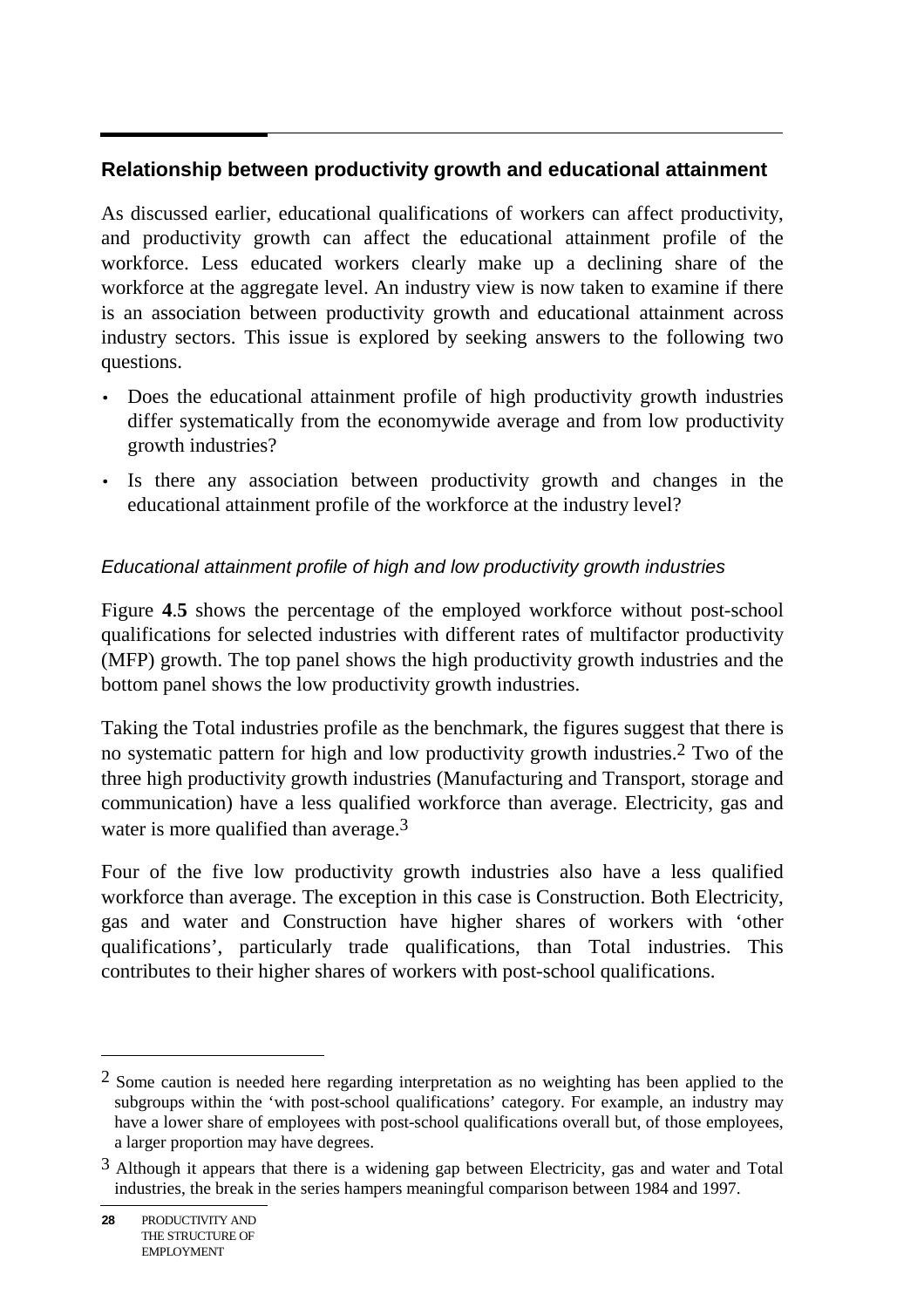## Relationship between productivity growth and educational attainment

As discussed earlier, educational qualifications of workers can affect productivity, and productivity growth can affect the educational attainment profile of the workforce. Less educated workers clearly make up a declining share of the workforce at the aggregate level. An industry view is now taken to examine if there is an association between productivity growth and educational attainment across industry sectors. This issue is explored by seeking answers to the following two questions.

- Does the educational attainment profile of high productivity growth industries differ systematically from the economywide average and from low productivity growth industries?
- Is there any association between productivity growth and changes in the educational attainment profile of the workforce at the industry level?

### *Educational attainment profile of high and low productivity growth industries*

Figure **4.5** shows the percentage of the employed workforce without post-school qualifications for selected industries with different rates of multifactor productivity (MFP) growth. The top panel shows the high productivity growth industries and the bottom panel shows the low productivity growth industries.

Taking the Total industries profile as the benchmark, the figures suggest that there is no systematic pattern for high and low productivity growth industries.[2] Two of the three high productivity growth industries (Manufacturing and Transport, storage and communication) have a less qualified workforce than average. Electricity, gas and water is more qualified than average.[3]

Four of the five low productivity growth industries also have a less qualified workforce than average. The exception in this case is Construction. Both Electricity, gas and water and Construction have higher shares of workers with 'other qualifications', particularly trade qualifications, than Total industries. This contributes to their higher shares of workers with post-school qualifications.

---

[2] Some caution is needed here regarding interpretation as no weighting has been applied to the subgroups within the 'with post-school qualifications' category. For example, an industry may have a lower share of employees with post-school qualifications overall but, of those employees, a larger proportion may have degrees.

[3] Although it appears that there is a widening gap between Electricity, gas and water and Total industries, the break in the series hampers meaningful comparison between 1984 and 1997.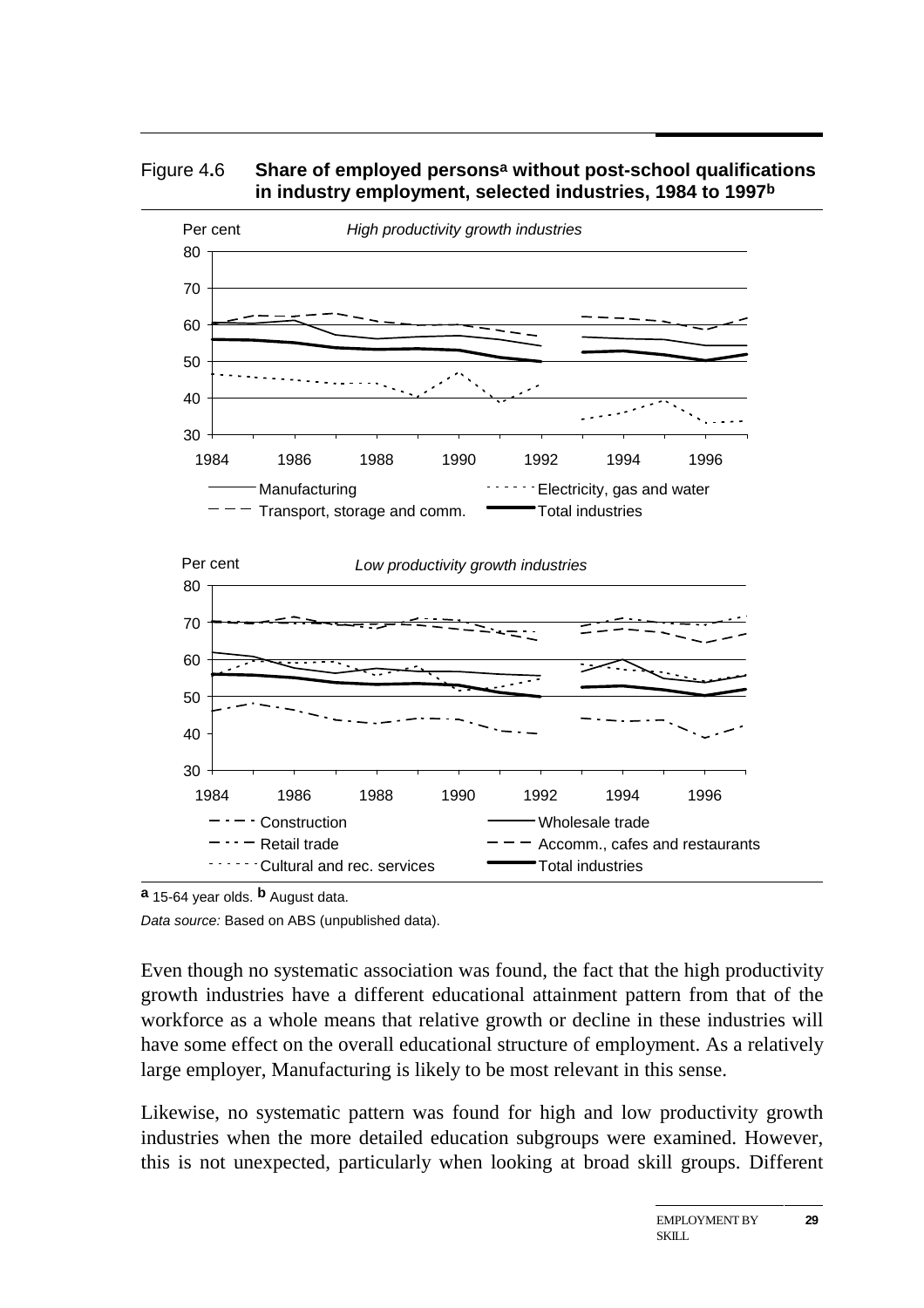Figure 4.6 **Share of employed persons[a] without post-school qualifications in industry employment, selected industries, 1984 to 1997[b]**

*High productivity growth industries*

*Low productivity growth industries*

**a** 15-64 year olds. **b** August data.

*Data source:* Based on ABS (unpublished data).

Even though no systematic association was found, the fact that the high productivity growth industries have a different educational attainment pattern from that of the workforce as a whole means that relative growth or decline in these industries will have some effect on the overall educational structure of employment. As a relatively large employer, Manufacturing is likely to be most relevant in this sense.

Likewise, no systematic pattern was found for high and low productivity growth industries when the more detailed education subgroups were examined. However, this is not unexpected, particularly when looking at broad skill groups. Different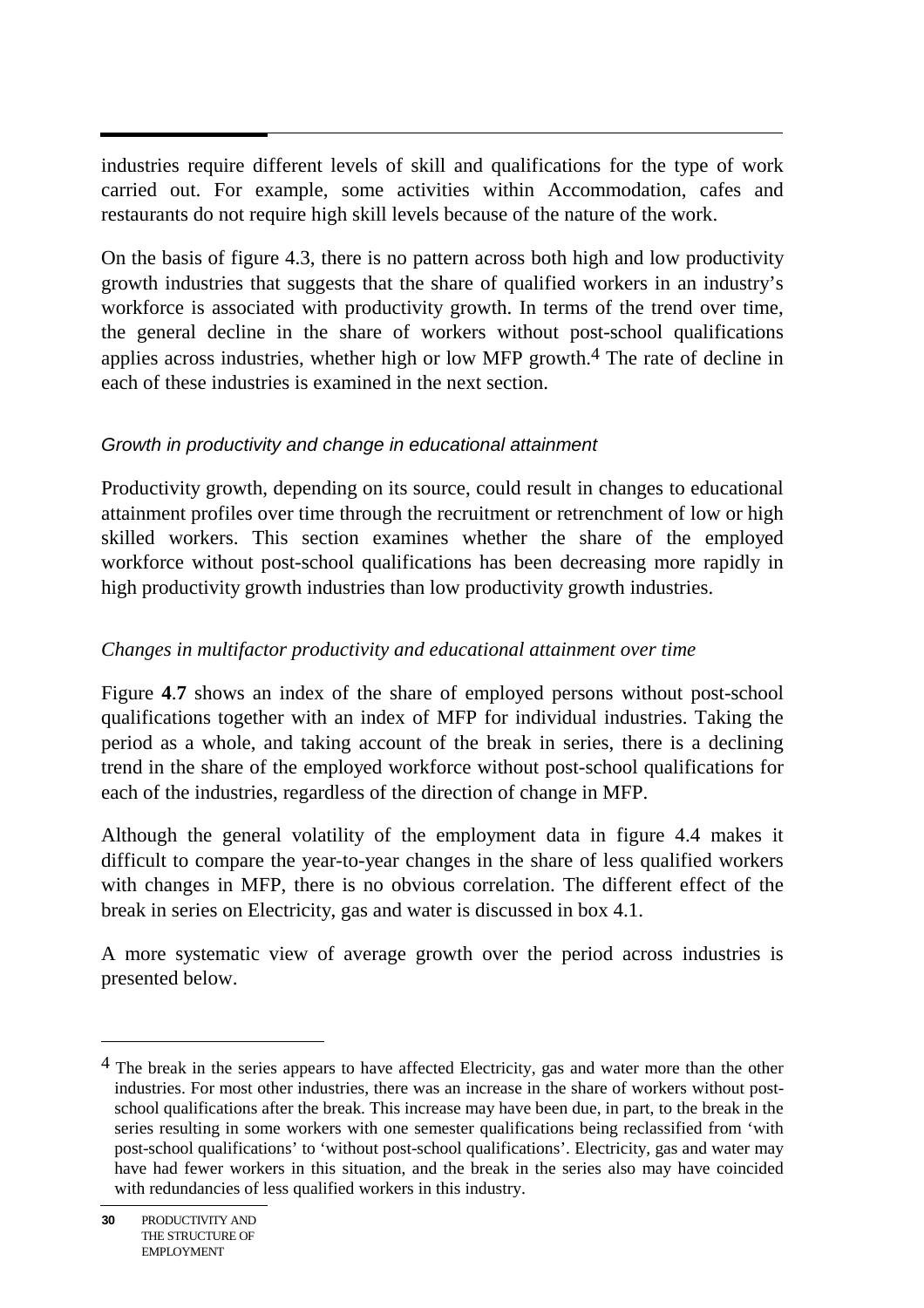industries require different levels of skill and qualifications for the type of work carried out. For example, some activities within Accommodation, cafes and restaurants do not require high skill levels because of the nature of the work.

On the basis of figure 4.3, there is no pattern across both high and low productivity growth industries that suggests that the share of qualified workers in an industry's workforce is associated with productivity growth. In terms of the trend over time, the general decline in the share of workers without post-school qualifications applies across industries, whether high or low MFP growth.[4] The rate of decline in each of these industries is examined in the next section.

### *Growth in productivity and change in educational attainment*

Productivity growth, depending on its source, could result in changes to educational attainment profiles over time through the recruitment or retrenchment of low or high skilled workers. This section examines whether the share of the employed workforce without post-school qualifications has been decreasing more rapidly in high productivity growth industries than low productivity growth industries.

#### *Changes in multifactor productivity and educational attainment over time*

Figure **4.7** shows an index of the share of employed persons without post-school qualifications together with an index of MFP for individual industries. Taking the period as a whole, and taking account of the break in series, there is a declining trend in the share of the employed workforce without post-school qualifications for each of the industries, regardless of the direction of change in MFP.

Although the general volatility of the employment data in figure 4.4 makes it difficult to compare the year-to-year changes in the share of less qualified workers with changes in MFP, there is no obvious correlation. The different effect of the break in series on Electricity, gas and water is discussed in box 4.1.

A more systematic view of average growth over the period across industries is presented below.

---

[4] The break in the series appears to have affected Electricity, gas and water more than the other industries. For most other industries, there was an increase in the share of workers without post-school qualifications after the break. This increase may have been due, in part, to the break in the series resulting in some workers with one semester qualifications being reclassified from 'with post-school qualifications' to 'without post-school qualifications'. Electricity, gas and water may have had fewer workers in this situation, and the break in the series also may have coincided with redundancies of less qualified workers in this industry.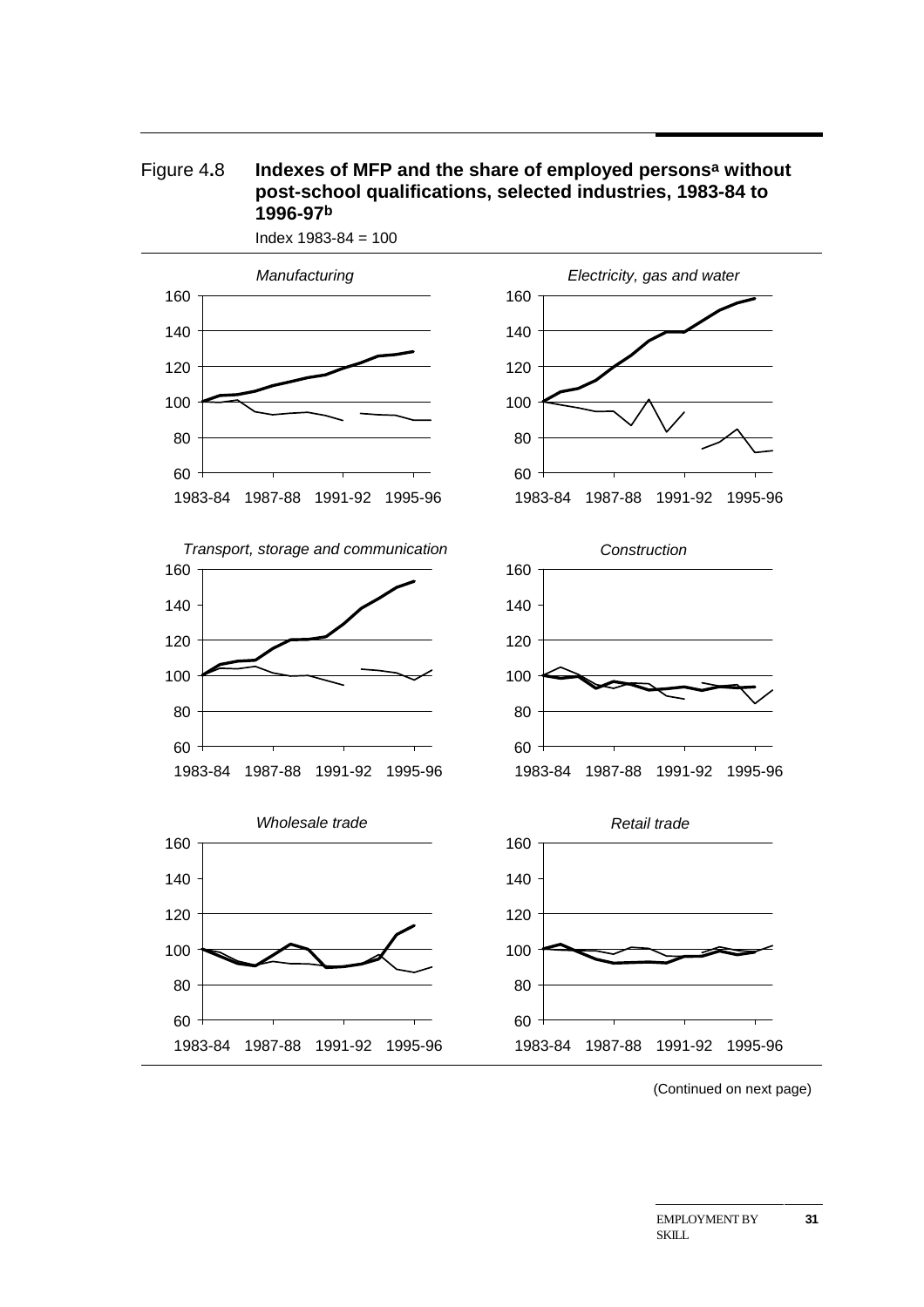Figure 4.8 **Indexes of MFP and the share of employed persons[a] without post-school qualifications, selected industries, 1983-84 to 1996-97[b]**

Index 1983-84 = 100

*Manufacturing*

*Electricity, gas and water*

*Transport, storage and communication*

*Construction*

*Wholesale trade*

*Retail trade*

(Continued on next page)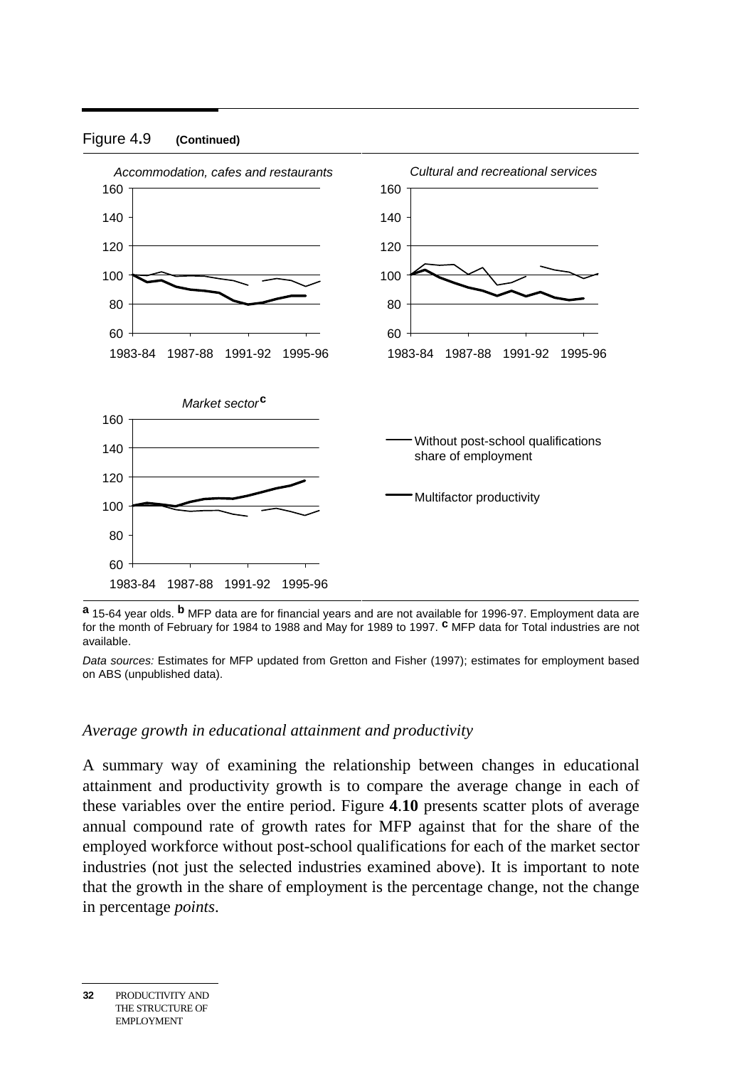Figure 4.9 **(Continued)**

*Accommodation, cafes and restaurants*

*Cultural and recreational services*

*Market sector*[c]

Without post-school qualifications share of employment

Multifactor productivity

**a** 15-64 year olds. **b** MFP data are for financial years and are not available for 1996-97. Employment data are for the month of February for 1984 to 1988 and May for 1989 to 1997. **c** MFP data for Total industries are not available.

*Data sources:* Estimates for MFP updated from Gretton and Fisher (1997); estimates for employment based on ABS (unpublished data).

### *Average growth in educational attainment and productivity*

A summary way of examining the relationship between changes in educational attainment and productivity growth is to compare the average change in each of these variables over the entire period. Figure **4.10** presents scatter plots of average annual compound rate of growth rates for MFP against that for the share of the employed workforce without post-school qualifications for each of the market sector industries (not just the selected industries examined above). It is important to note that the growth in the share of employment is the percentage change, not the change in percentage *points*.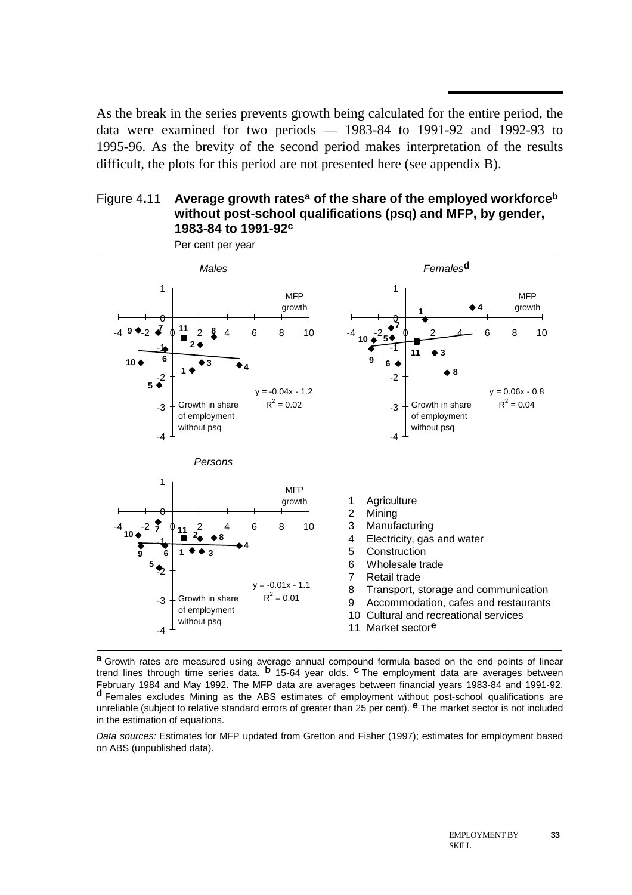As the break in the series prevents growth being calculated for the entire period, the data were examined for two periods — 1983-84 to 1991-92 and 1992-93 to 1995-96. As the brevity of the second period makes interpretation of the results difficult, the plots for this period are not presented here (see appendix B).

Figure 4.11 **Average growth rates[a] of the share of the employed workforce[b] without post-school qualifications (psq) and MFP, by gender, 1983-84 to 1991-92[c]**

Per cent per year

*Males*

MFP growth

Growth in share of employment without psq

$y = -0.04x - 1.2$
$R^2 = 0.02$

*Females*[d]

MFP growth

Growth in share of employment without psq

$y = 0.06x - 0.8$
$R^2 = 0.04$

*Persons*

MFP growth

Growth in share of employment without psq

$y = -0.01x - 1.1$
$R^2 = 0.01$

1. Agriculture
2. Mining
3. Manufacturing
4. Electricity, gas and water
5. Construction
6. Wholesale trade
7. Retail trade
8. Transport, storage and communication
9. Accommodation, cafes and restaurants
10. Cultural and recreational services
11. Market sector[e]

**a** Growth rates are measured using average annual compound formula based on the end points of linear trend lines through time series data. **b** 15-64 year olds. **c** The employment data are averages between February 1984 and May 1992. The MFP data are averages between financial years 1983-84 and 1991-92. **d** Females excludes Mining as the ABS estimates of employment without post-school qualifications are unreliable (subject to relative standard errors of greater than 25 per cent). **e** The market sector is not included in the estimation of equations.

*Data sources:* Estimates for MFP updated from Gretton and Fisher (1997); estimates for employment based on ABS (unpublished data).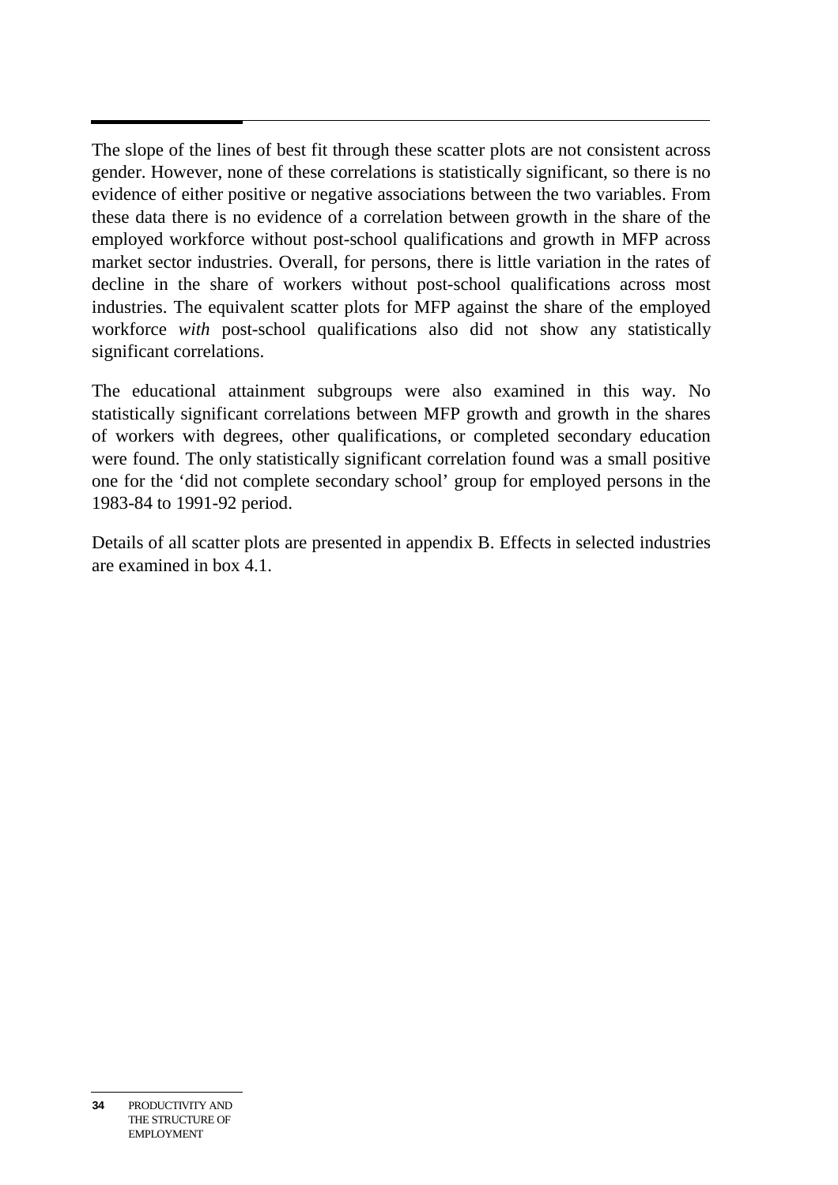The slope of the lines of best fit through these scatter plots are not consistent across gender. However, none of these correlations is statistically significant, so there is no evidence of either positive or negative associations between the two variables. From these data there is no evidence of a correlation between growth in the share of the employed workforce without post-school qualifications and growth in MFP across market sector industries. Overall, for persons, there is little variation in the rates of decline in the share of workers without post-school qualifications across most industries. The equivalent scatter plots for MFP against the share of the employed workforce *with* post-school qualifications also did not show any statistically significant correlations.

The educational attainment subgroups were also examined in this way. No statistically significant correlations between MFP growth and growth in the shares of workers with degrees, other qualifications, or completed secondary education were found. The only statistically significant correlation found was a small positive one for the 'did not complete secondary school' group for employed persons in the 1983-84 to 1991-92 period.

Details of all scatter plots are presented in appendix B. Effects in selected industries are examined in box 4.1.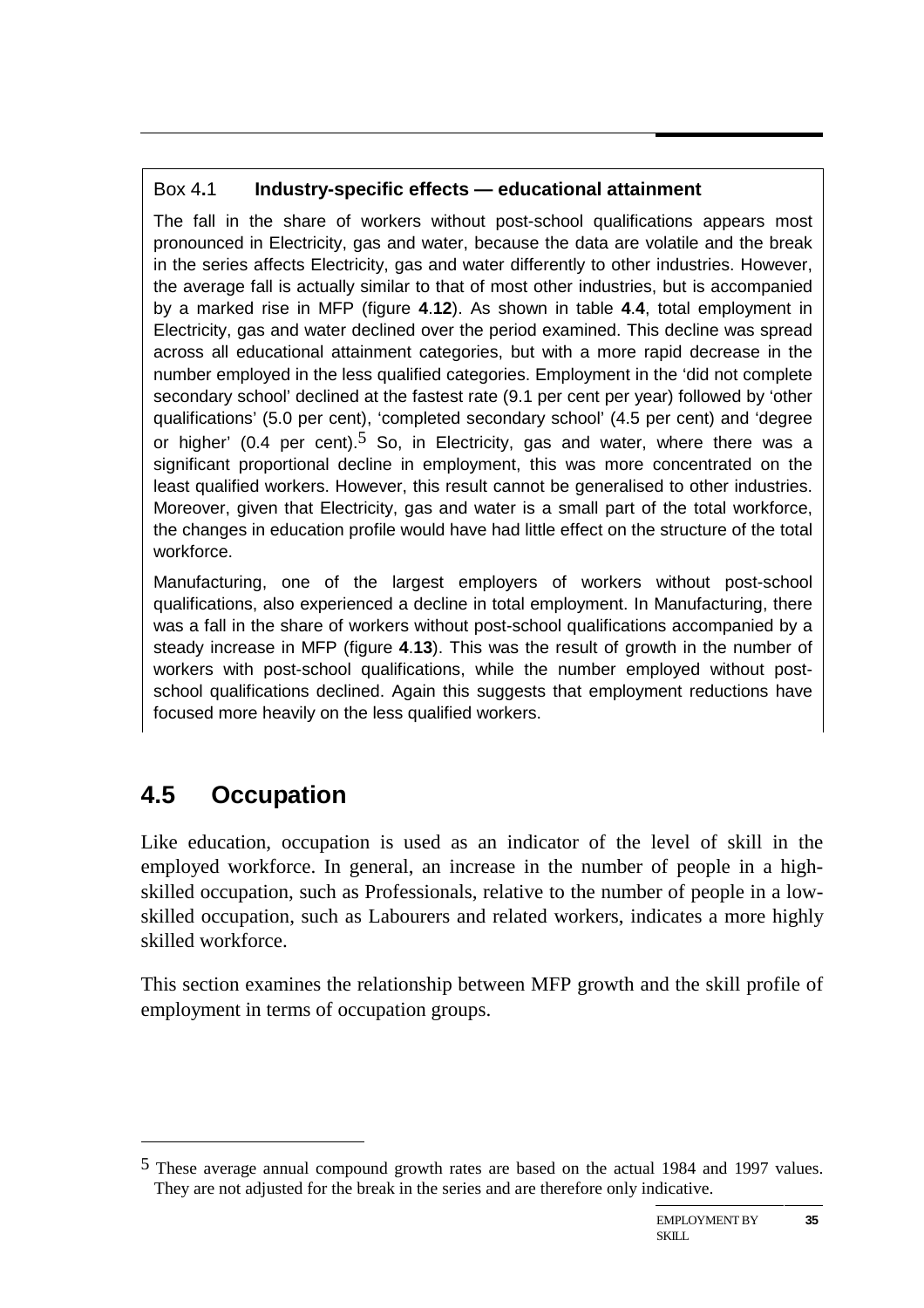**Box 4.1 Industry-specific effects — educational attainment**

The fall in the share of workers without post-school qualifications appears most pronounced in Electricity, gas and water, because the data are volatile and the break in the series affects Electricity, gas and water differently to other industries. However, the average fall is actually similar to that of most other industries, but is accompanied by a marked rise in MFP (figure **4.12**). As shown in table **4.4**, total employment in Electricity, gas and water declined over the period examined. This decline was spread across all educational attainment categories, but with a more rapid decrease in the number employed in the less qualified categories. Employment in the 'did not complete secondary school' declined at the fastest rate (9.1 per cent per year) followed by 'other qualifications' (5.0 per cent), 'completed secondary school' (4.5 per cent) and 'degree or higher' (0.4 per cent).[5] So, in Electricity, gas and water, where there was a significant proportional decline in employment, this was more concentrated on the least qualified workers. However, this result cannot be generalised to other industries. Moreover, given that Electricity, gas and water is a small part of the total workforce, the changes in education profile would have had little effect on the structure of the total workforce.

Manufacturing, one of the largest employers of workers without post-school qualifications, also experienced a decline in total employment. In Manufacturing, there was a fall in the share of workers without post-school qualifications accompanied by a steady increase in MFP (figure **4.13**). This was the result of growth in the number of workers with post-school qualifications, while the number employed without post-school qualifications declined. Again this suggests that employment reductions have focused more heavily on the less qualified workers.

## 4.5 Occupation

Like education, occupation is used as an indicator of the level of skill in the employed workforce. In general, an increase in the number of people in a high-skilled occupation, such as Professionals, relative to the number of people in a low-skilled occupation, such as Labourers and related workers, indicates a more highly skilled workforce.

This section examines the relationship between MFP growth and the skill profile of employment in terms of occupation groups.

---

[5] These average annual compound growth rates are based on the actual 1984 and 1997 values. They are not adjusted for the break in the series and are therefore only indicative.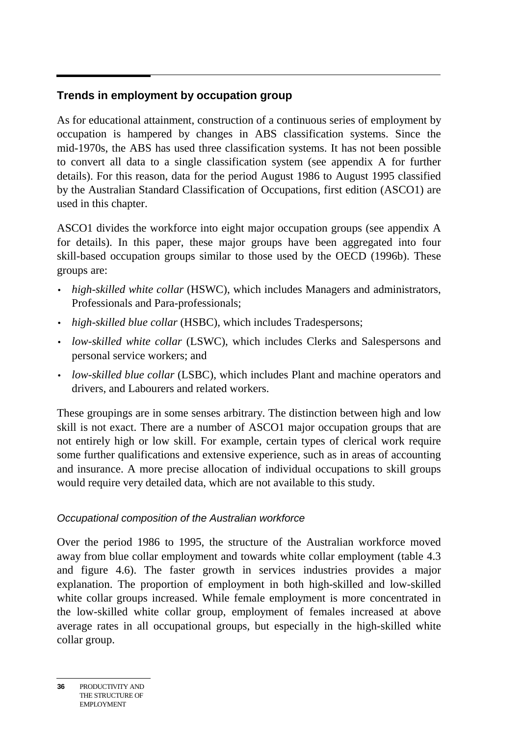## Trends in employment by occupation group

As for educational attainment, construction of a continuous series of employment by occupation is hampered by changes in ABS classification systems. Since the mid-1970s, the ABS has used three classification systems. It has not been possible to convert all data to a single classification system (see appendix A for further details). For this reason, data for the period August 1986 to August 1995 classified by the Australian Standard Classification of Occupations, first edition (ASCO1) are used in this chapter.

ASCO1 divides the workforce into eight major occupation groups (see appendix A for details). In this paper, these major groups have been aggregated into four skill-based occupation groups similar to those used by the OECD (1996b). These groups are:

- *high-skilled white collar* (HSWC), which includes Managers and administrators, Professionals and Para-professionals;
- *high-skilled blue collar* (HSBC), which includes Tradespersons;
- *low-skilled white collar* (LSWC), which includes Clerks and Salespersons and personal service workers; and
- *low-skilled blue collar* (LSBC), which includes Plant and machine operators and drivers, and Labourers and related workers.

These groupings are in some senses arbitrary. The distinction between high and low skill is not exact. There are a number of ASCO1 major occupation groups that are not entirely high or low skill. For example, certain types of clerical work require some further qualifications and extensive experience, such as in areas of accounting and insurance. A more precise allocation of individual occupations to skill groups would require very detailed data, which are not available to this study.

### *Occupational composition of the Australian workforce*

Over the period 1986 to 1995, the structure of the Australian workforce moved away from blue collar employment and towards white collar employment (table 4.3 and figure 4.6). The faster growth in services industries provides a major explanation. The proportion of employment in both high-skilled and low-skilled white collar groups increased. While female employment is more concentrated in the low-skilled white collar group, employment of females increased at above average rates in all occupational groups, but especially in the high-skilled white collar group.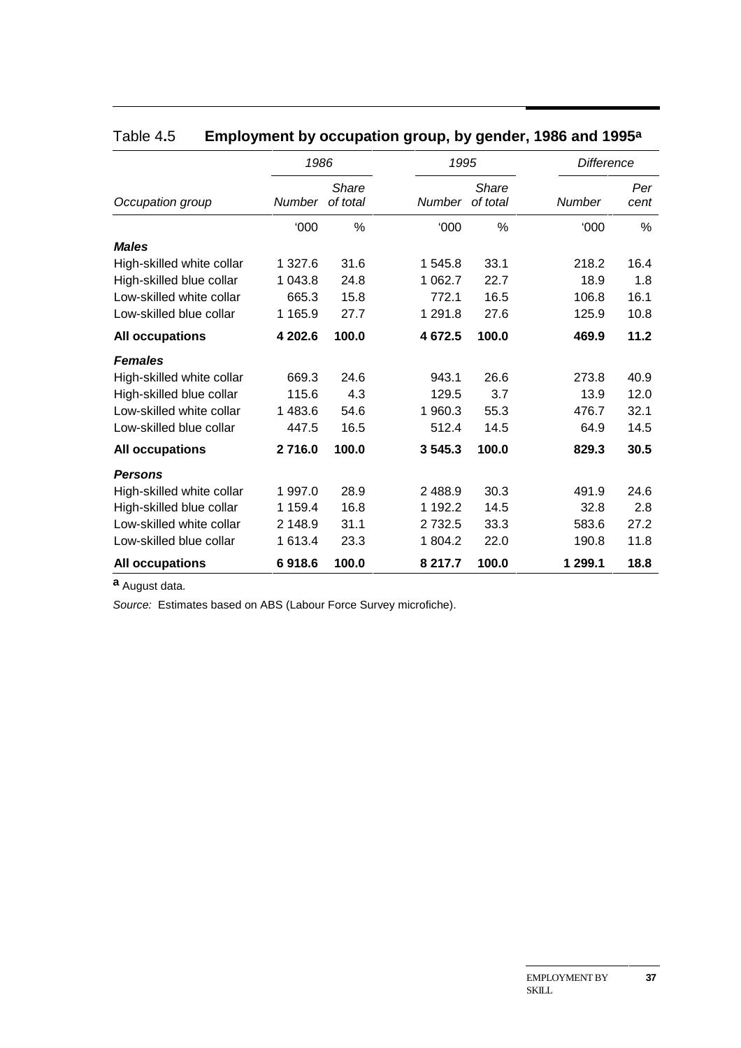## Table 4.5 **Employment by occupation group, by gender, 1986 and 1995**[a]

| Occupation group | 1986 | | 1995 | | Difference | |
|---|---|---|---|---|---|---|
| | *Number* | *Share of total* | *Number* | *Share of total* | *Number* | *Per cent* |
| | '000 | % | '000 | % | '000 | % |
| ***Males*** | | | | | | |
| High-skilled white collar | 1 327.6 | 31.6 | 1 545.8 | 33.1 | 218.2 | 16.4 |
| High-skilled blue collar | 1 043.8 | 24.8 | 1 062.7 | 22.7 | 18.9 | 1.8 |
| Low-skilled white collar | 665.3 | 15.8 | 772.1 | 16.5 | 106.8 | 16.1 |
| Low-skilled blue collar | 1 165.9 | 27.7 | 1 291.8 | 27.6 | 125.9 | 10.8 |
| **All occupations** | **4 202.6** | **100.0** | **4 672.5** | **100.0** | **469.9** | **11.2** |
| ***Females*** | | | | | | |
| High-skilled white collar | 669.3 | 24.6 | 943.1 | 26.6 | 273.8 | 40.9 |
| High-skilled blue collar | 115.6 | 4.3 | 129.5 | 3.7 | 13.9 | 12.0 |
| Low-skilled white collar | 1 483.6 | 54.6 | 1 960.3 | 55.3 | 476.7 | 32.1 |
| Low-skilled blue collar | 447.5 | 16.5 | 512.4 | 14.5 | 64.9 | 14.5 |
| **All occupations** | **2 716.0** | **100.0** | **3 545.3** | **100.0** | **829.3** | **30.5** |
| ***Persons*** | | | | | | |
| High-skilled white collar | 1 997.0 | 28.9 | 2 488.9 | 30.3 | 491.9 | 24.6 |
| High-skilled blue collar | 1 159.4 | 16.8 | 1 192.2 | 14.5 | 32.8 | 2.8 |
| Low-skilled white collar | 2 148.9 | 31.1 | 2 732.5 | 33.3 | 583.6 | 27.2 |
| Low-skilled blue collar | 1 613.4 | 23.3 | 1 804.2 | 22.0 | 190.8 | 11.8 |
| **All occupations** | **6 918.6** | **100.0** | **8 217.7** | **100.0** | **1 299.1** | **18.8** |

**a** August data.

*Source:* Estimates based on ABS (Labour Force Survey microfiche).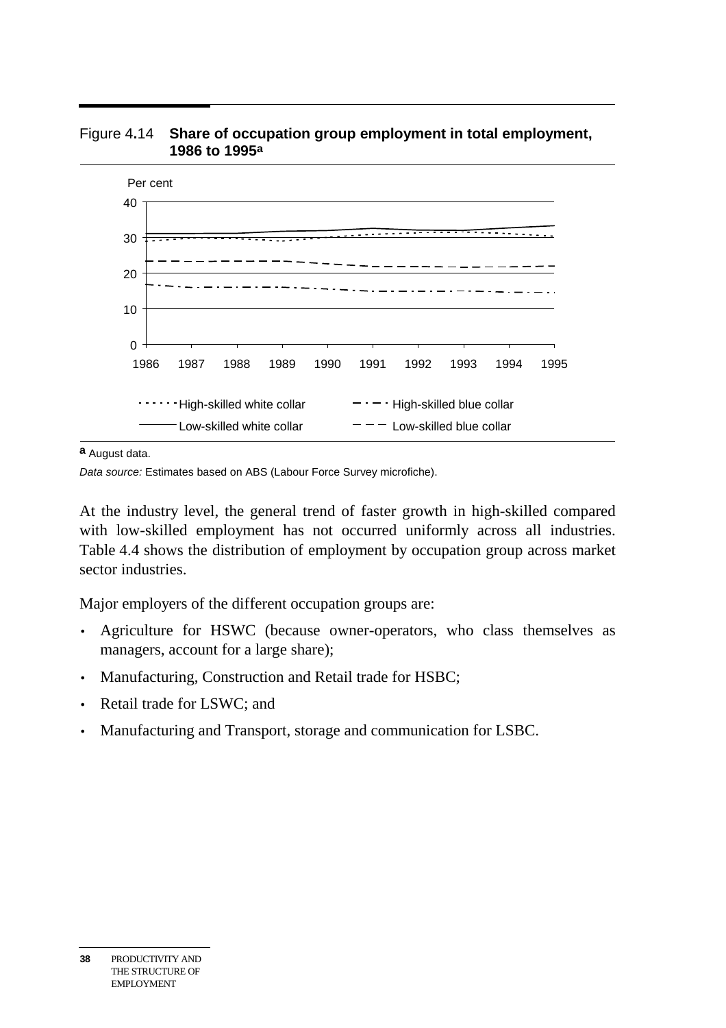Figure 4.14 **Share of occupation group employment in total employment, 1986 to 1995**[a]

Per cent

High-skilled white collar · High-skilled blue collar · Low-skilled white collar · Low-skilled blue collar

**a** August data.

*Data source:* Estimates based on ABS (Labour Force Survey microfiche).

At the industry level, the general trend of faster growth in high-skilled compared with low-skilled employment has not occurred uniformly across all industries. Table 4.4 shows the distribution of employment by occupation group across market sector industries.

Major employers of the different occupation groups are:

- Agriculture for HSWC (because owner-operators, who class themselves as managers, account for a large share);
- Manufacturing, Construction and Retail trade for HSBC;
- Retail trade for LSWC; and
- Manufacturing and Transport, storage and communication for LSBC.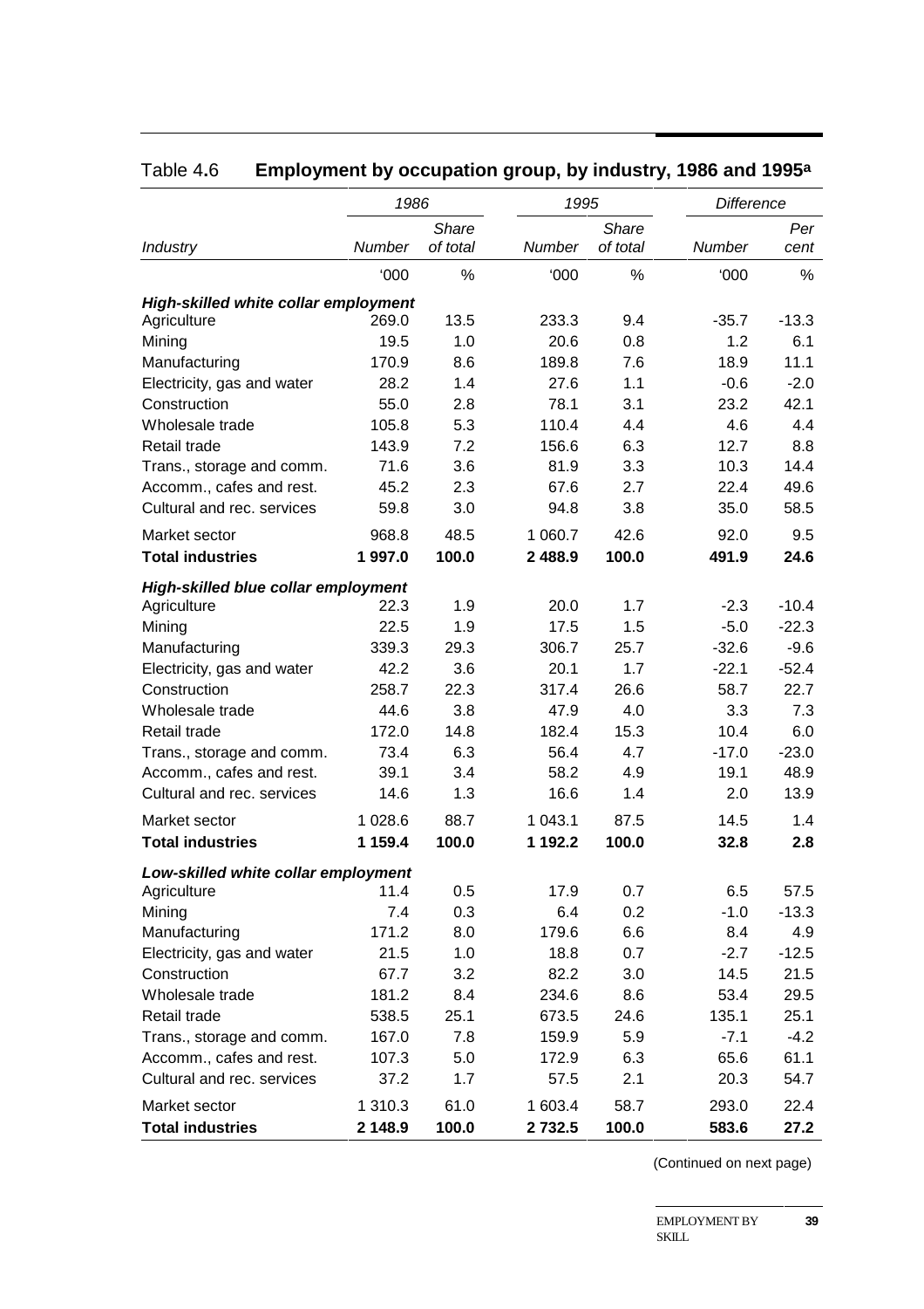## Table 4.6 **Employment by occupation group, by industry, 1986 and 1995[a]**

| | 1986 | | 1995 | | Difference | |
|---|---|---|---|---|---|---|
| *Industry* | *Number* | *Share of total* | *Number* | *Share of total* | *Number* | *Per cent* |
| | '000 | % | '000 | % | '000 | % |
| ***High-skilled white collar employment*** | | | | | | |
| Agriculture | 269.0 | 13.5 | 233.3 | 9.4 | -35.7 | -13.3 |
| Mining | 19.5 | 1.0 | 20.6 | 0.8 | 1.2 | 6.1 |
| Manufacturing | 170.9 | 8.6 | 189.8 | 7.6 | 18.9 | 11.1 |
| Electricity, gas and water | 28.2 | 1.4 | 27.6 | 1.1 | -0.6 | -2.0 |
| Construction | 55.0 | 2.8 | 78.1 | 3.1 | 23.2 | 42.1 |
| Wholesale trade | 105.8 | 5.3 | 110.4 | 4.4 | 4.6 | 4.4 |
| Retail trade | 143.9 | 7.2 | 156.6 | 6.3 | 12.7 | 8.8 |
| Trans., storage and comm. | 71.6 | 3.6 | 81.9 | 3.3 | 10.3 | 14.4 |
| Accomm., cafes and rest. | 45.2 | 2.3 | 67.6 | 2.7 | 22.4 | 49.6 |
| Cultural and rec. services | 59.8 | 3.0 | 94.8 | 3.8 | 35.0 | 58.5 |
| Market sector | 968.8 | 48.5 | 1 060.7 | 42.6 | 92.0 | 9.5 |
| **Total industries** | **1 997.0** | **100.0** | **2 488.9** | **100.0** | **491.9** | **24.6** |
| ***High-skilled blue collar employment*** | | | | | | |
| Agriculture | 22.3 | 1.9 | 20.0 | 1.7 | -2.3 | -10.4 |
| Mining | 22.5 | 1.9 | 17.5 | 1.5 | -5.0 | -22.3 |
| Manufacturing | 339.3 | 29.3 | 306.7 | 25.7 | -32.6 | -9.6 |
| Electricity, gas and water | 42.2 | 3.6 | 20.1 | 1.7 | -22.1 | -52.4 |
| Construction | 258.7 | 22.3 | 317.4 | 26.6 | 58.7 | 22.7 |
| Wholesale trade | 44.6 | 3.8 | 47.9 | 4.0 | 3.3 | 7.3 |
| Retail trade | 172.0 | 14.8 | 182.4 | 15.3 | 10.4 | 6.0 |
| Trans., storage and comm. | 73.4 | 6.3 | 56.4 | 4.7 | -17.0 | -23.0 |
| Accomm., cafes and rest. | 39.1 | 3.4 | 58.2 | 4.9 | 19.1 | 48.9 |
| Cultural and rec. services | 14.6 | 1.3 | 16.6 | 1.4 | 2.0 | 13.9 |
| Market sector | 1 028.6 | 88.7 | 1 043.1 | 87.5 | 14.5 | 1.4 |
| **Total industries** | **1 159.4** | **100.0** | **1 192.2** | **100.0** | **32.8** | **2.8** |
| ***Low-skilled white collar employment*** | | | | | | |
| Agriculture | 11.4 | 0.5 | 17.9 | 0.7 | 6.5 | 57.5 |
| Mining | 7.4 | 0.3 | 6.4 | 0.2 | -1.0 | -13.3 |
| Manufacturing | 171.2 | 8.0 | 179.6 | 6.6 | 8.4 | 4.9 |
| Electricity, gas and water | 21.5 | 1.0 | 18.8 | 0.7 | -2.7 | -12.5 |
| Construction | 67.7 | 3.2 | 82.2 | 3.0 | 14.5 | 21.5 |
| Wholesale trade | 181.2 | 8.4 | 234.6 | 8.6 | 53.4 | 29.5 |
| Retail trade | 538.5 | 25.1 | 673.5 | 24.6 | 135.1 | 25.1 |
| Trans., storage and comm. | 167.0 | 7.8 | 159.9 | 5.9 | -7.1 | -4.2 |
| Accomm., cafes and rest. | 107.3 | 5.0 | 172.9 | 6.3 | 65.6 | 61.1 |
| Cultural and rec. services | 37.2 | 1.7 | 57.5 | 2.1 | 20.3 | 54.7 |
| Market sector | 1 310.3 | 61.0 | 1 603.4 | 58.7 | 293.0 | 22.4 |
| **Total industries** | **2 148.9** | **100.0** | **2 732.5** | **100.0** | **583.6** | **27.2** |

(Continued on next page)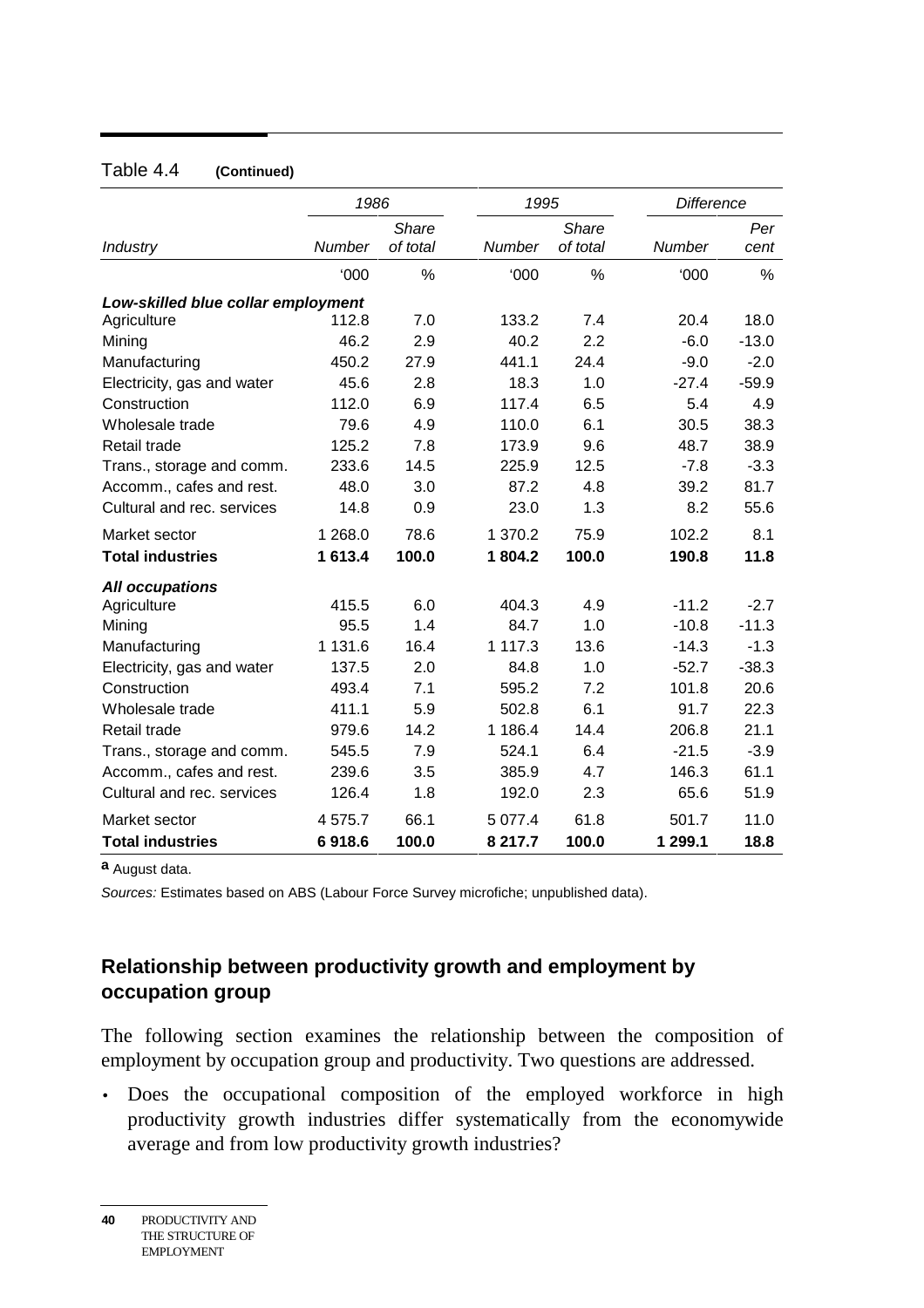Table 4.4 **(Continued)**

| | 1986 | | 1995 | | Difference | |
|---|---|---|---|---|---|---|
| *Industry* | *Number* | *Share of total* | *Number* | *Share of total* | *Number* | *Per cent* |
| | '000 | % | '000 | % | '000 | % |
| ***Low-skilled blue collar employment*** | | | | | | |
| Agriculture | 112.8 | 7.0 | 133.2 | 7.4 | 20.4 | 18.0 |
| Mining | 46.2 | 2.9 | 40.2 | 2.2 | -6.0 | -13.0 |
| Manufacturing | 450.2 | 27.9 | 441.1 | 24.4 | -9.0 | -2.0 |
| Electricity, gas and water | 45.6 | 2.8 | 18.3 | 1.0 | -27.4 | -59.9 |
| Construction | 112.0 | 6.9 | 117.4 | 6.5 | 5.4 | 4.9 |
| Wholesale trade | 79.6 | 4.9 | 110.0 | 6.1 | 30.5 | 38.3 |
| Retail trade | 125.2 | 7.8 | 173.9 | 9.6 | 48.7 | 38.9 |
| Trans., storage and comm. | 233.6 | 14.5 | 225.9 | 12.5 | -7.8 | -3.3 |
| Accomm., cafes and rest. | 48.0 | 3.0 | 87.2 | 4.8 | 39.2 | 81.7 |
| Cultural and rec. services | 14.8 | 0.9 | 23.0 | 1.3 | 8.2 | 55.6 |
| Market sector | 1 268.0 | 78.6 | 1 370.2 | 75.9 | 102.2 | 8.1 |
| **Total industries** | **1 613.4** | **100.0** | **1 804.2** | **100.0** | **190.8** | **11.8** |
| ***All occupations*** | | | | | | |
| Agriculture | 415.5 | 6.0 | 404.3 | 4.9 | -11.2 | -2.7 |
| Mining | 95.5 | 1.4 | 84.7 | 1.0 | -10.8 | -11.3 |
| Manufacturing | 1 131.6 | 16.4 | 1 117.3 | 13.6 | -14.3 | -1.3 |
| Electricity, gas and water | 137.5 | 2.0 | 84.8 | 1.0 | -52.7 | -38.3 |
| Construction | 493.4 | 7.1 | 595.2 | 7.2 | 101.8 | 20.6 |
| Wholesale trade | 411.1 | 5.9 | 502.8 | 6.1 | 91.7 | 22.3 |
| Retail trade | 979.6 | 14.2 | 1 186.4 | 14.4 | 206.8 | 21.1 |
| Trans., storage and comm. | 545.5 | 7.9 | 524.1 | 6.4 | -21.5 | -3.9 |
| Accomm., cafes and rest. | 239.6 | 3.5 | 385.9 | 4.7 | 146.3 | 61.1 |
| Cultural and rec. services | 126.4 | 1.8 | 192.0 | 2.3 | 65.6 | 51.9 |
| Market sector | 4 575.7 | 66.1 | 5 077.4 | 61.8 | 501.7 | 11.0 |
| **Total industries** | **6 918.6** | **100.0** | **8 217.7** | **100.0** | **1 299.1** | **18.8** |

**a** August data.

*Sources:* Estimates based on ABS (Labour Force Survey microfiche; unpublished data).

## Relationship between productivity growth and employment by occupation group

The following section examines the relationship between the composition of employment by occupation group and productivity. Two questions are addressed.

- Does the occupational composition of the employed workforce in high productivity growth industries differ systematically from the economywide average and from low productivity growth industries?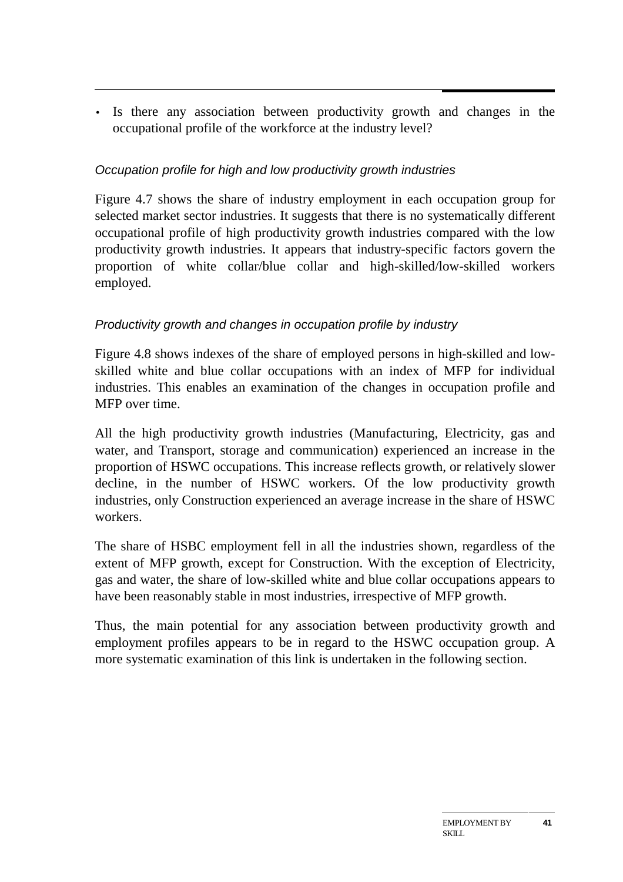- Is there any association between productivity growth and changes in the occupational profile of the workforce at the industry level?

### *Occupation profile for high and low productivity growth industries*

Figure 4.7 shows the share of industry employment in each occupation group for selected market sector industries. It suggests that there is no systematically different occupational profile of high productivity growth industries compared with the low productivity growth industries. It appears that industry-specific factors govern the proportion of white collar/blue collar and high-skilled/low-skilled workers employed.

### *Productivity growth and changes in occupation profile by industry*

Figure 4.8 shows indexes of the share of employed persons in high-skilled and low-skilled white and blue collar occupations with an index of MFP for individual industries. This enables an examination of the changes in occupation profile and MFP over time.

All the high productivity growth industries (Manufacturing, Electricity, gas and water, and Transport, storage and communication) experienced an increase in the proportion of HSWC occupations. This increase reflects growth, or relatively slower decline, in the number of HSWC workers. Of the low productivity growth industries, only Construction experienced an average increase in the share of HSWC workers.

The share of HSBC employment fell in all the industries shown, regardless of the extent of MFP growth, except for Construction. With the exception of Electricity, gas and water, the share of low-skilled white and blue collar occupations appears to have been reasonably stable in most industries, irrespective of MFP growth.

Thus, the main potential for any association between productivity growth and employment profiles appears to be in regard to the HSWC occupation group. A more systematic examination of this link is undertaken in the following section.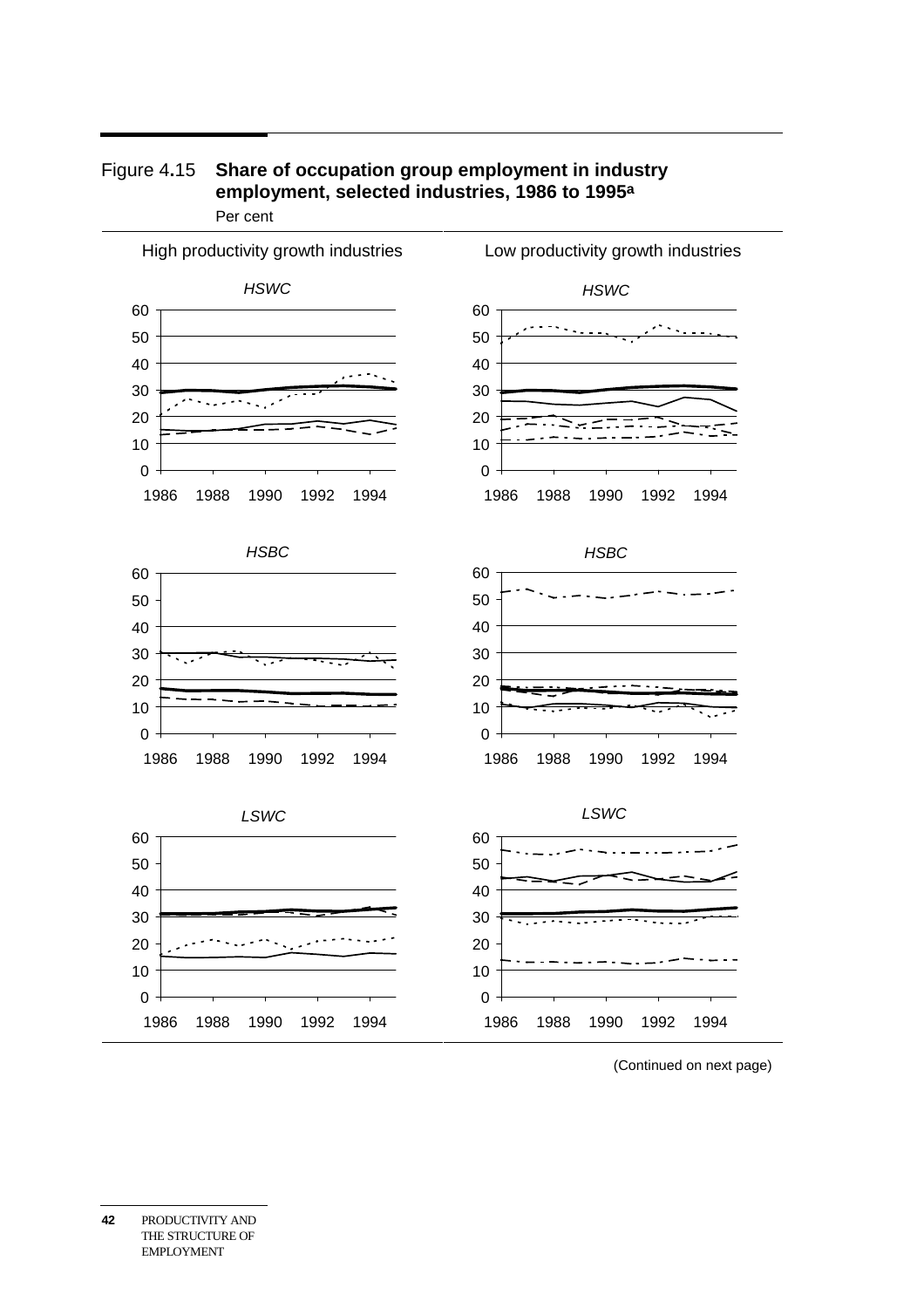Figure 4.15 **Share of occupation group employment in industry employment, selected industries, 1986 to 1995[a]**

Per cent

High productivity growth industries

*HSWC*

60
50
40
30
20
10
0

1986 1988 1990 1992 1994

*HSBC*

60
50
40
30
20
10
0

1986 1988 1990 1992 1994

*LSWC*

60
50
40
30
20
10
0

1986 1988 1990 1992 1994

Low productivity growth industries

*HSWC*

60
50
40
30
20
10
0

1986 1988 1990 1992 1994

*HSBC*

60
50
40
30
20
10
0

1986 1988 1990 1992 1994

*LSWC*

60
50
40
30
20
10
0

1986 1988 1990 1992 1994

(Continued on next page)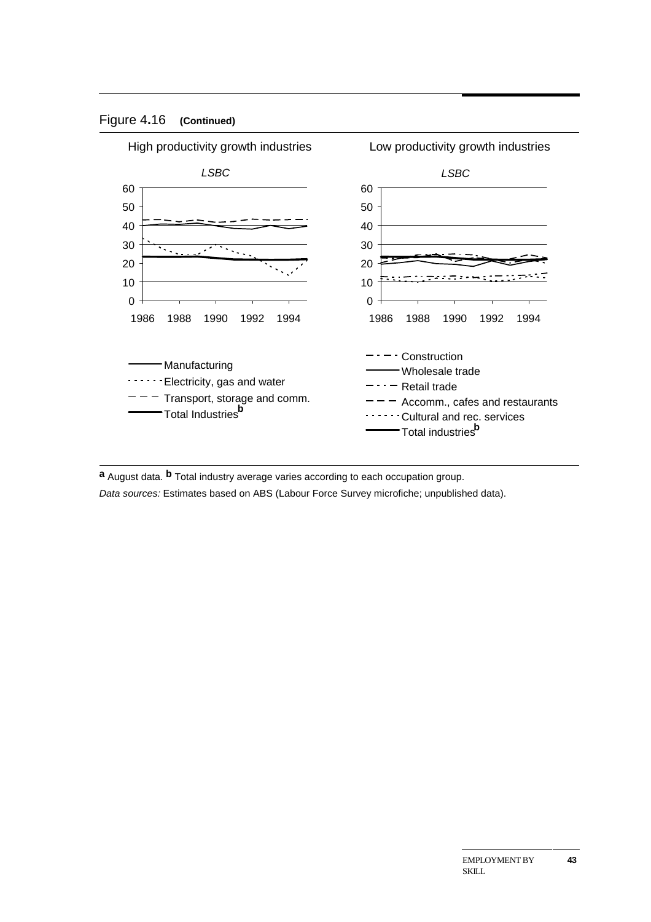Figure 4.16 **(Continued)**

High productivity growth industries

*LSBC*

Low productivity growth industries

*LSBC*

Manufacturing
Electricity, gas and water
Transport, storage and comm.
Total Industries[b]

Construction
Wholesale trade
Retail trade
Accomm., cafes and restaurants
Cultural and rec. services
Total industries[b]

**a** August data. **b** Total industry average varies according to each occupation group.

*Data sources:* Estimates based on ABS (Labour Force Survey microfiche; unpublished data).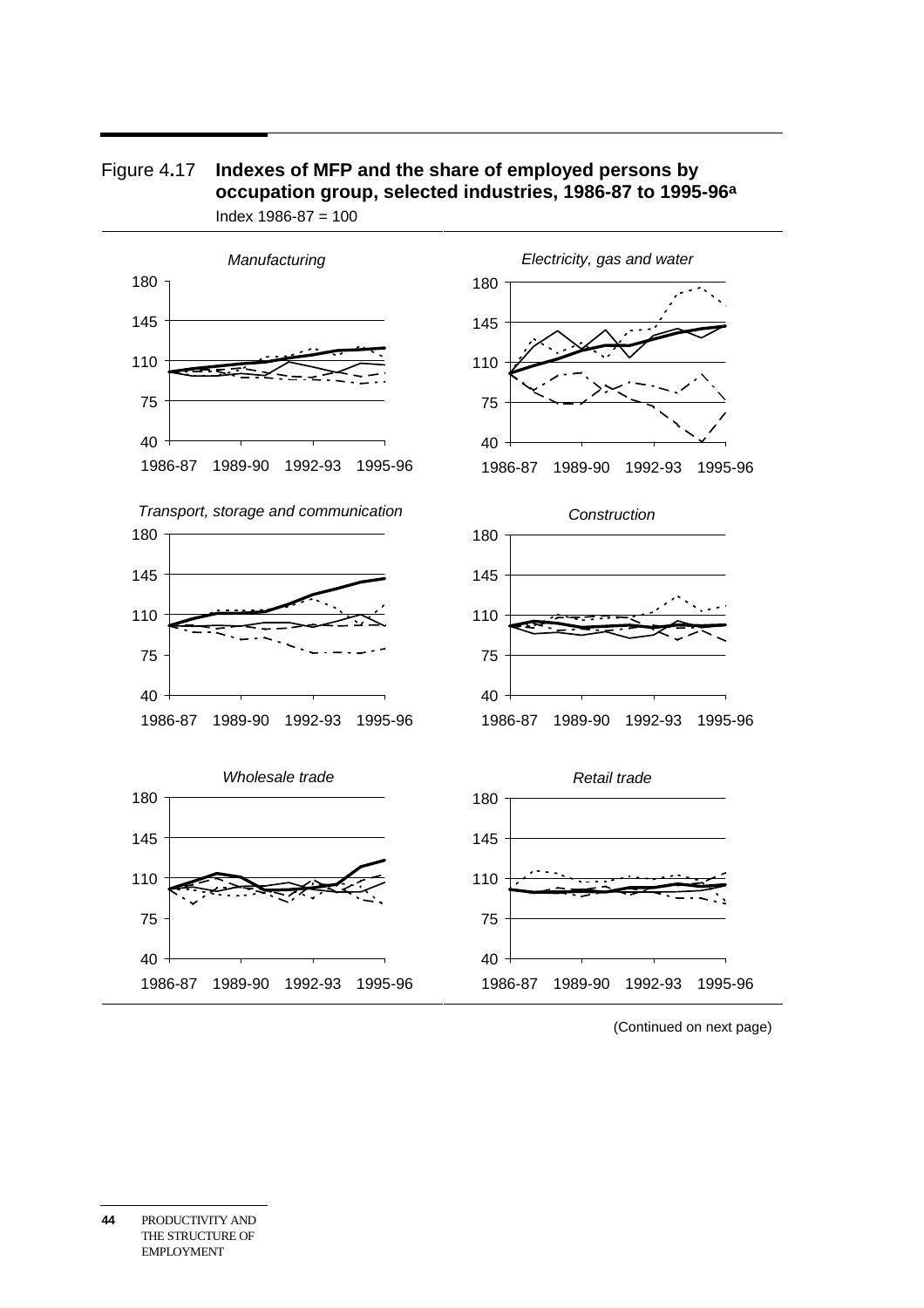Figure 4.17 **Indexes of MFP and the share of employed persons by occupation group, selected industries, 1986-87 to 1995-96**[a]

Index 1986-87 = 100

*Manufacturing*

180
145
110
75
40
1986-87 1989-90 1992-93 1995-96

*Electricity, gas and water*

180
145
110
75
40
1986-87 1989-90 1992-93 1995-96

*Transport, storage and communication*

180
145
110
75
40
1986-87 1989-90 1992-93 1995-96

*Construction*

180
145
110
75
40
1986-87 1989-90 1992-93 1995-96

*Wholesale trade*

180
145
110
75
40
1986-87 1989-90 1992-93 1995-96

*Retail trade*

180
145
110
75
40
1986-87 1989-90 1992-93 1995-96

(Continued on next page)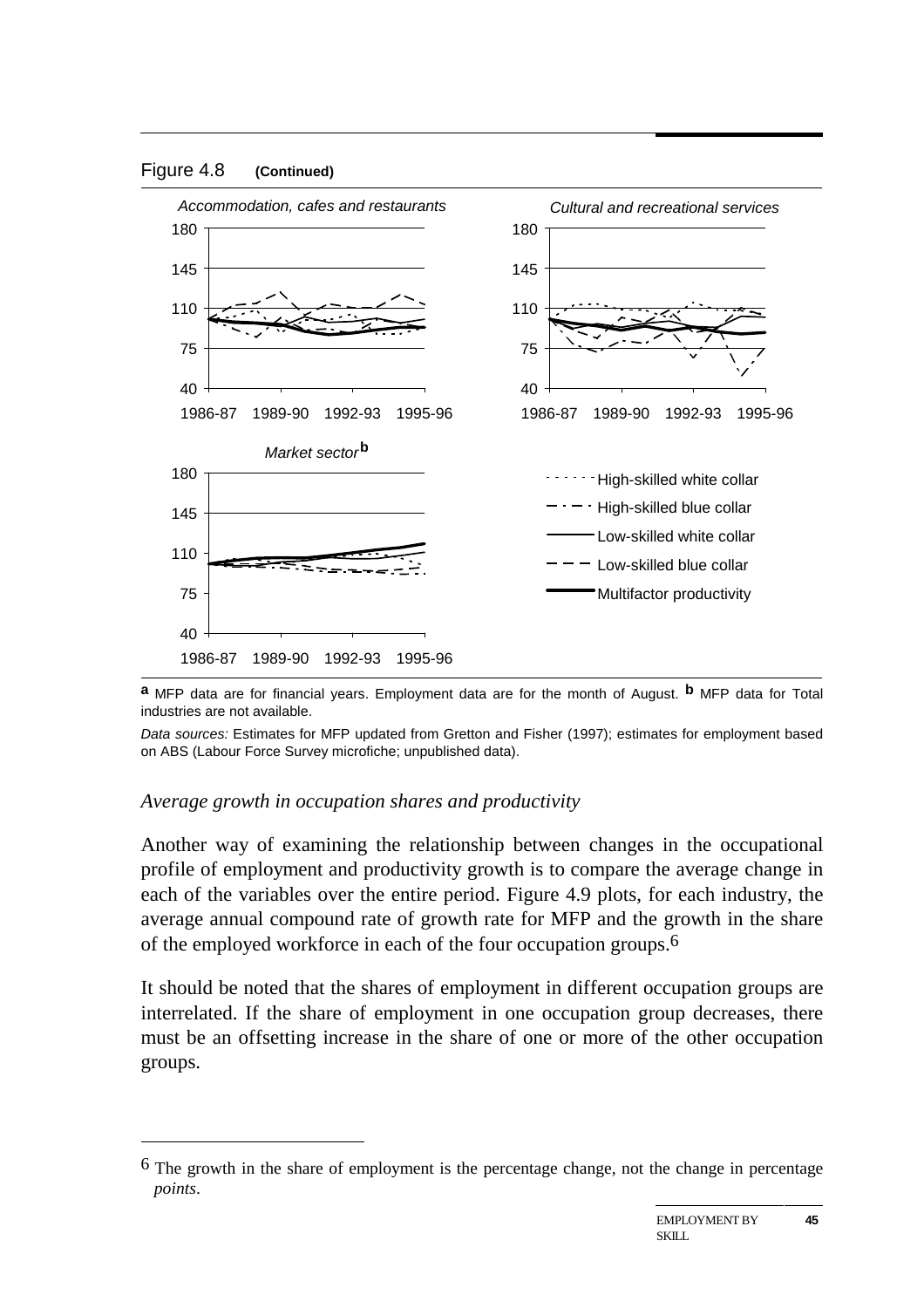Figure 4.8 **(Continued)**

*Accommodation, cafes and restaurants*

*Cultural and recreational services*

*Market sector*[b]

- High-skilled white collar
- High-skilled blue collar
- Low-skilled white collar
- Low-skilled blue collar
- Multifactor productivity

[a] MFP data are for financial years. Employment data are for the month of August. [b] MFP data for Total industries are not available.

*Data sources:* Estimates for MFP updated from Gretton and Fisher (1997); estimates for employment based on ABS (Labour Force Survey microfiche; unpublished data).

### *Average growth in occupation shares and productivity*

Another way of examining the relationship between changes in the occupational profile of employment and productivity growth is to compare the average change in each of the variables over the entire period. Figure 4.9 plots, for each industry, the average annual compound rate of growth rate for MFP and the growth in the share of the employed workforce in each of the four occupation groups.[6]

It should be noted that the shares of employment in different occupation groups are interrelated. If the share of employment in one occupation group decreases, there must be an offsetting increase in the share of one or more of the other occupation groups.

---

[6] The growth in the share of employment is the percentage change, not the change in percentage *points*.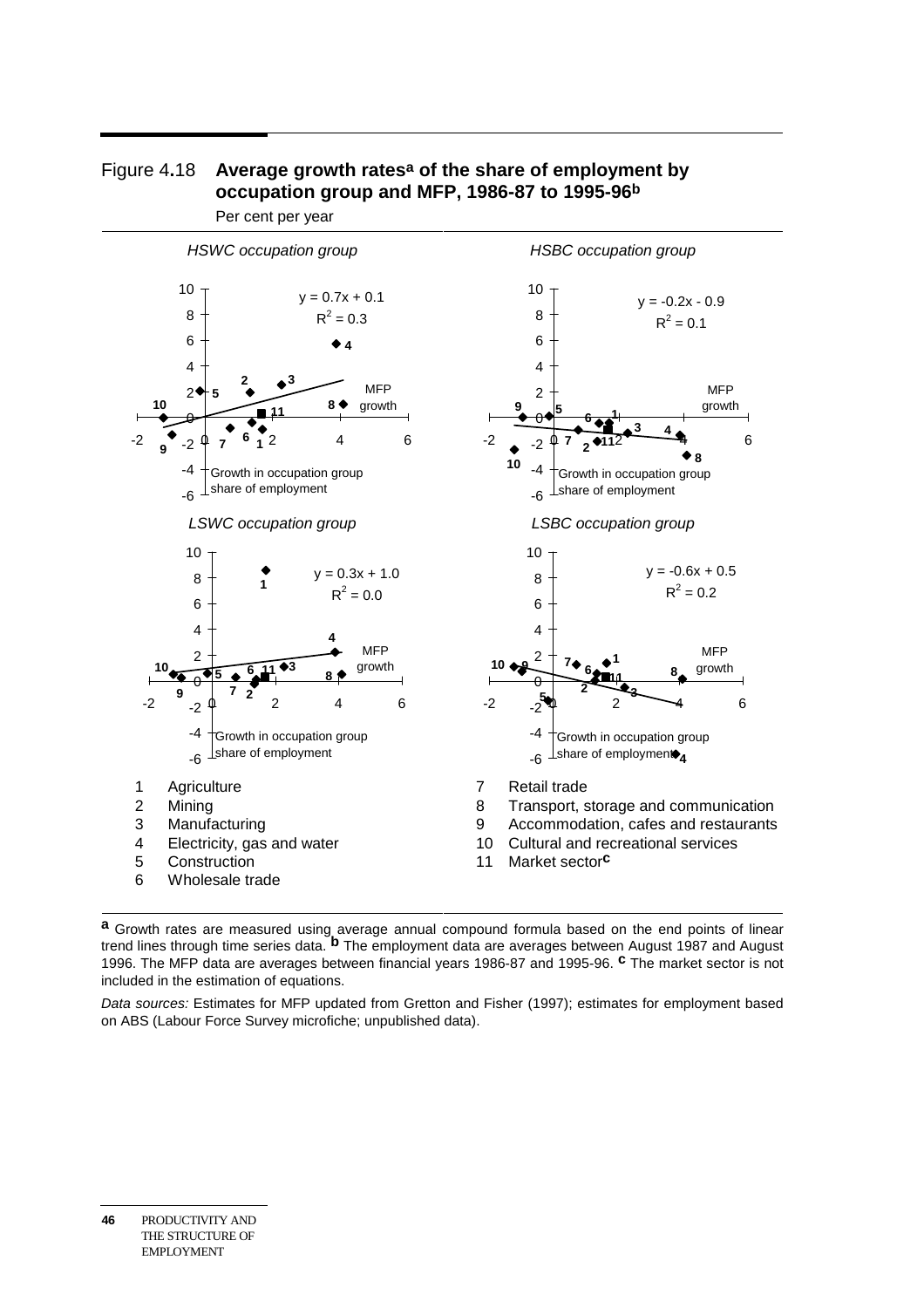## Figure 4.18 Average growth rates[a] of the share of employment by occupation group and MFP, 1986-87 to 1995-96[b]

Per cent per year

*HSWC occupation group*

$y = 0.7x + 0.1$
$R^2 = 0.3$

*HSBC occupation group*

$y = -0.2x - 0.9$
$R^2 = 0.1$

*LSWC occupation group*

$y = 0.3x + 1.0$
$R^2 = 0.0$

*LSBC occupation group*

$y = -0.6x + 0.5$
$R^2 = 0.2$

Horizontal axis: MFP growth. Vertical axis: Growth in occupation group share of employment.

1 Agriculture
2 Mining
3 Manufacturing
4 Electricity, gas and water
5 Construction
6 Wholesale trade
7 Retail trade
8 Transport, storage and communication
9 Accommodation, cafes and restaurants
10 Cultural and recreational services
11 Market sector[c]

[a] Growth rates are measured using average annual compound formula based on the end points of linear trend lines through time series data. [b] The employment data are averages between August 1987 and August 1996. The MFP data are averages between financial years 1986-87 and 1995-96. [c] The market sector is not included in the estimation of equations.

*Data sources:* Estimates for MFP updated from Gretton and Fisher (1997); estimates for employment based on ABS (Labour Force Survey microfiche; unpublished data).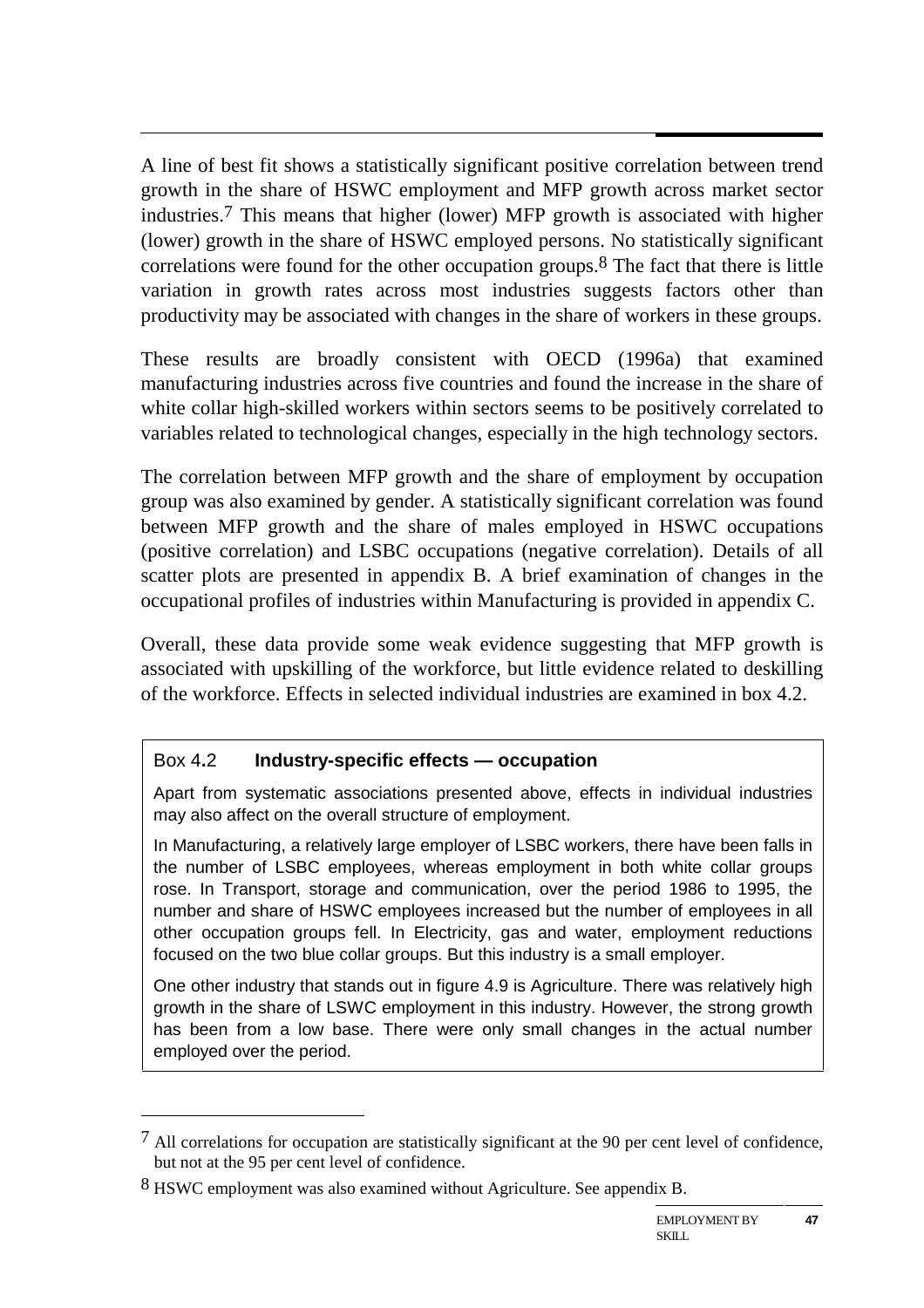A line of best fit shows a statistically significant positive correlation between trend growth in the share of HSWC employment and MFP growth across market sector industries.[7] This means that higher (lower) MFP growth is associated with higher (lower) growth in the share of HSWC employed persons. No statistically significant correlations were found for the other occupation groups.[8] The fact that there is little variation in growth rates across most industries suggests factors other than productivity may be associated with changes in the share of workers in these groups.

These results are broadly consistent with OECD (1996a) that examined manufacturing industries across five countries and found the increase in the share of white collar high-skilled workers within sectors seems to be positively correlated to variables related to technological changes, especially in the high technology sectors.

The correlation between MFP growth and the share of employment by occupation group was also examined by gender. A statistically significant correlation was found between MFP growth and the share of males employed in HSWC occupations (positive correlation) and LSBC occupations (negative correlation). Details of all scatter plots are presented in appendix B. A brief examination of changes in the occupational profiles of industries within Manufacturing is provided in appendix C.

Overall, these data provide some weak evidence suggesting that MFP growth is associated with upskilling of the workforce, but little evidence related to deskilling of the workforce. Effects in selected individual industries are examined in box 4.2.

### Box 4.2 **Industry-specific effects — occupation**

Apart from systematic associations presented above, effects in individual industries may also affect on the overall structure of employment.

In Manufacturing, a relatively large employer of LSBC workers, there have been falls in the number of LSBC employees, whereas employment in both white collar groups rose. In Transport, storage and communication, over the period 1986 to 1995, the number and share of HSWC employees increased but the number of employees in all other occupation groups fell. In Electricity, gas and water, employment reductions focused on the two blue collar groups. But this industry is a small employer.

One other industry that stands out in figure 4.9 is Agriculture. There was relatively high growth in the share of LSWC employment in this industry. However, the strong growth has been from a low base. There were only small changes in the actual number employed over the period.

---

[7] All correlations for occupation are statistically significant at the 90 per cent level of confidence, but not at the 95 per cent level of confidence.

[8] HSWC employment was also examined without Agriculture. See appendix B.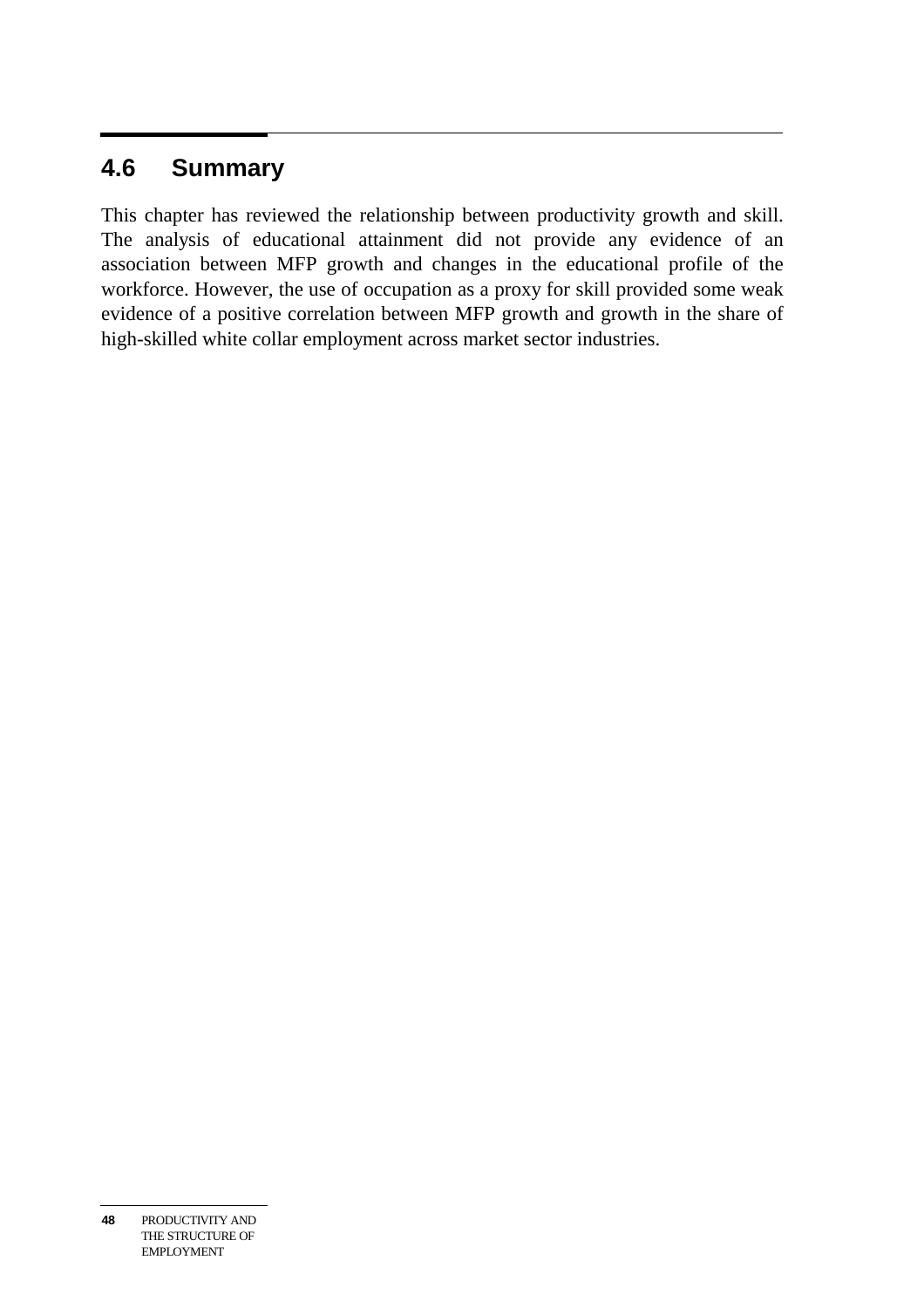## 4.6 Summary

This chapter has reviewed the relationship between productivity growth and skill. The analysis of educational attainment did not provide any evidence of an association between MFP growth and changes in the educational profile of the workforce. However, the use of occupation as a proxy for skill provided some weak evidence of a positive correlation between MFP growth and growth in the share of high-skilled white collar employment across market sector industries.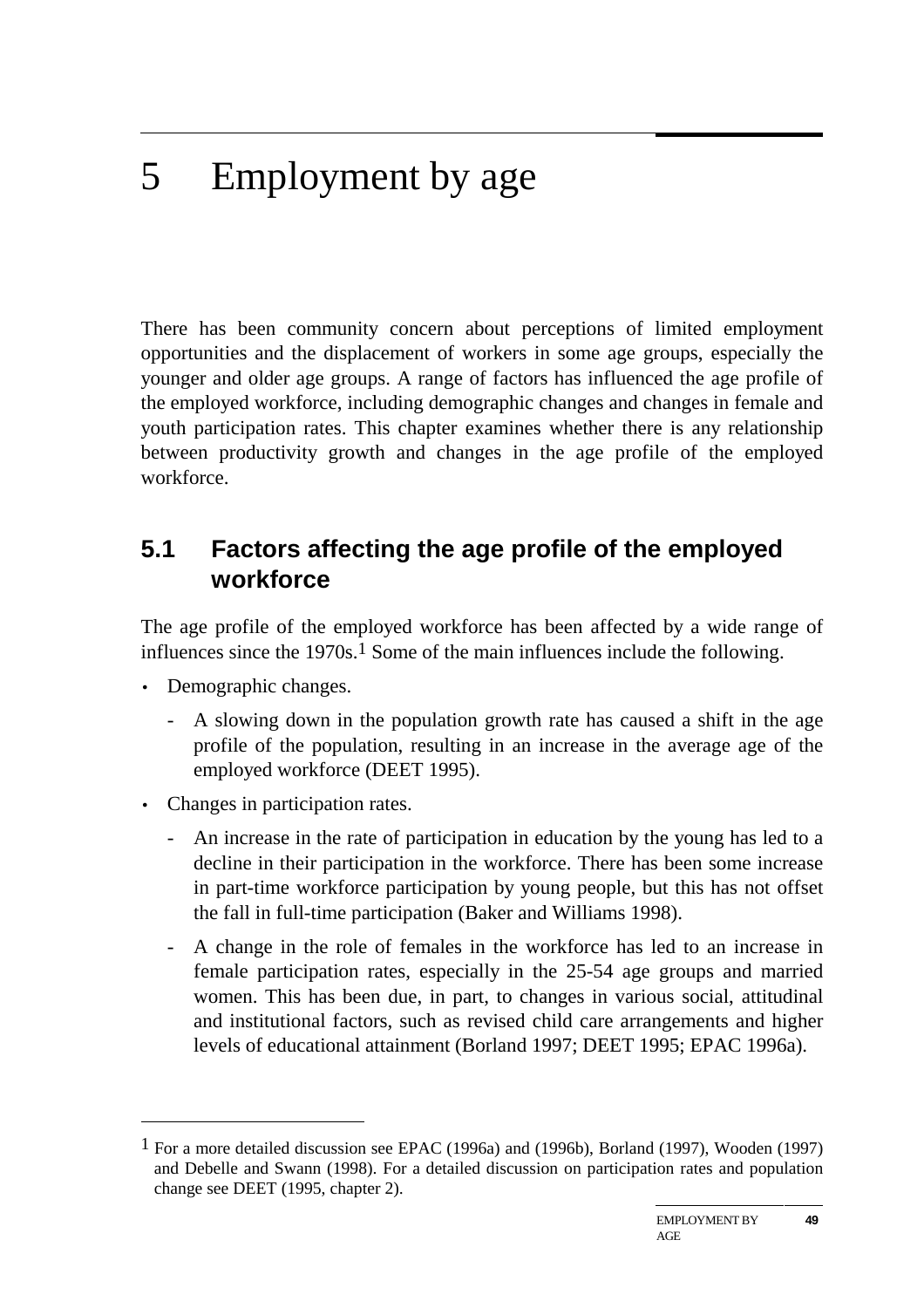# 5 Employment by age

There has been community concern about perceptions of limited employment opportunities and the displacement of workers in some age groups, especially the younger and older age groups. A range of factors has influenced the age profile of the employed workforce, including demographic changes and changes in female and youth participation rates. This chapter examines whether there is any relationship between productivity growth and changes in the age profile of the employed workforce.

## 5.1 Factors affecting the age profile of the employed workforce

The age profile of the employed workforce has been affected by a wide range of influences since the 1970s.[1] Some of the main influences include the following.

- Demographic changes.
  - A slowing down in the population growth rate has caused a shift in the age profile of the population, resulting in an increase in the average age of the employed workforce (DEET 1995).
- Changes in participation rates.
  - An increase in the rate of participation in education by the young has led to a decline in their participation in the workforce. There has been some increase in part-time workforce participation by young people, but this has not offset the fall in full-time participation (Baker and Williams 1998).
  - A change in the role of females in the workforce has led to an increase in female participation rates, especially in the 25-54 age groups and married women. This has been due, in part, to changes in various social, attitudinal and institutional factors, such as revised child care arrangements and higher levels of educational attainment (Borland 1997; DEET 1995; EPAC 1996a).

---

[1] For a more detailed discussion see EPAC (1996a) and (1996b), Borland (1997), Wooden (1997) and Debelle and Swann (1998). For a detailed discussion on participation rates and population change see DEET (1995, chapter 2).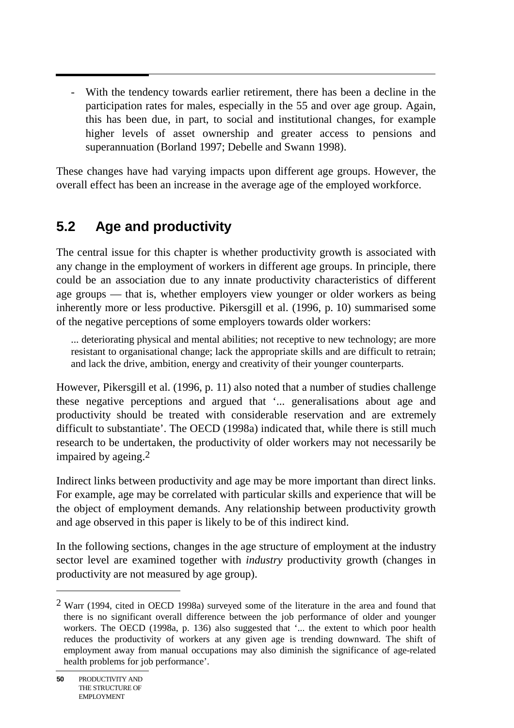- With the tendency towards earlier retirement, there has been a decline in the participation rates for males, especially in the 55 and over age group. Again, this has been due, in part, to social and institutional changes, for example higher levels of asset ownership and greater access to pensions and superannuation (Borland 1997; Debelle and Swann 1998).

These changes have had varying impacts upon different age groups. However, the overall effect has been an increase in the average age of the employed workforce.

## 5.2 Age and productivity

The central issue for this chapter is whether productivity growth is associated with any change in the employment of workers in different age groups. In principle, there could be an association due to any innate productivity characteristics of different age groups — that is, whether employers view younger or older workers as being inherently more or less productive. Pikersgill et al. (1996, p. 10) summarised some of the negative perceptions of some employers towards older workers:

> ... deteriorating physical and mental abilities; not receptive to new technology; are more resistant to organisational change; lack the appropriate skills and are difficult to retrain; and lack the drive, ambition, energy and creativity of their younger counterparts.

However, Pikersgill et al. (1996, p. 11) also noted that a number of studies challenge these negative perceptions and argued that '... generalisations about age and productivity should be treated with considerable reservation and are extremely difficult to substantiate'. The OECD (1998a) indicated that, while there is still much research to be undertaken, the productivity of older workers may not necessarily be impaired by ageing.[2]

Indirect links between productivity and age may be more important than direct links. For example, age may be correlated with particular skills and experience that will be the object of employment demands. Any relationship between productivity growth and age observed in this paper is likely to be of this indirect kind.

In the following sections, changes in the age structure of employment at the industry sector level are examined together with *industry* productivity growth (changes in productivity are not measured by age group).

---

[2] Warr (1994, cited in OECD 1998a) surveyed some of the literature in the area and found that there is no significant overall difference between the job performance of older and younger workers. The OECD (1998a, p. 136) also suggested that '... the extent to which poor health reduces the productivity of workers at any given age is trending downward. The shift of employment away from manual occupations may also diminish the significance of age-related health problems for job performance'.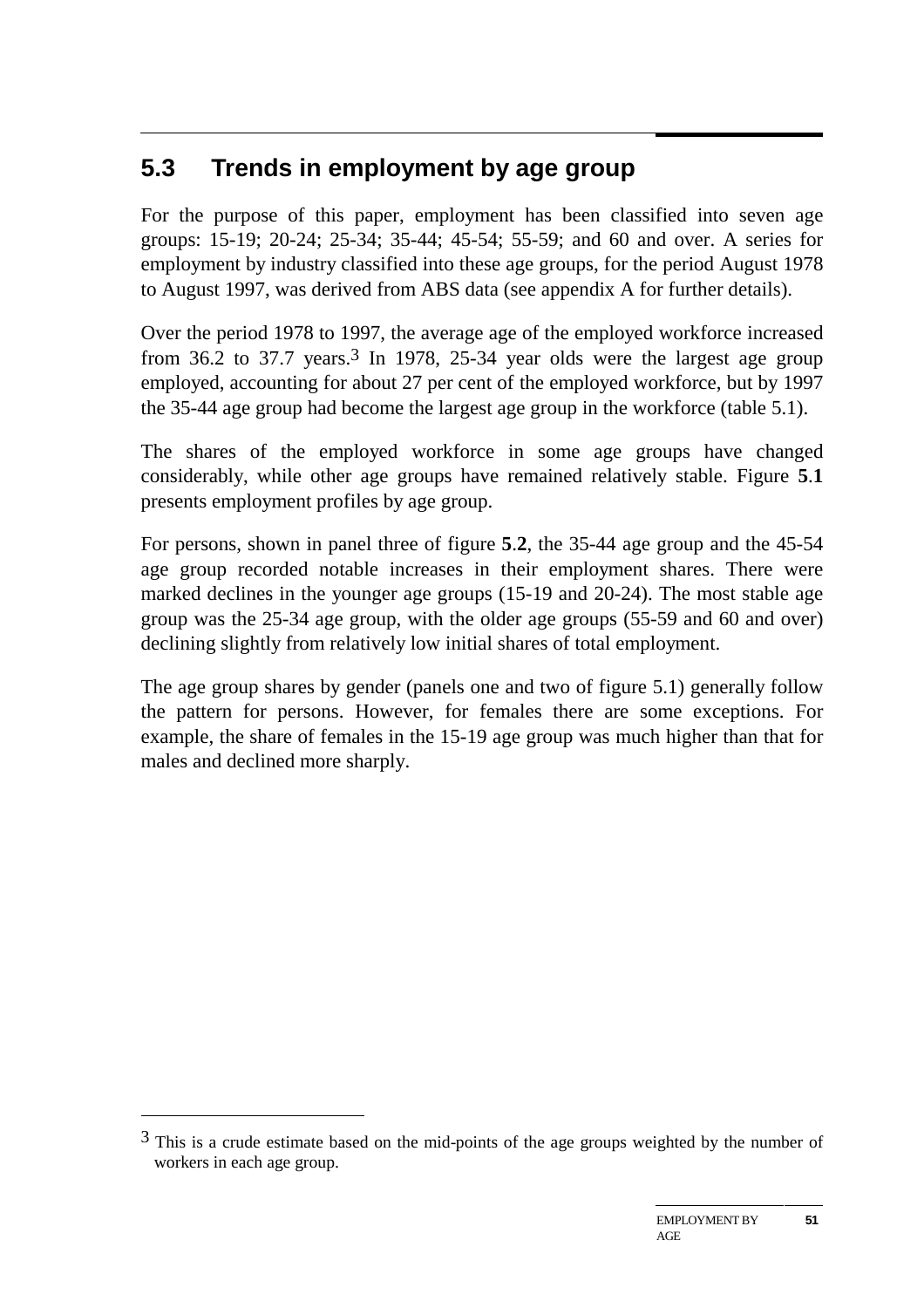## 5.3 Trends in employment by age group

For the purpose of this paper, employment has been classified into seven age groups: 15-19; 20-24; 25-34; 35-44; 45-54; 55-59; and 60 and over. A series for employment by industry classified into these age groups, for the period August 1978 to August 1997, was derived from ABS data (see appendix A for further details).

Over the period 1978 to 1997, the average age of the employed workforce increased from 36.2 to 37.7 years.[3] In 1978, 25-34 year olds were the largest age group employed, accounting for about 27 per cent of the employed workforce, but by 1997 the 35-44 age group had become the largest age group in the workforce (table 5.1).

The shares of the employed workforce in some age groups have changed considerably, while other age groups have remained relatively stable. Figure **5.1** presents employment profiles by age group.

For persons, shown in panel three of figure **5.2**, the 35-44 age group and the 45-54 age group recorded notable increases in their employment shares. There were marked declines in the younger age groups (15-19 and 20-24). The most stable age group was the 25-34 age group, with the older age groups (55-59 and 60 and over) declining slightly from relatively low initial shares of total employment.

The age group shares by gender (panels one and two of figure 5.1) generally follow the pattern for persons. However, for females there are some exceptions. For example, the share of females in the 15-19 age group was much higher than that for males and declined more sharply.

---

[3] This is a crude estimate based on the mid-points of the age groups weighted by the number of workers in each age group.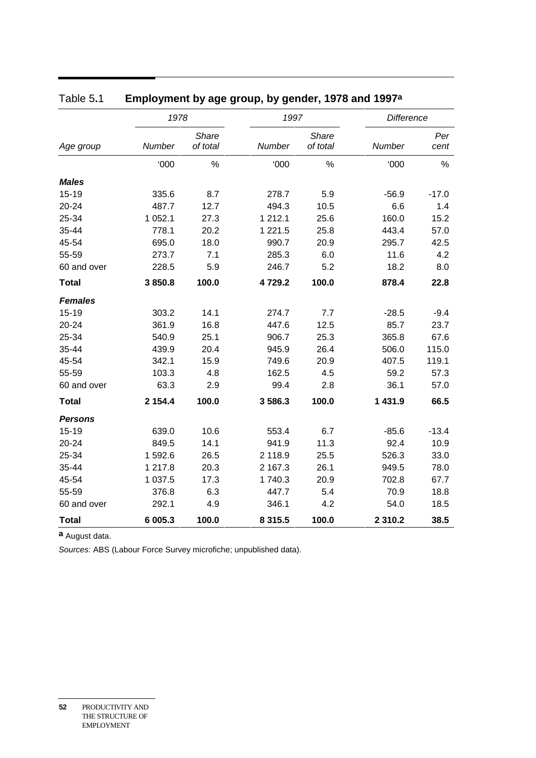Table 5.1 **Employment by age group, by gender, 1978 and 1997[a]**

| | *1978* | | *1997* | | *Difference* | |
|---|---|---|---|---|---|---|
| *Age group* | *Number* | *Share of total* | *Number* | *Share of total* | *Number* | *Per cent* |
| | '000 | % | '000 | % | '000 | % |
| ***Males*** | | | | | | |
| 15-19 | 335.6 | 8.7 | 278.7 | 5.9 | -56.9 | -17.0 |
| 20-24 | 487.7 | 12.7 | 494.3 | 10.5 | 6.6 | 1.4 |
| 25-34 | 1 052.1 | 27.3 | 1 212.1 | 25.6 | 160.0 | 15.2 |
| 35-44 | 778.1 | 20.2 | 1 221.5 | 25.8 | 443.4 | 57.0 |
| 45-54 | 695.0 | 18.0 | 990.7 | 20.9 | 295.7 | 42.5 |
| 55-59 | 273.7 | 7.1 | 285.3 | 6.0 | 11.6 | 4.2 |
| 60 and over | 228.5 | 5.9 | 246.7 | 5.2 | 18.2 | 8.0 |
| **Total** | **3 850.8** | **100.0** | **4 729.2** | **100.0** | **878.4** | **22.8** |
| ***Females*** | | | | | | |
| 15-19 | 303.2 | 14.1 | 274.7 | 7.7 | -28.5 | -9.4 |
| 20-24 | 361.9 | 16.8 | 447.6 | 12.5 | 85.7 | 23.7 |
| 25-34 | 540.9 | 25.1 | 906.7 | 25.3 | 365.8 | 67.6 |
| 35-44 | 439.9 | 20.4 | 945.9 | 26.4 | 506.0 | 115.0 |
| 45-54 | 342.1 | 15.9 | 749.6 | 20.9 | 407.5 | 119.1 |
| 55-59 | 103.3 | 4.8 | 162.5 | 4.5 | 59.2 | 57.3 |
| 60 and over | 63.3 | 2.9 | 99.4 | 2.8 | 36.1 | 57.0 |
| **Total** | **2 154.4** | **100.0** | **3 586.3** | **100.0** | **1 431.9** | **66.5** |
| ***Persons*** | | | | | | |
| 15-19 | 639.0 | 10.6 | 553.4 | 6.7 | -85.6 | -13.4 |
| 20-24 | 849.5 | 14.1 | 941.9 | 11.3 | 92.4 | 10.9 |
| 25-34 | 1 592.6 | 26.5 | 2 118.9 | 25.5 | 526.3 | 33.0 |
| 35-44 | 1 217.8 | 20.3 | 2 167.3 | 26.1 | 949.5 | 78.0 |
| 45-54 | 1 037.5 | 17.3 | 1 740.3 | 20.9 | 702.8 | 67.7 |
| 55-59 | 376.8 | 6.3 | 447.7 | 5.4 | 70.9 | 18.8 |
| 60 and over | 292.1 | 4.9 | 346.1 | 4.2 | 54.0 | 18.5 |
| **Total** | **6 005.3** | **100.0** | **8 315.5** | **100.0** | **2 310.2** | **38.5** |

**a** August data.

*Sources:* ABS (Labour Force Survey microfiche; unpublished data).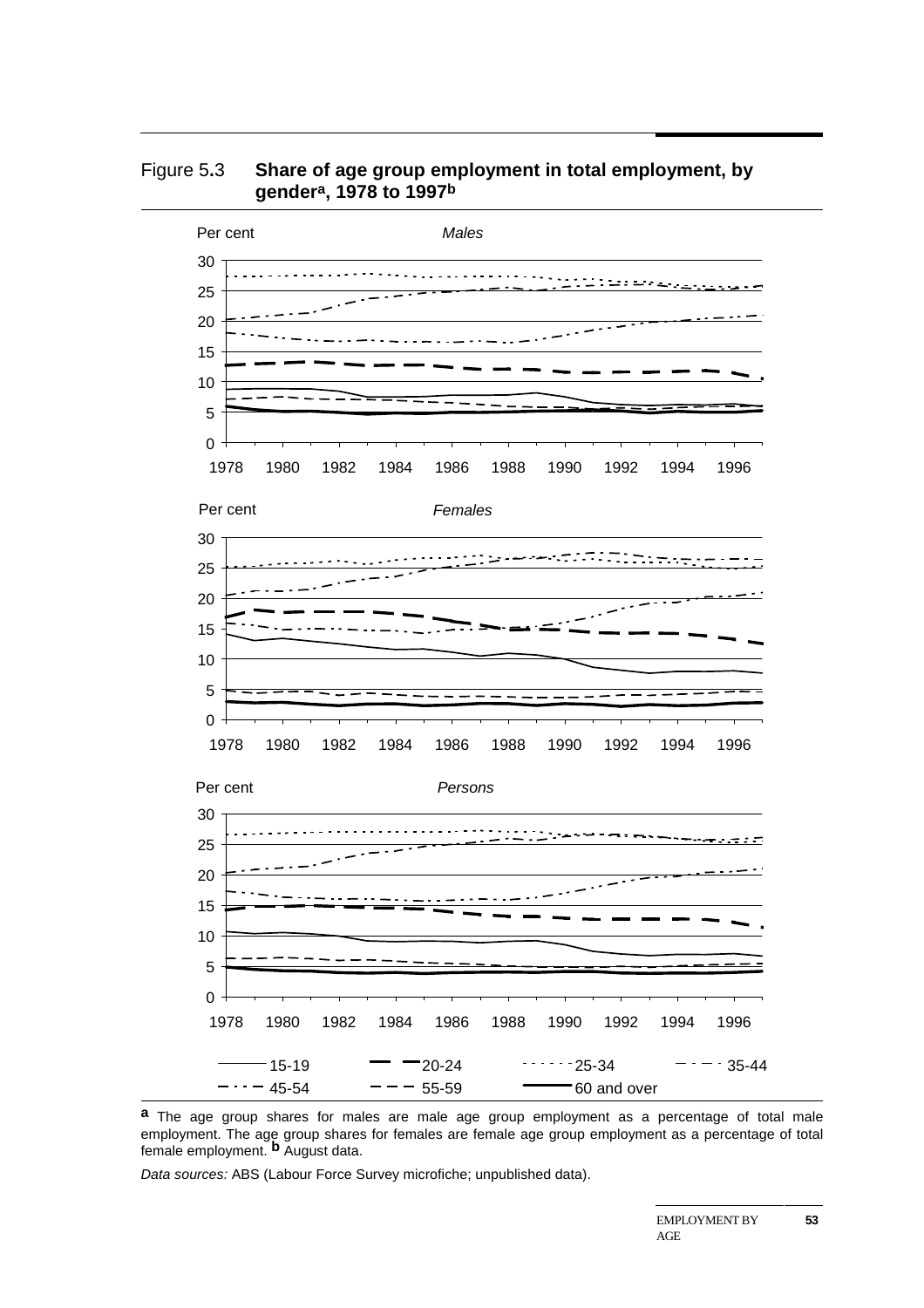Figure 5.3 **Share of age group employment in total employment, by gender[a], 1978 to 1997[b]**

[a] The age group shares for males are male age group employment as a percentage of total male employment. The age group shares for females are female age group employment as a percentage of total female employment. [b] August data.

*Data sources:* ABS (Labour Force Survey microfiche; unpublished data).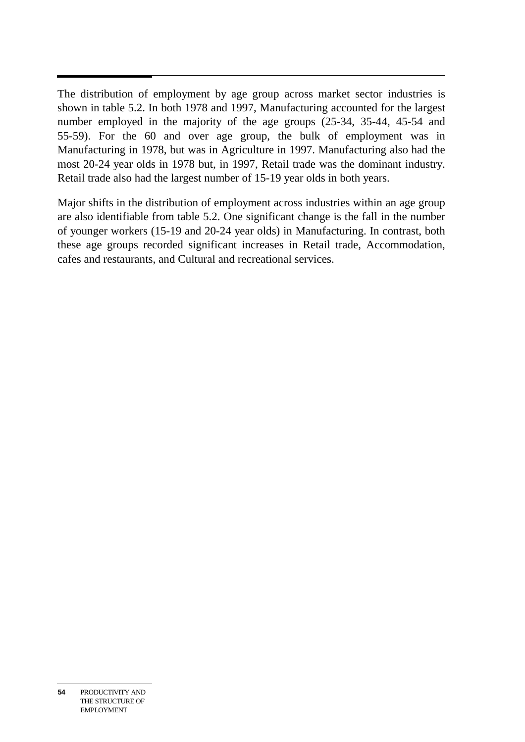The distribution of employment by age group across market sector industries is shown in table 5.2. In both 1978 and 1997, Manufacturing accounted for the largest number employed in the majority of the age groups (25-34, 35-44, 45-54 and 55-59). For the 60 and over age group, the bulk of employment was in Manufacturing in 1978, but was in Agriculture in 1997. Manufacturing also had the most 20-24 year olds in 1978 but, in 1997, Retail trade was the dominant industry. Retail trade also had the largest number of 15-19 year olds in both years.

Major shifts in the distribution of employment across industries within an age group are also identifiable from table 5.2. One significant change is the fall in the number of younger workers (15-19 and 20-24 year olds) in Manufacturing. In contrast, both these age groups recorded significant increases in Retail trade, Accommodation, cafes and restaurants, and Cultural and recreational services.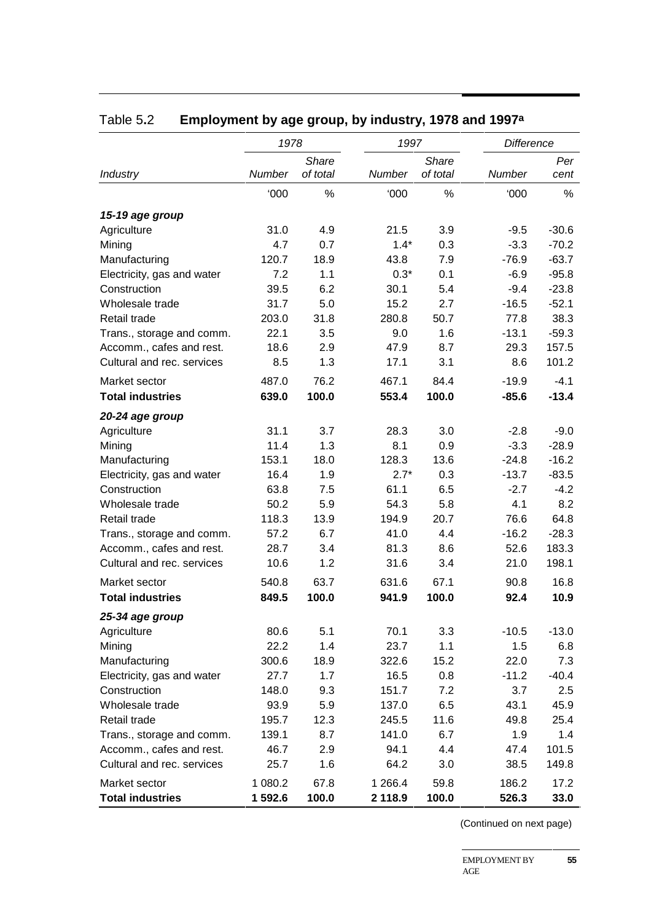## Table 5.2 **Employment by age group, by industry, 1978 and 1997[a]**

| | 1978 | | 1997 | | Difference | |
|---|---|---|---|---|---|---|
| *Industry* | *Number* | *Share of total* | *Number* | *Share of total* | *Number* | *Per cent* |
| | '000 | % | '000 | % | '000 | % |
| ***15-19 age group*** | | | | | | |
| Agriculture | 31.0 | 4.9 | 21.5 | 3.9 | -9.5 | -30.6 |
| Mining | 4.7 | 0.7 | 1.4* | 0.3 | -3.3 | -70.2 |
| Manufacturing | 120.7 | 18.9 | 43.8 | 7.9 | -76.9 | -63.7 |
| Electricity, gas and water | 7.2 | 1.1 | 0.3* | 0.1 | -6.9 | -95.8 |
| Construction | 39.5 | 6.2 | 30.1 | 5.4 | -9.4 | -23.8 |
| Wholesale trade | 31.7 | 5.0 | 15.2 | 2.7 | -16.5 | -52.1 |
| Retail trade | 203.0 | 31.8 | 280.8 | 50.7 | 77.8 | 38.3 |
| Trans., storage and comm. | 22.1 | 3.5 | 9.0 | 1.6 | -13.1 | -59.3 |
| Accomm., cafes and rest. | 18.6 | 2.9 | 47.9 | 8.7 | 29.3 | 157.5 |
| Cultural and rec. services | 8.5 | 1.3 | 17.1 | 3.1 | 8.6 | 101.2 |
| Market sector | 487.0 | 76.2 | 467.1 | 84.4 | -19.9 | -4.1 |
| **Total industries** | **639.0** | **100.0** | **553.4** | **100.0** | **-85.6** | **-13.4** |
| ***20-24 age group*** | | | | | | |
| Agriculture | 31.1 | 3.7 | 28.3 | 3.0 | -2.8 | -9.0 |
| Mining | 11.4 | 1.3 | 8.1 | 0.9 | -3.3 | -28.9 |
| Manufacturing | 153.1 | 18.0 | 128.3 | 13.6 | -24.8 | -16.2 |
| Electricity, gas and water | 16.4 | 1.9 | 2.7* | 0.3 | -13.7 | -83.5 |
| Construction | 63.8 | 7.5 | 61.1 | 6.5 | -2.7 | -4.2 |
| Wholesale trade | 50.2 | 5.9 | 54.3 | 5.8 | 4.1 | 8.2 |
| Retail trade | 118.3 | 13.9 | 194.9 | 20.7 | 76.6 | 64.8 |
| Trans., storage and comm. | 57.2 | 6.7 | 41.0 | 4.4 | -16.2 | -28.3 |
| Accomm., cafes and rest. | 28.7 | 3.4 | 81.3 | 8.6 | 52.6 | 183.3 |
| Cultural and rec. services | 10.6 | 1.2 | 31.6 | 3.4 | 21.0 | 198.1 |
| Market sector | 540.8 | 63.7 | 631.6 | 67.1 | 90.8 | 16.8 |
| **Total industries** | **849.5** | **100.0** | **941.9** | **100.0** | **92.4** | **10.9** |
| ***25-34 age group*** | | | | | | |
| Agriculture | 80.6 | 5.1 | 70.1 | 3.3 | -10.5 | -13.0 |
| Mining | 22.2 | 1.4 | 23.7 | 1.1 | 1.5 | 6.8 |
| Manufacturing | 300.6 | 18.9 | 322.6 | 15.2 | 22.0 | 7.3 |
| Electricity, gas and water | 27.7 | 1.7 | 16.5 | 0.8 | -11.2 | -40.4 |
| Construction | 148.0 | 9.3 | 151.7 | 7.2 | 3.7 | 2.5 |
| Wholesale trade | 93.9 | 5.9 | 137.0 | 6.5 | 43.1 | 45.9 |
| Retail trade | 195.7 | 12.3 | 245.5 | 11.6 | 49.8 | 25.4 |
| Trans., storage and comm. | 139.1 | 8.7 | 141.0 | 6.7 | 1.9 | 1.4 |
| Accomm., cafes and rest. | 46.7 | 2.9 | 94.1 | 4.4 | 47.4 | 101.5 |
| Cultural and rec. services | 25.7 | 1.6 | 64.2 | 3.0 | 38.5 | 149.8 |
| Market sector | 1 080.2 | 67.8 | 1 266.4 | 59.8 | 186.2 | 17.2 |
| **Total industries** | **1 592.6** | **100.0** | **2 118.9** | **100.0** | **526.3** | **33.0** |

(Continued on next page)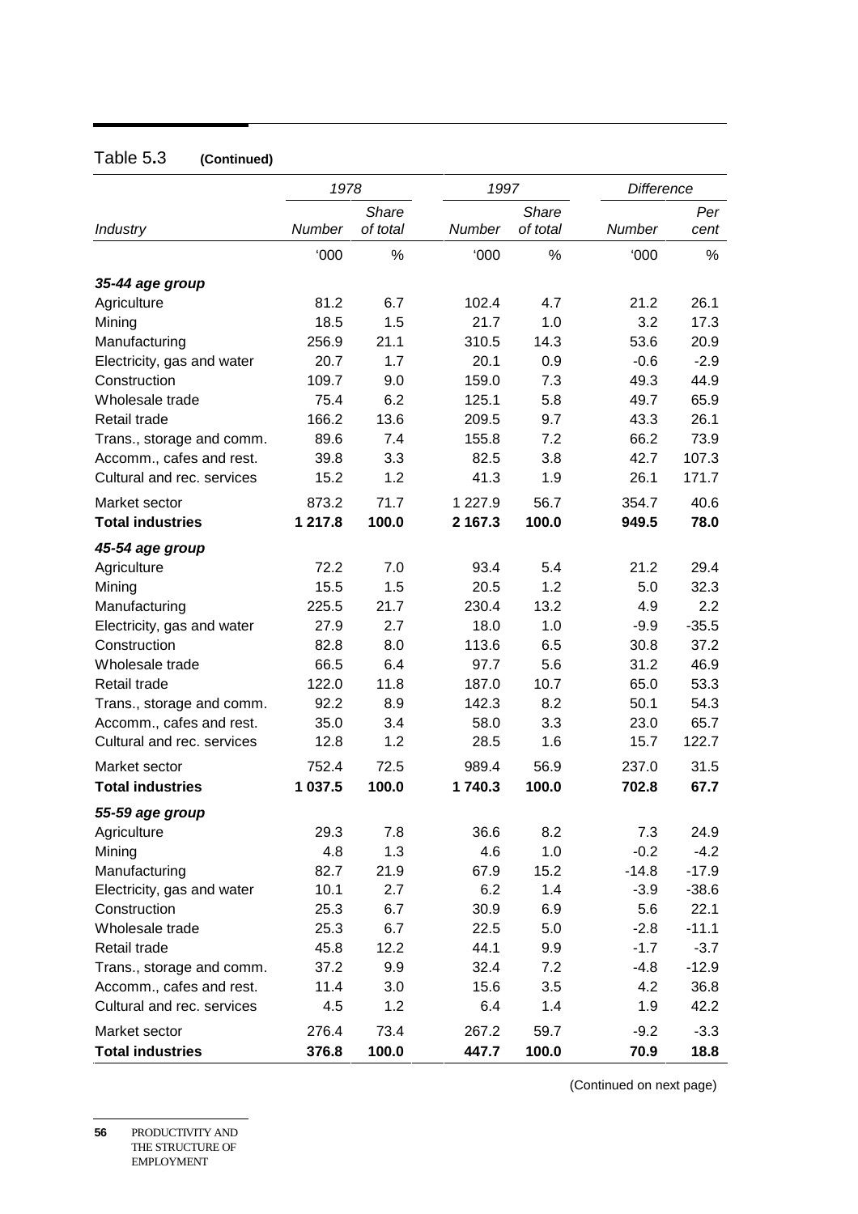Table 5.3 **(Continued)**

| Industry | 1978 Number | 1978 Share of total | 1997 Number | 1997 Share of total | Difference Number | Difference Per cent |
|---|---|---|---|---|---|---|
| | '000 | % | '000 | % | '000 | % |
| ***35-44 age group*** | | | | | | |
| Agriculture | 81.2 | 6.7 | 102.4 | 4.7 | 21.2 | 26.1 |
| Mining | 18.5 | 1.5 | 21.7 | 1.0 | 3.2 | 17.3 |
| Manufacturing | 256.9 | 21.1 | 310.5 | 14.3 | 53.6 | 20.9 |
| Electricity, gas and water | 20.7 | 1.7 | 20.1 | 0.9 | -0.6 | -2.9 |
| Construction | 109.7 | 9.0 | 159.0 | 7.3 | 49.3 | 44.9 |
| Wholesale trade | 75.4 | 6.2 | 125.1 | 5.8 | 49.7 | 65.9 |
| Retail trade | 166.2 | 13.6 | 209.5 | 9.7 | 43.3 | 26.1 |
| Trans., storage and comm. | 89.6 | 7.4 | 155.8 | 7.2 | 66.2 | 73.9 |
| Accomm., cafes and rest. | 39.8 | 3.3 | 82.5 | 3.8 | 42.7 | 107.3 |
| Cultural and rec. services | 15.2 | 1.2 | 41.3 | 1.9 | 26.1 | 171.7 |
| Market sector | 873.2 | 71.7 | 1 227.9 | 56.7 | 354.7 | 40.6 |
| **Total industries** | **1 217.8** | **100.0** | **2 167.3** | **100.0** | **949.5** | **78.0** |
| ***45-54 age group*** | | | | | | |
| Agriculture | 72.2 | 7.0 | 93.4 | 5.4 | 21.2 | 29.4 |
| Mining | 15.5 | 1.5 | 20.5 | 1.2 | 5.0 | 32.3 |
| Manufacturing | 225.5 | 21.7 | 230.4 | 13.2 | 4.9 | 2.2 |
| Electricity, gas and water | 27.9 | 2.7 | 18.0 | 1.0 | -9.9 | -35.5 |
| Construction | 82.8 | 8.0 | 113.6 | 6.5 | 30.8 | 37.2 |
| Wholesale trade | 66.5 | 6.4 | 97.7 | 5.6 | 31.2 | 46.9 |
| Retail trade | 122.0 | 11.8 | 187.0 | 10.7 | 65.0 | 53.3 |
| Trans., storage and comm. | 92.2 | 8.9 | 142.3 | 8.2 | 50.1 | 54.3 |
| Accomm., cafes and rest. | 35.0 | 3.4 | 58.0 | 3.3 | 23.0 | 65.7 |
| Cultural and rec. services | 12.8 | 1.2 | 28.5 | 1.6 | 15.7 | 122.7 |
| Market sector | 752.4 | 72.5 | 989.4 | 56.9 | 237.0 | 31.5 |
| **Total industries** | **1 037.5** | **100.0** | **1 740.3** | **100.0** | **702.8** | **67.7** |
| ***55-59 age group*** | | | | | | |
| Agriculture | 29.3 | 7.8 | 36.6 | 8.2 | 7.3 | 24.9 |
| Mining | 4.8 | 1.3 | 4.6 | 1.0 | -0.2 | -4.2 |
| Manufacturing | 82.7 | 21.9 | 67.9 | 15.2 | -14.8 | -17.9 |
| Electricity, gas and water | 10.1 | 2.7 | 6.2 | 1.4 | -3.9 | -38.6 |
| Construction | 25.3 | 6.7 | 30.9 | 6.9 | 5.6 | 22.1 |
| Wholesale trade | 25.3 | 6.7 | 22.5 | 5.0 | -2.8 | -11.1 |
| Retail trade | 45.8 | 12.2 | 44.1 | 9.9 | -1.7 | -3.7 |
| Trans., storage and comm. | 37.2 | 9.9 | 32.4 | 7.2 | -4.8 | -12.9 |
| Accomm., cafes and rest. | 11.4 | 3.0 | 15.6 | 3.5 | 4.2 | 36.8 |
| Cultural and rec. services | 4.5 | 1.2 | 6.4 | 1.4 | 1.9 | 42.2 |
| Market sector | 276.4 | 73.4 | 267.2 | 59.7 | -9.2 | -3.3 |
| **Total industries** | **376.8** | **100.0** | **447.7** | **100.0** | **70.9** | **18.8** |

(Continued on next page)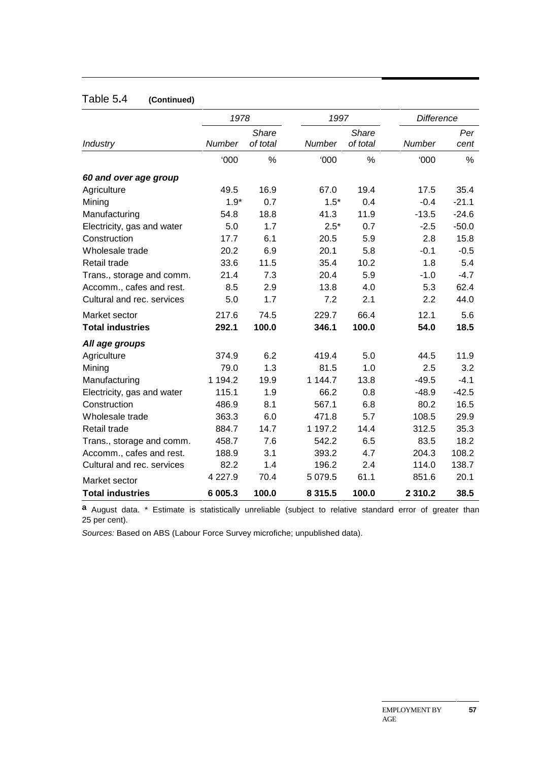## Table 5.4 **(Continued)**

| | 1978 | | 1997 | | Difference | |
|---|---|---|---|---|---|---|
| *Industry* | *Number* | *Share of total* | *Number* | *Share of total* | *Number* | *Per cent* |
| | '000 | % | '000 | % | '000 | % |
| ***60 and over age group*** | | | | | | |
| Agriculture | 49.5 | 16.9 | 67.0 | 19.4 | 17.5 | 35.4 |
| Mining | 1.9* | 0.7 | 1.5* | 0.4 | -0.4 | -21.1 |
| Manufacturing | 54.8 | 18.8 | 41.3 | 11.9 | -13.5 | -24.6 |
| Electricity, gas and water | 5.0 | 1.7 | 2.5* | 0.7 | -2.5 | -50.0 |
| Construction | 17.7 | 6.1 | 20.5 | 5.9 | 2.8 | 15.8 |
| Wholesale trade | 20.2 | 6.9 | 20.1 | 5.8 | -0.1 | -0.5 |
| Retail trade | 33.6 | 11.5 | 35.4 | 10.2 | 1.8 | 5.4 |
| Trans., storage and comm. | 21.4 | 7.3 | 20.4 | 5.9 | -1.0 | -4.7 |
| Accomm., cafes and rest. | 8.5 | 2.9 | 13.8 | 4.0 | 5.3 | 62.4 |
| Cultural and rec. services | 5.0 | 1.7 | 7.2 | 2.1 | 2.2 | 44.0 |
| Market sector | 217.6 | 74.5 | 229.7 | 66.4 | 12.1 | 5.6 |
| **Total industries** | **292.1** | **100.0** | **346.1** | **100.0** | **54.0** | **18.5** |
| ***All age groups*** | | | | | | |
| Agriculture | 374.9 | 6.2 | 419.4 | 5.0 | 44.5 | 11.9 |
| Mining | 79.0 | 1.3 | 81.5 | 1.0 | 2.5 | 3.2 |
| Manufacturing | 1 194.2 | 19.9 | 1 144.7 | 13.8 | -49.5 | -4.1 |
| Electricity, gas and water | 115.1 | 1.9 | 66.2 | 0.8 | -48.9 | -42.5 |
| Construction | 486.9 | 8.1 | 567.1 | 6.8 | 80.2 | 16.5 |
| Wholesale trade | 363.3 | 6.0 | 471.8 | 5.7 | 108.5 | 29.9 |
| Retail trade | 884.7 | 14.7 | 1 197.2 | 14.4 | 312.5 | 35.3 |
| Trans., storage and comm. | 458.7 | 7.6 | 542.2 | 6.5 | 83.5 | 18.2 |
| Accomm., cafes and rest. | 188.9 | 3.1 | 393.2 | 4.7 | 204.3 | 108.2 |
| Cultural and rec. services | 82.2 | 1.4 | 196.2 | 2.4 | 114.0 | 138.7 |
| Market sector | 4 227.9 | 70.4 | 5 079.5 | 61.1 | 851.6 | 20.1 |
| **Total industries** | **6 005.3** | **100.0** | **8 315.5** | **100.0** | **2 310.2** | **38.5** |

**a** August data. * Estimate is statistically unreliable (subject to relative standard error of greater than 25 per cent).

*Sources:* Based on ABS (Labour Force Survey microfiche; unpublished data).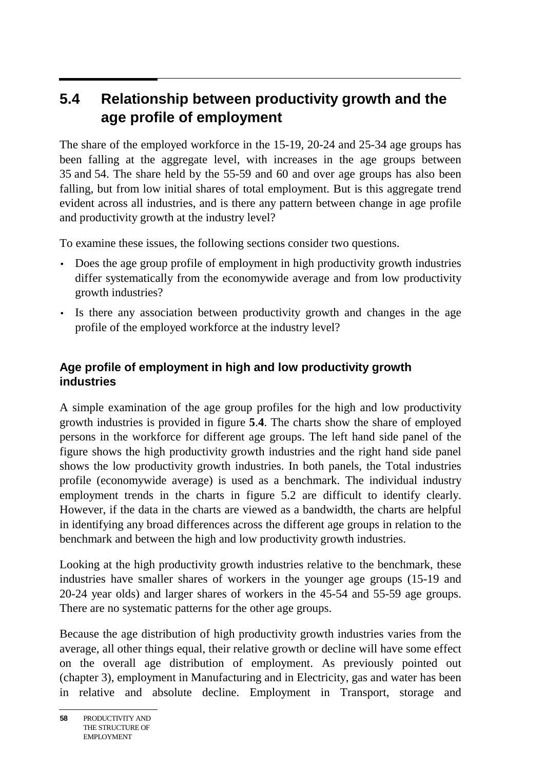## 5.4 Relationship between productivity growth and the age profile of employment

The share of the employed workforce in the 15-19, 20-24 and 25-34 age groups has been falling at the aggregate level, with increases in the age groups between 35 and 54. The share held by the 55-59 and 60 and over age groups has also been falling, but from low initial shares of total employment. But is this aggregate trend evident across all industries, and is there any pattern between change in age profile and productivity growth at the industry level?

To examine these issues, the following sections consider two questions.

- Does the age group profile of employment in high productivity growth industries differ systematically from the economywide average and from low productivity growth industries?
- Is there any association between productivity growth and changes in the age profile of the employed workforce at the industry level?

### Age profile of employment in high and low productivity growth industries

A simple examination of the age group profiles for the high and low productivity growth industries is provided in figure **5.4**. The charts show the share of employed persons in the workforce for different age groups. The left hand side panel of the figure shows the high productivity growth industries and the right hand side panel shows the low productivity growth industries. In both panels, the Total industries profile (economywide average) is used as a benchmark. The individual industry employment trends in the charts in figure 5.2 are difficult to identify clearly. However, if the data in the charts are viewed as a bandwidth, the charts are helpful in identifying any broad differences across the different age groups in relation to the benchmark and between the high and low productivity growth industries.

Looking at the high productivity growth industries relative to the benchmark, these industries have smaller shares of workers in the younger age groups (15-19 and 20-24 year olds) and larger shares of workers in the 45-54 and 55-59 age groups. There are no systematic patterns for the other age groups.

Because the age distribution of high productivity growth industries varies from the average, all other things equal, their relative growth or decline will have some effect on the overall age distribution of employment. As previously pointed out (chapter 3), employment in Manufacturing and in Electricity, gas and water has been in relative and absolute decline. Employment in Transport, storage and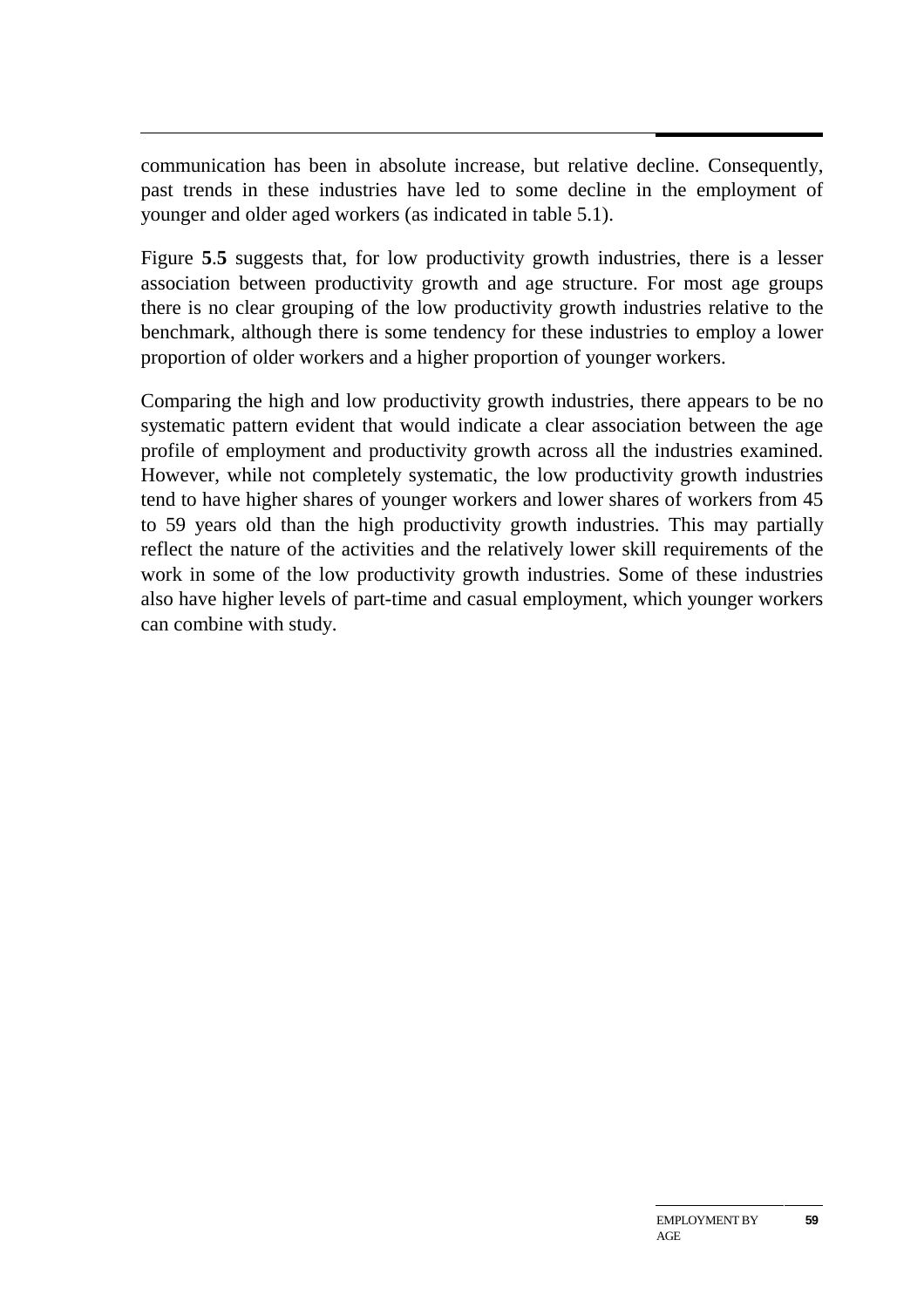communication has been in absolute increase, but relative decline. Consequently, past trends in these industries have led to some decline in the employment of younger and older aged workers (as indicated in table 5.1).

Figure **5.5** suggests that, for low productivity growth industries, there is a lesser association between productivity growth and age structure. For most age groups there is no clear grouping of the low productivity growth industries relative to the benchmark, although there is some tendency for these industries to employ a lower proportion of older workers and a higher proportion of younger workers.

Comparing the high and low productivity growth industries, there appears to be no systematic pattern evident that would indicate a clear association between the age profile of employment and productivity growth across all the industries examined. However, while not completely systematic, the low productivity growth industries tend to have higher shares of younger workers and lower shares of workers from 45 to 59 years old than the high productivity growth industries. This may partially reflect the nature of the activities and the relatively lower skill requirements of the work in some of the low productivity growth industries. Some of these industries also have higher levels of part-time and casual employment, which younger workers can combine with study.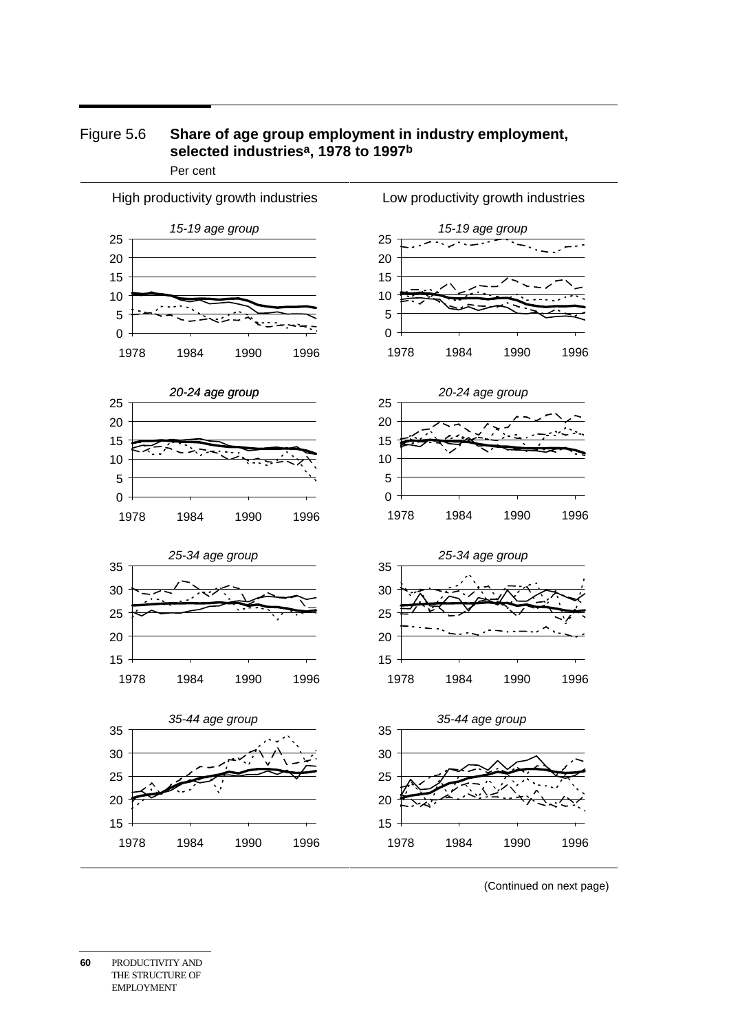Figure 5.6 **Share of age group employment in industry employment, selected industries[a], 1978 to 1997[b]**

Per cent

High productivity growth industries

*15-19 age group*

*20-24 age group*

*25-34 age group*

*35-44 age group*

Low productivity growth industries

*15-19 age group*

*20-24 age group*

*25-34 age group*

*35-44 age group*

(Continued on next page)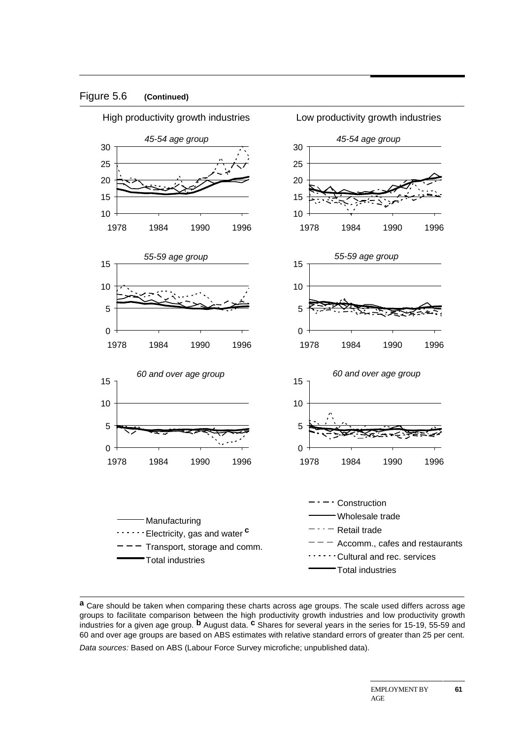Figure 5.6 **(Continued)**

High productivity growth industries

Low productivity growth industries

*45-54 age group*

*55-59 age group*

*60 and over age group*

Manufacturing

Electricity, gas and water [c]

Transport, storage and comm.

Total industries

Construction

Wholesale trade

Retail trade

Accomm., cafes and restaurants

Cultural and rec. services

Total industries

[a] Care should be taken when comparing these charts across age groups. The scale used differs across age groups to facilitate comparison between the high productivity growth industries and low productivity growth industries for a given age group. [b] August data. [c] Shares for several years in the series for 15-19, 55-59 and 60 and over age groups are based on ABS estimates with relative standard errors of greater than 25 per cent.

*Data sources:* Based on ABS (Labour Force Survey microfiche; unpublished data).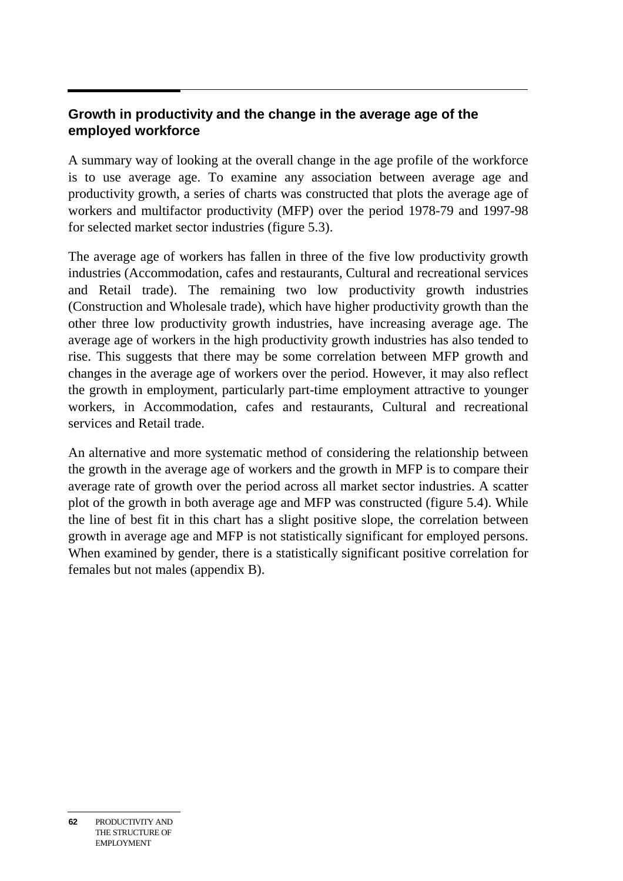### Growth in productivity and the change in the average age of the employed workforce

A summary way of looking at the overall change in the age profile of the workforce is to use average age. To examine any association between average age and productivity growth, a series of charts was constructed that plots the average age of workers and multifactor productivity (MFP) over the period 1978-79 and 1997-98 for selected market sector industries (figure 5.3).

The average age of workers has fallen in three of the five low productivity growth industries (Accommodation, cafes and restaurants, Cultural and recreational services and Retail trade). The remaining two low productivity growth industries (Construction and Wholesale trade), which have higher productivity growth than the other three low productivity growth industries, have increasing average age. The average age of workers in the high productivity growth industries has also tended to rise. This suggests that there may be some correlation between MFP growth and changes in the average age of workers over the period. However, it may also reflect the growth in employment, particularly part-time employment attractive to younger workers, in Accommodation, cafes and restaurants, Cultural and recreational services and Retail trade.

An alternative and more systematic method of considering the relationship between the growth in the average age of workers and the growth in MFP is to compare their average rate of growth over the period across all market sector industries. A scatter plot of the growth in both average age and MFP was constructed (figure 5.4). While the line of best fit in this chart has a slight positive slope, the correlation between growth in average age and MFP is not statistically significant for employed persons. When examined by gender, there is a statistically significant positive correlation for females but not males (appendix B).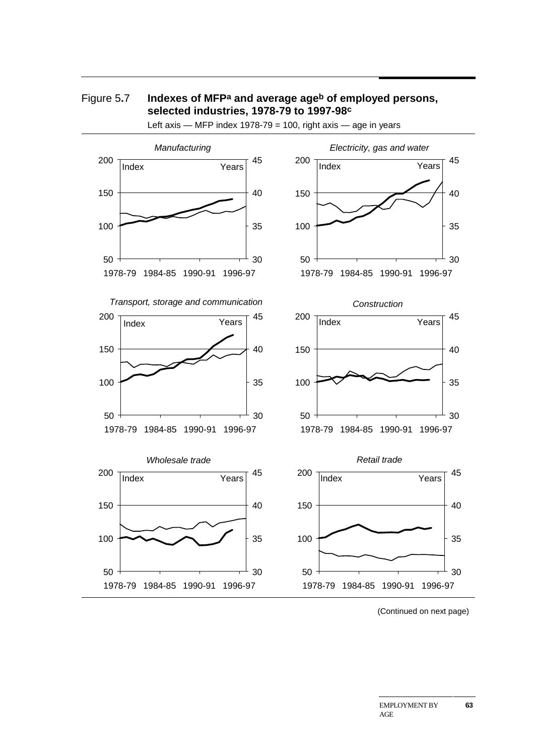Figure 5.7 **Indexes of MFP[a] and average age[b] of employed persons, selected industries, 1978-79 to 1997-98[c]**

Left axis — MFP index 1978-79 = 100, right axis — age in years

*Manufacturing*

*Electricity, gas and water*

*Transport, storage and communication*

*Construction*

*Wholesale trade*

*Retail trade*

(Continued on next page)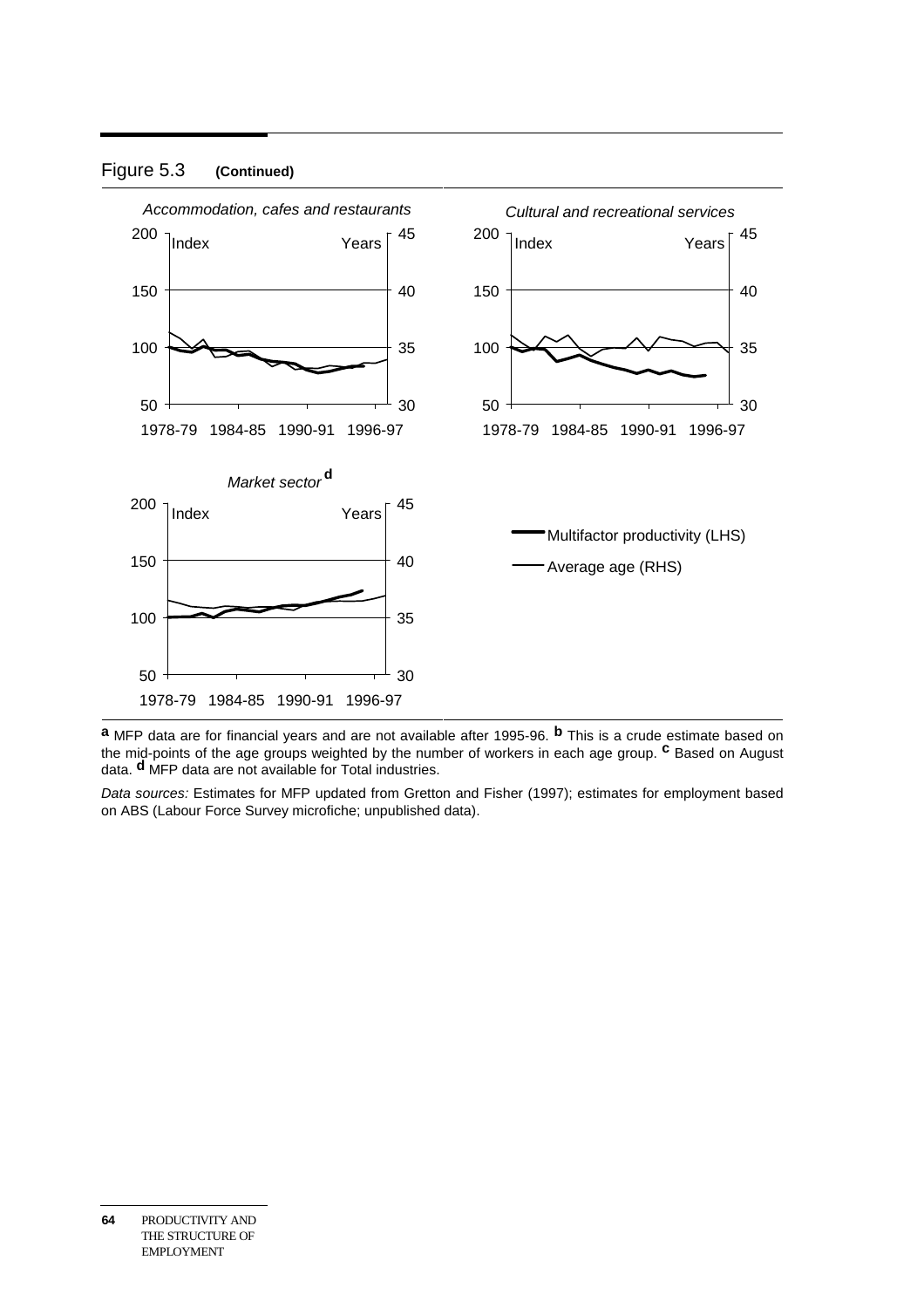Figure 5.3 **(Continued)**

*Accommodation, cafes and restaurants*

*Cultural and recreational services*

*Market sector* [d]

Multifactor productivity (LHS)

Average age (RHS)

**a** MFP data are for financial years and are not available after 1995-96. **b** This is a crude estimate based on the mid-points of the age groups weighted by the number of workers in each age group. **c** Based on August data. **d** MFP data are not available for Total industries.

*Data sources:* Estimates for MFP updated from Gretton and Fisher (1997); estimates for employment based on ABS (Labour Force Survey microfiche; unpublished data).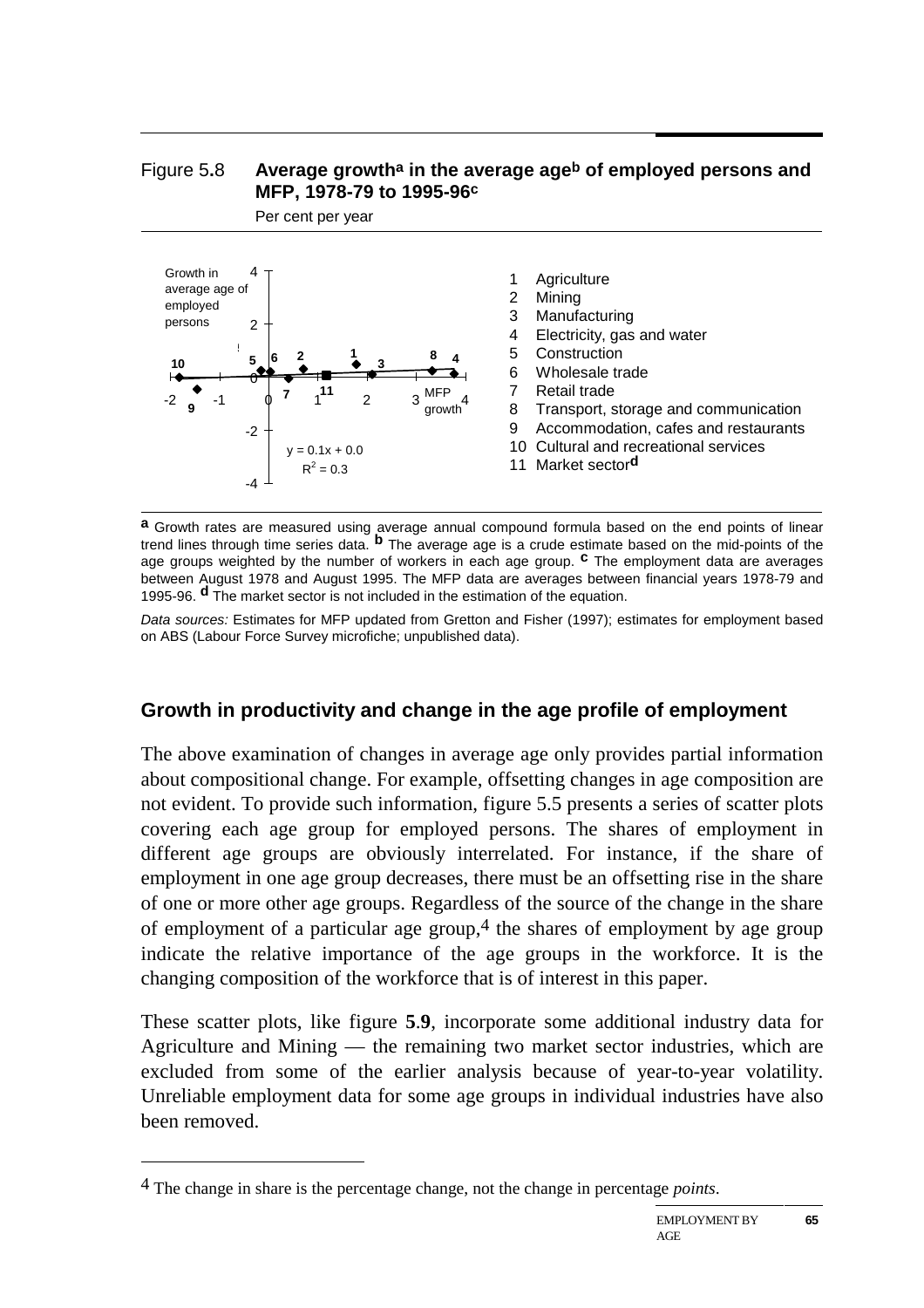Figure 5.8 **Average growth[a] in the average age[b] of employed persons and MFP, 1978-79 to 1995-96[c]**

Per cent per year

1 Agriculture
2 Mining
3 Manufacturing
4 Electricity, gas and water
5 Construction
6 Wholesale trade
7 Retail trade
8 Transport, storage and communication
9 Accommodation, cafes and restaurants
10 Cultural and recreational services
11 Market sector[d]

$y = 0.1x + 0.0$

$R^2 = 0.3$

**a** Growth rates are measured using average annual compound formula based on the end points of linear trend lines through time series data. **b** The average age is a crude estimate based on the mid-points of the age groups weighted by the number of workers in each age group. **c** The employment data are averages between August 1978 and August 1995. The MFP data are averages between financial years 1978-79 and 1995-96. **d** The market sector is not included in the estimation of the equation.

*Data sources:* Estimates for MFP updated from Gretton and Fisher (1997); estimates for employment based on ABS (Labour Force Survey microfiche; unpublished data).

## Growth in productivity and change in the age profile of employment

The above examination of changes in average age only provides partial information about compositional change. For example, offsetting changes in age composition are not evident. To provide such information, figure 5.5 presents a series of scatter plots covering each age group for employed persons. The shares of employment in different age groups are obviously interrelated. For instance, if the share of employment in one age group decreases, there must be an offsetting rise in the share of one or more other age groups. Regardless of the source of the change in the share of employment of a particular age group,[4] the shares of employment by age group indicate the relative importance of the age groups in the workforce. It is the changing composition of the workforce that is of interest in this paper.

These scatter plots, like figure **5**.**9**, incorporate some additional industry data for Agriculture and Mining — the remaining two market sector industries, which are excluded from some of the earlier analysis because of year-to-year volatility. Unreliable employment data for some age groups in individual industries have also been removed.

[4] The change in share is the percentage change, not the change in percentage *points*.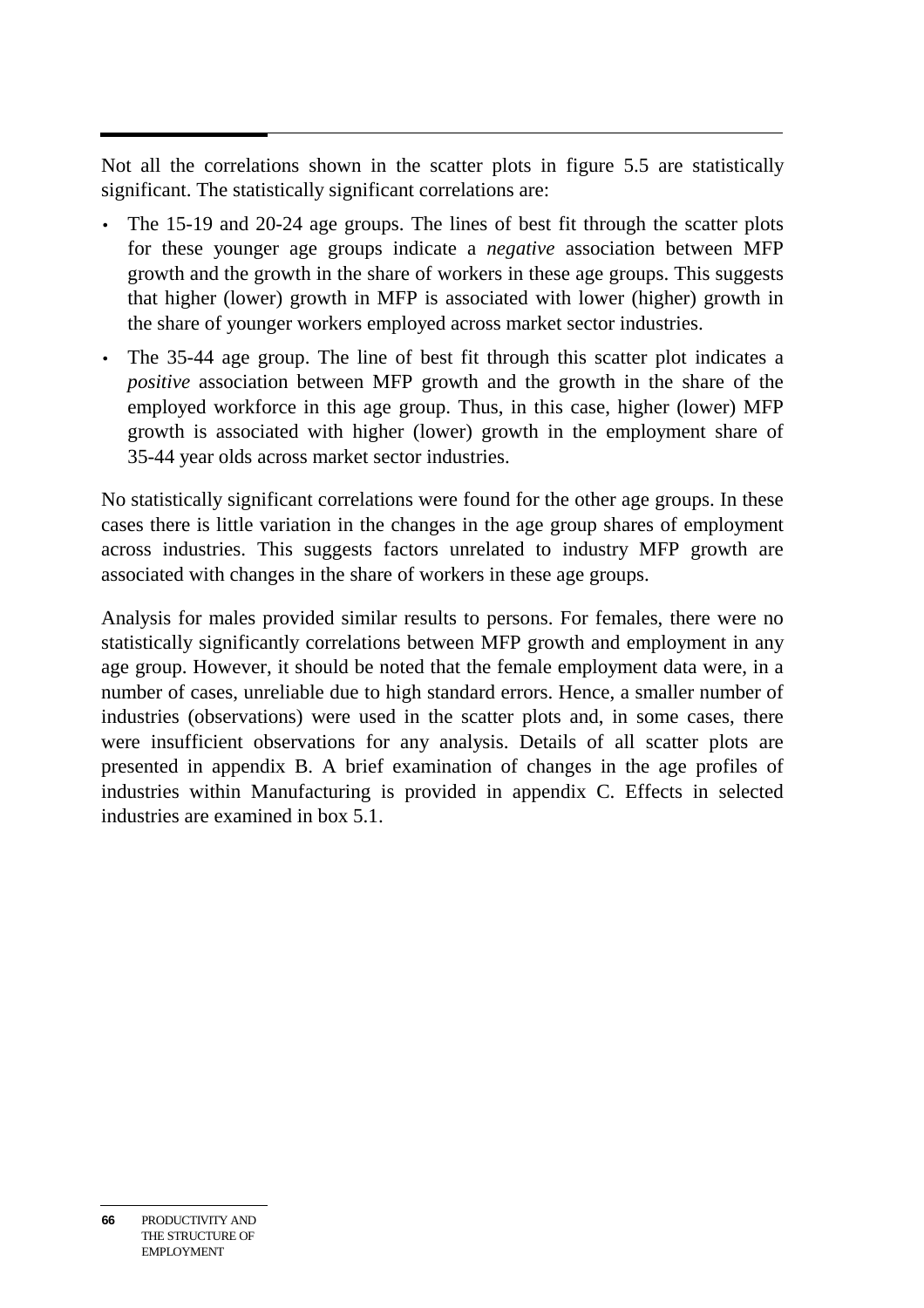Not all the correlations shown in the scatter plots in figure 5.5 are statistically significant. The statistically significant correlations are:

- The 15-19 and 20-24 age groups. The lines of best fit through the scatter plots for these younger age groups indicate a *negative* association between MFP growth and the growth in the share of workers in these age groups. This suggests that higher (lower) growth in MFP is associated with lower (higher) growth in the share of younger workers employed across market sector industries.
- The 35-44 age group. The line of best fit through this scatter plot indicates a *positive* association between MFP growth and the growth in the share of the employed workforce in this age group. Thus, in this case, higher (lower) MFP growth is associated with higher (lower) growth in the employment share of 35-44 year olds across market sector industries.

No statistically significant correlations were found for the other age groups. In these cases there is little variation in the changes in the age group shares of employment across industries. This suggests factors unrelated to industry MFP growth are associated with changes in the share of workers in these age groups.

Analysis for males provided similar results to persons. For females, there were no statistically significantly correlations between MFP growth and employment in any age group. However, it should be noted that the female employment data were, in a number of cases, unreliable due to high standard errors. Hence, a smaller number of industries (observations) were used in the scatter plots and, in some cases, there were insufficient observations for any analysis. Details of all scatter plots are presented in appendix B. A brief examination of changes in the age profiles of industries within Manufacturing is provided in appendix C. Effects in selected industries are examined in box 5.1.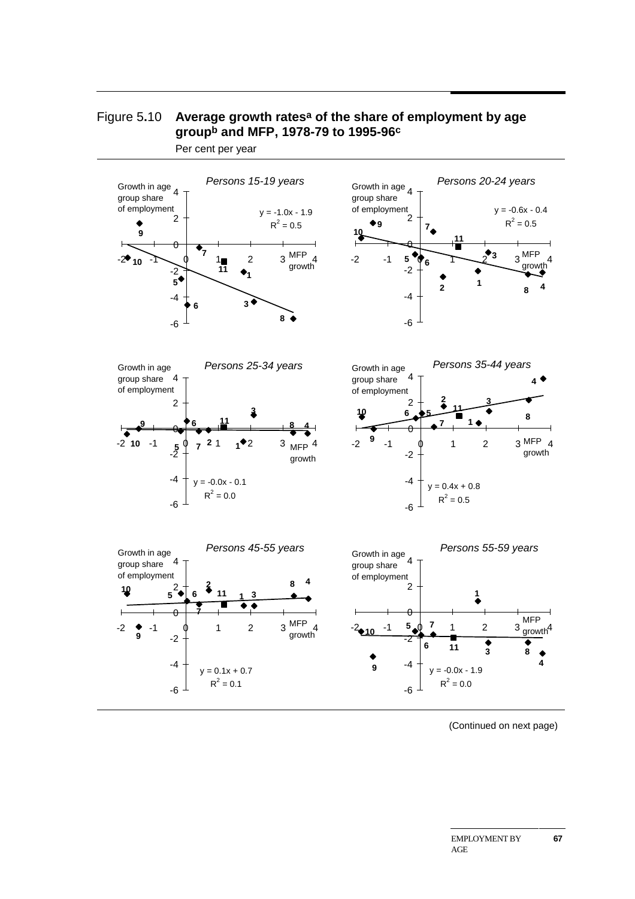Figure 5.10 **Average growth rates[a] of the share of employment by age group[b] and MFP, 1978-79 to 1995-96[c]**

Per cent per year

*Persons 15-19 years*

Growth in age group share of employment; MFP growth

$y = -1.0x - 1.9$
$R^2 = 0.5$

*Persons 20-24 years*

Growth in age group share of employment; MFP growth

$y = -0.6x - 0.4$
$R^2 = 0.5$

*Persons 25-34 years*

Growth in age group share of employment; MFP growth

$y = -0.0x - 0.1$
$R^2 = 0.0$

*Persons 35-44 years*

Growth in age group share of employment; MFP growth

$y = 0.4x + 0.8$
$R^2 = 0.5$

*Persons 45-55 years*

Growth in age group share of employment; MFP growth

$y = 0.1x + 0.7$
$R^2 = 0.1$

*Persons 55-59 years*

Growth in age group share of employment; MFP growth

$y = -0.0x - 1.9$
$R^2 = 0.0$

(Continued on next page)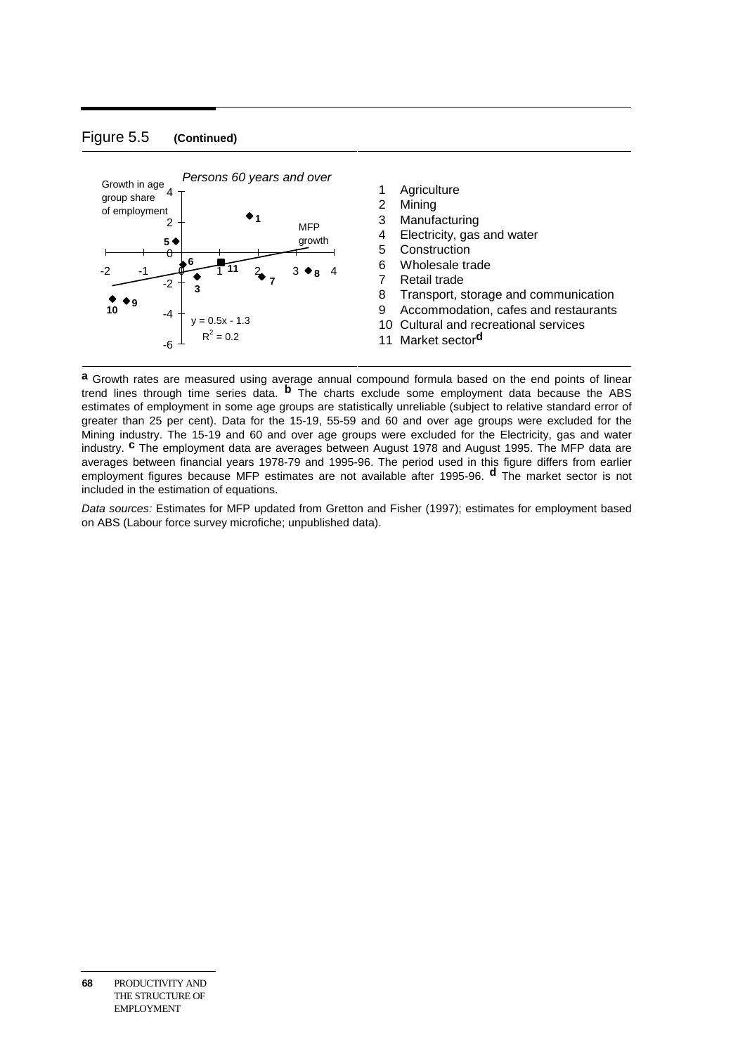## Figure 5.5 **(Continued)**

*Persons 60 years and over*

Growth in age group share of employment

MFP growth

$y = 0.5x - 1.3$

$R^2 = 0.2$

1. Agriculture
2. Mining
3. Manufacturing
4. Electricity, gas and water
5. Construction
6. Wholesale trade
7. Retail trade
8. Transport, storage and communication
9. Accommodation, cafes and restaurants
10. Cultural and recreational services
11. Market sector[d]

[a] Growth rates are measured using average annual compound formula based on the end points of linear trend lines through time series data. [b] The charts exclude some employment data because the ABS estimates of employment in some age groups are statistically unreliable (subject to relative standard error of greater than 25 per cent). Data for the 15-19, 55-59 and 60 and over age groups were excluded for the Mining industry. The 15-19 and 60 and over age groups were excluded for the Electricity, gas and water industry. [c] The employment data are averages between August 1978 and August 1995. The MFP data are averages between financial years 1978-79 and 1995-96. The period used in this figure differs from earlier employment figures because MFP estimates are not available after 1995-96. [d] The market sector is not included in the estimation of equations.

*Data sources:* Estimates for MFP updated from Gretton and Fisher (1997); estimates for employment based on ABS (Labour force survey microfiche; unpublished data).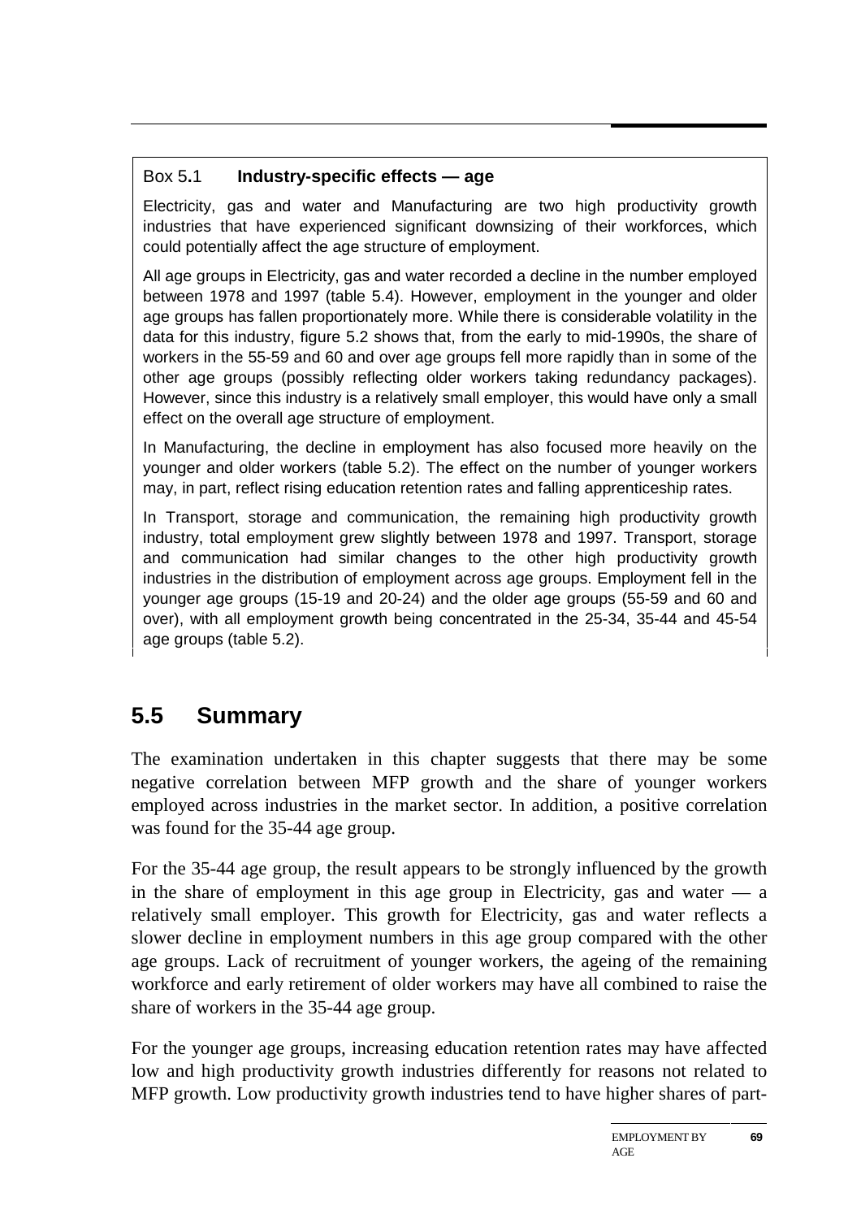**Box 5.1 Industry-specific effects — age**

Electricity, gas and water and Manufacturing are two high productivity growth industries that have experienced significant downsizing of their workforces, which could potentially affect the age structure of employment.

All age groups in Electricity, gas and water recorded a decline in the number employed between 1978 and 1997 (table 5.4). However, employment in the younger and older age groups has fallen proportionately more. While there is considerable volatility in the data for this industry, figure 5.2 shows that, from the early to mid-1990s, the share of workers in the 55-59 and 60 and over age groups fell more rapidly than in some of the other age groups (possibly reflecting older workers taking redundancy packages). However, since this industry is a relatively small employer, this would have only a small effect on the overall age structure of employment.

In Manufacturing, the decline in employment has also focused more heavily on the younger and older workers (table 5.2). The effect on the number of younger workers may, in part, reflect rising education retention rates and falling apprenticeship rates.

In Transport, storage and communication, the remaining high productivity growth industry, total employment grew slightly between 1978 and 1997. Transport, storage and communication had similar changes to the other high productivity growth industries in the distribution of employment across age groups. Employment fell in the younger age groups (15-19 and 20-24) and the older age groups (55-59 and 60 and over), with all employment growth being concentrated in the 25-34, 35-44 and 45-54 age groups (table 5.2).

## 5.5 Summary

The examination undertaken in this chapter suggests that there may be some negative correlation between MFP growth and the share of younger workers employed across industries in the market sector. In addition, a positive correlation was found for the 35-44 age group.

For the 35-44 age group, the result appears to be strongly influenced by the growth in the share of employment in this age group in Electricity, gas and water — a relatively small employer. This growth for Electricity, gas and water reflects a slower decline in employment numbers in this age group compared with the other age groups. Lack of recruitment of younger workers, the ageing of the remaining workforce and early retirement of older workers may have all combined to raise the share of workers in the 35-44 age group.

For the younger age groups, increasing education retention rates may have affected low and high productivity growth industries differently for reasons not related to MFP growth. Low productivity growth industries tend to have higher shares of part-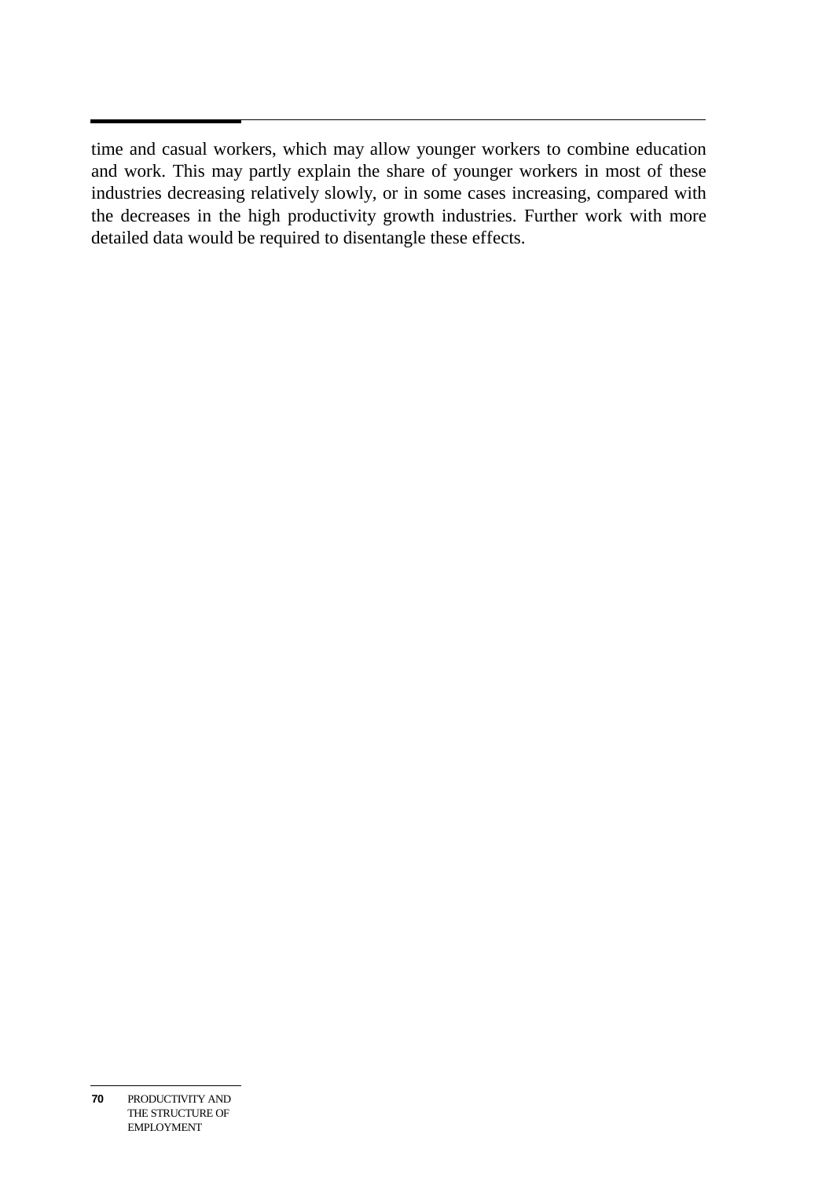time and casual workers, which may allow younger workers to combine education and work. This may partly explain the share of younger workers in most of these industries decreasing relatively slowly, or in some cases increasing, compared with the decreases in the high productivity growth industries. Further work with more detailed data would be required to disentangle these effects.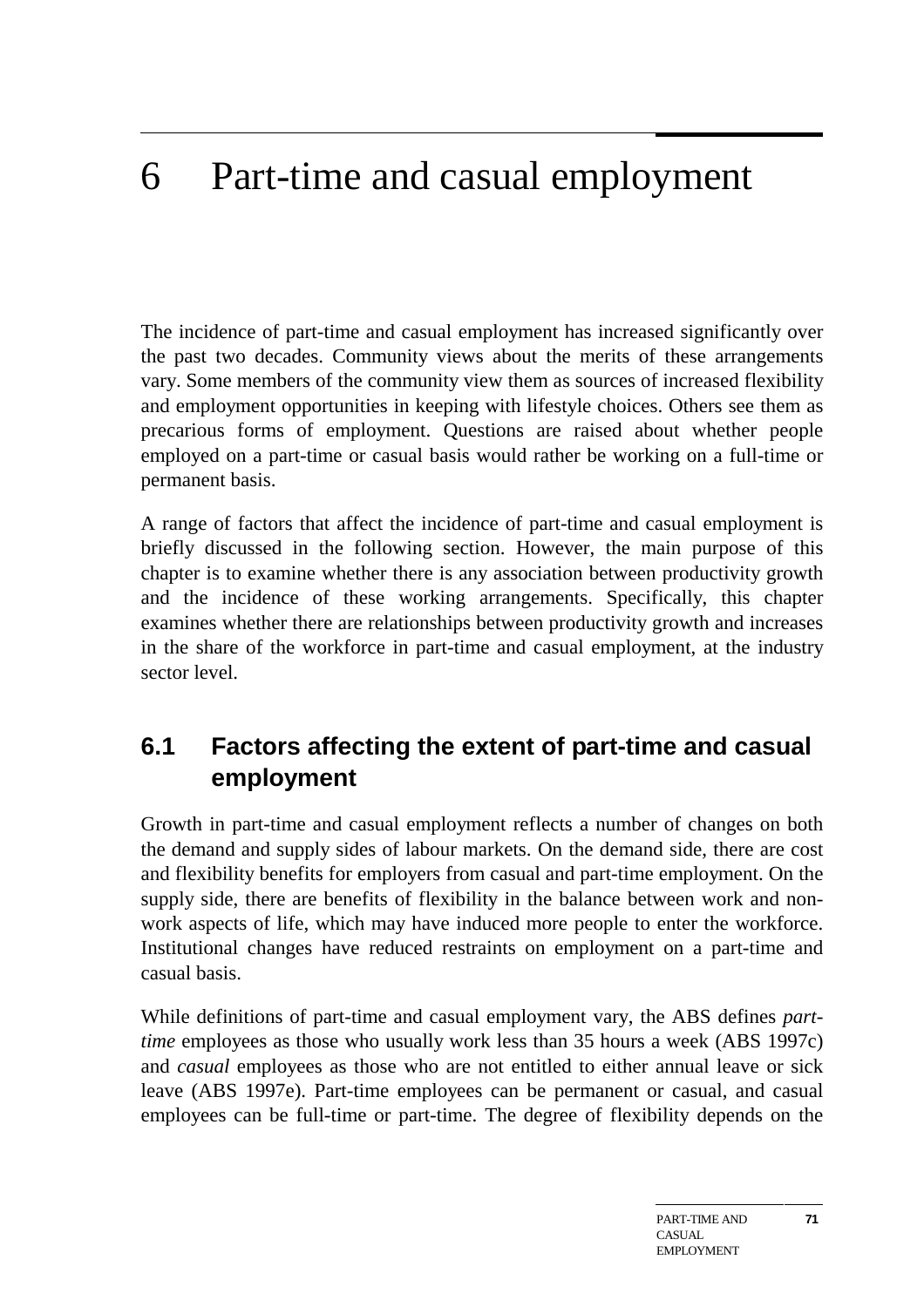# 6 Part-time and casual employment

The incidence of part-time and casual employment has increased significantly over the past two decades. Community views about the merits of these arrangements vary. Some members of the community view them as sources of increased flexibility and employment opportunities in keeping with lifestyle choices. Others see them as precarious forms of employment. Questions are raised about whether people employed on a part-time or casual basis would rather be working on a full-time or permanent basis.

A range of factors that affect the incidence of part-time and casual employment is briefly discussed in the following section. However, the main purpose of this chapter is to examine whether there is any association between productivity growth and the incidence of these working arrangements. Specifically, this chapter examines whether there are relationships between productivity growth and increases in the share of the workforce in part-time and casual employment, at the industry sector level.

## 6.1 Factors affecting the extent of part-time and casual employment

Growth in part-time and casual employment reflects a number of changes on both the demand and supply sides of labour markets. On the demand side, there are cost and flexibility benefits for employers from casual and part-time employment. On the supply side, there are benefits of flexibility in the balance between work and non-work aspects of life, which may have induced more people to enter the workforce. Institutional changes have reduced restraints on employment on a part-time and casual basis.

While definitions of part-time and casual employment vary, the ABS defines *part-time* employees as those who usually work less than 35 hours a week (ABS 1997c) and *casual* employees as those who are not entitled to either annual leave or sick leave (ABS 1997e). Part-time employees can be permanent or casual, and casual employees can be full-time or part-time. The degree of flexibility depends on the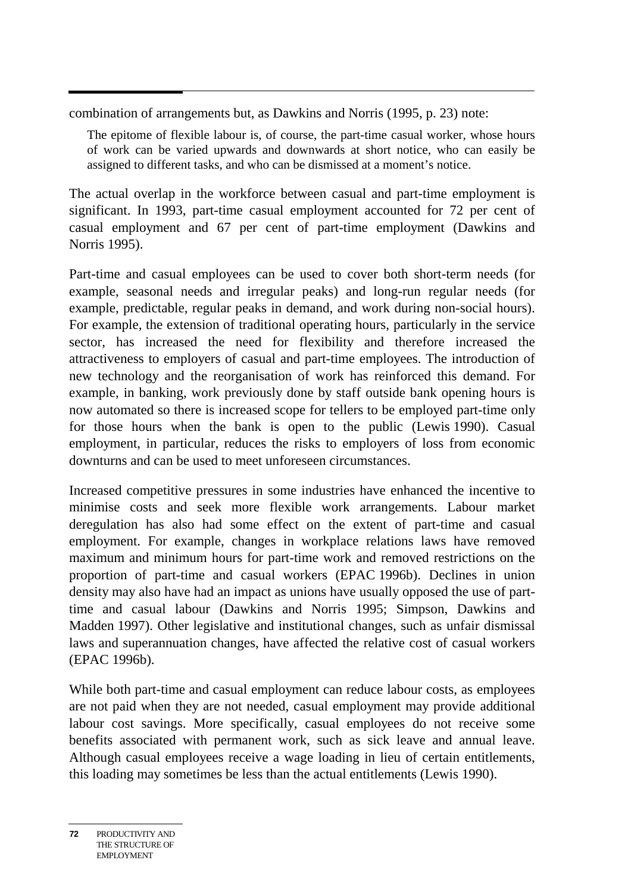combination of arrangements but, as Dawkins and Norris (1995, p. 23) note:

> The epitome of flexible labour is, of course, the part-time casual worker, whose hours of work can be varied upwards and downwards at short notice, who can easily be assigned to different tasks, and who can be dismissed at a moment's notice.

The actual overlap in the workforce between casual and part-time employment is significant. In 1993, part-time casual employment accounted for 72 per cent of casual employment and 67 per cent of part-time employment (Dawkins and Norris 1995).

Part-time and casual employees can be used to cover both short-term needs (for example, seasonal needs and irregular peaks) and long-run regular needs (for example, predictable, regular peaks in demand, and work during non-social hours). For example, the extension of traditional operating hours, particularly in the service sector, has increased the need for flexibility and therefore increased the attractiveness to employers of casual and part-time employees. The introduction of new technology and the reorganisation of work has reinforced this demand. For example, in banking, work previously done by staff outside bank opening hours is now automated so there is increased scope for tellers to be employed part-time only for those hours when the bank is open to the public (Lewis 1990). Casual employment, in particular, reduces the risks to employers of loss from economic downturns and can be used to meet unforeseen circumstances.

Increased competitive pressures in some industries have enhanced the incentive to minimise costs and seek more flexible work arrangements. Labour market deregulation has also had some effect on the extent of part-time and casual employment. For example, changes in workplace relations laws have removed maximum and minimum hours for part-time work and removed restrictions on the proportion of part-time and casual workers (EPAC 1996b). Declines in union density may also have had an impact as unions have usually opposed the use of part-time and casual labour (Dawkins and Norris 1995; Simpson, Dawkins and Madden 1997). Other legislative and institutional changes, such as unfair dismissal laws and superannuation changes, have affected the relative cost of casual workers (EPAC 1996b).

While both part-time and casual employment can reduce labour costs, as employees are not paid when they are not needed, casual employment may provide additional labour cost savings. More specifically, casual employees do not receive some benefits associated with permanent work, such as sick leave and annual leave. Although casual employees receive a wage loading in lieu of certain entitlements, this loading may sometimes be less than the actual entitlements (Lewis 1990).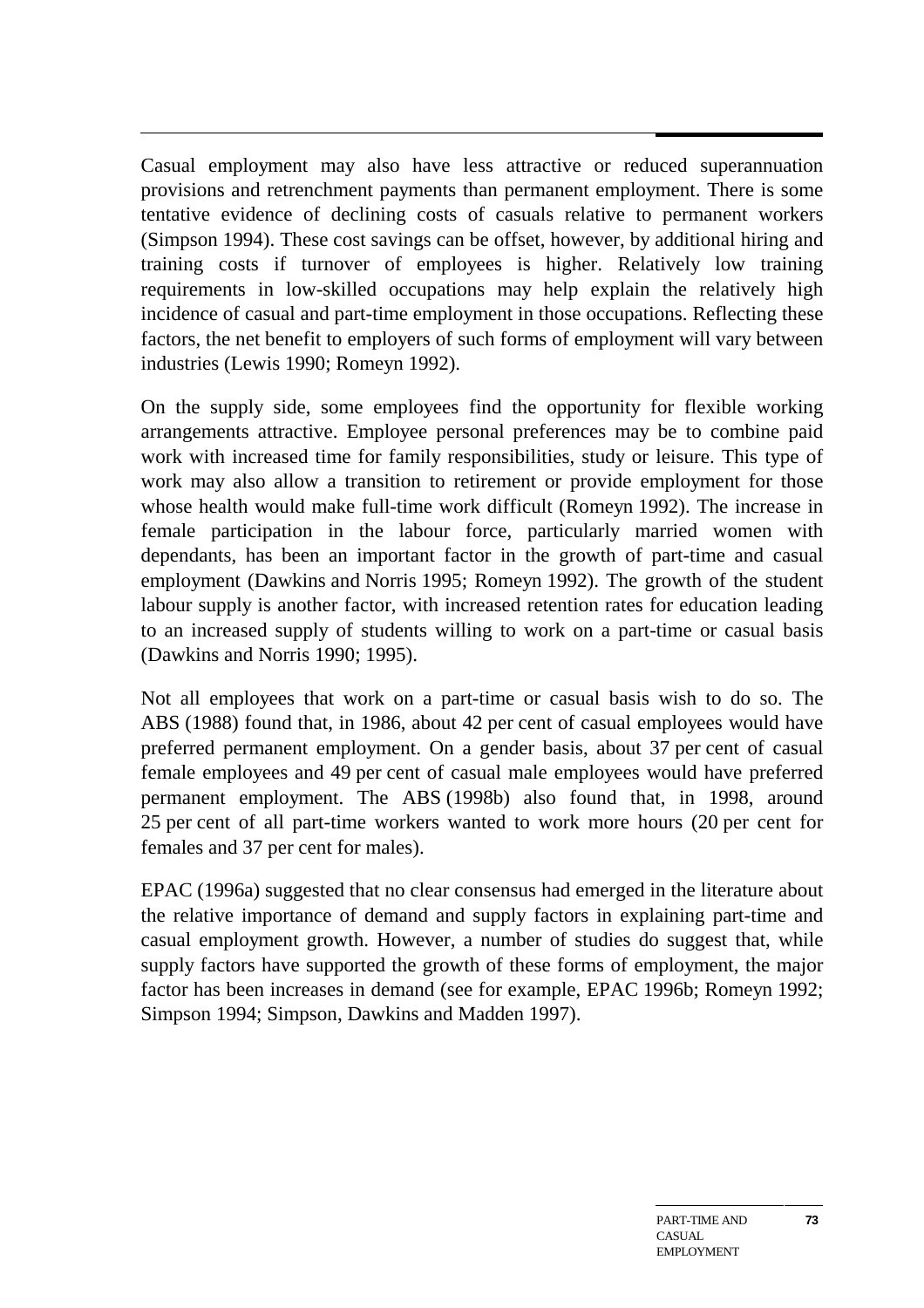Casual employment may also have less attractive or reduced superannuation provisions and retrenchment payments than permanent employment. There is some tentative evidence of declining costs of casuals relative to permanent workers (Simpson 1994). These cost savings can be offset, however, by additional hiring and training costs if turnover of employees is higher. Relatively low training requirements in low-skilled occupations may help explain the relatively high incidence of casual and part-time employment in those occupations. Reflecting these factors, the net benefit to employers of such forms of employment will vary between industries (Lewis 1990; Romeyn 1992).

On the supply side, some employees find the opportunity for flexible working arrangements attractive. Employee personal preferences may be to combine paid work with increased time for family responsibilities, study or leisure. This type of work may also allow a transition to retirement or provide employment for those whose health would make full-time work difficult (Romeyn 1992). The increase in female participation in the labour force, particularly married women with dependants, has been an important factor in the growth of part-time and casual employment (Dawkins and Norris 1995; Romeyn 1992). The growth of the student labour supply is another factor, with increased retention rates for education leading to an increased supply of students willing to work on a part-time or casual basis (Dawkins and Norris 1990; 1995).

Not all employees that work on a part-time or casual basis wish to do so. The ABS (1988) found that, in 1986, about 42 per cent of casual employees would have preferred permanent employment. On a gender basis, about 37 per cent of casual female employees and 49 per cent of casual male employees would have preferred permanent employment. The ABS (1998b) also found that, in 1998, around 25 per cent of all part-time workers wanted to work more hours (20 per cent for females and 37 per cent for males).

EPAC (1996a) suggested that no clear consensus had emerged in the literature about the relative importance of demand and supply factors in explaining part-time and casual employment growth. However, a number of studies do suggest that, while supply factors have supported the growth of these forms of employment, the major factor has been increases in demand (see for example, EPAC 1996b; Romeyn 1992; Simpson 1994; Simpson, Dawkins and Madden 1997).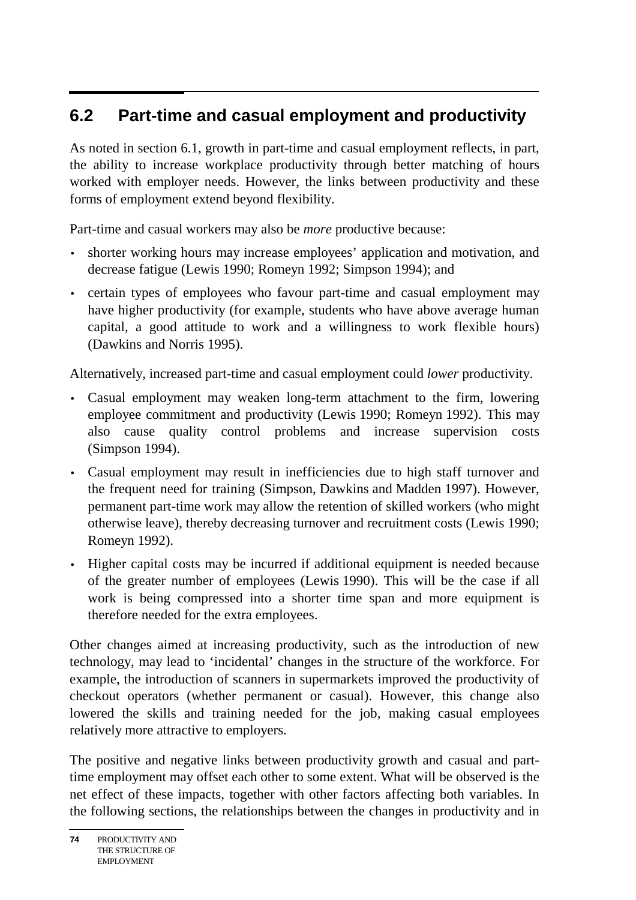## 6.2 Part-time and casual employment and productivity

As noted in section 6.1, growth in part-time and casual employment reflects, in part, the ability to increase workplace productivity through better matching of hours worked with employer needs. However, the links between productivity and these forms of employment extend beyond flexibility.

Part-time and casual workers may also be *more* productive because:

- shorter working hours may increase employees' application and motivation, and decrease fatigue (Lewis 1990; Romeyn 1992; Simpson 1994); and
- certain types of employees who favour part-time and casual employment may have higher productivity (for example, students who have above average human capital, a good attitude to work and a willingness to work flexible hours) (Dawkins and Norris 1995).

Alternatively, increased part-time and casual employment could *lower* productivity.

- Casual employment may weaken long-term attachment to the firm, lowering employee commitment and productivity (Lewis 1990; Romeyn 1992). This may also cause quality control problems and increase supervision costs (Simpson 1994).
- Casual employment may result in inefficiencies due to high staff turnover and the frequent need for training (Simpson, Dawkins and Madden 1997). However, permanent part-time work may allow the retention of skilled workers (who might otherwise leave), thereby decreasing turnover and recruitment costs (Lewis 1990; Romeyn 1992).
- Higher capital costs may be incurred if additional equipment is needed because of the greater number of employees (Lewis 1990). This will be the case if all work is being compressed into a shorter time span and more equipment is therefore needed for the extra employees.

Other changes aimed at increasing productivity, such as the introduction of new technology, may lead to 'incidental' changes in the structure of the workforce. For example, the introduction of scanners in supermarkets improved the productivity of checkout operators (whether permanent or casual). However, this change also lowered the skills and training needed for the job, making casual employees relatively more attractive to employers.

The positive and negative links between productivity growth and casual and part-time employment may offset each other to some extent. What will be observed is the net effect of these impacts, together with other factors affecting both variables. In the following sections, the relationships between the changes in productivity and in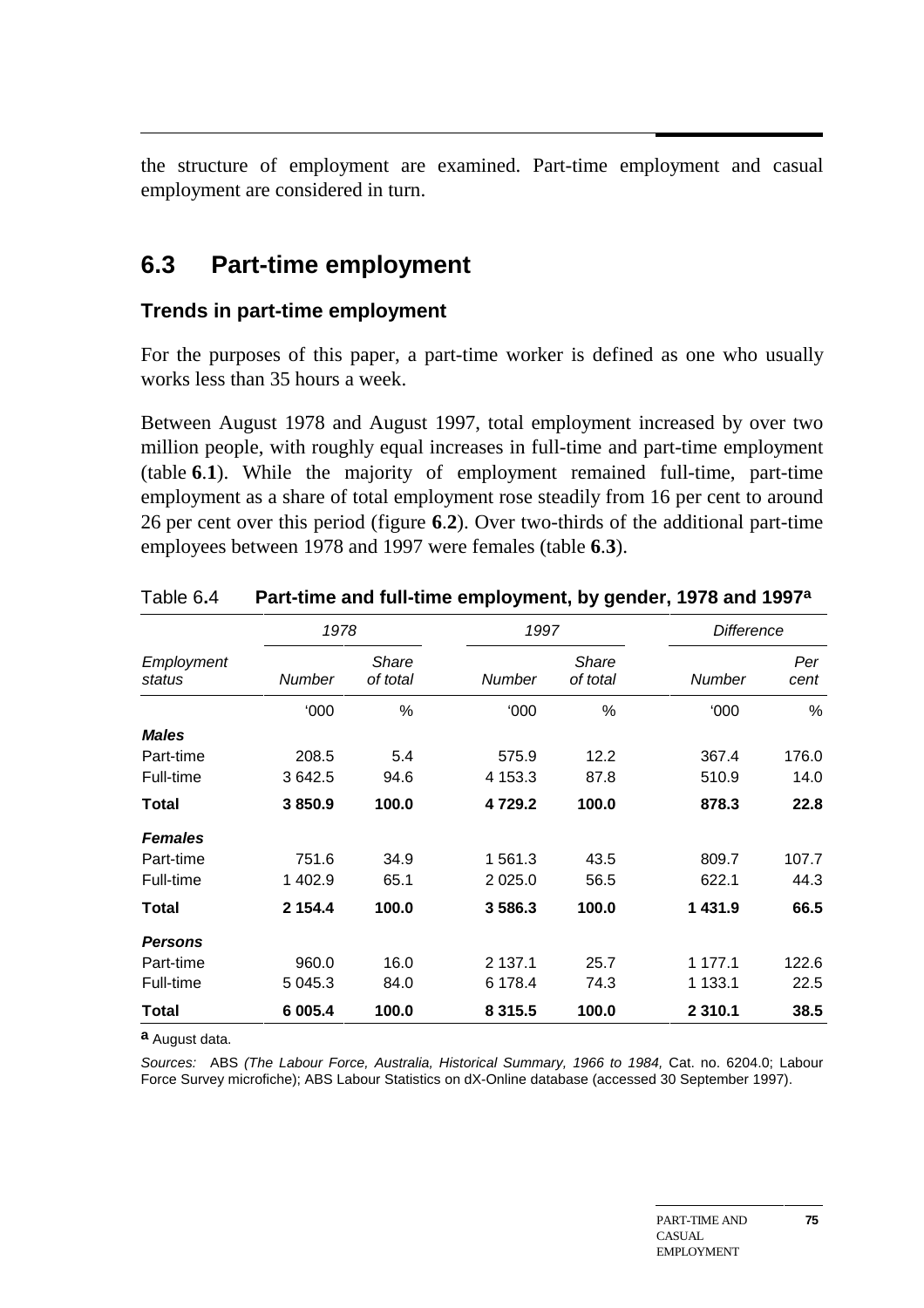the structure of employment are examined. Part-time employment and casual employment are considered in turn.

## 6.3 Part-time employment

### Trends in part-time employment

For the purposes of this paper, a part-time worker is defined as one who usually works less than 35 hours a week.

Between August 1978 and August 1997, total employment increased by over two million people, with roughly equal increases in full-time and part-time employment (table **6.1**). While the majority of employment remained full-time, part-time employment as a share of total employment rose steadily from 16 per cent to around 26 per cent over this period (figure **6.2**). Over two-thirds of the additional part-time employees between 1978 and 1997 were females (table **6.3**).

Table 6.4 **Part-time and full-time employment, by gender, 1978 and 1997[a]**

| | *1978* | | *1997* | | *Difference* | |
|---|---|---|---|---|---|---|
| *Employment status* | *Number* | *Share of total* | *Number* | *Share of total* | *Number* | *Per cent* |
| | '000 | % | '000 | % | '000 | % |
| ***Males*** | | | | | | |
| Part-time | 208.5 | 5.4 | 575.9 | 12.2 | 367.4 | 176.0 |
| Full-time | 3 642.5 | 94.6 | 4 153.3 | 87.8 | 510.9 | 14.0 |
| **Total** | **3 850.9** | **100.0** | **4 729.2** | **100.0** | **878.3** | **22.8** |
| ***Females*** | | | | | | |
| Part-time | 751.6 | 34.9 | 1 561.3 | 43.5 | 809.7 | 107.7 |
| Full-time | 1 402.9 | 65.1 | 2 025.0 | 56.5 | 622.1 | 44.3 |
| **Total** | **2 154.4** | **100.0** | **3 586.3** | **100.0** | **1 431.9** | **66.5** |
| ***Persons*** | | | | | | |
| Part-time | 960.0 | 16.0 | 2 137.1 | 25.7 | 1 177.1 | 122.6 |
| Full-time | 5 045.3 | 84.0 | 6 178.4 | 74.3 | 1 133.1 | 22.5 |
| **Total** | **6 005.4** | **100.0** | **8 315.5** | **100.0** | **2 310.1** | **38.5** |

**a** August data.

*Sources:* ABS *(The Labour Force, Australia, Historical Summary, 1966 to 1984,* Cat. no. 6204.0; Labour Force Survey microfiche); ABS Labour Statistics on dX-Online database (accessed 30 September 1997).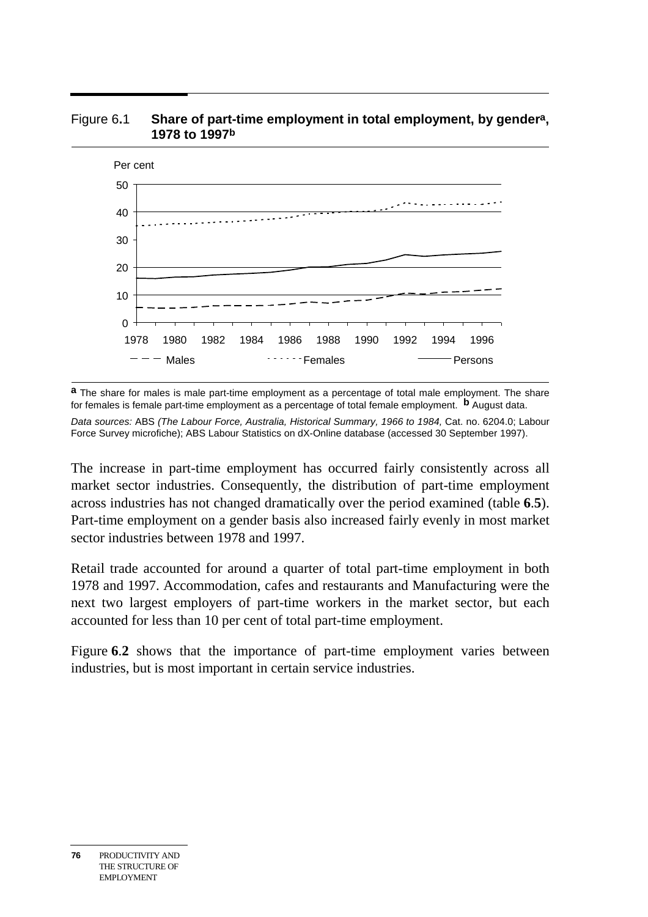Figure 6.1 **Share of part-time employment in total employment, by gender[a], 1978 to 1997[b]**

[a] The share for males is male part-time employment as a percentage of total male employment. The share for females is female part-time employment as a percentage of total female employment. [b] August data.

*Data sources:* ABS *(The Labour Force, Australia, Historical Summary, 1966 to 1984,* Cat. no. 6204.0; Labour Force Survey microfiche); ABS Labour Statistics on dX-Online database (accessed 30 September 1997).

The increase in part-time employment has occurred fairly consistently across all market sector industries. Consequently, the distribution of part-time employment across industries has not changed dramatically over the period examined (table **6**.**5**). Part-time employment on a gender basis also increased fairly evenly in most market sector industries between 1978 and 1997.

Retail trade accounted for around a quarter of total part-time employment in both 1978 and 1997. Accommodation, cafes and restaurants and Manufacturing were the next two largest employers of part-time workers in the market sector, but each accounted for less than 10 per cent of total part-time employment.

Figure **6**.**2** shows that the importance of part-time employment varies between industries, but is most important in certain service industries.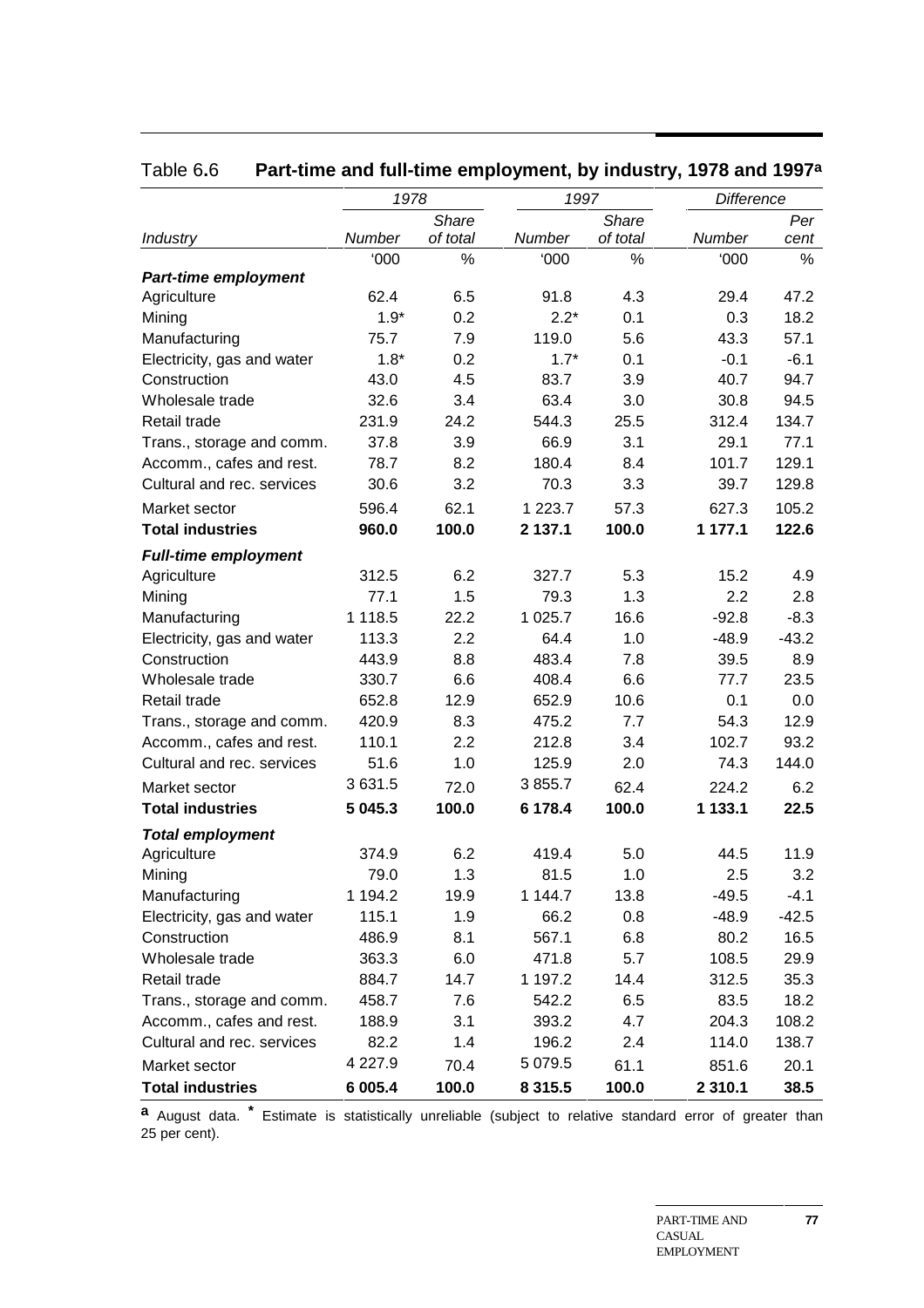Table 6.6 **Part-time and full-time employment, by industry, 1978 and 1997[a]**

| | *1978* | | *1997* | | *Difference* | |
|---|---|---|---|---|---|---|
| *Industry* | *Number* | *Share of total* | *Number* | *Share of total* | *Number* | *Per cent* |
| | '000 | % | '000 | % | '000 | % |
| ***Part-time employment*** | | | | | | |
| Agriculture | 62.4 | 6.5 | 91.8 | 4.3 | 29.4 | 47.2 |
| Mining | 1.9* | 0.2 | 2.2* | 0.1 | 0.3 | 18.2 |
| Manufacturing | 75.7 | 7.9 | 119.0 | 5.6 | 43.3 | 57.1 |
| Electricity, gas and water | 1.8* | 0.2 | 1.7* | 0.1 | -0.1 | -6.1 |
| Construction | 43.0 | 4.5 | 83.7 | 3.9 | 40.7 | 94.7 |
| Wholesale trade | 32.6 | 3.4 | 63.4 | 3.0 | 30.8 | 94.5 |
| Retail trade | 231.9 | 24.2 | 544.3 | 25.5 | 312.4 | 134.7 |
| Trans., storage and comm. | 37.8 | 3.9 | 66.9 | 3.1 | 29.1 | 77.1 |
| Accomm., cafes and rest. | 78.7 | 8.2 | 180.4 | 8.4 | 101.7 | 129.1 |
| Cultural and rec. services | 30.6 | 3.2 | 70.3 | 3.3 | 39.7 | 129.8 |
| Market sector | 596.4 | 62.1 | 1 223.7 | 57.3 | 627.3 | 105.2 |
| **Total industries** | **960.0** | **100.0** | **2 137.1** | **100.0** | **1 177.1** | **122.6** |
| ***Full-time employment*** | | | | | | |
| Agriculture | 312.5 | 6.2 | 327.7 | 5.3 | 15.2 | 4.9 |
| Mining | 77.1 | 1.5 | 79.3 | 1.3 | 2.2 | 2.8 |
| Manufacturing | 1 118.5 | 22.2 | 1 025.7 | 16.6 | -92.8 | -8.3 |
| Electricity, gas and water | 113.3 | 2.2 | 64.4 | 1.0 | -48.9 | -43.2 |
| Construction | 443.9 | 8.8 | 483.4 | 7.8 | 39.5 | 8.9 |
| Wholesale trade | 330.7 | 6.6 | 408.4 | 6.6 | 77.7 | 23.5 |
| Retail trade | 652.8 | 12.9 | 652.9 | 10.6 | 0.1 | 0.0 |
| Trans., storage and comm. | 420.9 | 8.3 | 475.2 | 7.7 | 54.3 | 12.9 |
| Accomm., cafes and rest. | 110.1 | 2.2 | 212.8 | 3.4 | 102.7 | 93.2 |
| Cultural and rec. services | 51.6 | 1.0 | 125.9 | 2.0 | 74.3 | 144.0 |
| Market sector | 3 631.5 | 72.0 | 3 855.7 | 62.4 | 224.2 | 6.2 |
| **Total industries** | **5 045.3** | **100.0** | **6 178.4** | **100.0** | **1 133.1** | **22.5** |
| ***Total employment*** | | | | | | |
| Agriculture | 374.9 | 6.2 | 419.4 | 5.0 | 44.5 | 11.9 |
| Mining | 79.0 | 1.3 | 81.5 | 1.0 | 2.5 | 3.2 |
| Manufacturing | 1 194.2 | 19.9 | 1 144.7 | 13.8 | -49.5 | -4.1 |
| Electricity, gas and water | 115.1 | 1.9 | 66.2 | 0.8 | -48.9 | -42.5 |
| Construction | 486.9 | 8.1 | 567.1 | 6.8 | 80.2 | 16.5 |
| Wholesale trade | 363.3 | 6.0 | 471.8 | 5.7 | 108.5 | 29.9 |
| Retail trade | 884.7 | 14.7 | 1 197.2 | 14.4 | 312.5 | 35.3 |
| Trans., storage and comm. | 458.7 | 7.6 | 542.2 | 6.5 | 83.5 | 18.2 |
| Accomm., cafes and rest. | 188.9 | 3.1 | 393.2 | 4.7 | 204.3 | 108.2 |
| Cultural and rec. services | 82.2 | 1.4 | 196.2 | 2.4 | 114.0 | 138.7 |
| Market sector | 4 227.9 | 70.4 | 5 079.5 | 61.1 | 851.6 | 20.1 |
| **Total industries** | **6 005.4** | **100.0** | **8 315.5** | **100.0** | **2 310.1** | **38.5** |

**a** August data. * Estimate is statistically unreliable (subject to relative standard error of greater than 25 per cent).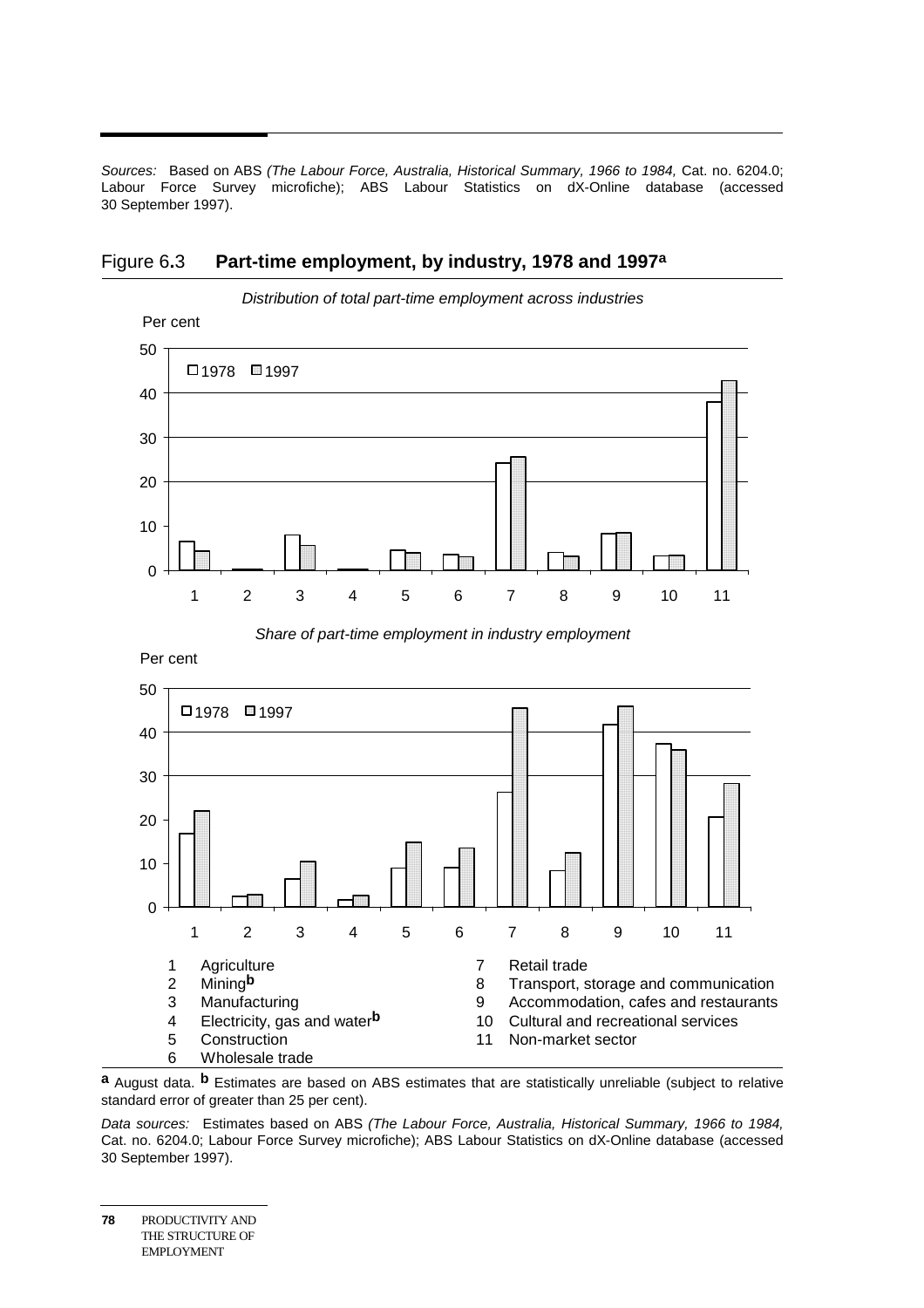*Sources:* Based on ABS *(The Labour Force, Australia, Historical Summary, 1966 to 1984,* Cat. no. 6204.0; Labour Force Survey microfiche); ABS Labour Statistics on dX-Online database (accessed 30 September 1997).

## Figure 6.3 **Part-time employment, by industry, 1978 and 1997[a]**

*Distribution of total part-time employment across industries*

*Share of part-time employment in industry employment*

1. Agriculture
2. Mining[b]
3. Manufacturing
4. Electricity, gas and water[b]
5. Construction
6. Wholesale trade
7. Retail trade
8. Transport, storage and communication
9. Accommodation, cafes and restaurants
10. Cultural and recreational services
11. Non-market sector

**a** August data. **b** Estimates are based on ABS estimates that are statistically unreliable (subject to relative standard error of greater than 25 per cent).

*Data sources:* Estimates based on ABS *(The Labour Force, Australia, Historical Summary, 1966 to 1984,* Cat. no. 6204.0; Labour Force Survey microfiche); ABS Labour Statistics on dX-Online database (accessed 30 September 1997).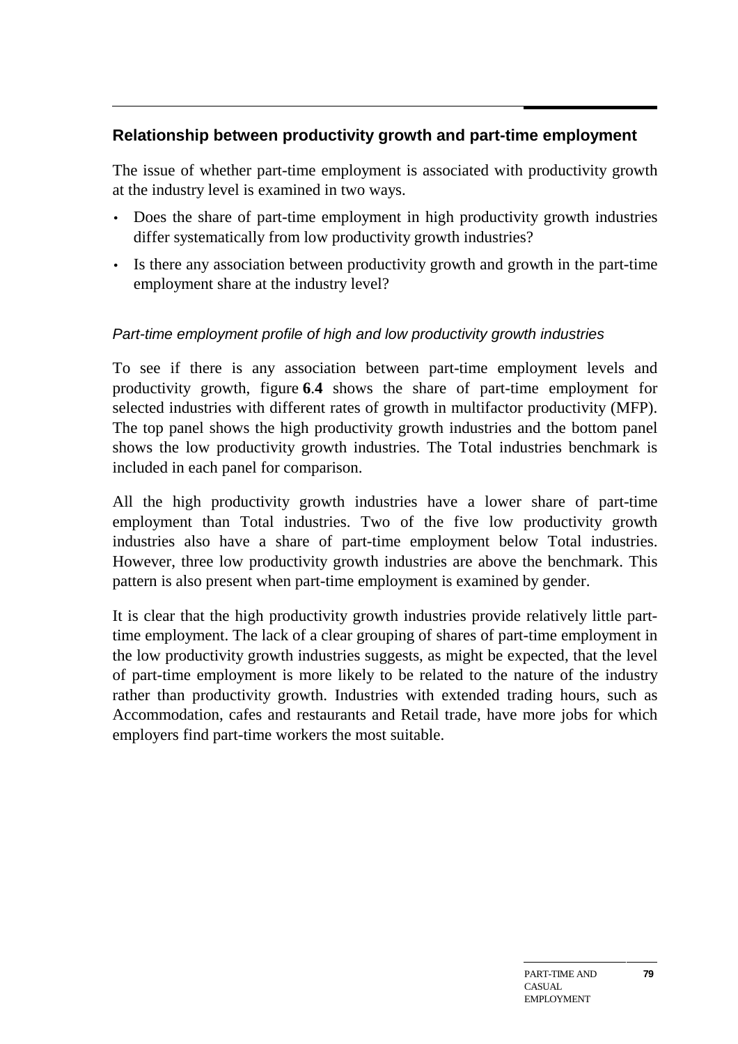## Relationship between productivity growth and part-time employment

The issue of whether part-time employment is associated with productivity growth at the industry level is examined in two ways.

- Does the share of part-time employment in high productivity growth industries differ systematically from low productivity growth industries?
- Is there any association between productivity growth and growth in the part-time employment share at the industry level?

### *Part-time employment profile of high and low productivity growth industries*

To see if there is any association between part-time employment levels and productivity growth, figure **6**.**4** shows the share of part-time employment for selected industries with different rates of growth in multifactor productivity (MFP). The top panel shows the high productivity growth industries and the bottom panel shows the low productivity growth industries. The Total industries benchmark is included in each panel for comparison.

All the high productivity growth industries have a lower share of part-time employment than Total industries. Two of the five low productivity growth industries also have a share of part-time employment below Total industries. However, three low productivity growth industries are above the benchmark. This pattern is also present when part-time employment is examined by gender.

It is clear that the high productivity growth industries provide relatively little part-time employment. The lack of a clear grouping of shares of part-time employment in the low productivity growth industries suggests, as might be expected, that the level of part-time employment is more likely to be related to the nature of the industry rather than productivity growth. Industries with extended trading hours, such as Accommodation, cafes and restaurants and Retail trade, have more jobs for which employers find part-time workers the most suitable.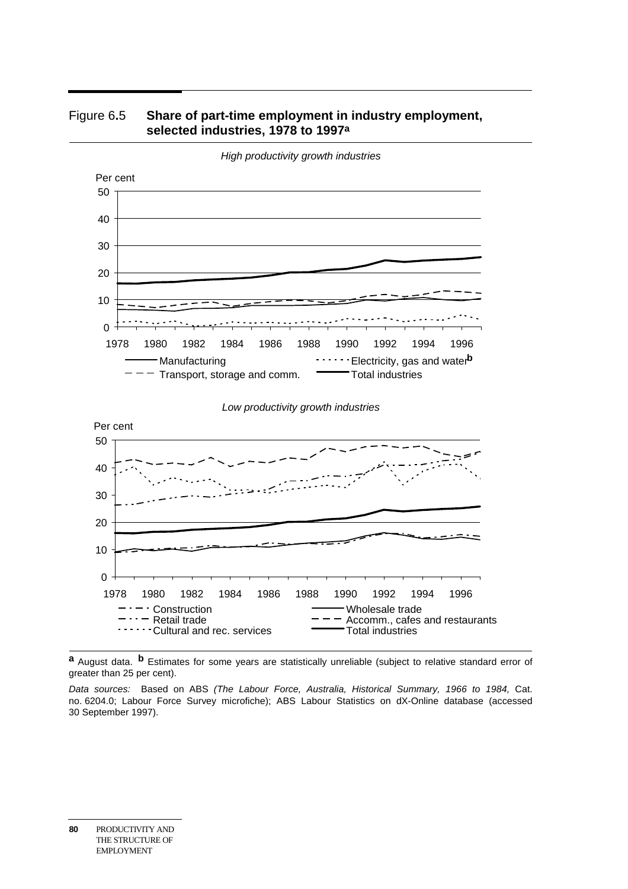Figure 6.5 **Share of part-time employment in industry employment, selected industries, 1978 to 1997[a]**

*High productivity growth industries*

*Low productivity growth industries*

[a] August data. [b] Estimates for some years are statistically unreliable (subject to relative standard error of greater than 25 per cent).

*Data sources:* Based on ABS *(The Labour Force, Australia, Historical Summary, 1966 to 1984,* Cat. no. 6204.0; Labour Force Survey microfiche); ABS Labour Statistics on dX-Online database (accessed 30 September 1997).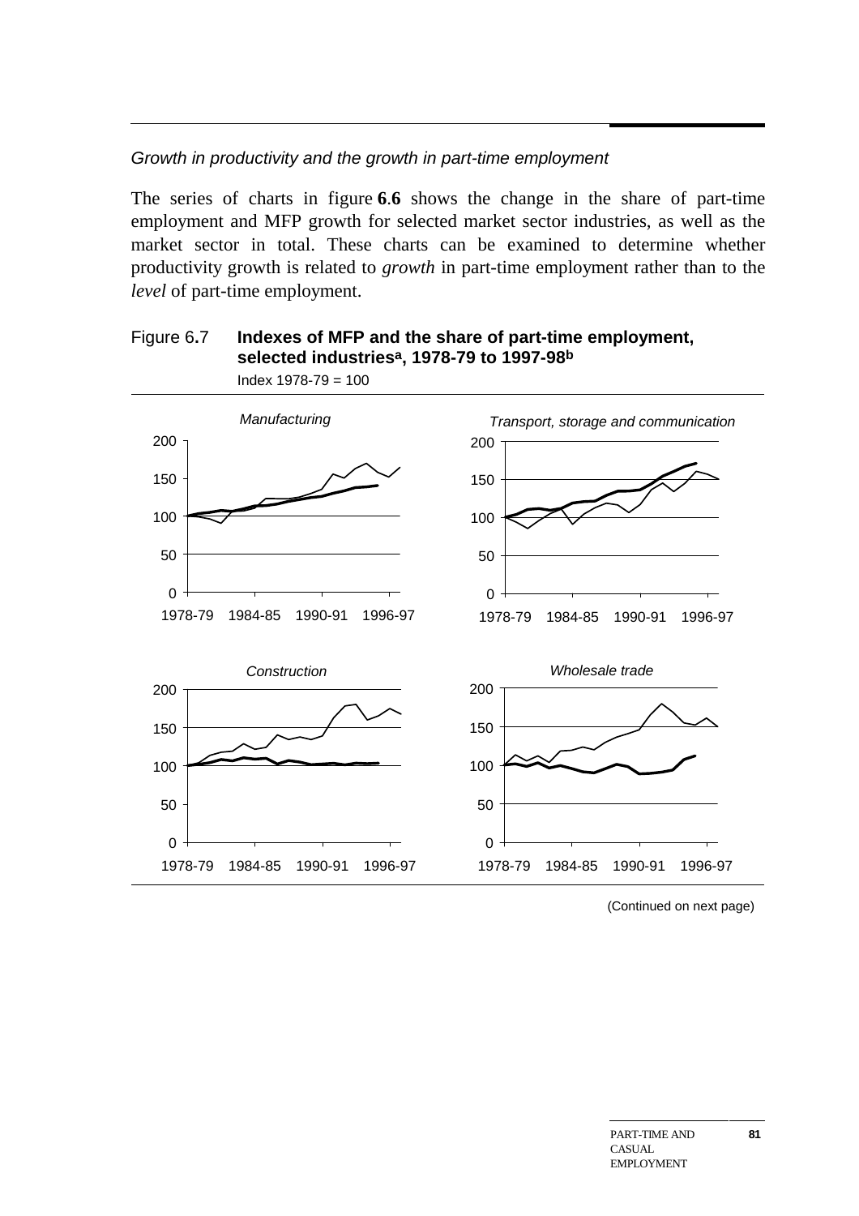*Growth in productivity and the growth in part-time employment*

The series of charts in figure **6.6** shows the change in the share of part-time employment and MFP growth for selected market sector industries, as well as the market sector in total. These charts can be examined to determine whether productivity growth is related to *growth* in part-time employment rather than to the *level* of part-time employment.

Figure 6.7 **Indexes of MFP and the share of part-time employment, selected industries[a], 1978-79 to 1997-98[b]**

Index 1978-79 = 100

*Manufacturing*

*Transport, storage and communication*

*Construction*

*Wholesale trade*

(Continued on next page)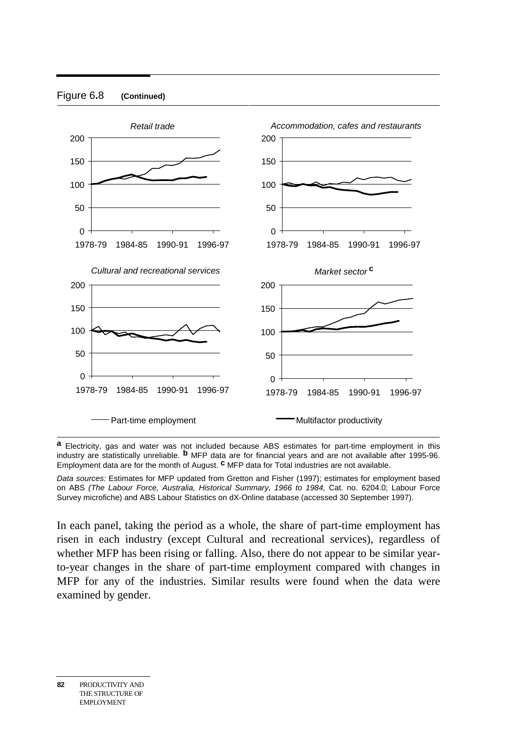Figure 6.8 **(Continued)**

*Retail trade*

*Accommodation, cafes and restaurants*

*Cultural and recreational services*

*Market sector* [c]

Part-time employment — Multifactor productivity

[a] Electricity, gas and water was not included because ABS estimates for part-time employment in this industry are statistically unreliable. [b] MFP data are for financial years and are not available after 1995-96. Employment data are for the month of August. [c] MFP data for Total industries are not available.

*Data sources:* Estimates for MFP updated from Gretton and Fisher (1997); estimates for employment based on ABS *(The Labour Force, Australia, Historical Summary, 1966 to 1984,* Cat. no. 6204.0; Labour Force Survey microfiche) and ABS Labour Statistics on dX-Online database (accessed 30 September 1997).

In each panel, taking the period as a whole, the share of part-time employment has risen in each industry (except Cultural and recreational services), regardless of whether MFP has been rising or falling. Also, there do not appear to be similar year-to-year changes in the share of part-time employment compared with changes in MFP for any of the industries. Similar results were found when the data were examined by gender.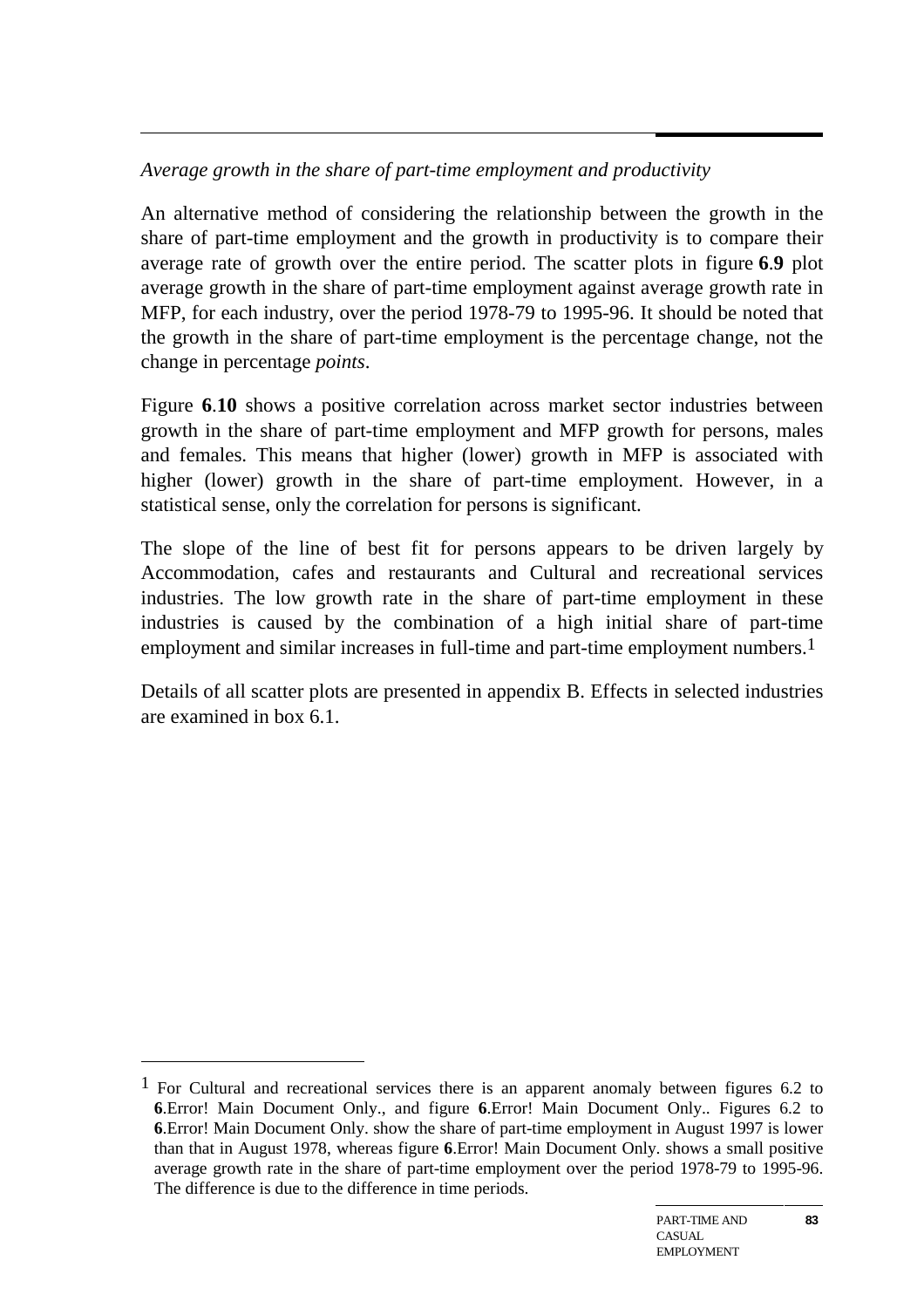*Average growth in the share of part-time employment and productivity*

An alternative method of considering the relationship between the growth in the share of part-time employment and the growth in productivity is to compare their average rate of growth over the entire period. The scatter plots in figure **6**.**9** plot average growth in the share of part-time employment against average growth rate in MFP, for each industry, over the period 1978-79 to 1995-96. It should be noted that the growth in the share of part-time employment is the percentage change, not the change in percentage *points*.

Figure **6**.**10** shows a positive correlation across market sector industries between growth in the share of part-time employment and MFP growth for persons, males and females. This means that higher (lower) growth in MFP is associated with higher (lower) growth in the share of part-time employment. However, in a statistical sense, only the correlation for persons is significant.

The slope of the line of best fit for persons appears to be driven largely by Accommodation, cafes and restaurants and Cultural and recreational services industries. The low growth rate in the share of part-time employment in these industries is caused by the combination of a high initial share of part-time employment and similar increases in full-time and part-time employment numbers.[1]

Details of all scatter plots are presented in appendix B. Effects in selected industries are examined in box 6.1.

---

[1] For Cultural and recreational services there is an apparent anomaly between figures 6.2 to **6**.Error! Main Document Only., and figure **6**.Error! Main Document Only.. Figures 6.2 to **6**.Error! Main Document Only. show the share of part-time employment in August 1997 is lower than that in August 1978, whereas figure **6**.Error! Main Document Only. shows a small positive average growth rate in the share of part-time employment over the period 1978-79 to 1995-96. The difference is due to the difference in time periods.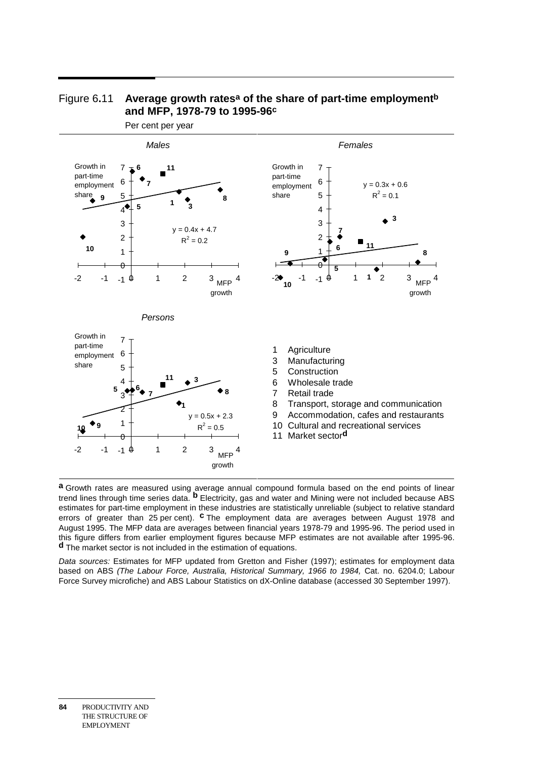### Figure 6.11 Average growth rates[a] of the share of part-time employment[b] and MFP, 1978-79 to 1995-96[c]

Per cent per year

*Males*

Growth in part-time employment share

$y = 0.4x + 4.7$
$R^2 = 0.2$

MFP growth

*Females*

Growth in part-time employment share

$y = 0.3x + 0.6$
$R^2 = 0.1$

MFP growth

*Persons*

Growth in part-time employment share

$y = 0.5x + 2.3$
$R^2 = 0.5$

MFP growth

1 Agriculture
3 Manufacturing
5 Construction
6 Wholesale trade
7 Retail trade
8 Transport, storage and communication
9 Accommodation, cafes and restaurants
10 Cultural and recreational services
11 Market sector[d]

[a] Growth rates are measured using average annual compound formula based on the end points of linear trend lines through time series data. [b] Electricity, gas and water and Mining were not included because ABS estimates for part-time employment in these industries are statistically unreliable (subject to relative standard errors of greater than 25 per cent). [c] The employment data are averages between August 1978 and August 1995. The MFP data are averages between financial years 1978-79 and 1995-96. The period used in this figure differs from earlier employment figures because MFP estimates are not available after 1995-96. [d] The market sector is not included in the estimation of equations.

*Data sources:* Estimates for MFP updated from Gretton and Fisher (1997); estimates for employment data based on ABS *(The Labour Force, Australia, Historical Summary, 1966 to 1984,* Cat. no. 6204.0; Labour Force Survey microfiche) and ABS Labour Statistics on dX-Online database (accessed 30 September 1997).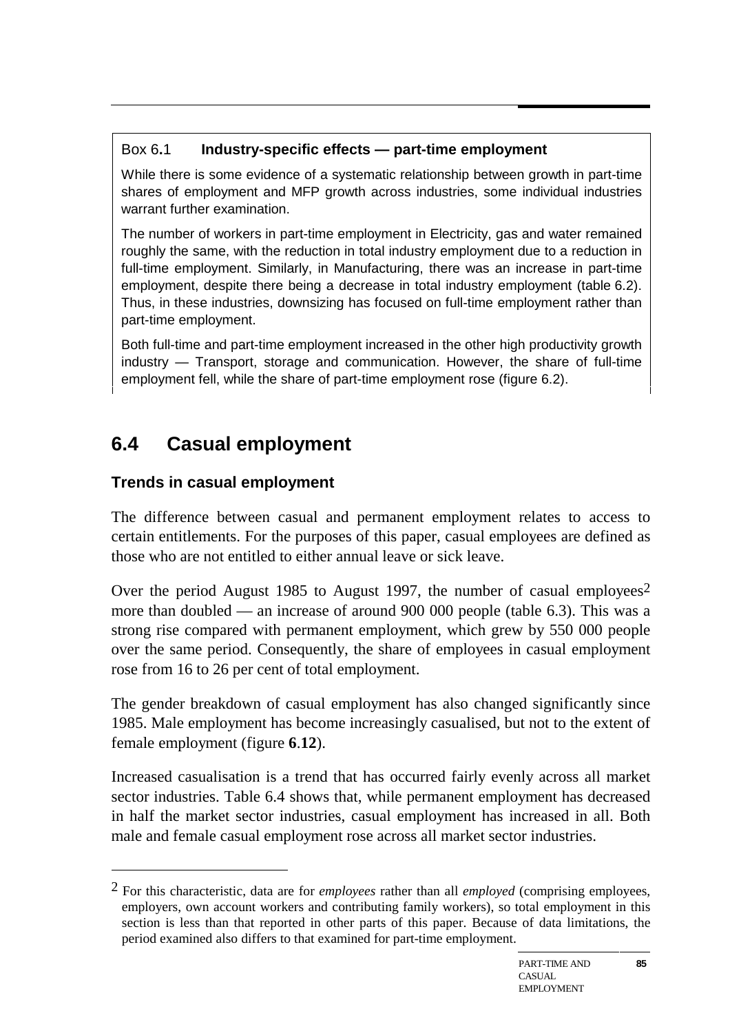> **Box 6.1 Industry-specific effects — part-time employment**
>
> While there is some evidence of a systematic relationship between growth in part-time shares of employment and MFP growth across industries, some individual industries warrant further examination.
>
> The number of workers in part-time employment in Electricity, gas and water remained roughly the same, with the reduction in total industry employment due to a reduction in full-time employment. Similarly, in Manufacturing, there was an increase in part-time employment, despite there being a decrease in total industry employment (table 6.2). Thus, in these industries, downsizing has focused on full-time employment rather than part-time employment.
>
> Both full-time and part-time employment increased in the other high productivity growth industry — Transport, storage and communication. However, the share of full-time employment fell, while the share of part-time employment rose (figure 6.2).

## 6.4 Casual employment

### Trends in casual employment

The difference between casual and permanent employment relates to access to certain entitlements. For the purposes of this paper, casual employees are defined as those who are not entitled to either annual leave or sick leave.

Over the period August 1985 to August 1997, the number of casual employees[2] more than doubled — an increase of around 900 000 people (table 6.3). This was a strong rise compared with permanent employment, which grew by 550 000 people over the same period. Consequently, the share of employees in casual employment rose from 16 to 26 per cent of total employment.

The gender breakdown of casual employment has also changed significantly since 1985. Male employment has become increasingly casualised, but not to the extent of female employment (figure **6**.**12**).

Increased casualisation is a trend that has occurred fairly evenly across all market sector industries. Table 6.4 shows that, while permanent employment has decreased in half the market sector industries, casual employment has increased in all. Both male and female casual employment rose across all market sector industries.

---

[2] For this characteristic, data are for *employees* rather than all *employed* (comprising employees, employers, own account workers and contributing family workers), so total employment in this section is less than that reported in other parts of this paper. Because of data limitations, the period examined also differs to that examined for part-time employment.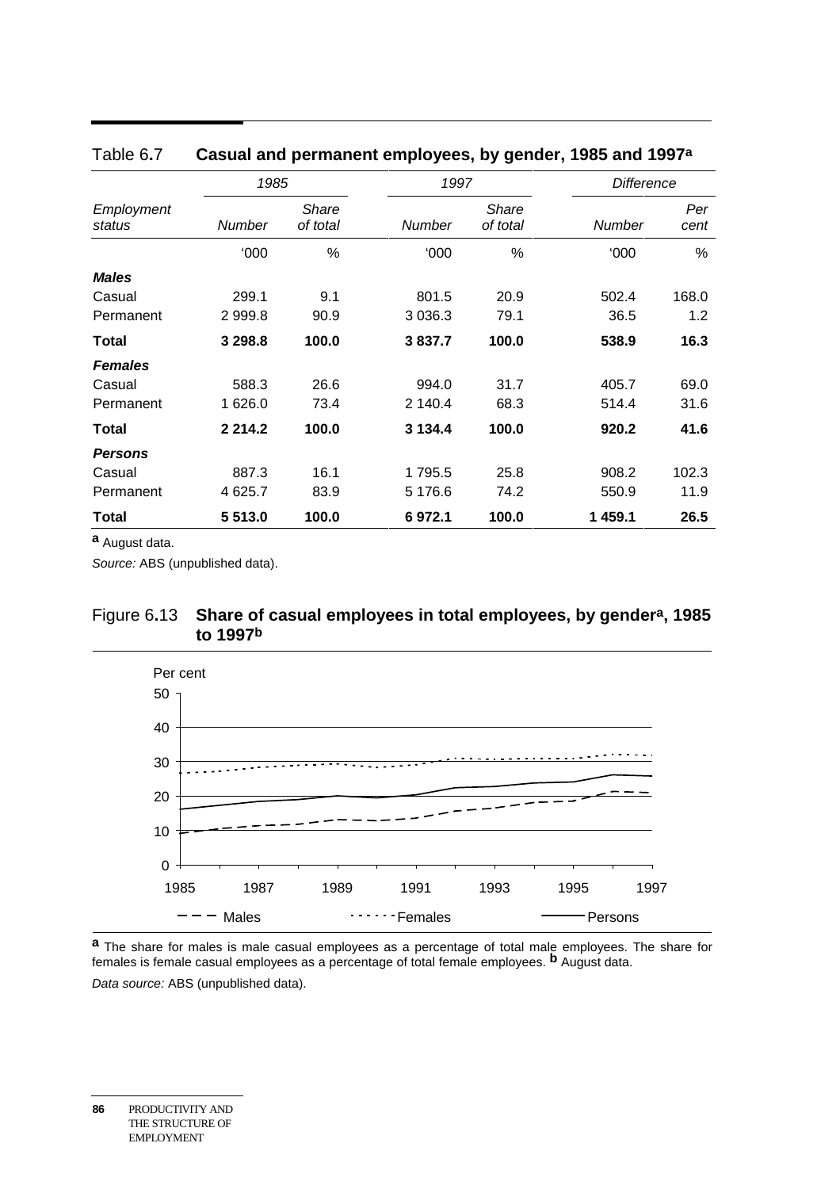Table 6.7 **Casual and permanent employees, by gender, 1985 and 1997[a]**

| Employment status | 1985 | | 1997 | | Difference | |
|---|---|---|---|---|---|---|
| | *Number* | *Share of total* | *Number* | *Share of total* | *Number* | *Per cent* |
| | '000 | % | '000 | % | '000 | % |
| ***Males*** | | | | | | |
| Casual | 299.1 | 9.1 | 801.5 | 20.9 | 502.4 | 168.0 |
| Permanent | 2 999.8 | 90.9 | 3 036.3 | 79.1 | 36.5 | 1.2 |
| **Total** | **3 298.8** | **100.0** | **3 837.7** | **100.0** | **538.9** | **16.3** |
| ***Females*** | | | | | | |
| Casual | 588.3 | 26.6 | 994.0 | 31.7 | 405.7 | 69.0 |
| Permanent | 1 626.0 | 73.4 | 2 140.4 | 68.3 | 514.4 | 31.6 |
| **Total** | **2 214.2** | **100.0** | **3 134.4** | **100.0** | **920.2** | **41.6** |
| ***Persons*** | | | | | | |
| Casual | 887.3 | 16.1 | 1 795.5 | 25.8 | 908.2 | 102.3 |
| Permanent | 4 625.7 | 83.9 | 5 176.6 | 74.2 | 550.9 | 11.9 |
| **Total** | **5 513.0** | **100.0** | **6 972.1** | **100.0** | **1 459.1** | **26.5** |

**a** August data.

*Source:* ABS (unpublished data).

Figure 6.13 **Share of casual employees in total employees, by gender[a], 1985 to 1997[b]**

**a** The share for males is male casual employees as a percentage of total male employees. The share for females is female casual employees as a percentage of total female employees. **b** August data.

*Data source:* ABS (unpublished data).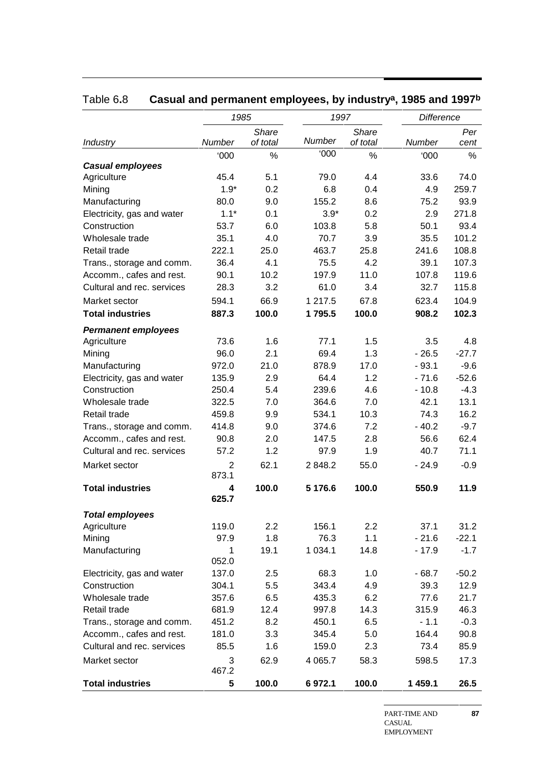Table 6.8 **Casual and permanent employees, by industry[a], 1985 and 1997[b]**

| | 1985 | | 1997 | | Difference | |
|---|---|---|---|---|---|---|
| *Industry* | *Number* | *Share of total* | *Number* | *Share of total* | *Number* | *Per cent* |
| | '000 | % | '000 | % | '000 | % |
| ***Casual employees*** | | | | | | |
| Agriculture | 45.4 | 5.1 | 79.0 | 4.4 | 33.6 | 74.0 |
| Mining | 1.9* | 0.2 | 6.8 | 0.4 | 4.9 | 259.7 |
| Manufacturing | 80.0 | 9.0 | 155.2 | 8.6 | 75.2 | 93.9 |
| Electricity, gas and water | 1.1* | 0.1 | 3.9* | 0.2 | 2.9 | 271.8 |
| Construction | 53.7 | 6.0 | 103.8 | 5.8 | 50.1 | 93.4 |
| Wholesale trade | 35.1 | 4.0 | 70.7 | 3.9 | 35.5 | 101.2 |
| Retail trade | 222.1 | 25.0 | 463.7 | 25.8 | 241.6 | 108.8 |
| Trans., storage and comm. | 36.4 | 4.1 | 75.5 | 4.2 | 39.1 | 107.3 |
| Accomm., cafes and rest. | 90.1 | 10.2 | 197.9 | 11.0 | 107.8 | 119.6 |
| Cultural and rec. services | 28.3 | 3.2 | 61.0 | 3.4 | 32.7 | 115.8 |
| Market sector | 594.1 | 66.9 | 1 217.5 | 67.8 | 623.4 | 104.9 |
| **Total industries** | **887.3** | **100.0** | **1 795.5** | **100.0** | **908.2** | **102.3** |
| ***Permanent employees*** | | | | | | |
| Agriculture | 73.6 | 1.6 | 77.1 | 1.5 | 3.5 | 4.8 |
| Mining | 96.0 | 2.1 | 69.4 | 1.3 | - 26.5 | -27.7 |
| Manufacturing | 972.0 | 21.0 | 878.9 | 17.0 | - 93.1 | -9.6 |
| Electricity, gas and water | 135.9 | 2.9 | 64.4 | 1.2 | - 71.6 | -52.6 |
| Construction | 250.4 | 5.4 | 239.6 | 4.6 | - 10.8 | -4.3 |
| Wholesale trade | 322.5 | 7.0 | 364.6 | 7.0 | 42.1 | 13.1 |
| Retail trade | 459.8 | 9.9 | 534.1 | 10.3 | 74.3 | 16.2 |
| Trans., storage and comm. | 414.8 | 9.0 | 374.6 | 7.2 | - 40.2 | -9.7 |
| Accomm., cafes and rest. | 90.8 | 2.0 | 147.5 | 2.8 | 56.6 | 62.4 |
| Cultural and rec. services | 57.2 | 1.2 | 97.9 | 1.9 | 40.7 | 71.1 |
| Market sector | 2 873.1 | 62.1 | 2 848.2 | 55.0 | - 24.9 | -0.9 |
| **Total industries** | **4 625.7** | **100.0** | **5 176.6** | **100.0** | **550.9** | **11.9** |
| ***Total employees*** | | | | | | |
| Agriculture | 119.0 | 2.2 | 156.1 | 2.2 | 37.1 | 31.2 |
| Mining | 97.9 | 1.8 | 76.3 | 1.1 | - 21.6 | -22.1 |
| Manufacturing | 1 052.0 | 19.1 | 1 034.1 | 14.8 | - 17.9 | -1.7 |
| Electricity, gas and water | 137.0 | 2.5 | 68.3 | 1.0 | - 68.7 | -50.2 |
| Construction | 304.1 | 5.5 | 343.4 | 4.9 | 39.3 | 12.9 |
| Wholesale trade | 357.6 | 6.5 | 435.3 | 6.2 | 77.6 | 21.7 |
| Retail trade | 681.9 | 12.4 | 997.8 | 14.3 | 315.9 | 46.3 |
| Trans., storage and comm. | 451.2 | 8.2 | 450.1 | 6.5 | - 1.1 | -0.3 |
| Accomm., cafes and rest. | 181.0 | 3.3 | 345.4 | 5.0 | 164.4 | 90.8 |
| Cultural and rec. services | 85.5 | 1.6 | 159.0 | 2.3 | 73.4 | 85.9 |
| Market sector | 3 467.2 | 62.9 | 4 065.7 | 58.3 | 598.5 | 17.3 |
| **Total industries** | **5** | **100.0** | **6 972.1** | **100.0** | **1 459.1** | **26.5** |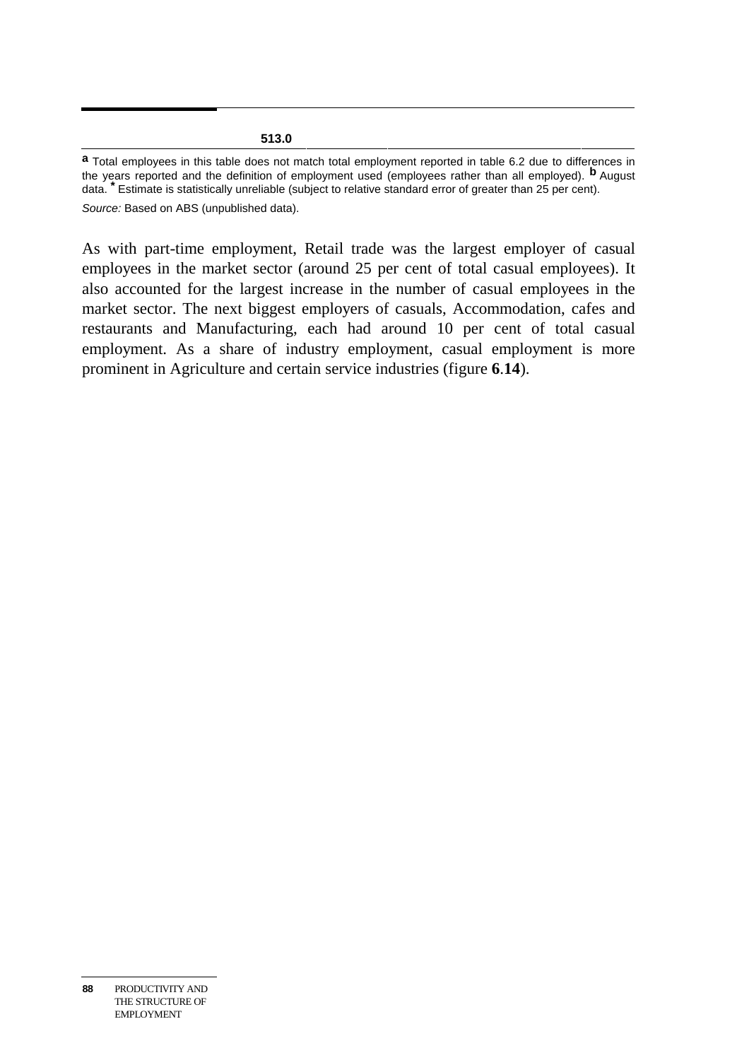| | 513.0 | | | |
|---|---|---|---|---|

[a] Total employees in this table does not match total employment reported in table 6.2 due to differences in the years reported and the definition of employment used (employees rather than all employed). [b] August data. * Estimate is statistically unreliable (subject to relative standard error of greater than 25 per cent).

*Source:* Based on ABS (unpublished data).

As with part-time employment, Retail trade was the largest employer of casual employees in the market sector (around 25 per cent of total casual employees). It also accounted for the largest increase in the number of casual employees in the market sector. The next biggest employers of casuals, Accommodation, cafes and restaurants and Manufacturing, each had around 10 per cent of total casual employment. As a share of industry employment, casual employment is more prominent in Agriculture and certain service industries (figure **6**.**14**).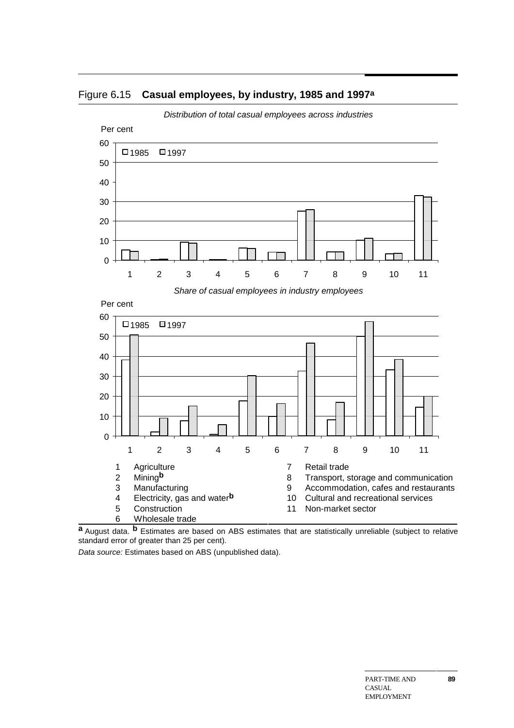Figure 6.15 **Casual employees, by industry, 1985 and 1997**[a]

*Distribution of total casual employees across industries*

*Share of casual employees in industry employees*

1 Agriculture
2 Mining[b]
3 Manufacturing
4 Electricity, gas and water[b]
5 Construction
6 Wholesale trade
7 Retail trade
8 Transport, storage and communication
9 Accommodation, cafes and restaurants
10 Cultural and recreational services
11 Non-market sector

**a** August data. **b** Estimates are based on ABS estimates that are statistically unreliable (subject to relative standard error of greater than 25 per cent).

*Data source:* Estimates based on ABS (unpublished data).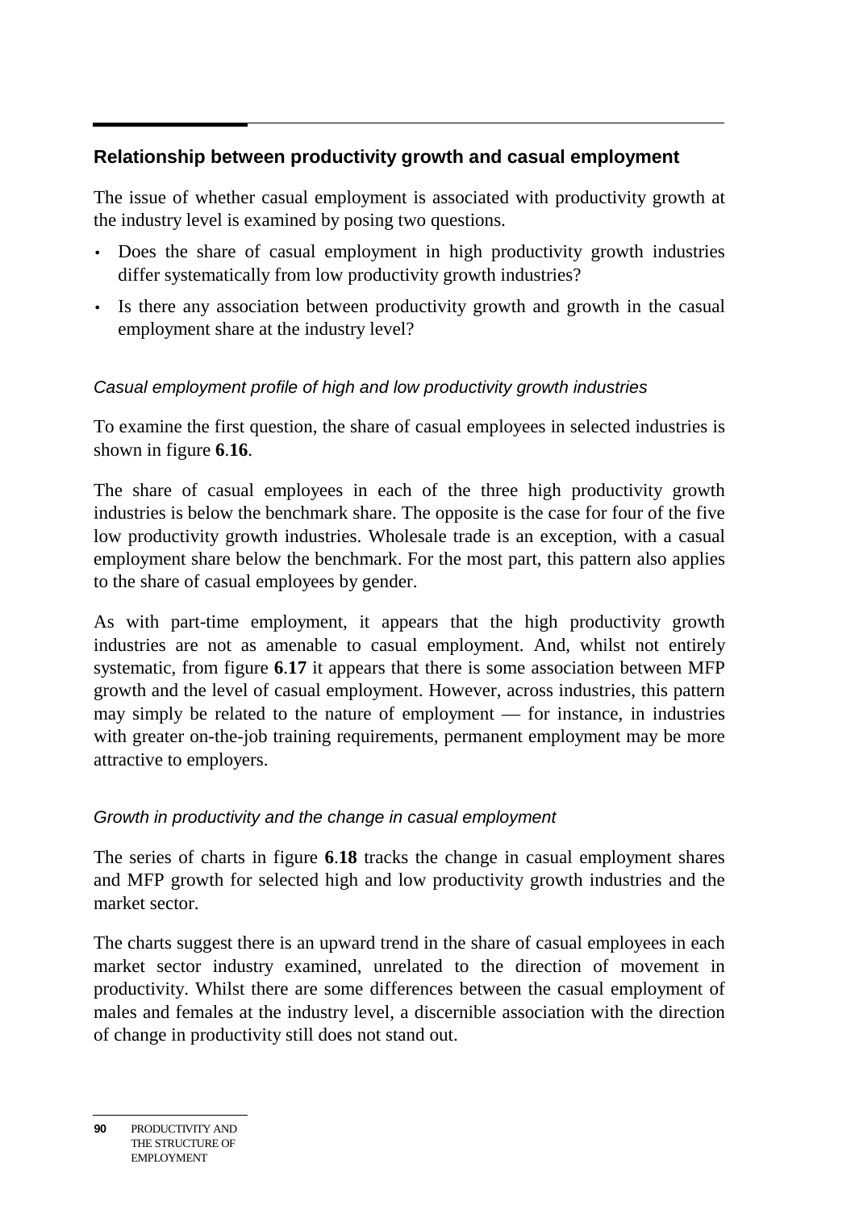## Relationship between productivity growth and casual employment

The issue of whether casual employment is associated with productivity growth at the industry level is examined by posing two questions.

- Does the share of casual employment in high productivity growth industries differ systematically from low productivity growth industries?
- Is there any association between productivity growth and growth in the casual employment share at the industry level?

### *Casual employment profile of high and low productivity growth industries*

To examine the first question, the share of casual employees in selected industries is shown in figure **6**.**16**.

The share of casual employees in each of the three high productivity growth industries is below the benchmark share. The opposite is the case for four of the five low productivity growth industries. Wholesale trade is an exception, with a casual employment share below the benchmark. For the most part, this pattern also applies to the share of casual employees by gender.

As with part-time employment, it appears that the high productivity growth industries are not as amenable to casual employment. And, whilst not entirely systematic, from figure **6**.**17** it appears that there is some association between MFP growth and the level of casual employment. However, across industries, this pattern may simply be related to the nature of employment — for instance, in industries with greater on-the-job training requirements, permanent employment may be more attractive to employers.

### *Growth in productivity and the change in casual employment*

The series of charts in figure **6**.**18** tracks the change in casual employment shares and MFP growth for selected high and low productivity growth industries and the market sector.

The charts suggest there is an upward trend in the share of casual employees in each market sector industry examined, unrelated to the direction of movement in productivity. Whilst there are some differences between the casual employment of males and females at the industry level, a discernible association with the direction of change in productivity still does not stand out.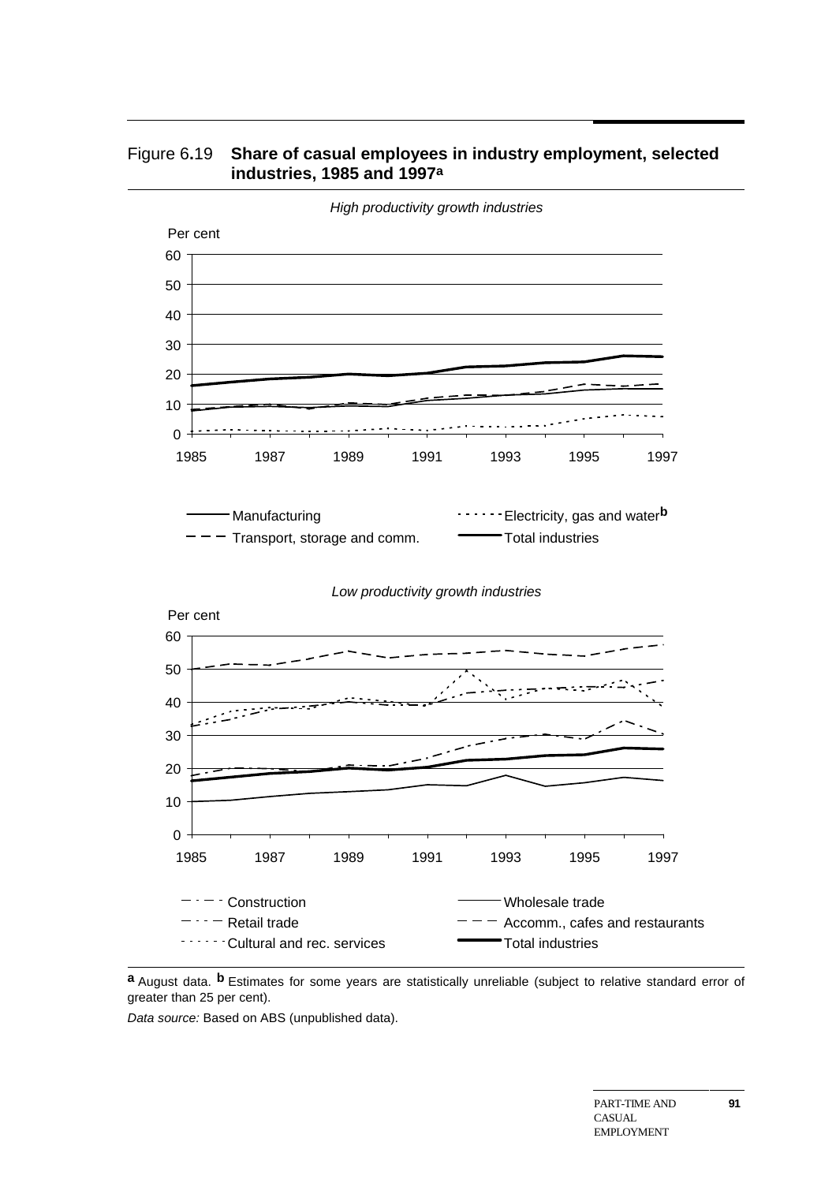Figure 6.19 **Share of casual employees in industry employment, selected industries, 1985 and 1997[a]**

*High productivity growth industries*

Per cent

60
50
40
30
20
10
0

1985 1987 1989 1991 1993 1995 1997

Manufacturing
Electricity, gas and water[b]
Transport, storage and comm.
Total industries

*Low productivity growth industries*

Per cent

60
50
40
30
20
10
0

1985 1987 1989 1991 1993 1995 1997

Construction
Wholesale trade
Retail trade
Accomm., cafes and restaurants
Cultural and rec. services
Total industries

**a** August data. **b** Estimates for some years are statistically unreliable (subject to relative standard error of greater than 25 per cent).

*Data source:* Based on ABS (unpublished data).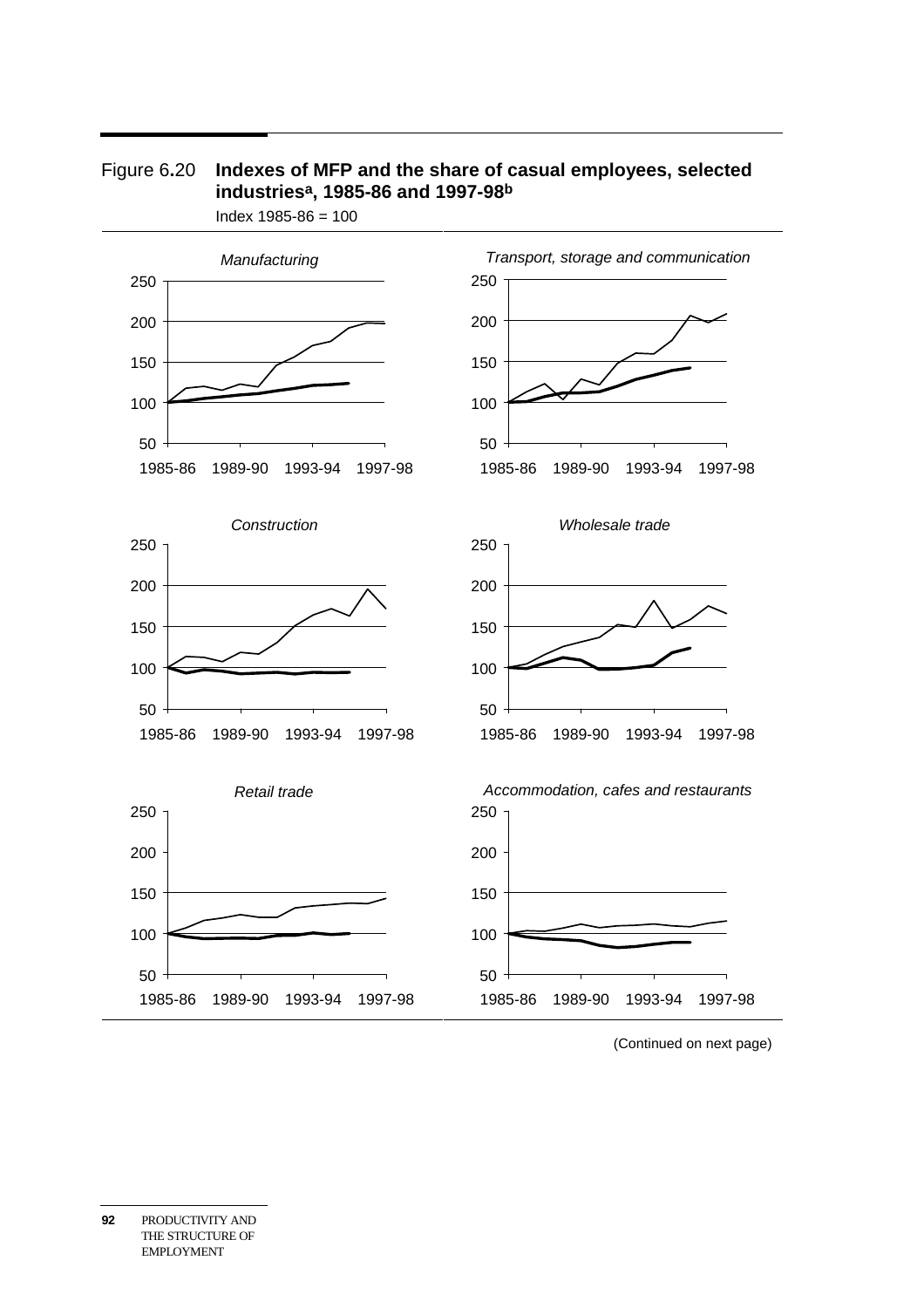Figure 6.20 **Indexes of MFP and the share of casual employees, selected industries[a], 1985-86 and 1997-98[b]**

Index 1985-86 = 100

*Manufacturing*

*Transport, storage and communication*

*Construction*

*Wholesale trade*

*Retail trade*

*Accommodation, cafes and restaurants*

(Continued on next page)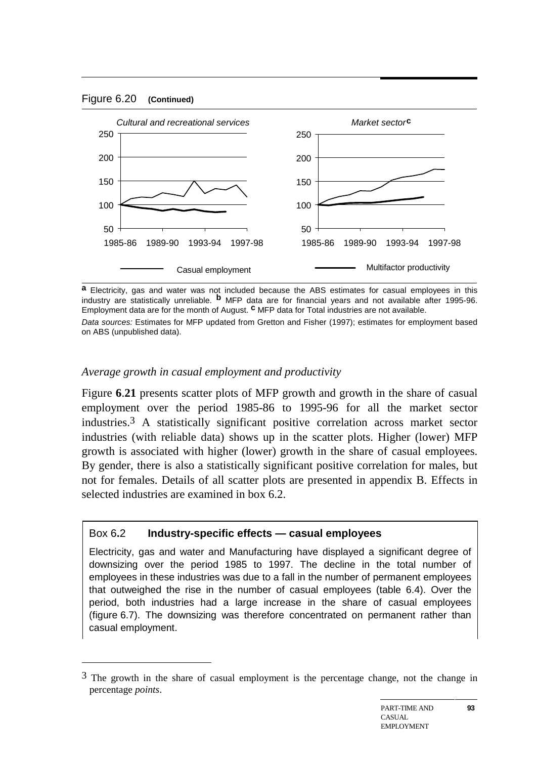Figure 6.20 **(Continued)**

*Cultural and recreational services*

*Market sector*[c]

Casual employment — Multifactor productivity

[a] Electricity, gas and water was not included because the ABS estimates for casual employees in this industry are statistically unreliable. [b] MFP data are for financial years and not available after 1995-96. Employment data are for the month of August. [c] MFP data for Total industries are not available.

*Data sources:* Estimates for MFP updated from Gretton and Fisher (1997); estimates for employment based on ABS (unpublished data).

### *Average growth in casual employment and productivity*

Figure **6**.**21** presents scatter plots of MFP growth and growth in the share of casual employment over the period 1985-86 to 1995-96 for all the market sector industries.[3] A statistically significant positive correlation across market sector industries (with reliable data) shows up in the scatter plots. Higher (lower) MFP growth is associated with higher (lower) growth in the share of casual employees. By gender, there is also a statistically significant positive correlation for males, but not for females. Details of all scatter plots are presented in appendix B. Effects in selected industries are examined in box 6.2.

Box 6**.**2 **Industry-specific effects — casual employees**

Electricity, gas and water and Manufacturing have displayed a significant degree of downsizing over the period 1985 to 1997. The decline in the total number of employees in these industries was due to a fall in the number of permanent employees that outweighed the rise in the number of casual employees (table 6.4). Over the period, both industries had a large increase in the share of casual employees (figure 6.7). The downsizing was therefore concentrated on permanent rather than casual employment.

[3] The growth in the share of casual employment is the percentage change, not the change in percentage *points*.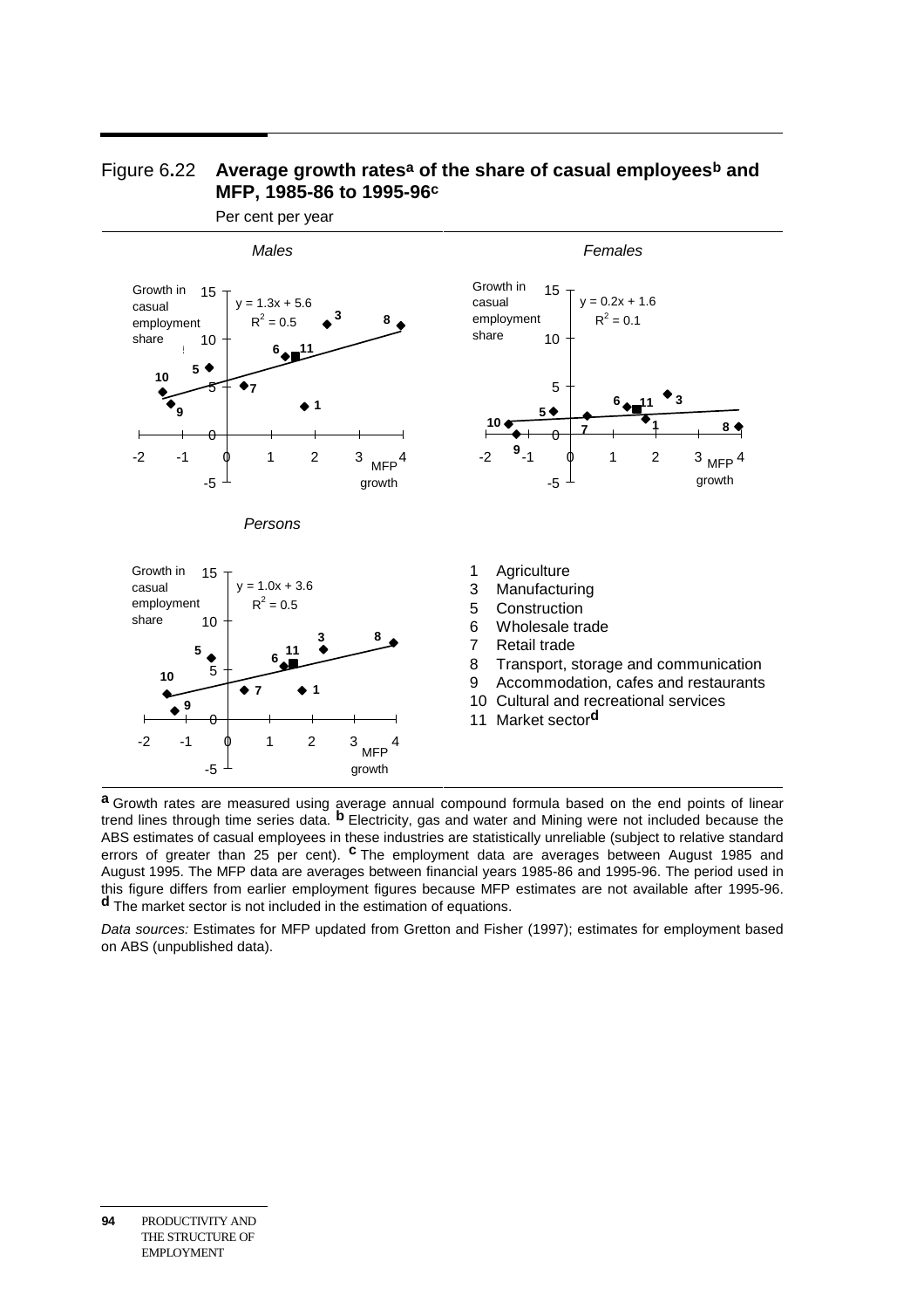## Figure 6.22 Average growth rates[a] of the share of casual employees[b] and MFP, 1985-86 to 1995-96[c]

Per cent per year

*Males*

Growth in casual employment share

$y = 1.3x + 5.6$
$R^2 = 0.5$

MFP growth

*Females*

Growth in casual employment share

$y = 0.2x + 1.6$
$R^2 = 0.1$

MFP growth

*Persons*

Growth in casual employment share

$y = 1.0x + 3.6$
$R^2 = 0.5$

MFP growth

1 Agriculture
3 Manufacturing
5 Construction
6 Wholesale trade
7 Retail trade
8 Transport, storage and communication
9 Accommodation, cafes and restaurants
10 Cultural and recreational services
11 Market sector[d]

[a] Growth rates are measured using average annual compound formula based on the end points of linear trend lines through time series data. [b] Electricity, gas and water and Mining were not included because the ABS estimates of casual employees in these industries are statistically unreliable (subject to relative standard errors of greater than 25 per cent). [c] The employment data are averages between August 1985 and August 1995. The MFP data are averages between financial years 1985-86 and 1995-96. The period used in this figure differs from earlier employment figures because MFP estimates are not available after 1995-96. [d] The market sector is not included in the estimation of equations.

*Data sources:* Estimates for MFP updated from Gretton and Fisher (1997); estimates for employment based on ABS (unpublished data).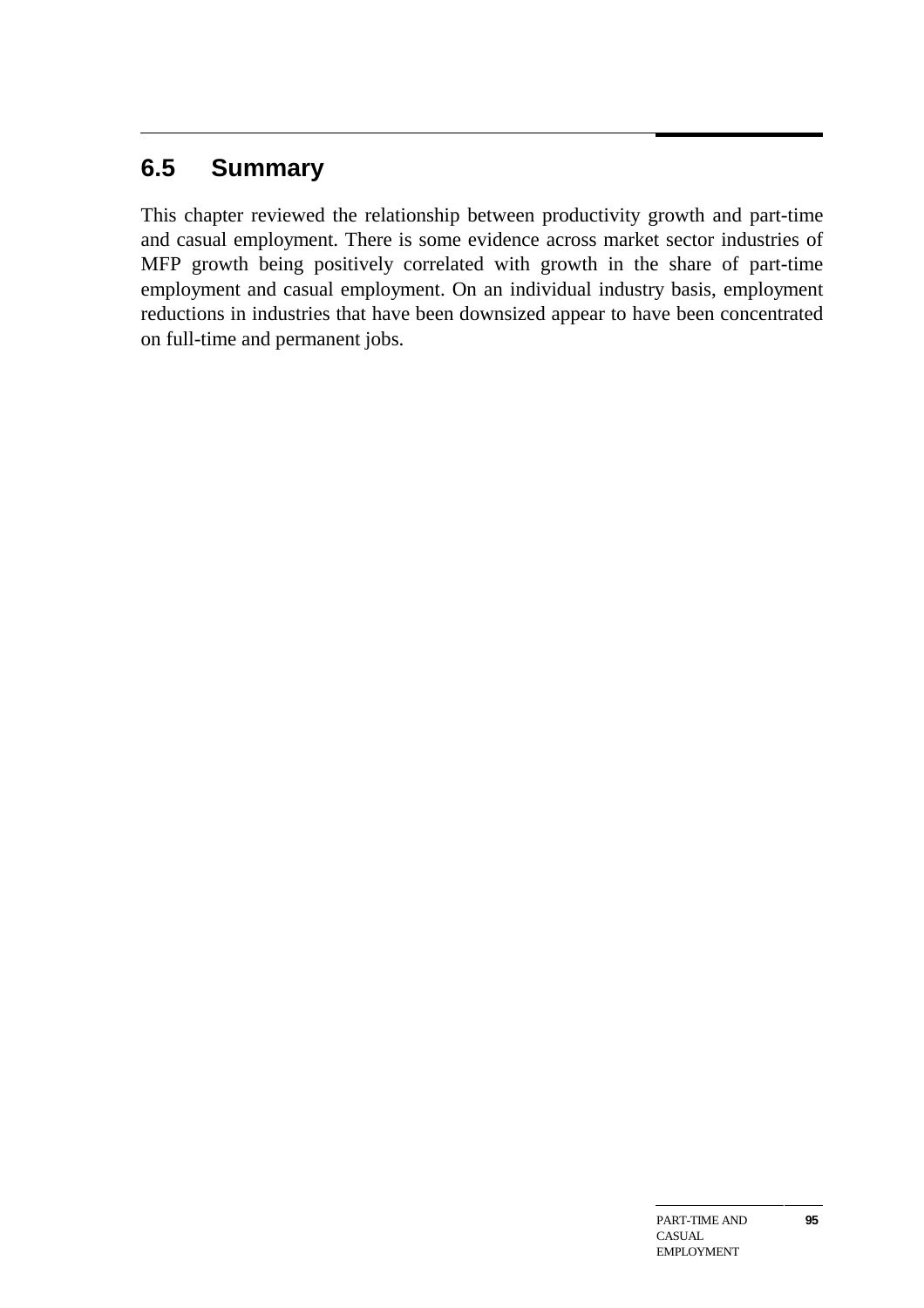## 6.5 Summary

This chapter reviewed the relationship between productivity growth and part-time and casual employment. There is some evidence across market sector industries of MFP growth being positively correlated with growth in the share of part-time employment and casual employment. On an individual industry basis, employment reductions in industries that have been downsized appear to have been concentrated on full-time and permanent jobs.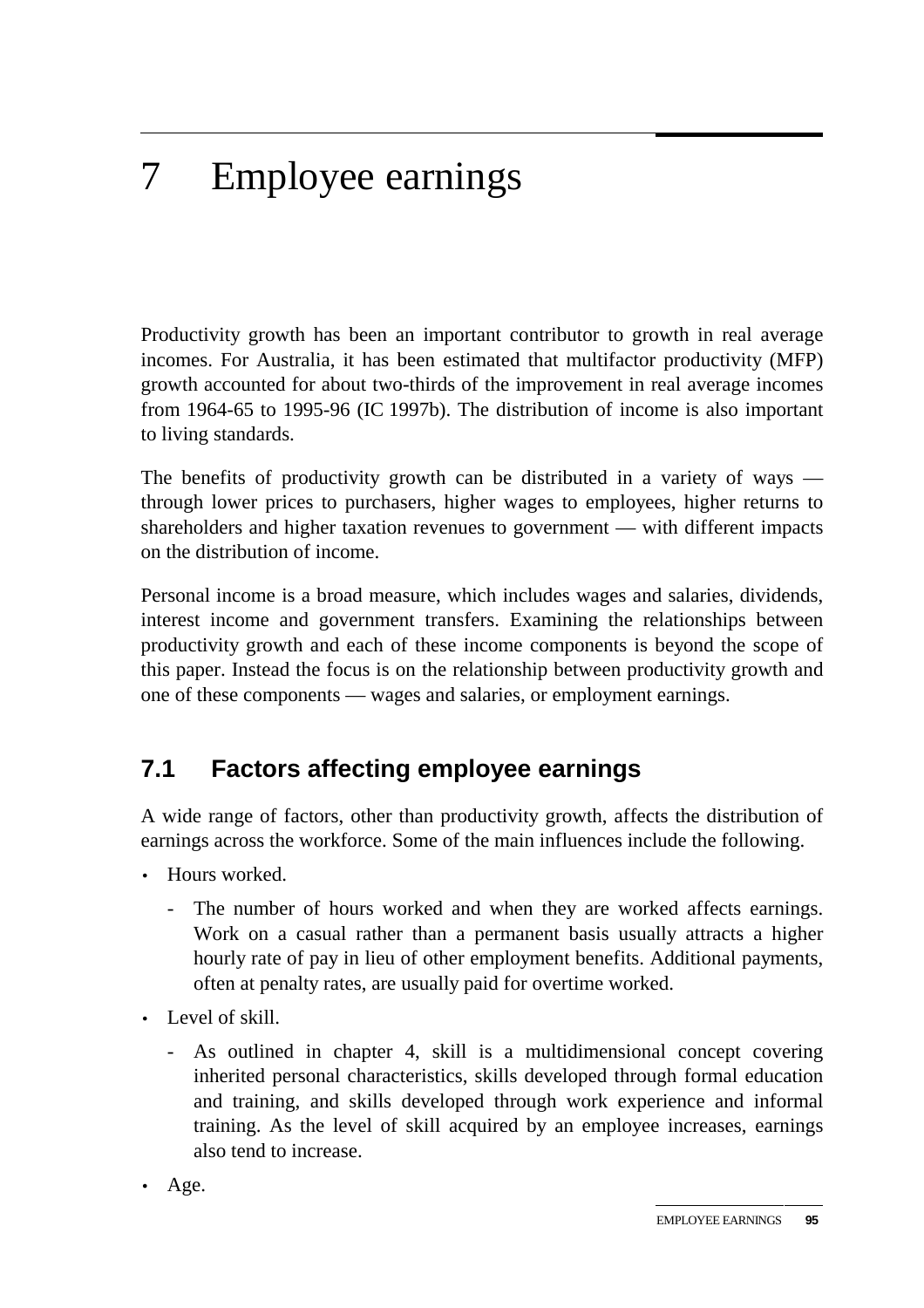# 7 Employee earnings

Productivity growth has been an important contributor to growth in real average incomes. For Australia, it has been estimated that multifactor productivity (MFP) growth accounted for about two-thirds of the improvement in real average incomes from 1964-65 to 1995-96 (IC 1997b). The distribution of income is also important to living standards.

The benefits of productivity growth can be distributed in a variety of ways — through lower prices to purchasers, higher wages to employees, higher returns to shareholders and higher taxation revenues to government — with different impacts on the distribution of income.

Personal income is a broad measure, which includes wages and salaries, dividends, interest income and government transfers. Examining the relationships between productivity growth and each of these income components is beyond the scope of this paper. Instead the focus is on the relationship between productivity growth and one of these components — wages and salaries, or employment earnings.

## 7.1 Factors affecting employee earnings

A wide range of factors, other than productivity growth, affects the distribution of earnings across the workforce. Some of the main influences include the following.

- Hours worked.
  - The number of hours worked and when they are worked affects earnings. Work on a casual rather than a permanent basis usually attracts a higher hourly rate of pay in lieu of other employment benefits. Additional payments, often at penalty rates, are usually paid for overtime worked.
- Level of skill.
  - As outlined in chapter 4, skill is a multidimensional concept covering inherited personal characteristics, skills developed through formal education and training, and skills developed through work experience and informal training. As the level of skill acquired by an employee increases, earnings also tend to increase.
- Age.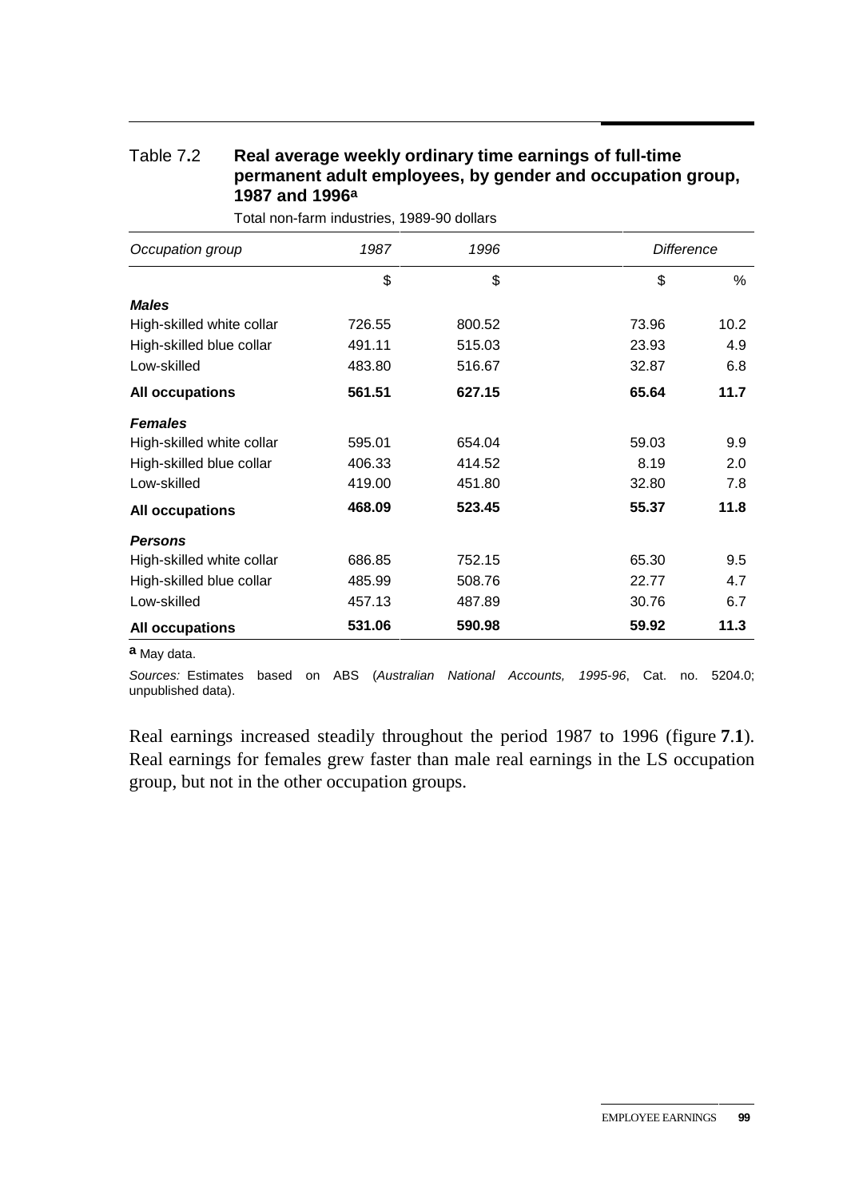Table 7.2 **Real average weekly ordinary time earnings of full-time permanent adult employees, by gender and occupation group, 1987 and 1996[a]**

Total non-farm industries, 1989-90 dollars

| *Occupation group* | *1987* | *1996* | *Difference* | |
|---|---|---|---|---|
| | $ | $ | $ | % |
| ***Males*** | | | | |
| High-skilled white collar | 726.55 | 800.52 | 73.96 | 10.2 |
| High-skilled blue collar | 491.11 | 515.03 | 23.93 | 4.9 |
| Low-skilled | 483.80 | 516.67 | 32.87 | 6.8 |
| **All occupations** | **561.51** | **627.15** | **65.64** | **11.7** |
| ***Females*** | | | | |
| High-skilled white collar | 595.01 | 654.04 | 59.03 | 9.9 |
| High-skilled blue collar | 406.33 | 414.52 | 8.19 | 2.0 |
| Low-skilled | 419.00 | 451.80 | 32.80 | 7.8 |
| **All occupations** | **468.09** | **523.45** | **55.37** | **11.8** |
| ***Persons*** | | | | |
| High-skilled white collar | 686.85 | 752.15 | 65.30 | 9.5 |
| High-skilled blue collar | 485.99 | 508.76 | 22.77 | 4.7 |
| Low-skilled | 457.13 | 487.89 | 30.76 | 6.7 |
| **All occupations** | **531.06** | **590.98** | **59.92** | **11.3** |

**a** May data.

*Sources:* Estimates based on ABS (*Australian National Accounts, 1995-96*, Cat. no. 5204.0; unpublished data).

Real earnings increased steadily throughout the period 1987 to 1996 (figure **7**.**1**). Real earnings for females grew faster than male real earnings in the LS occupation group, but not in the other occupation groups.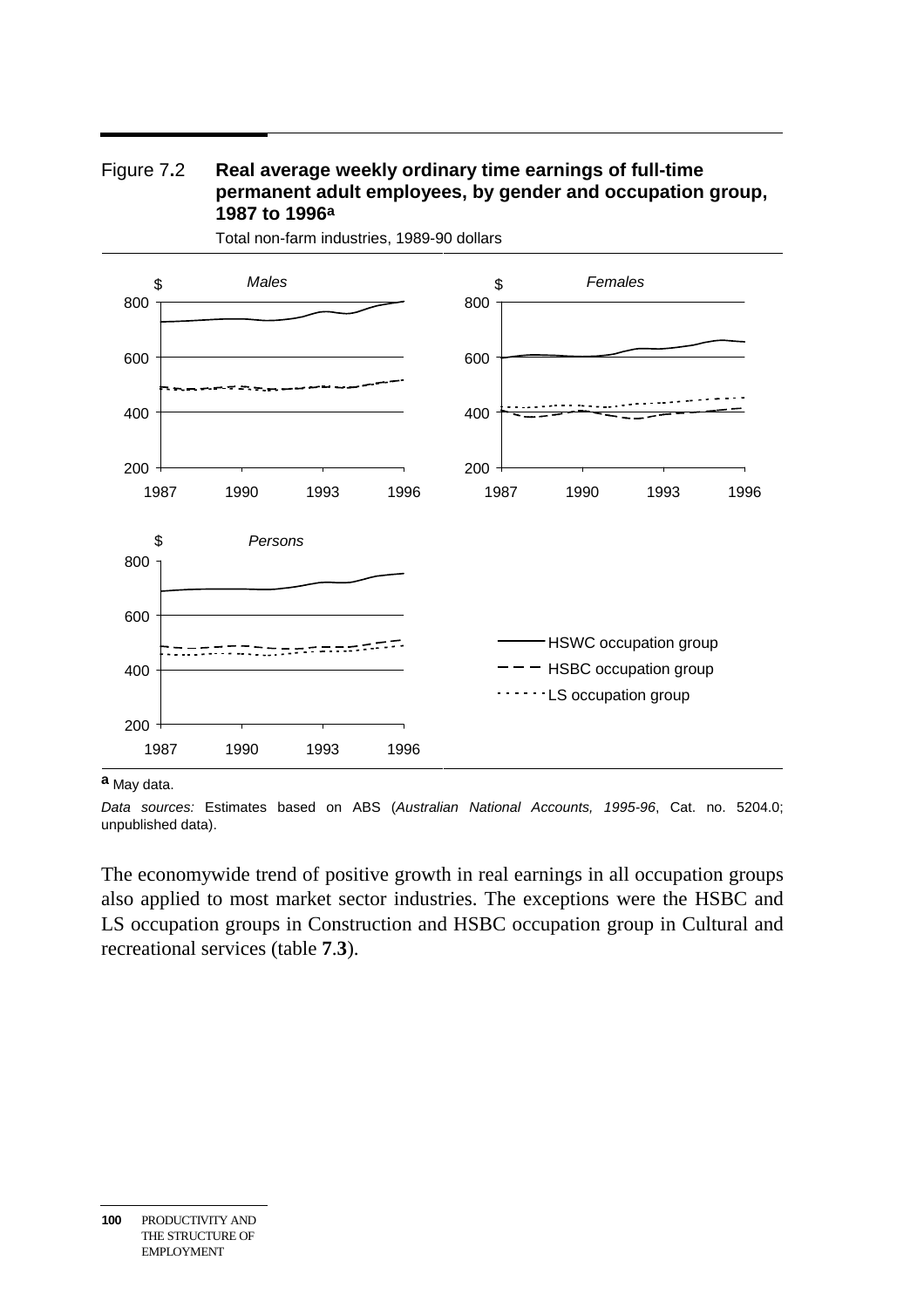Figure 7.2 **Real average weekly ordinary time earnings of full-time permanent adult employees, by gender and occupation group, 1987 to 1996**[a]

Total non-farm industries, 1989-90 dollars

[a] May data.

*Data sources:* Estimates based on ABS (*Australian National Accounts, 1995-96*, Cat. no. 5204.0; unpublished data).

The economywide trend of positive growth in real earnings in all occupation groups also applied to most market sector industries. The exceptions were the HSBC and LS occupation groups in Construction and HSBC occupation group in Cultural and recreational services (table **7.3**).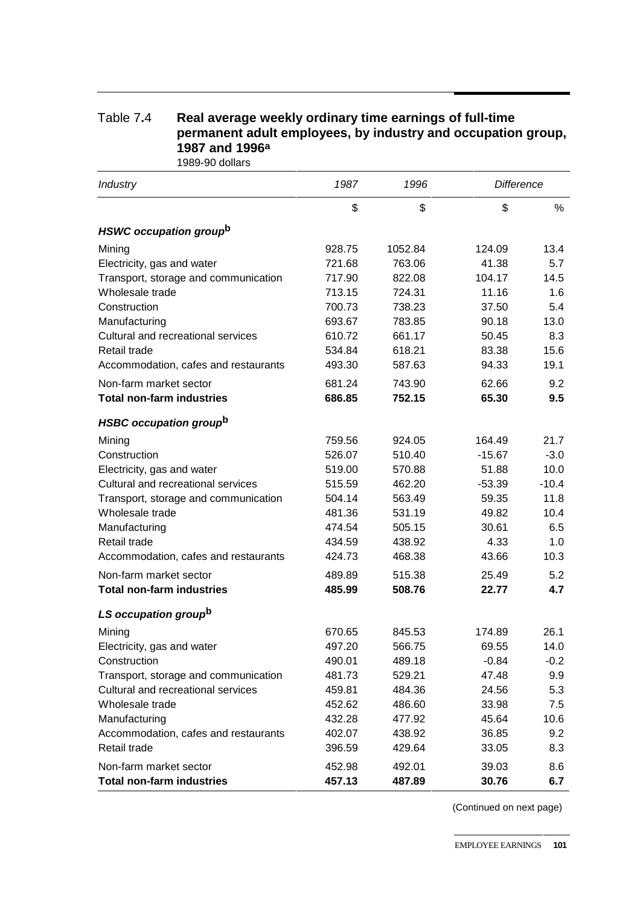Table 7.4 **Real average weekly ordinary time earnings of full-time permanent adult employees, by industry and occupation group, 1987 and 1996[a]**

1989-90 dollars

| *Industry* | *1987* | *1996* | *Difference* | |
|---|---|---|---|---|
| | $ | $ | $ | % |
| ***HSWC occupation group[b]*** | | | | |
| Mining | 928.75 | 1052.84 | 124.09 | 13.4 |
| Electricity, gas and water | 721.68 | 763.06 | 41.38 | 5.7 |
| Transport, storage and communication | 717.90 | 822.08 | 104.17 | 14.5 |
| Wholesale trade | 713.15 | 724.31 | 11.16 | 1.6 |
| Construction | 700.73 | 738.23 | 37.50 | 5.4 |
| Manufacturing | 693.67 | 783.85 | 90.18 | 13.0 |
| Cultural and recreational services | 610.72 | 661.17 | 50.45 | 8.3 |
| Retail trade | 534.84 | 618.21 | 83.38 | 15.6 |
| Accommodation, cafes and restaurants | 493.30 | 587.63 | 94.33 | 19.1 |
| Non-farm market sector | 681.24 | 743.90 | 62.66 | 9.2 |
| **Total non-farm industries** | **686.85** | **752.15** | **65.30** | **9.5** |
| ***HSBC occupation group[b]*** | | | | |
| Mining | 759.56 | 924.05 | 164.49 | 21.7 |
| Construction | 526.07 | 510.40 | -15.67 | -3.0 |
| Electricity, gas and water | 519.00 | 570.88 | 51.88 | 10.0 |
| Cultural and recreational services | 515.59 | 462.20 | -53.39 | -10.4 |
| Transport, storage and communication | 504.14 | 563.49 | 59.35 | 11.8 |
| Wholesale trade | 481.36 | 531.19 | 49.82 | 10.4 |
| Manufacturing | 474.54 | 505.15 | 30.61 | 6.5 |
| Retail trade | 434.59 | 438.92 | 4.33 | 1.0 |
| Accommodation, cafes and restaurants | 424.73 | 468.38 | 43.66 | 10.3 |
| Non-farm market sector | 489.89 | 515.38 | 25.49 | 5.2 |
| **Total non-farm industries** | **485.99** | **508.76** | **22.77** | **4.7** |
| ***LS occupation group[b]*** | | | | |
| Mining | 670.65 | 845.53 | 174.89 | 26.1 |
| Electricity, gas and water | 497.20 | 566.75 | 69.55 | 14.0 |
| Construction | 490.01 | 489.18 | -0.84 | -0.2 |
| Transport, storage and communication | 481.73 | 529.21 | 47.48 | 9.9 |
| Cultural and recreational services | 459.81 | 484.36 | 24.56 | 5.3 |
| Wholesale trade | 452.62 | 486.60 | 33.98 | 7.5 |
| Manufacturing | 432.28 | 477.92 | 45.64 | 10.6 |
| Accommodation, cafes and restaurants | 402.07 | 438.92 | 36.85 | 9.2 |
| Retail trade | 396.59 | 429.64 | 33.05 | 8.3 |
| Non-farm market sector | 452.98 | 492.01 | 39.03 | 8.6 |
| **Total non-farm industries** | **457.13** | **487.89** | **30.76** | **6.7** |

(Continued on next page)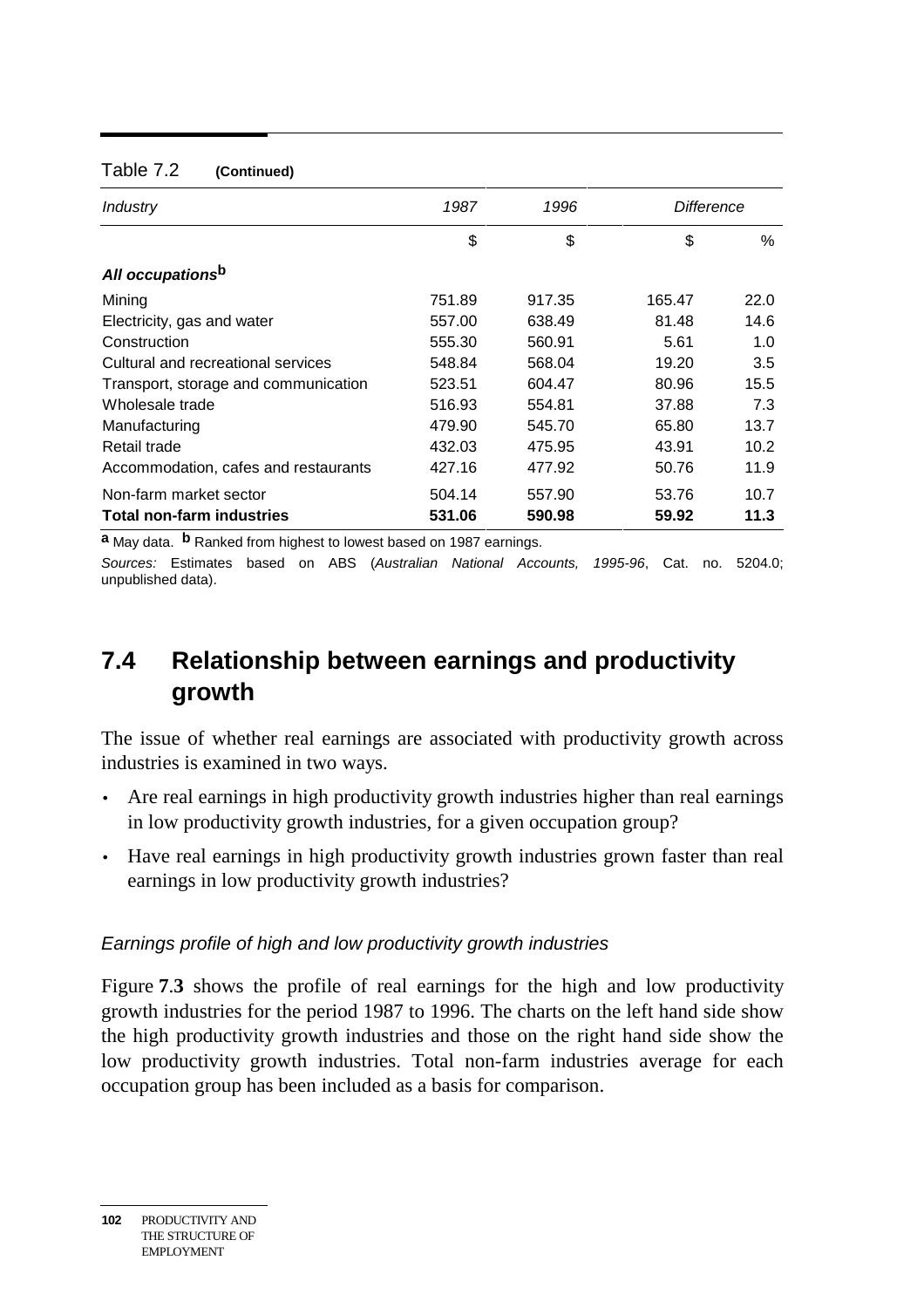Table 7.2 **(Continued)**

| *Industry* | *1987* | *1996* | *Difference* | |
|---|---|---|---|---|
| | $ | $ | $ | % |
| ***All occupations*[b]** | | | | |
| Mining | 751.89 | 917.35 | 165.47 | 22.0 |
| Electricity, gas and water | 557.00 | 638.49 | 81.48 | 14.6 |
| Construction | 555.30 | 560.91 | 5.61 | 1.0 |
| Cultural and recreational services | 548.84 | 568.04 | 19.20 | 3.5 |
| Transport, storage and communication | 523.51 | 604.47 | 80.96 | 15.5 |
| Wholesale trade | 516.93 | 554.81 | 37.88 | 7.3 |
| Manufacturing | 479.90 | 545.70 | 65.80 | 13.7 |
| Retail trade | 432.03 | 475.95 | 43.91 | 10.2 |
| Accommodation, cafes and restaurants | 427.16 | 477.92 | 50.76 | 11.9 |
| Non-farm market sector | 504.14 | 557.90 | 53.76 | 10.7 |
| **Total non-farm industries** | **531.06** | **590.98** | **59.92** | **11.3** |

**a** May data. **b** Ranked from highest to lowest based on 1987 earnings.

*Sources:* Estimates based on ABS (*Australian National Accounts, 1995-96*, Cat. no. 5204.0; unpublished data).

## 7.4 Relationship between earnings and productivity growth

The issue of whether real earnings are associated with productivity growth across industries is examined in two ways.

- Are real earnings in high productivity growth industries higher than real earnings in low productivity growth industries, for a given occupation group?
- Have real earnings in high productivity growth industries grown faster than real earnings in low productivity growth industries?

### *Earnings profile of high and low productivity growth industries*

Figure **7.3** shows the profile of real earnings for the high and low productivity growth industries for the period 1987 to 1996. The charts on the left hand side show the high productivity growth industries and those on the right hand side show the low productivity growth industries. Total non-farm industries average for each occupation group has been included as a basis for comparison.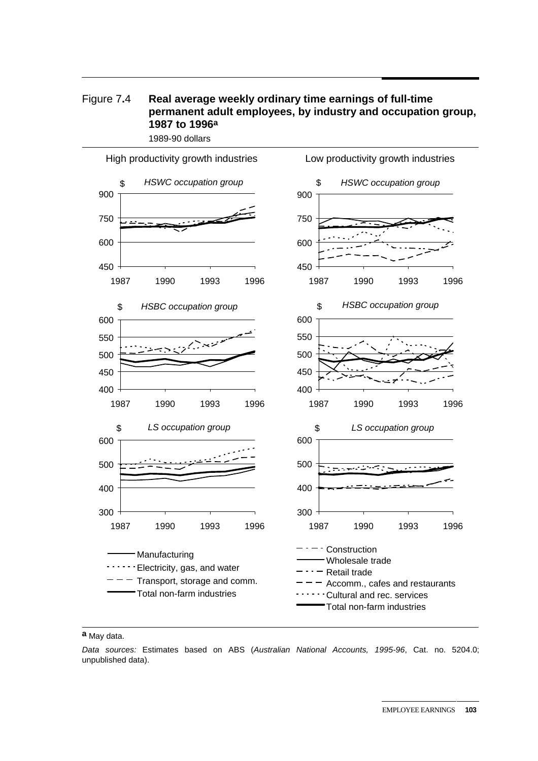Figure 7.4 **Real average weekly ordinary time earnings of full-time permanent adult employees, by industry and occupation group, 1987 to 1996[a]**

1989-90 dollars

High productivity growth industries

*HSWC occupation group*

*HSBC occupation group*

*LS occupation group*

Low productivity growth industries

*HSWC occupation group*

*HSBC occupation group*

*LS occupation group*

Manufacturing
Electricity, gas, and water
Transport, storage and comm.
Total non-farm industries

Construction
Wholesale trade
Retail trade
Accomm., cafes and restaurants
Cultural and rec. services
Total non-farm industries

**a** May data.

*Data sources:* Estimates based on ABS (*Australian National Accounts, 1995-96*, Cat. no. 5204.0; unpublished data).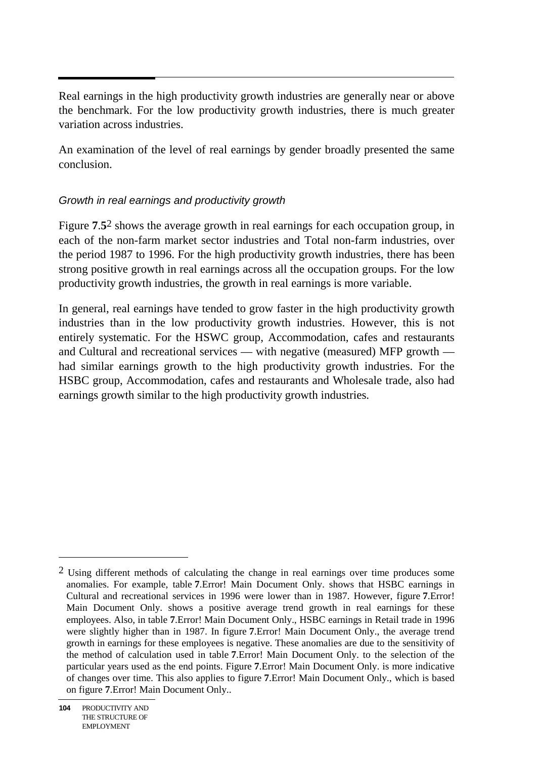Real earnings in the high productivity growth industries are generally near or above the benchmark. For the low productivity growth industries, there is much greater variation across industries.

An examination of the level of real earnings by gender broadly presented the same conclusion.

*Growth in real earnings and productivity growth*

Figure **7**.**5**[2] shows the average growth in real earnings for each occupation group, in each of the non-farm market sector industries and Total non-farm industries, over the period 1987 to 1996. For the high productivity growth industries, there has been strong positive growth in real earnings across all the occupation groups. For the low productivity growth industries, the growth in real earnings is more variable.

In general, real earnings have tended to grow faster in the high productivity growth industries than in the low productivity growth industries. However, this is not entirely systematic. For the HSWC group, Accommodation, cafes and restaurants and Cultural and recreational services — with negative (measured) MFP growth — had similar earnings growth to the high productivity growth industries. For the HSBC group, Accommodation, cafes and restaurants and Wholesale trade, also had earnings growth similar to the high productivity growth industries.

---

[2] Using different methods of calculating the change in real earnings over time produces some anomalies. For example, table **7**.Error! Main Document Only. shows that HSBC earnings in Cultural and recreational services in 1996 were lower than in 1987. However, figure **7**.Error! Main Document Only. shows a positive average trend growth in real earnings for these employees. Also, in table **7**.Error! Main Document Only., HSBC earnings in Retail trade in 1996 were slightly higher than in 1987. In figure **7**.Error! Main Document Only., the average trend growth in earnings for these employees is negative. These anomalies are due to the sensitivity of the method of calculation used in table **7**.Error! Main Document Only. to the selection of the particular years used as the end points. Figure **7**.Error! Main Document Only. is more indicative of changes over time. This also applies to figure **7**.Error! Main Document Only., which is based on figure **7**.Error! Main Document Only..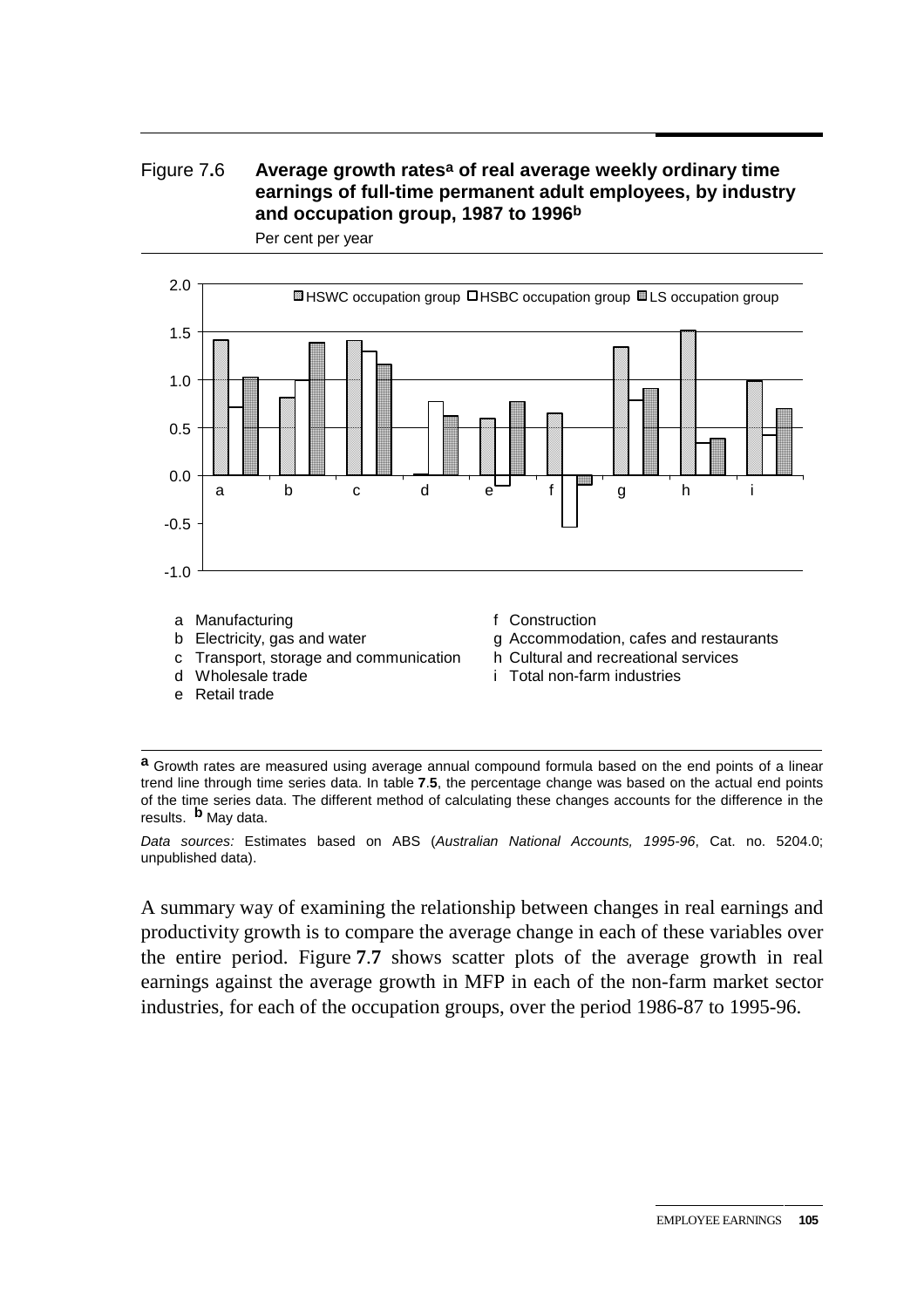Figure 7.6 **Average growth rates[a] of real average weekly ordinary time earnings of full-time permanent adult employees, by industry and occupation group, 1987 to 1996[b]**

Per cent per year

- a Manufacturing
- b Electricity, gas and water
- c Transport, storage and communication
- d Wholesale trade
- e Retail trade
- f Construction
- g Accommodation, cafes and restaurants
- h Cultural and recreational services
- i Total non-farm industries

**a** Growth rates are measured using average annual compound formula based on the end points of a linear trend line through time series data. In table **7.5**, the percentage change was based on the actual end points of the time series data. The different method of calculating these changes accounts for the difference in the results. **b** May data.

*Data sources:* Estimates based on ABS (*Australian National Accounts, 1995-96*, Cat. no. 5204.0; unpublished data).

A summary way of examining the relationship between changes in real earnings and productivity growth is to compare the average change in each of these variables over the entire period. Figure **7.7** shows scatter plots of the average growth in real earnings against the average growth in MFP in each of the non-farm market sector industries, for each of the occupation groups, over the period 1986-87 to 1995-96.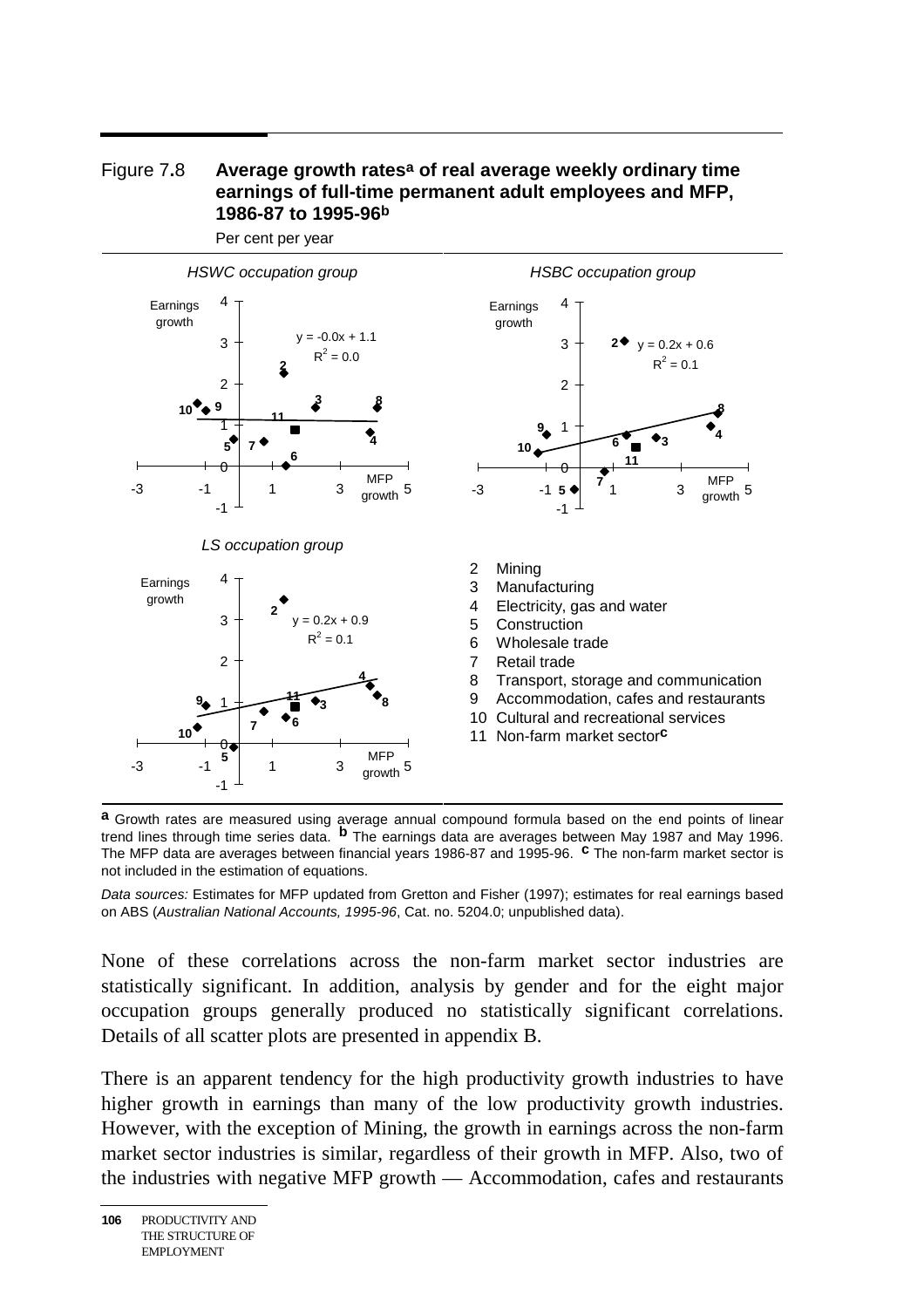Figure 7.8 **Average growth rates[a] of real average weekly ordinary time earnings of full-time permanent adult employees and MFP, 1986-87 to 1995-96[b]**

Per cent per year

*HSWC occupation group*

$y = -0.0x + 1.1$
$R^2 = 0.0$

*HSBC occupation group*

$y = 0.2x + 0.6$
$R^2 = 0.1$

*LS occupation group*

$y = 0.2x + 0.9$
$R^2 = 0.1$

2 Mining
3 Manufacturing
4 Electricity, gas and water
5 Construction
6 Wholesale trade
7 Retail trade
8 Transport, storage and communication
9 Accommodation, cafes and restaurants
10 Cultural and recreational services
11 Non-farm market sector[c]

[a] Growth rates are measured using average annual compound formula based on the end points of linear trend lines through time series data. [b] The earnings data are averages between May 1987 and May 1996. The MFP data are averages between financial years 1986-87 and 1995-96. [c] The non-farm market sector is not included in the estimation of equations.

*Data sources:* Estimates for MFP updated from Gretton and Fisher (1997); estimates for real earnings based on ABS (*Australian National Accounts, 1995-96*, Cat. no. 5204.0; unpublished data).

None of these correlations across the non-farm market sector industries are statistically significant. In addition, analysis by gender and for the eight major occupation groups generally produced no statistically significant correlations. Details of all scatter plots are presented in appendix B.

There is an apparent tendency for the high productivity growth industries to have higher growth in earnings than many of the low productivity growth industries. However, with the exception of Mining, the growth in earnings across the non-farm market sector industries is similar, regardless of their growth in MFP. Also, two of the industries with negative MFP growth — Accommodation, cafes and restaurants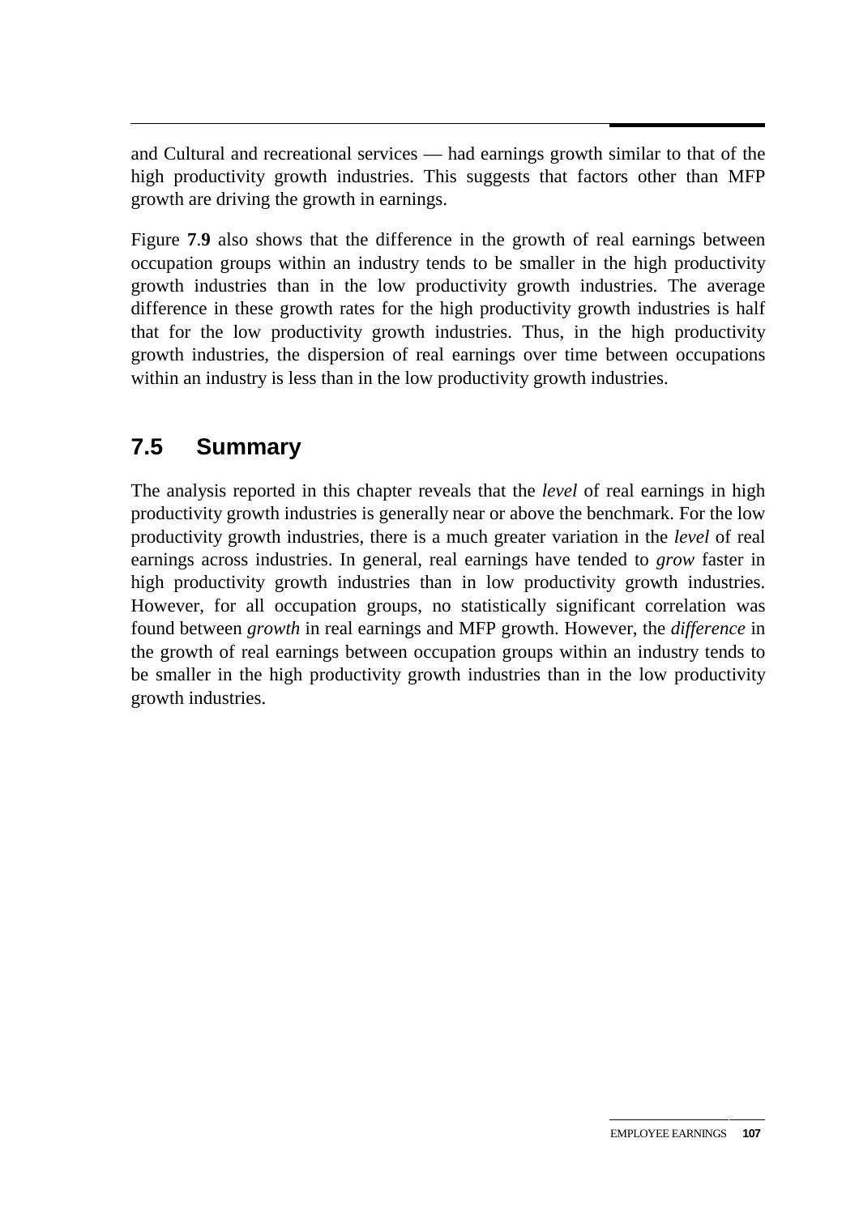and Cultural and recreational services — had earnings growth similar to that of the high productivity growth industries. This suggests that factors other than MFP growth are driving the growth in earnings.

Figure **7.9** also shows that the difference in the growth of real earnings between occupation groups within an industry tends to be smaller in the high productivity growth industries than in the low productivity growth industries. The average difference in these growth rates for the high productivity growth industries is half that for the low productivity growth industries. Thus, in the high productivity growth industries, the dispersion of real earnings over time between occupations within an industry is less than in the low productivity growth industries.

## 7.5 Summary

The analysis reported in this chapter reveals that the *level* of real earnings in high productivity growth industries is generally near or above the benchmark. For the low productivity growth industries, there is a much greater variation in the *level* of real earnings across industries. In general, real earnings have tended to *grow* faster in high productivity growth industries than in low productivity growth industries. However, for all occupation groups, no statistically significant correlation was found between *growth* in real earnings and MFP growth. However, the *difference* in the growth of real earnings between occupation groups within an industry tends to be smaller in the high productivity growth industries than in the low productivity growth industries.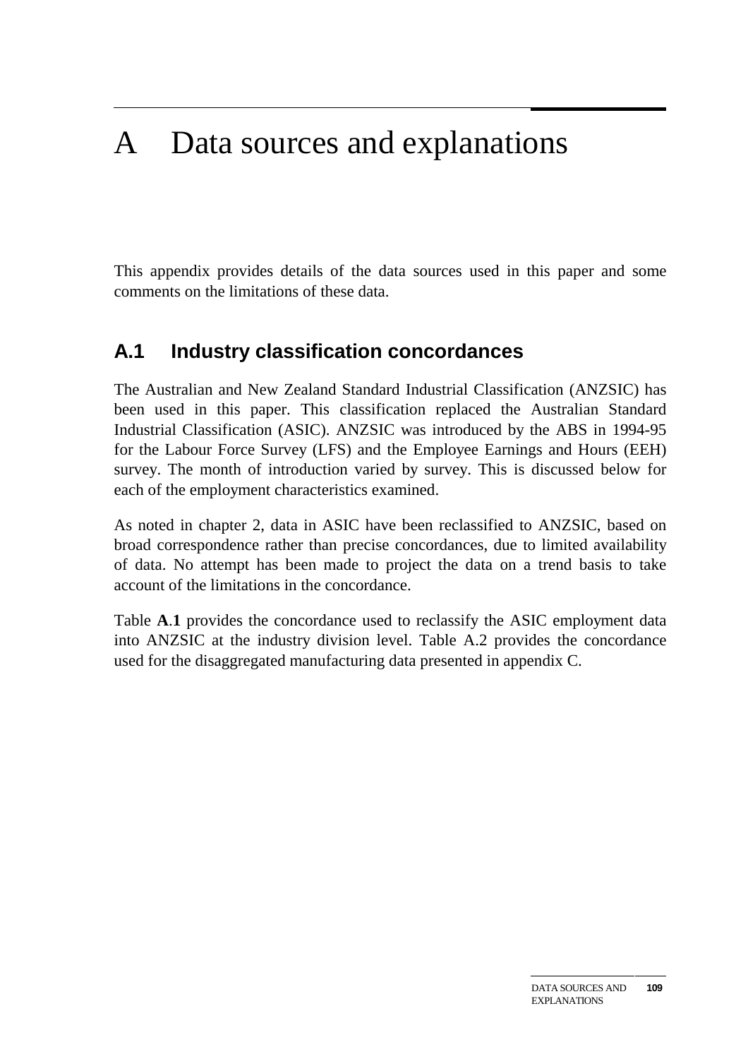# A Data sources and explanations

This appendix provides details of the data sources used in this paper and some comments on the limitations of these data.

## A.1 Industry classification concordances

The Australian and New Zealand Standard Industrial Classification (ANZSIC) has been used in this paper. This classification replaced the Australian Standard Industrial Classification (ASIC). ANZSIC was introduced by the ABS in 1994-95 for the Labour Force Survey (LFS) and the Employee Earnings and Hours (EEH) survey. The month of introduction varied by survey. This is discussed below for each of the employment characteristics examined.

As noted in chapter 2, data in ASIC have been reclassified to ANZSIC, based on broad correspondence rather than precise concordances, due to limited availability of data. No attempt has been made to project the data on a trend basis to take account of the limitations in the concordance.

Table **A**.**1** provides the concordance used to reclassify the ASIC employment data into ANZSIC at the industry division level. Table A.2 provides the concordance used for the disaggregated manufacturing data presented in appendix C.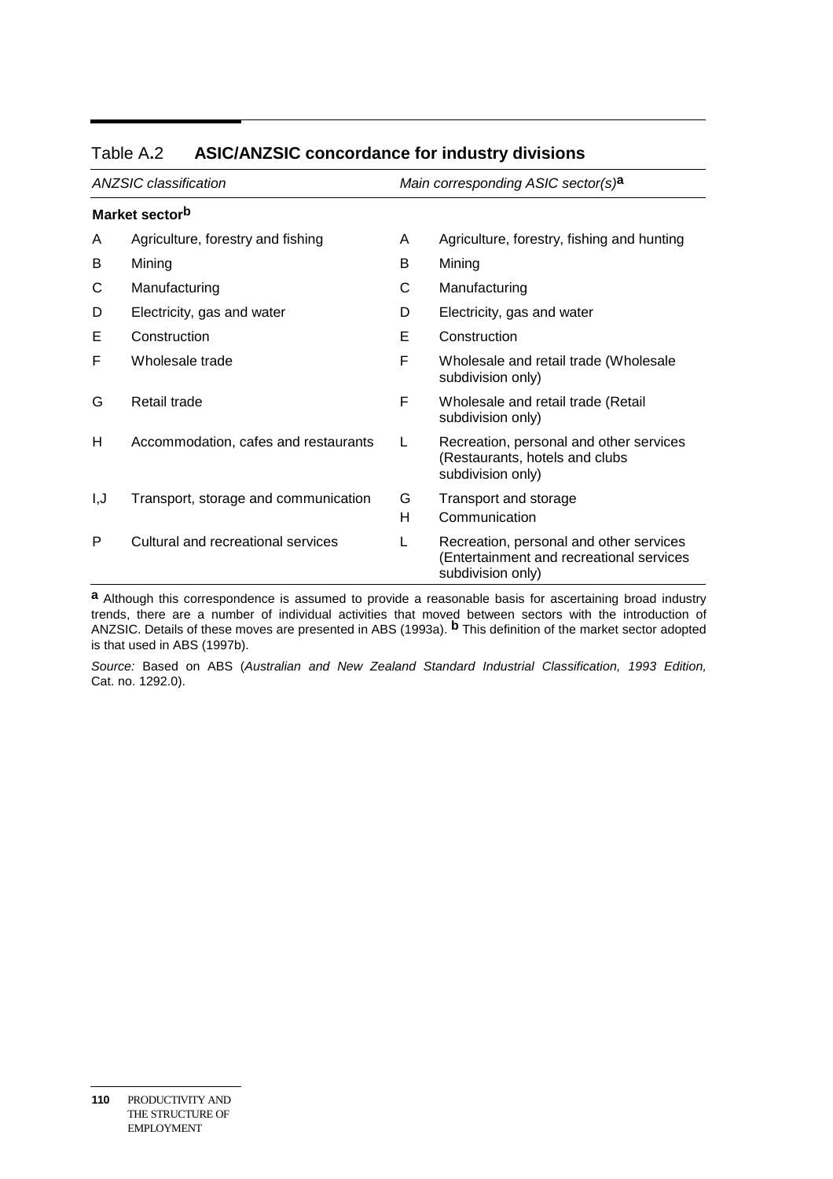Table A.2 **ASIC/ANZSIC concordance for industry divisions**

| *ANZSIC classification* | | *Main corresponding ASIC sector(s)*[a] | |
|---|---|---|---|
| **Market sector**[b] | | | |
| A | Agriculture, forestry and fishing | A | Agriculture, forestry, fishing and hunting |
| B | Mining | B | Mining |
| C | Manufacturing | C | Manufacturing |
| D | Electricity, gas and water | D | Electricity, gas and water |
| E | Construction | E | Construction |
| F | Wholesale trade | F | Wholesale and retail trade (Wholesale subdivision only) |
| G | Retail trade | F | Wholesale and retail trade (Retail subdivision only) |
| H | Accommodation, cafes and restaurants | L | Recreation, personal and other services (Restaurants, hotels and clubs subdivision only) |
| I,J | Transport, storage and communication | G | Transport and storage |
| | | H | Communication |
| P | Cultural and recreational services | L | Recreation, personal and other services (Entertainment and recreational services subdivision only) |

**a** Although this correspondence is assumed to provide a reasonable basis for ascertaining broad industry trends, there are a number of individual activities that moved between sectors with the introduction of ANZSIC. Details of these moves are presented in ABS (1993a). **b** This definition of the market sector adopted is that used in ABS (1997b).

*Source:* Based on ABS (*Australian and New Zealand Standard Industrial Classification, 1993 Edition,* Cat. no. 1292.0).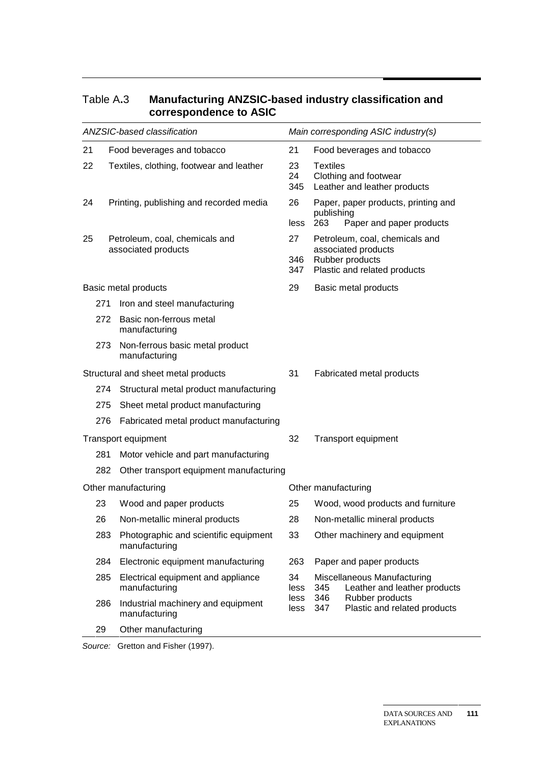## Table A.3 **Manufacturing ANZSIC-based industry classification and correspondence to ASIC**

| *ANZSIC-based classification* | | *Main corresponding ASIC industry(s)* | |
|---|---|---|---|
| 21 | Food beverages and tobacco | 21 | Food beverages and tobacco |
| 22 | Textiles, clothing, footwear and leather | 23<br>24<br>345 | Textiles<br>Clothing and footwear<br>Leather and leather products |
| 24 | Printing, publishing and recorded media | 26<br>less | Paper, paper products, printing and publishing<br>263 Paper and paper products |
| 25 | Petroleum, coal, chemicals and associated products | 27<br>346<br>347 | Petroleum, coal, chemicals and associated products<br>Rubber products<br>Plastic and related products |
| Basic metal products | | 29 | Basic metal products |
| 271 | Iron and steel manufacturing | | |
| 272 | Basic non-ferrous metal manufacturing | | |
| 273 | Non-ferrous basic metal product manufacturing | | |
| Structural and sheet metal products | | 31 | Fabricated metal products |
| 274 | Structural metal product manufacturing | | |
| 275 | Sheet metal product manufacturing | | |
| 276 | Fabricated metal product manufacturing | | |
| Transport equipment | | 32 | Transport equipment |
| 281 | Motor vehicle and part manufacturing | | |
| 282 | Other transport equipment manufacturing | | |
| Other manufacturing | | Other manufacturing | |
| 23 | Wood and paper products | 25 | Wood, wood products and furniture |
| 26 | Non-metallic mineral products | 28 | Non-metallic mineral products |
| 283 | Photographic and scientific equipment manufacturing | 33 | Other machinery and equipment |
| 284 | Electronic equipment manufacturing | 263 | Paper and paper products |
| 285 | Electrical equipment and appliance manufacturing | 34<br>less | Miscellaneous Manufacturing<br>345 Leather and leather products |
| 286 | Industrial machinery and equipment manufacturing | less<br>less | 346 Rubber products<br>347 Plastic and related products |
| 29 | Other manufacturing | | |

*Source:* Gretton and Fisher (1997).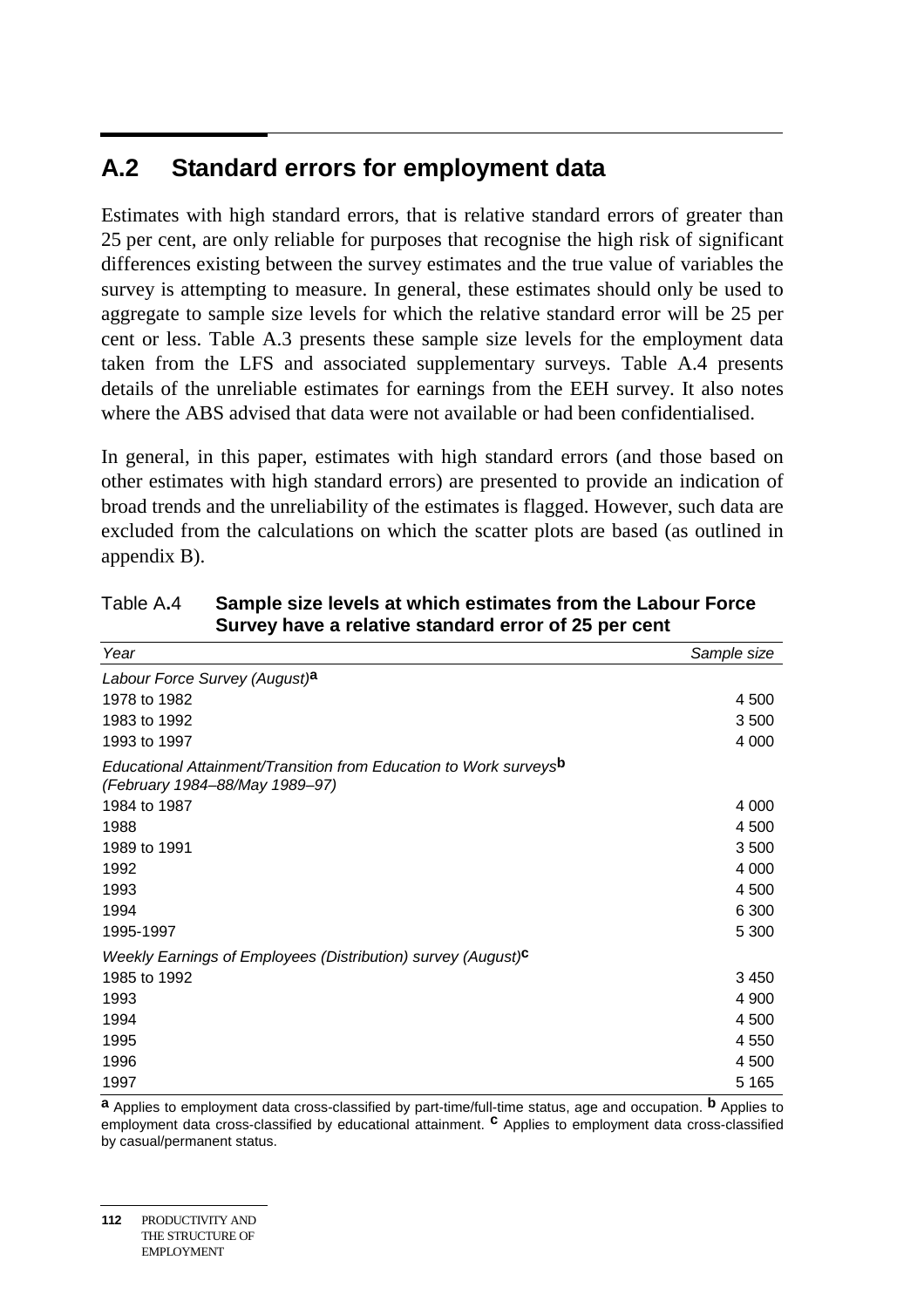## A.2 Standard errors for employment data

Estimates with high standard errors, that is relative standard errors of greater than 25 per cent, are only reliable for purposes that recognise the high risk of significant differences existing between the survey estimates and the true value of variables the survey is attempting to measure. In general, these estimates should only be used to aggregate to sample size levels for which the relative standard error will be 25 per cent or less. Table A.3 presents these sample size levels for the employment data taken from the LFS and associated supplementary surveys. Table A.4 presents details of the unreliable estimates for earnings from the EEH survey. It also notes where the ABS advised that data were not available or had been confidentialised.

In general, in this paper, estimates with high standard errors (and those based on other estimates with high standard errors) are presented to provide an indication of broad trends and the unreliability of the estimates is flagged. However, such data are excluded from the calculations on which the scatter plots are based (as outlined in appendix B).

Table A.4 **Sample size levels at which estimates from the Labour Force Survey have a relative standard error of 25 per cent**

| *Year* | *Sample size* |
|---|---|
| *Labour Force Survey (August)*[a] | |
| 1978 to 1982 | 4 500 |
| 1983 to 1992 | 3 500 |
| 1993 to 1997 | 4 000 |
| *Educational Attainment/Transition from Education to Work surveys*[b] *(February 1984–88/May 1989–97)* | |
| 1984 to 1987 | 4 000 |
| 1988 | 4 500 |
| 1989 to 1991 | 3 500 |
| 1992 | 4 000 |
| 1993 | 4 500 |
| 1994 | 6 300 |
| 1995-1997 | 5 300 |
| *Weekly Earnings of Employees (Distribution) survey (August)*[c] | |
| 1985 to 1992 | 3 450 |
| 1993 | 4 900 |
| 1994 | 4 500 |
| 1995 | 4 550 |
| 1996 | 4 500 |
| 1997 | 5 165 |

**a** Applies to employment data cross-classified by part-time/full-time status, age and occupation. **b** Applies to employment data cross-classified by educational attainment. **c** Applies to employment data cross-classified by casual/permanent status.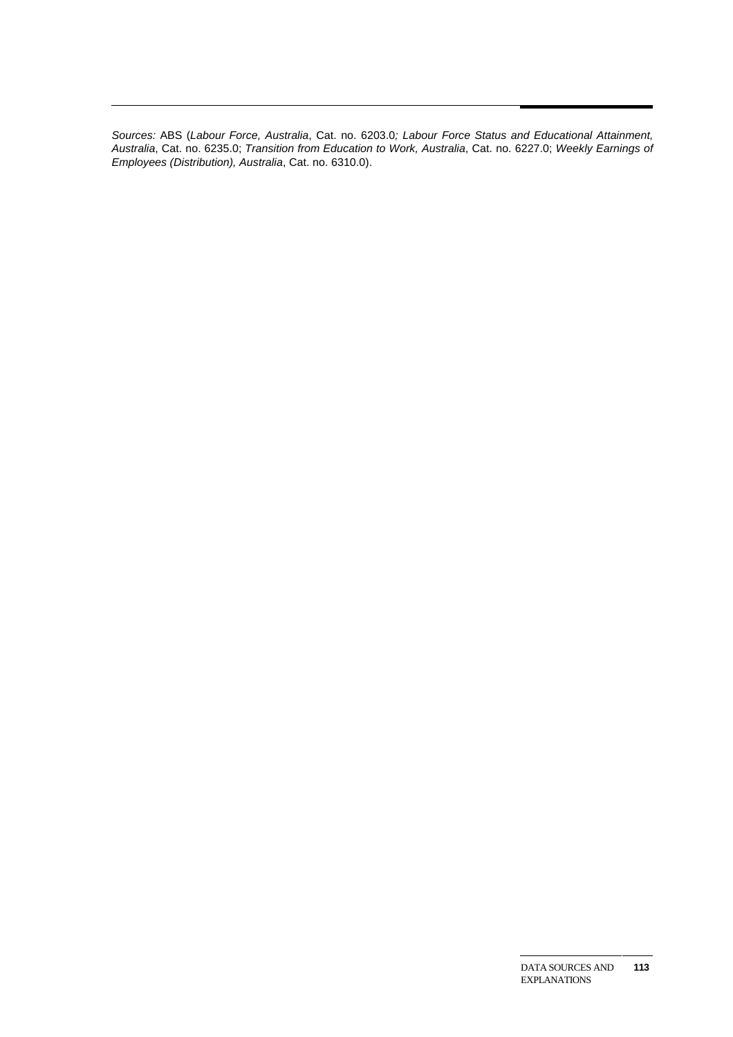*Sources:* ABS (*Labour Force, Australia*, Cat. no. 6203.0*; Labour Force Status and Educational Attainment, Australia*, Cat. no. 6235.0; *Transition from Education to Work, Australia*, Cat. no. 6227.0; *Weekly Earnings of Employees (Distribution), Australia*, Cat. no. 6310.0).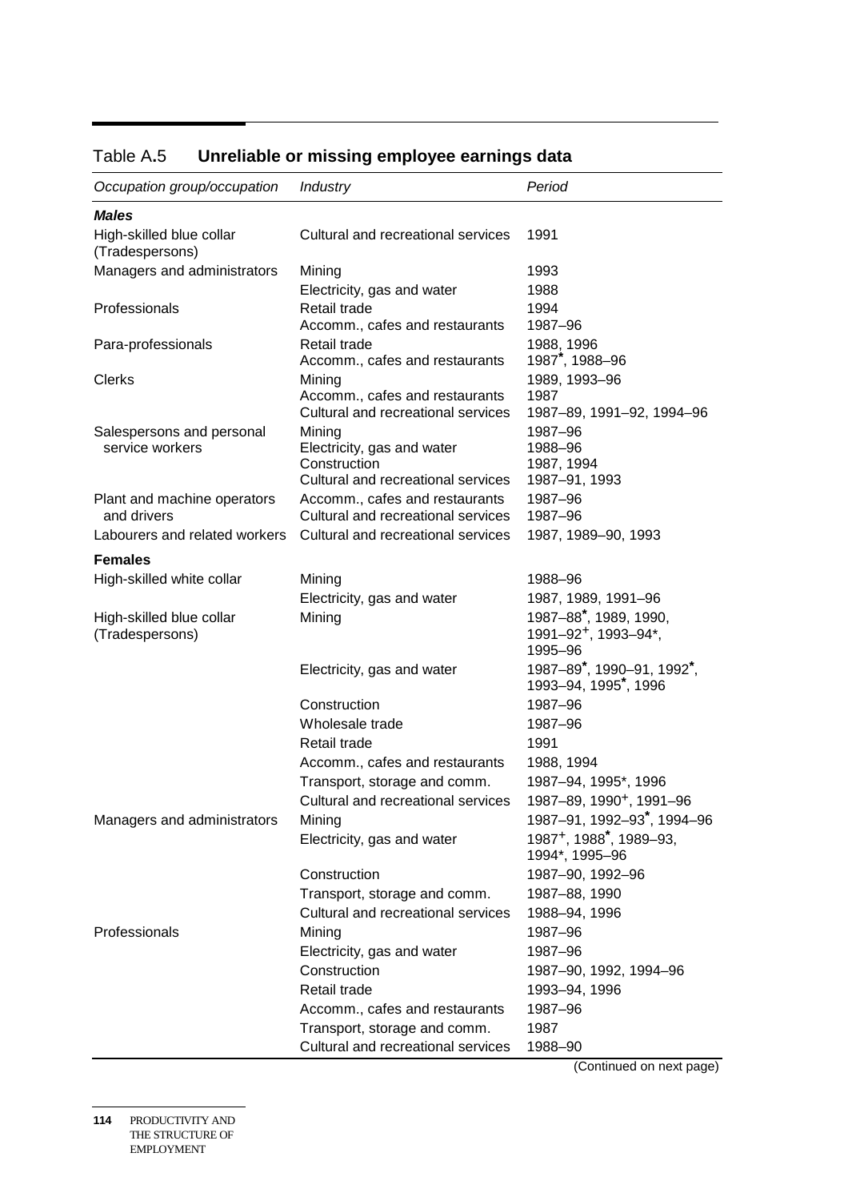Table A.5 **Unreliable or missing employee earnings data**

| *Occupation group/occupation* | *Industry* | *Period* |
|---|---|---|
| ***Males*** | | |
| High-skilled blue collar (Tradespersons) | Cultural and recreational services | 1991 |
| Managers and administrators | Mining | 1993 |
| | Electricity, gas and water | 1988 |
| Professionals | Retail trade | 1994 |
| | Accomm., cafes and restaurants | 1987–96 |
| Para-professionals | Retail trade | 1988, 1996 |
| | Accomm., cafes and restaurants | 1987*, 1988–96 |
| Clerks | Mining | 1989, 1993–96 |
| | Accomm., cafes and restaurants | 1987 |
| | Cultural and recreational services | 1987–89, 1991–92, 1994–96 |
| Salespersons and personal service workers | Mining | 1987–96 |
| | Electricity, gas and water | 1988–96 |
| | Construction | 1987, 1994 |
| | Cultural and recreational services | 1987–91, 1993 |
| Plant and machine operators and drivers | Accomm., cafes and restaurants | 1987–96 |
| | Cultural and recreational services | 1987–96 |
| Labourers and related workers | Cultural and recreational services | 1987, 1989–90, 1993 |
| **Females** | | |
| High-skilled white collar | Mining | 1988–96 |
| | Electricity, gas and water | 1987, 1989, 1991–96 |
| High-skilled blue collar (Tradespersons) | Mining | 1987–88*, 1989, 1990, 1991–92+, 1993–94*, 1995–96 |
| | Electricity, gas and water | 1987–89*, 1990–91, 1992*, 1993–94, 1995*, 1996 |
| | Construction | 1987–96 |
| | Wholesale trade | 1987–96 |
| | Retail trade | 1991 |
| | Accomm., cafes and restaurants | 1988, 1994 |
| | Transport, storage and comm. | 1987–94, 1995*, 1996 |
| | Cultural and recreational services | 1987–89, 1990+, 1991–96 |
| Managers and administrators | Mining | 1987–91, 1992–93*, 1994–96 |
| | Electricity, gas and water | 1987+, 1988*, 1989–93, 1994*, 1995–96 |
| | Construction | 1987–90, 1992–96 |
| | Transport, storage and comm. | 1987–88, 1990 |
| | Cultural and recreational services | 1988–94, 1996 |
| Professionals | Mining | 1987–96 |
| | Electricity, gas and water | 1987–96 |
| | Construction | 1987–90, 1992, 1994–96 |
| | Retail trade | 1993–94, 1996 |
| | Accomm., cafes and restaurants | 1987–96 |
| | Transport, storage and comm. | 1987 |
| | Cultural and recreational services | 1988–90 |

(Continued on next page)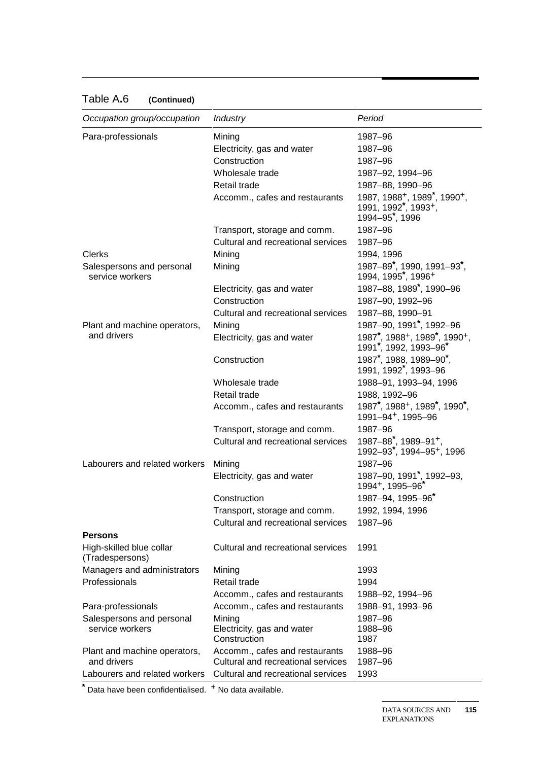Table A.6 **(Continued)**

| *Occupation group/occupation* | *Industry* | *Period* |
|---|---|---|
| Para-professionals | Mining | 1987–96 |
| | Electricity, gas and water | 1987–96 |
| | Construction | 1987–96 |
| | Wholesale trade | 1987–92, 1994–96 |
| | Retail trade | 1987–88, 1990–96 |
| | Accomm., cafes and restaurants | 1987, 1988⁺, 1989*, 1990⁺, 1991, 1992*, 1993⁺, 1994–95*, 1996 |
| | Transport, storage and comm. | 1987–96 |
| | Cultural and recreational services | 1987–96 |
| Clerks | Mining | 1994, 1996 |
| Salespersons and personal service workers | Mining | 1987–89*, 1990, 1991–93*, 1994, 1995*, 1996⁺ |
| | Electricity, gas and water | 1987–88, 1989*, 1990–96 |
| | Construction | 1987–90, 1992–96 |
| | Cultural and recreational services | 1987–88, 1990–91 |
| Plant and machine operators, and drivers | Mining | 1987–90, 1991*, 1992–96 |
| | Electricity, gas and water | 1987*, 1988⁺, 1989*, 1990⁺, 1991*, 1992, 1993–96* |
| | Construction | 1987*, 1988, 1989–90*, 1991, 1992*, 1993–96 |
| | Wholesale trade | 1988–91, 1993–94, 1996 |
| | Retail trade | 1988, 1992–96 |
| | Accomm., cafes and restaurants | 1987*, 1988⁺, 1989*, 1990*, 1991–94⁺, 1995–96 |
| | Transport, storage and comm. | 1987–96 |
| | Cultural and recreational services | 1987–88*, 1989–91⁺, 1992–93*, 1994–95⁺, 1996 |
| Labourers and related workers | Mining | 1987–96 |
| | Electricity, gas and water | 1987–90, 1991*, 1992–93, 1994⁺, 1995–96* |
| | Construction | 1987–94, 1995–96* |
| | Transport, storage and comm. | 1992, 1994, 1996 |
| | Cultural and recreational services | 1987–96 |
| **Persons** | | |
| High-skilled blue collar (Tradespersons) | Cultural and recreational services | 1991 |
| Managers and administrators | Mining | 1993 |
| Professionals | Retail trade | 1994 |
| | Accomm., cafes and restaurants | 1988–92, 1994–96 |
| Para-professionals | Accomm., cafes and restaurants | 1988–91, 1993–96 |
| Salespersons and personal service workers | Mining | 1987–96 |
| | Electricity, gas and water | 1988–96 |
| | Construction | 1987 |
| Plant and machine operators, and drivers | Accomm., cafes and restaurants | 1988–96 |
| | Cultural and recreational services | 1987–96 |
| Labourers and related workers | Cultural and recreational services | 1993 |

\* Data have been confidentialised. ⁺ No data available.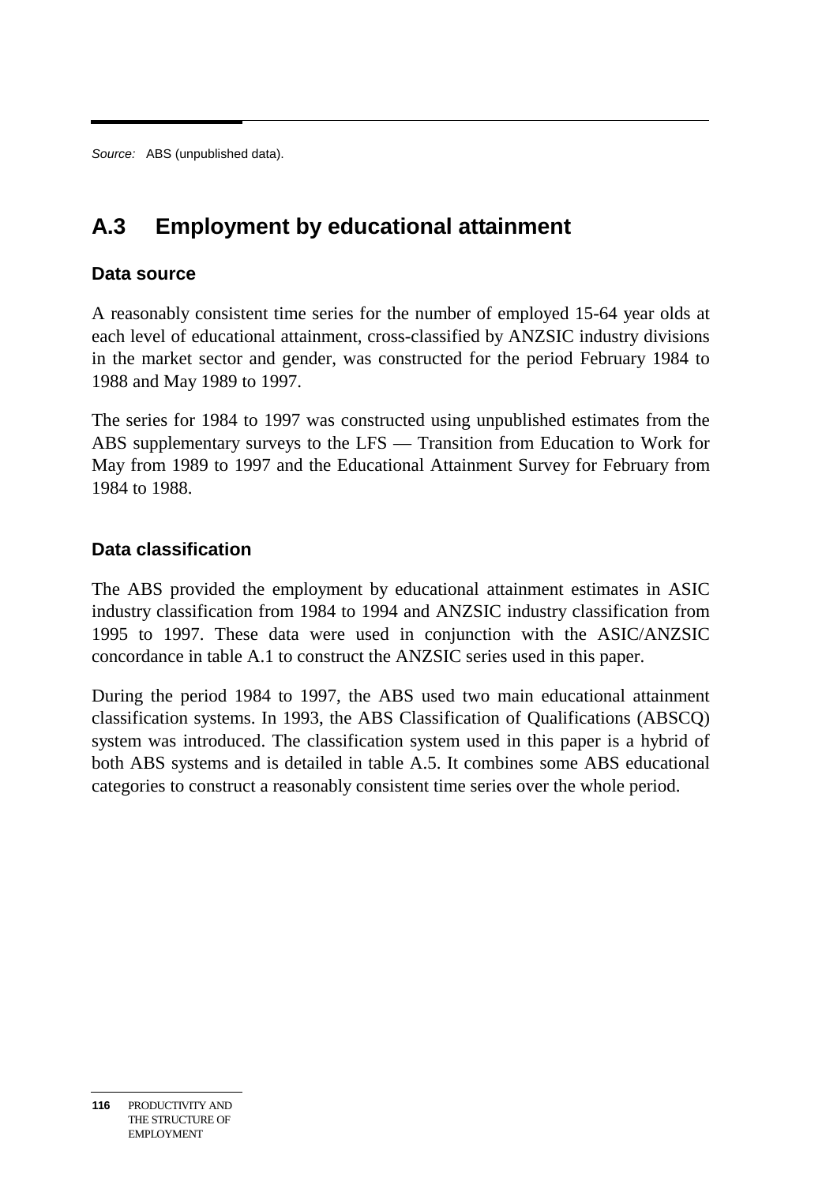*Source:* ABS (unpublished data).

## A.3 Employment by educational attainment

### Data source

A reasonably consistent time series for the number of employed 15-64 year olds at each level of educational attainment, cross-classified by ANZSIC industry divisions in the market sector and gender, was constructed for the period February 1984 to 1988 and May 1989 to 1997.

The series for 1984 to 1997 was constructed using unpublished estimates from the ABS supplementary surveys to the LFS — Transition from Education to Work for May from 1989 to 1997 and the Educational Attainment Survey for February from 1984 to 1988.

### Data classification

The ABS provided the employment by educational attainment estimates in ASIC industry classification from 1984 to 1994 and ANZSIC industry classification from 1995 to 1997. These data were used in conjunction with the ASIC/ANZSIC concordance in table A.1 to construct the ANZSIC series used in this paper.

During the period 1984 to 1997, the ABS used two main educational attainment classification systems. In 1993, the ABS Classification of Qualifications (ABSCQ) system was introduced. The classification system used in this paper is a hybrid of both ABS systems and is detailed in table A.5. It combines some ABS educational categories to construct a reasonably consistent time series over the whole period.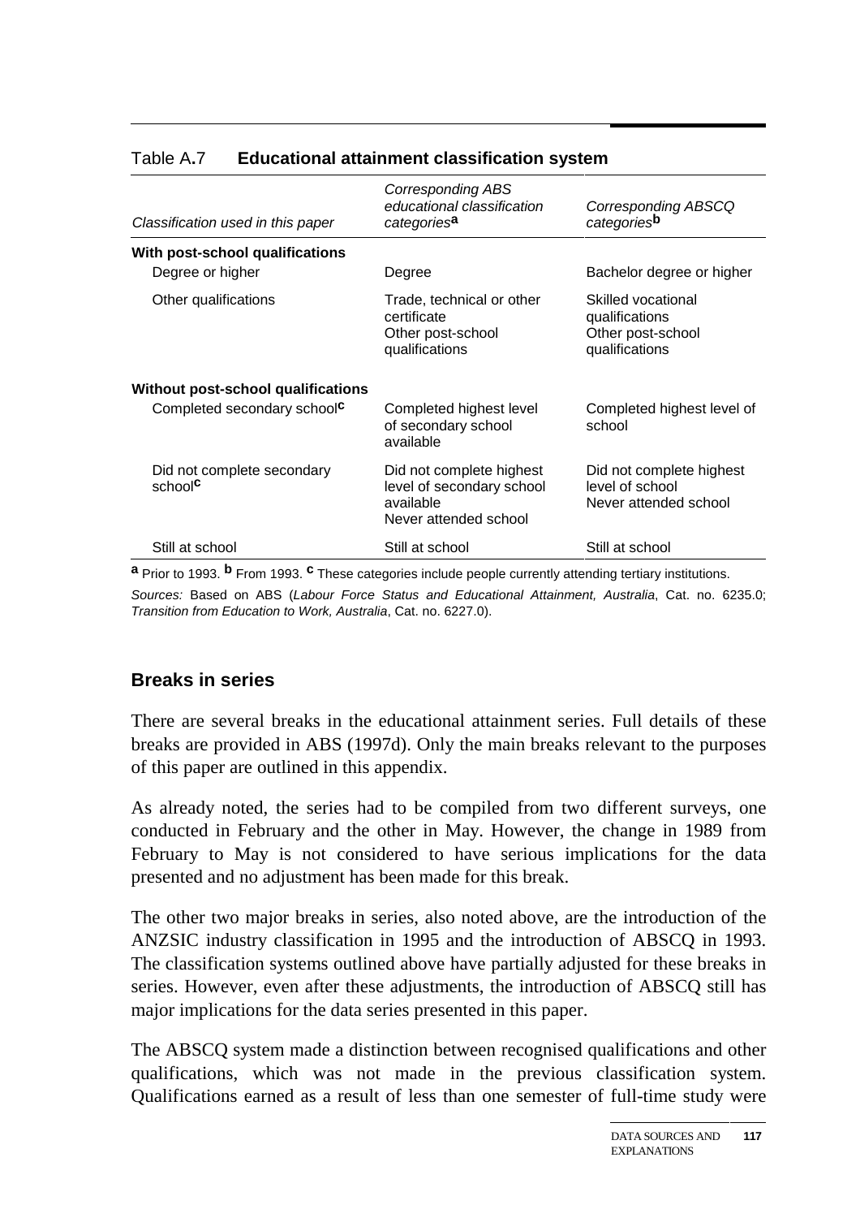Table A.7 **Educational attainment classification system**

| *Classification used in this paper* | *Corresponding ABS educational classification categories*[a] | *Corresponding ABSCQ categories*[b] |
| --- | --- | --- |
| **With post-school qualifications** | | |
| Degree or higher | Degree | Bachelor degree or higher |
| Other qualifications | Trade, technical or other certificate<br>Other post-school qualifications | Skilled vocational qualifications<br>Other post-school qualifications |
| **Without post-school qualifications** | | |
| Completed secondary school[c] | Completed highest level of secondary school available | Completed highest level of school |
| Did not complete secondary school[c] | Did not complete highest level of secondary school available<br>Never attended school | Did not complete highest level of school<br>Never attended school |
| Still at school | Still at school | Still at school |

[a] Prior to 1993. [b] From 1993. [c] These categories include people currently attending tertiary institutions.

*Sources:* Based on ABS (*Labour Force Status and Educational Attainment, Australia*, Cat. no. 6235.0; *Transition from Education to Work, Australia*, Cat. no. 6227.0).

### Breaks in series

There are several breaks in the educational attainment series. Full details of these breaks are provided in ABS (1997d). Only the main breaks relevant to the purposes of this paper are outlined in this appendix.

As already noted, the series had to be compiled from two different surveys, one conducted in February and the other in May. However, the change in 1989 from February to May is not considered to have serious implications for the data presented and no adjustment has been made for this break.

The other two major breaks in series, also noted above, are the introduction of the ANZSIC industry classification in 1995 and the introduction of ABSCQ in 1993. The classification systems outlined above have partially adjusted for these breaks in series. However, even after these adjustments, the introduction of ABSCQ still has major implications for the data series presented in this paper.

The ABSCQ system made a distinction between recognised qualifications and other qualifications, which was not made in the previous classification system. Qualifications earned as a result of less than one semester of full-time study were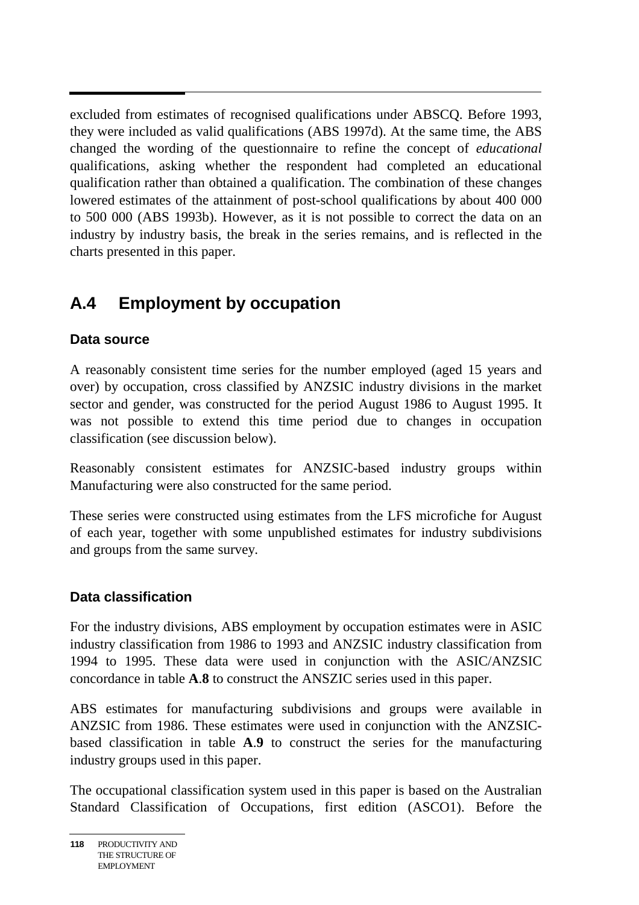excluded from estimates of recognised qualifications under ABSCQ. Before 1993, they were included as valid qualifications (ABS 1997d). At the same time, the ABS changed the wording of the questionnaire to refine the concept of *educational* qualifications, asking whether the respondent had completed an educational qualification rather than obtained a qualification. The combination of these changes lowered estimates of the attainment of post-school qualifications by about 400 000 to 500 000 (ABS 1993b). However, as it is not possible to correct the data on an industry by industry basis, the break in the series remains, and is reflected in the charts presented in this paper.

## A.4 Employment by occupation

### Data source

A reasonably consistent time series for the number employed (aged 15 years and over) by occupation, cross classified by ANZSIC industry divisions in the market sector and gender, was constructed for the period August 1986 to August 1995. It was not possible to extend this time period due to changes in occupation classification (see discussion below).

Reasonably consistent estimates for ANZSIC-based industry groups within Manufacturing were also constructed for the same period.

These series were constructed using estimates from the LFS microfiche for August of each year, together with some unpublished estimates for industry subdivisions and groups from the same survey.

### Data classification

For the industry divisions, ABS employment by occupation estimates were in ASIC industry classification from 1986 to 1993 and ANZSIC industry classification from 1994 to 1995. These data were used in conjunction with the ASIC/ANZSIC concordance in table **A**.**8** to construct the ANSZIC series used in this paper.

ABS estimates for manufacturing subdivisions and groups were available in ANZSIC from 1986. These estimates were used in conjunction with the ANZSIC-based classification in table **A**.**9** to construct the series for the manufacturing industry groups used in this paper.

The occupational classification system used in this paper is based on the Australian Standard Classification of Occupations, first edition (ASCO1). Before the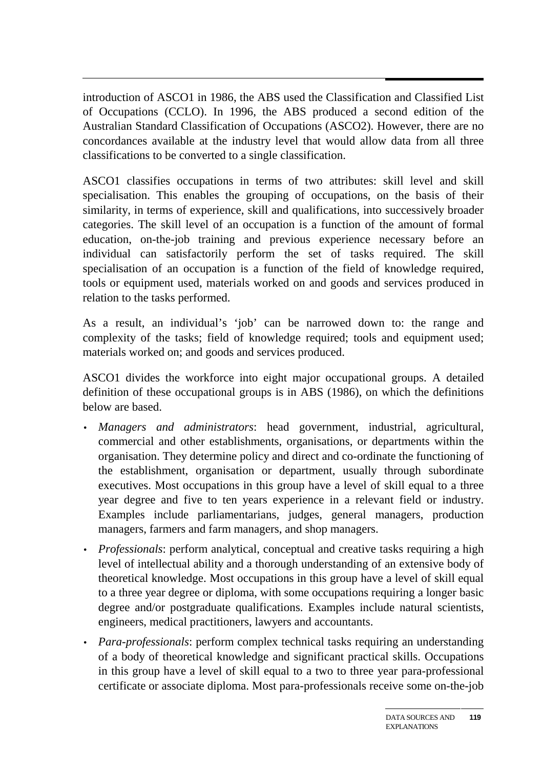introduction of ASCO1 in 1986, the ABS used the Classification and Classified List of Occupations (CCLO). In 1996, the ABS produced a second edition of the Australian Standard Classification of Occupations (ASCO2). However, there are no concordances available at the industry level that would allow data from all three classifications to be converted to a single classification.

ASCO1 classifies occupations in terms of two attributes: skill level and skill specialisation. This enables the grouping of occupations, on the basis of their similarity, in terms of experience, skill and qualifications, into successively broader categories. The skill level of an occupation is a function of the amount of formal education, on-the-job training and previous experience necessary before an individual can satisfactorily perform the set of tasks required. The skill specialisation of an occupation is a function of the field of knowledge required, tools or equipment used, materials worked on and goods and services produced in relation to the tasks performed.

As a result, an individual's 'job' can be narrowed down to: the range and complexity of the tasks; field of knowledge required; tools and equipment used; materials worked on; and goods and services produced.

ASCO1 divides the workforce into eight major occupational groups. A detailed definition of these occupational groups is in ABS (1986), on which the definitions below are based.

- *Managers and administrators*: head government, industrial, agricultural, commercial and other establishments, organisations, or departments within the organisation. They determine policy and direct and co-ordinate the functioning of the establishment, organisation or department, usually through subordinate executives. Most occupations in this group have a level of skill equal to a three year degree and five to ten years experience in a relevant field or industry. Examples include parliamentarians, judges, general managers, production managers, farmers and farm managers, and shop managers.
- *Professionals*: perform analytical, conceptual and creative tasks requiring a high level of intellectual ability and a thorough understanding of an extensive body of theoretical knowledge. Most occupations in this group have a level of skill equal to a three year degree or diploma, with some occupations requiring a longer basic degree and/or postgraduate qualifications. Examples include natural scientists, engineers, medical practitioners, lawyers and accountants.
- *Para-professionals*: perform complex technical tasks requiring an understanding of a body of theoretical knowledge and significant practical skills. Occupations in this group have a level of skill equal to a two to three year para-professional certificate or associate diploma. Most para-professionals receive some on-the-job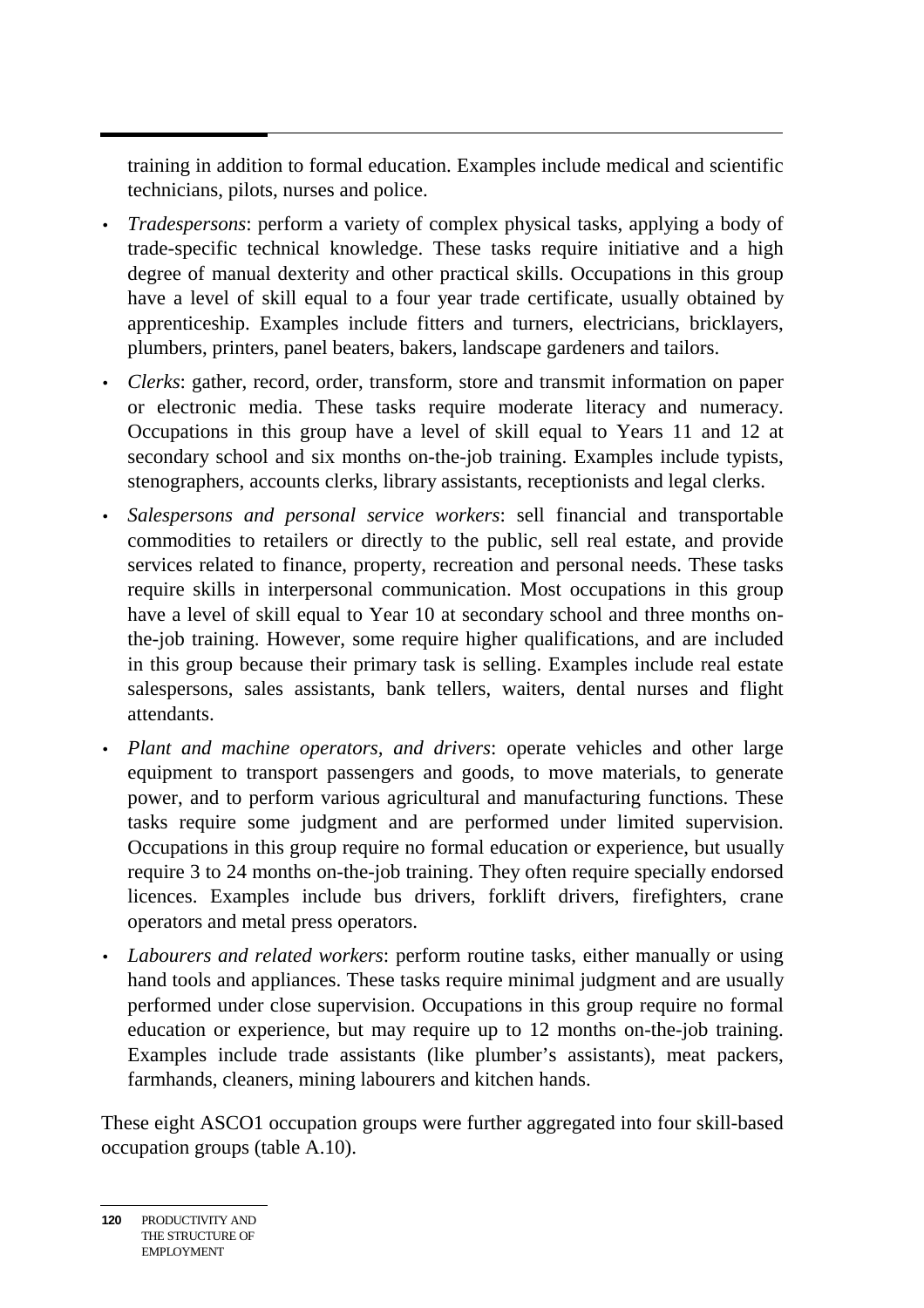training in addition to formal education. Examples include medical and scientific technicians, pilots, nurses and police.

- *Tradespersons*: perform a variety of complex physical tasks, applying a body of trade-specific technical knowledge. These tasks require initiative and a high degree of manual dexterity and other practical skills. Occupations in this group have a level of skill equal to a four year trade certificate, usually obtained by apprenticeship. Examples include fitters and turners, electricians, bricklayers, plumbers, printers, panel beaters, bakers, landscape gardeners and tailors.
- *Clerks*: gather, record, order, transform, store and transmit information on paper or electronic media. These tasks require moderate literacy and numeracy. Occupations in this group have a level of skill equal to Years 11 and 12 at secondary school and six months on-the-job training. Examples include typists, stenographers, accounts clerks, library assistants, receptionists and legal clerks.
- *Salespersons and personal service workers*: sell financial and transportable commodities to retailers or directly to the public, sell real estate, and provide services related to finance, property, recreation and personal needs. These tasks require skills in interpersonal communication. Most occupations in this group have a level of skill equal to Year 10 at secondary school and three months on-the-job training. However, some require higher qualifications, and are included in this group because their primary task is selling. Examples include real estate salespersons, sales assistants, bank tellers, waiters, dental nurses and flight attendants.
- *Plant and machine operators, and drivers*: operate vehicles and other large equipment to transport passengers and goods, to move materials, to generate power, and to perform various agricultural and manufacturing functions. These tasks require some judgment and are performed under limited supervision. Occupations in this group require no formal education or experience, but usually require 3 to 24 months on-the-job training. They often require specially endorsed licences. Examples include bus drivers, forklift drivers, firefighters, crane operators and metal press operators.
- *Labourers and related workers*: perform routine tasks, either manually or using hand tools and appliances. These tasks require minimal judgment and are usually performed under close supervision. Occupations in this group require no formal education or experience, but may require up to 12 months on-the-job training. Examples include trade assistants (like plumber's assistants), meat packers, farmhands, cleaners, mining labourers and kitchen hands.

These eight ASCO1 occupation groups were further aggregated into four skill-based occupation groups (table A.10).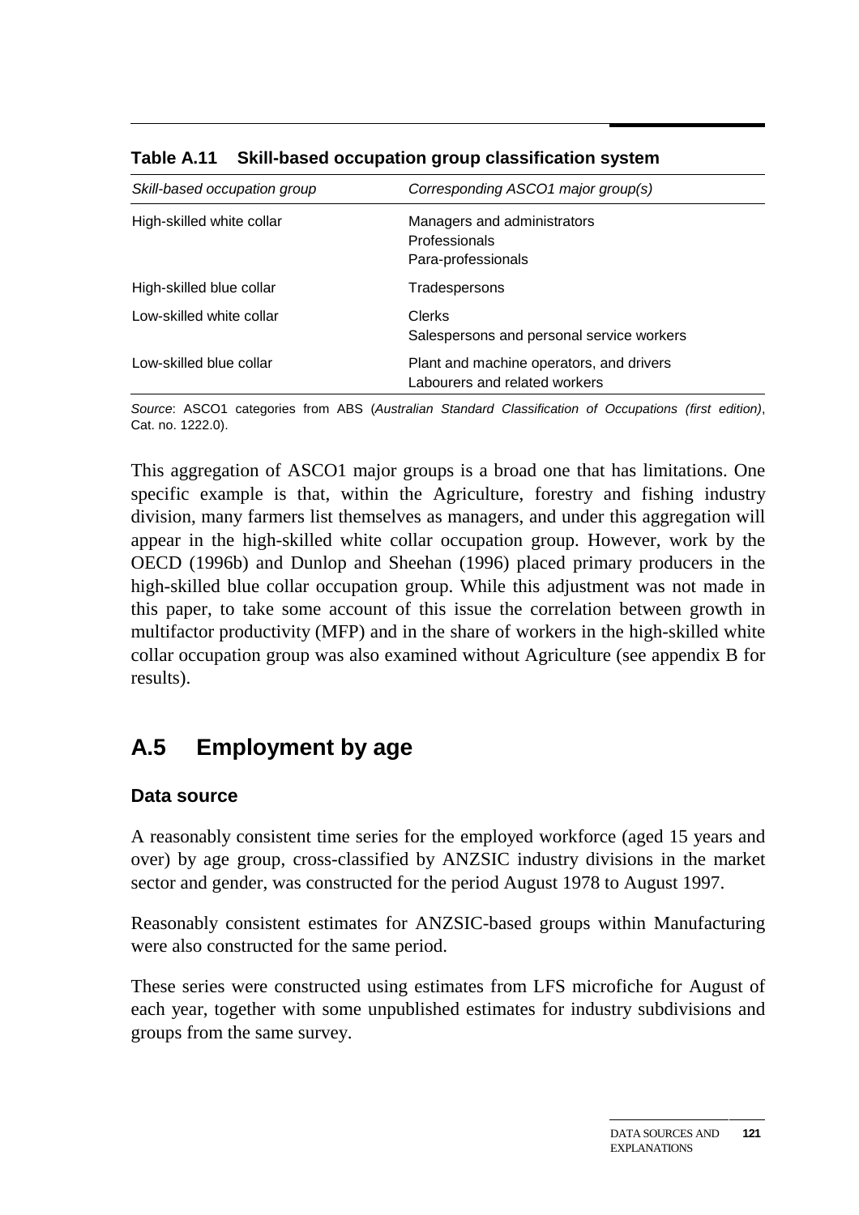**Table A.11 Skill-based occupation group classification system**

| *Skill-based occupation group* | *Corresponding ASCO1 major group(s)* |
| --- | --- |
| High-skilled white collar | Managers and administrators<br>Professionals<br>Para-professionals |
| High-skilled blue collar | Tradespersons |
| Low-skilled white collar | Clerks<br>Salespersons and personal service workers |
| Low-skilled blue collar | Plant and machine operators, and drivers<br>Labourers and related workers |

*Source*: ASCO1 categories from ABS (*Australian Standard Classification of Occupations (first edition)*, Cat. no. 1222.0).

This aggregation of ASCO1 major groups is a broad one that has limitations. One specific example is that, within the Agriculture, forestry and fishing industry division, many farmers list themselves as managers, and under this aggregation will appear in the high-skilled white collar occupation group. However, work by the OECD (1996b) and Dunlop and Sheehan (1996) placed primary producers in the high-skilled blue collar occupation group. While this adjustment was not made in this paper, to take some account of this issue the correlation between growth in multifactor productivity (MFP) and in the share of workers in the high-skilled white collar occupation group was also examined without Agriculture (see appendix B for results).

## A.5 Employment by age

### Data source

A reasonably consistent time series for the employed workforce (aged 15 years and over) by age group, cross-classified by ANZSIC industry divisions in the market sector and gender, was constructed for the period August 1978 to August 1997.

Reasonably consistent estimates for ANZSIC-based groups within Manufacturing were also constructed for the same period.

These series were constructed using estimates from LFS microfiche for August of each year, together with some unpublished estimates for industry subdivisions and groups from the same survey.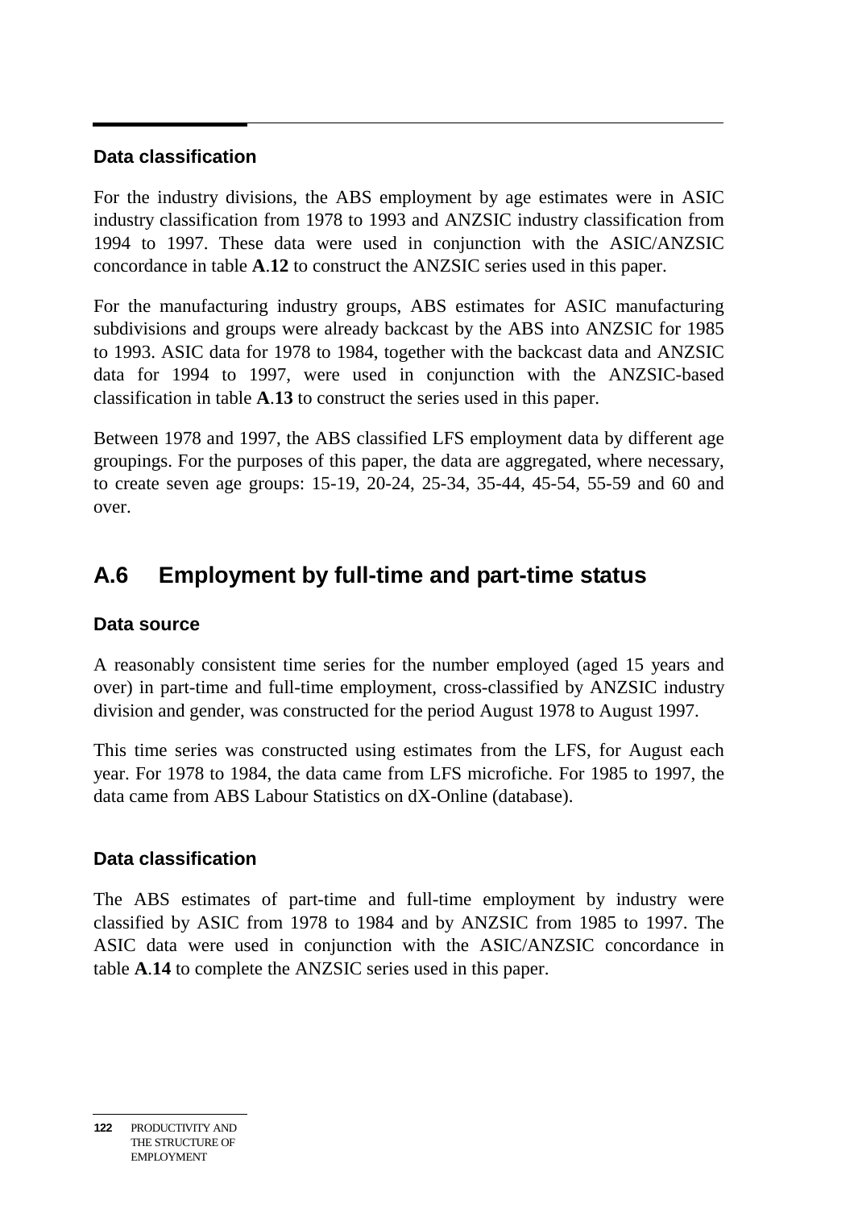### Data classification

For the industry divisions, the ABS employment by age estimates were in ASIC industry classification from 1978 to 1993 and ANZSIC industry classification from 1994 to 1997. These data were used in conjunction with the ASIC/ANZSIC concordance in table **A**.**12** to construct the ANZSIC series used in this paper.

For the manufacturing industry groups, ABS estimates for ASIC manufacturing subdivisions and groups were already backcast by the ABS into ANZSIC for 1985 to 1993. ASIC data for 1978 to 1984, together with the backcast data and ANZSIC data for 1994 to 1997, were used in conjunction with the ANZSIC-based classification in table **A**.**13** to construct the series used in this paper.

Between 1978 and 1997, the ABS classified LFS employment data by different age groupings. For the purposes of this paper, the data are aggregated, where necessary, to create seven age groups: 15-19, 20-24, 25-34, 35-44, 45-54, 55-59 and 60 and over.

## A.6 Employment by full-time and part-time status

### Data source

A reasonably consistent time series for the number employed (aged 15 years and over) in part-time and full-time employment, cross-classified by ANZSIC industry division and gender, was constructed for the period August 1978 to August 1997.

This time series was constructed using estimates from the LFS, for August each year. For 1978 to 1984, the data came from LFS microfiche. For 1985 to 1997, the data came from ABS Labour Statistics on dX-Online (database).

### Data classification

The ABS estimates of part-time and full-time employment by industry were classified by ASIC from 1978 to 1984 and by ANZSIC from 1985 to 1997. The ASIC data were used in conjunction with the ASIC/ANZSIC concordance in table **A**.**14** to complete the ANZSIC series used in this paper.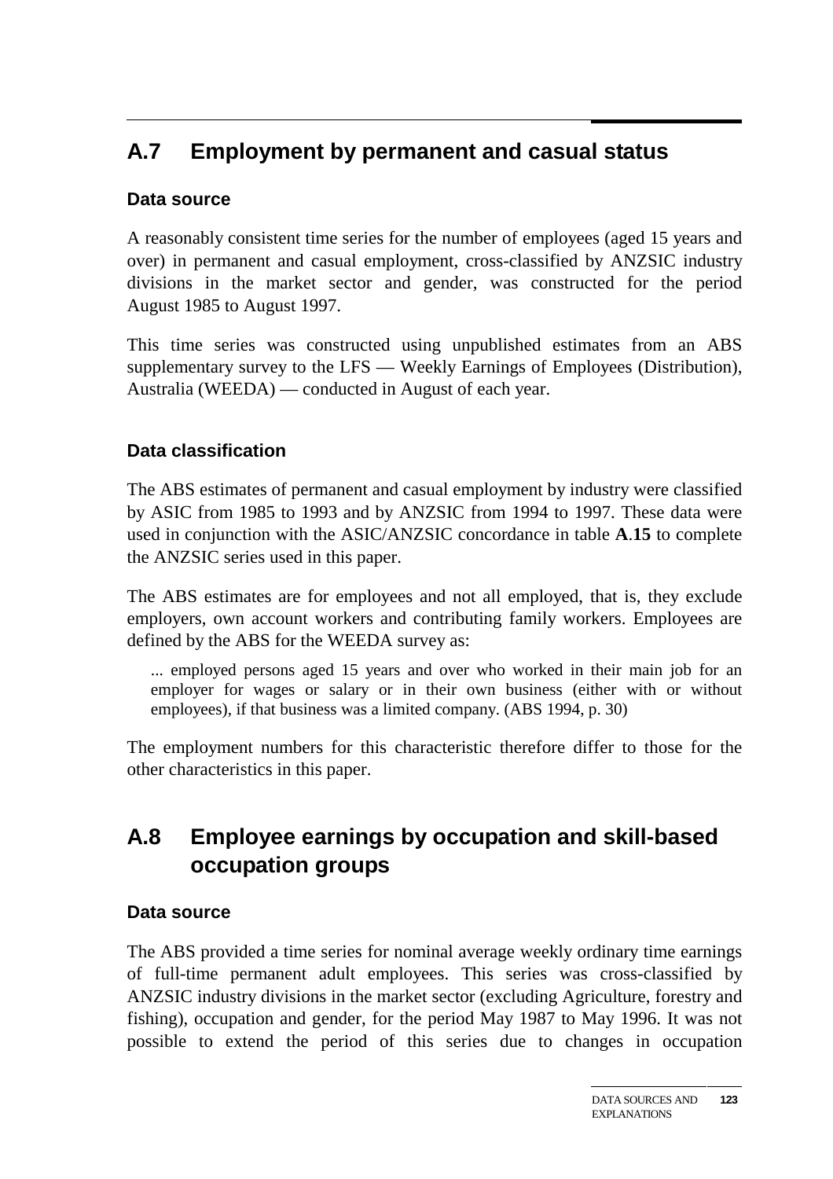## A.7 Employment by permanent and casual status

### Data source

A reasonably consistent time series for the number of employees (aged 15 years and over) in permanent and casual employment, cross-classified by ANZSIC industry divisions in the market sector and gender, was constructed for the period August 1985 to August 1997.

This time series was constructed using unpublished estimates from an ABS supplementary survey to the LFS — Weekly Earnings of Employees (Distribution), Australia (WEEDA) — conducted in August of each year.

### Data classification

The ABS estimates of permanent and casual employment by industry were classified by ASIC from 1985 to 1993 and by ANZSIC from 1994 to 1997. These data were used in conjunction with the ASIC/ANZSIC concordance in table **A.15** to complete the ANZSIC series used in this paper.

The ABS estimates are for employees and not all employed, that is, they exclude employers, own account workers and contributing family workers. Employees are defined by the ABS for the WEEDA survey as:

> ... employed persons aged 15 years and over who worked in their main job for an employer for wages or salary or in their own business (either with or without employees), if that business was a limited company. (ABS 1994, p. 30)

The employment numbers for this characteristic therefore differ to those for the other characteristics in this paper.

## A.8 Employee earnings by occupation and skill-based occupation groups

### Data source

The ABS provided a time series for nominal average weekly ordinary time earnings of full-time permanent adult employees. This series was cross-classified by ANZSIC industry divisions in the market sector (excluding Agriculture, forestry and fishing), occupation and gender, for the period May 1987 to May 1996. It was not possible to extend the period of this series due to changes in occupation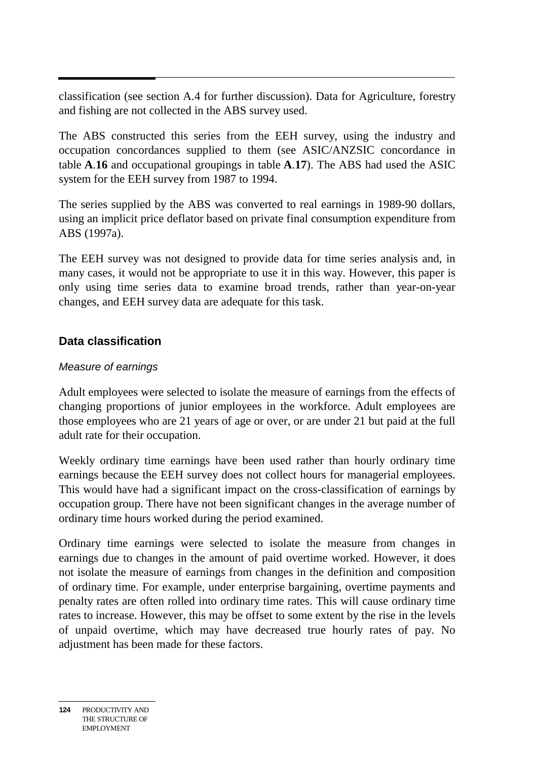classification (see section A.4 for further discussion). Data for Agriculture, forestry and fishing are not collected in the ABS survey used.

The ABS constructed this series from the EEH survey, using the industry and occupation concordances supplied to them (see ASIC/ANZSIC concordance in table **A**.**16** and occupational groupings in table **A**.**17**). The ABS had used the ASIC system for the EEH survey from 1987 to 1994.

The series supplied by the ABS was converted to real earnings in 1989-90 dollars, using an implicit price deflator based on private final consumption expenditure from ABS (1997a).

The EEH survey was not designed to provide data for time series analysis and, in many cases, it would not be appropriate to use it in this way. However, this paper is only using time series data to examine broad trends, rather than year-on-year changes, and EEH survey data are adequate for this task.

## Data classification

*Measure of earnings*

Adult employees were selected to isolate the measure of earnings from the effects of changing proportions of junior employees in the workforce. Adult employees are those employees who are 21 years of age or over, or are under 21 but paid at the full adult rate for their occupation.

Weekly ordinary time earnings have been used rather than hourly ordinary time earnings because the EEH survey does not collect hours for managerial employees. This would have had a significant impact on the cross-classification of earnings by occupation group. There have not been significant changes in the average number of ordinary time hours worked during the period examined.

Ordinary time earnings were selected to isolate the measure from changes in earnings due to changes in the amount of paid overtime worked. However, it does not isolate the measure of earnings from changes in the definition and composition of ordinary time. For example, under enterprise bargaining, overtime payments and penalty rates are often rolled into ordinary time rates. This will cause ordinary time rates to increase. However, this may be offset to some extent by the rise in the levels of unpaid overtime, which may have decreased true hourly rates of pay. No adjustment has been made for these factors.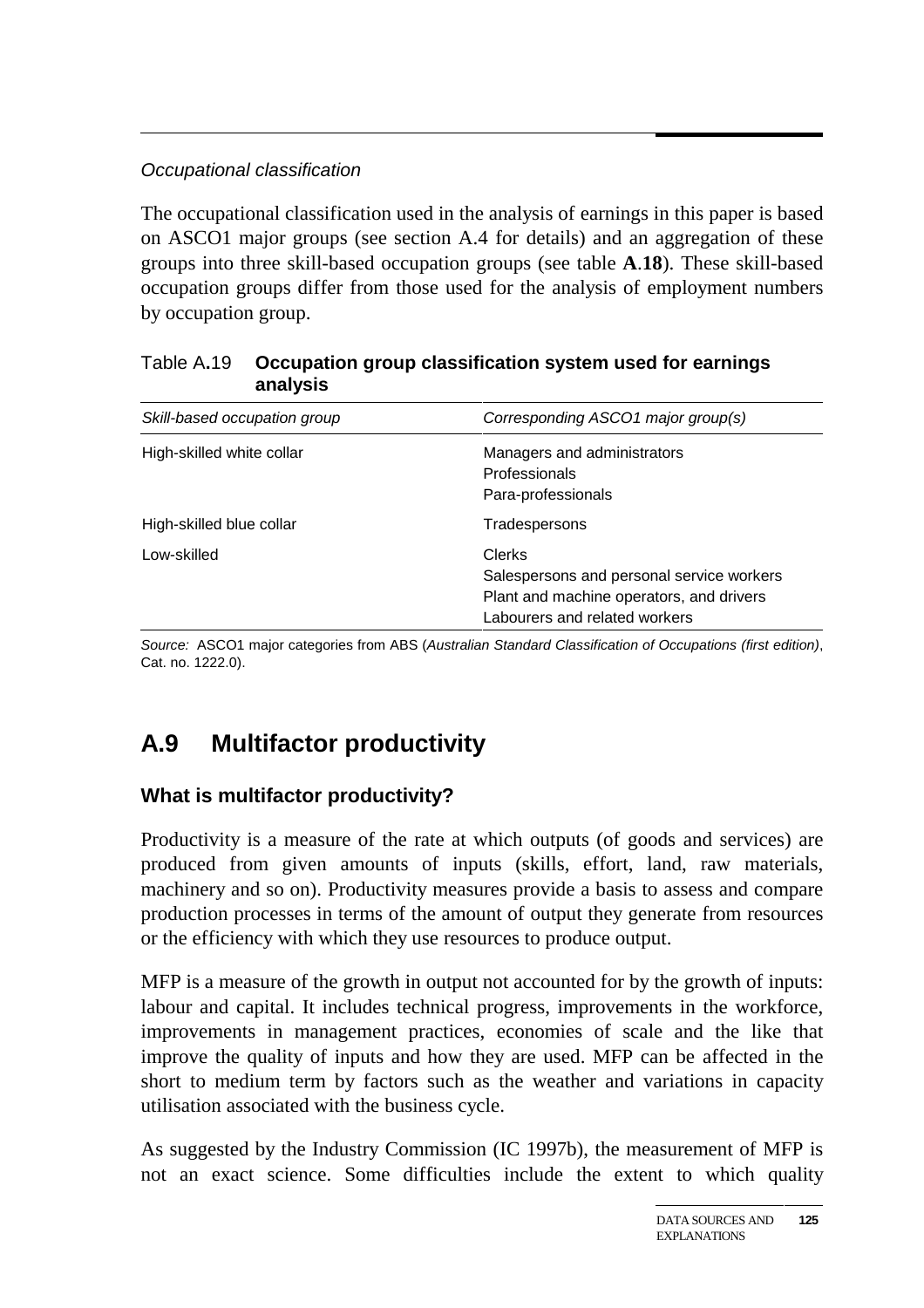*Occupational classification*

The occupational classification used in the analysis of earnings in this paper is based on ASCO1 major groups (see section A.4 for details) and an aggregation of these groups into three skill-based occupation groups (see table **A**.**18**). These skill-based occupation groups differ from those used for the analysis of employment numbers by occupation group.

Table A**.**19 **Occupation group classification system used for earnings analysis**

| *Skill-based occupation group* | *Corresponding ASCO1 major group(s)* |
| --- | --- |
| High-skilled white collar | Managers and administrators<br>Professionals<br>Para-professionals |
| High-skilled blue collar | Tradespersons |
| Low-skilled | Clerks<br>Salespersons and personal service workers<br>Plant and machine operators, and drivers<br>Labourers and related workers |

*Source:* ASCO1 major categories from ABS (*Australian Standard Classification of Occupations (first edition)*, Cat. no. 1222.0).

## A.9 Multifactor productivity

### What is multifactor productivity?

Productivity is a measure of the rate at which outputs (of goods and services) are produced from given amounts of inputs (skills, effort, land, raw materials, machinery and so on). Productivity measures provide a basis to assess and compare production processes in terms of the amount of output they generate from resources or the efficiency with which they use resources to produce output.

MFP is a measure of the growth in output not accounted for by the growth of inputs: labour and capital. It includes technical progress, improvements in the workforce, improvements in management practices, economies of scale and the like that improve the quality of inputs and how they are used. MFP can be affected in the short to medium term by factors such as the weather and variations in capacity utilisation associated with the business cycle.

As suggested by the Industry Commission (IC 1997b), the measurement of MFP is not an exact science. Some difficulties include the extent to which quality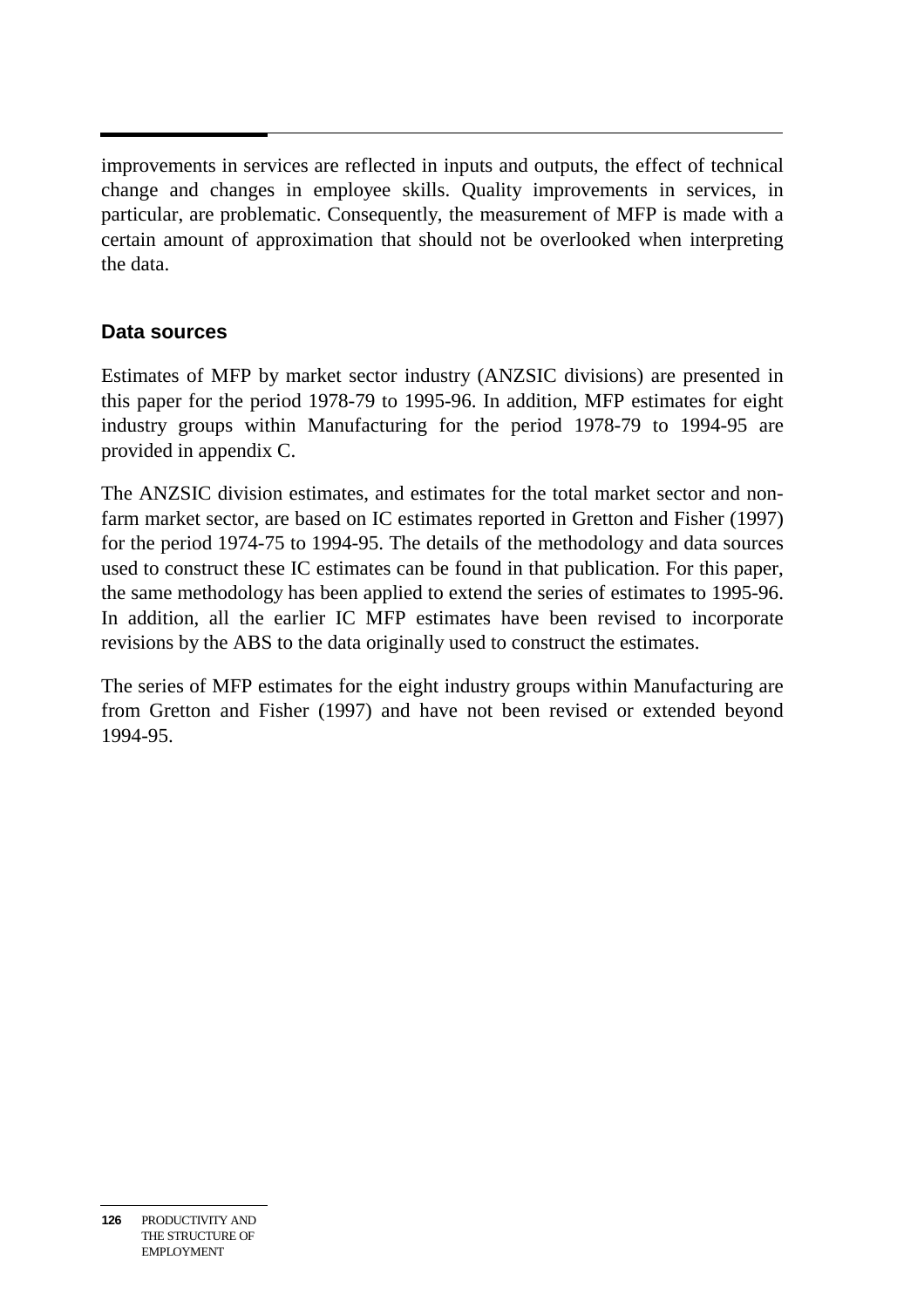improvements in services are reflected in inputs and outputs, the effect of technical change and changes in employee skills. Quality improvements in services, in particular, are problematic. Consequently, the measurement of MFP is made with a certain amount of approximation that should not be overlooked when interpreting the data.

### Data sources

Estimates of MFP by market sector industry (ANZSIC divisions) are presented in this paper for the period 1978-79 to 1995-96. In addition, MFP estimates for eight industry groups within Manufacturing for the period 1978-79 to 1994-95 are provided in appendix C.

The ANZSIC division estimates, and estimates for the total market sector and non-farm market sector, are based on IC estimates reported in Gretton and Fisher (1997) for the period 1974-75 to 1994-95. The details of the methodology and data sources used to construct these IC estimates can be found in that publication. For this paper, the same methodology has been applied to extend the series of estimates to 1995-96. In addition, all the earlier IC MFP estimates have been revised to incorporate revisions by the ABS to the data originally used to construct the estimates.

The series of MFP estimates for the eight industry groups within Manufacturing are from Gretton and Fisher (1997) and have not been revised or extended beyond 1994-95.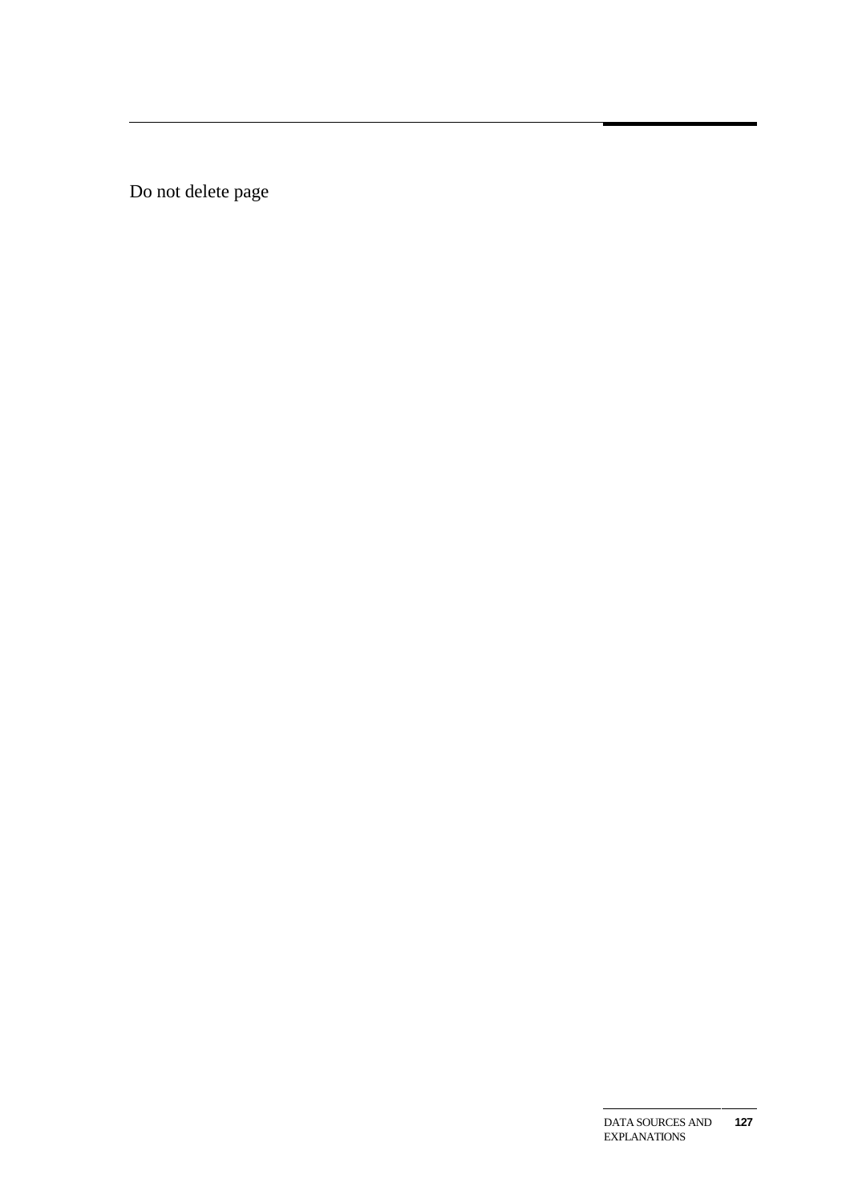Do not delete page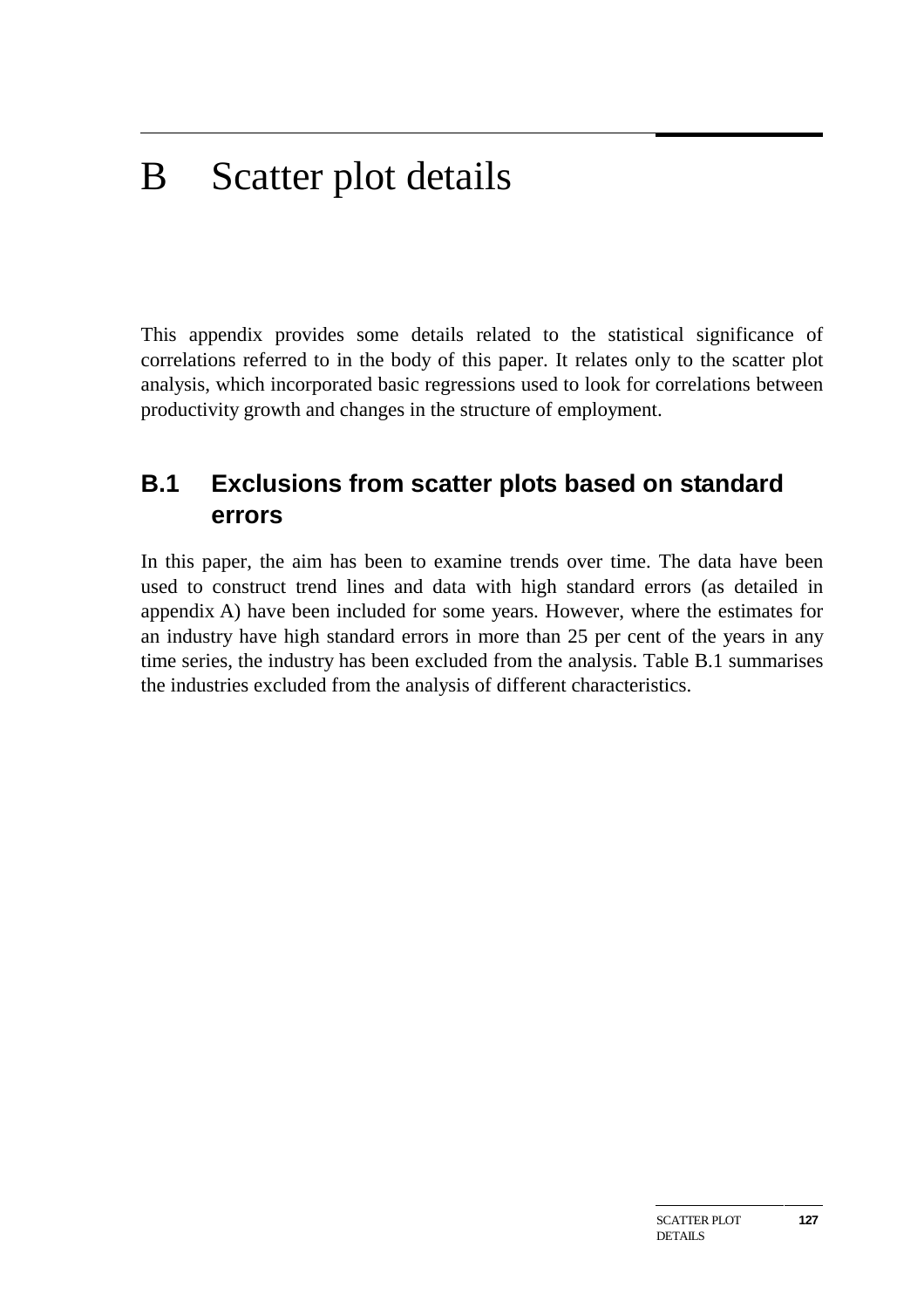# B Scatter plot details

This appendix provides some details related to the statistical significance of correlations referred to in the body of this paper. It relates only to the scatter plot analysis, which incorporated basic regressions used to look for correlations between productivity growth and changes in the structure of employment.

## B.1 Exclusions from scatter plots based on standard errors

In this paper, the aim has been to examine trends over time. The data have been used to construct trend lines and data with high standard errors (as detailed in appendix A) have been included for some years. However, where the estimates for an industry have high standard errors in more than 25 per cent of the years in any time series, the industry has been excluded from the analysis. Table B.1 summarises the industries excluded from the analysis of different characteristics.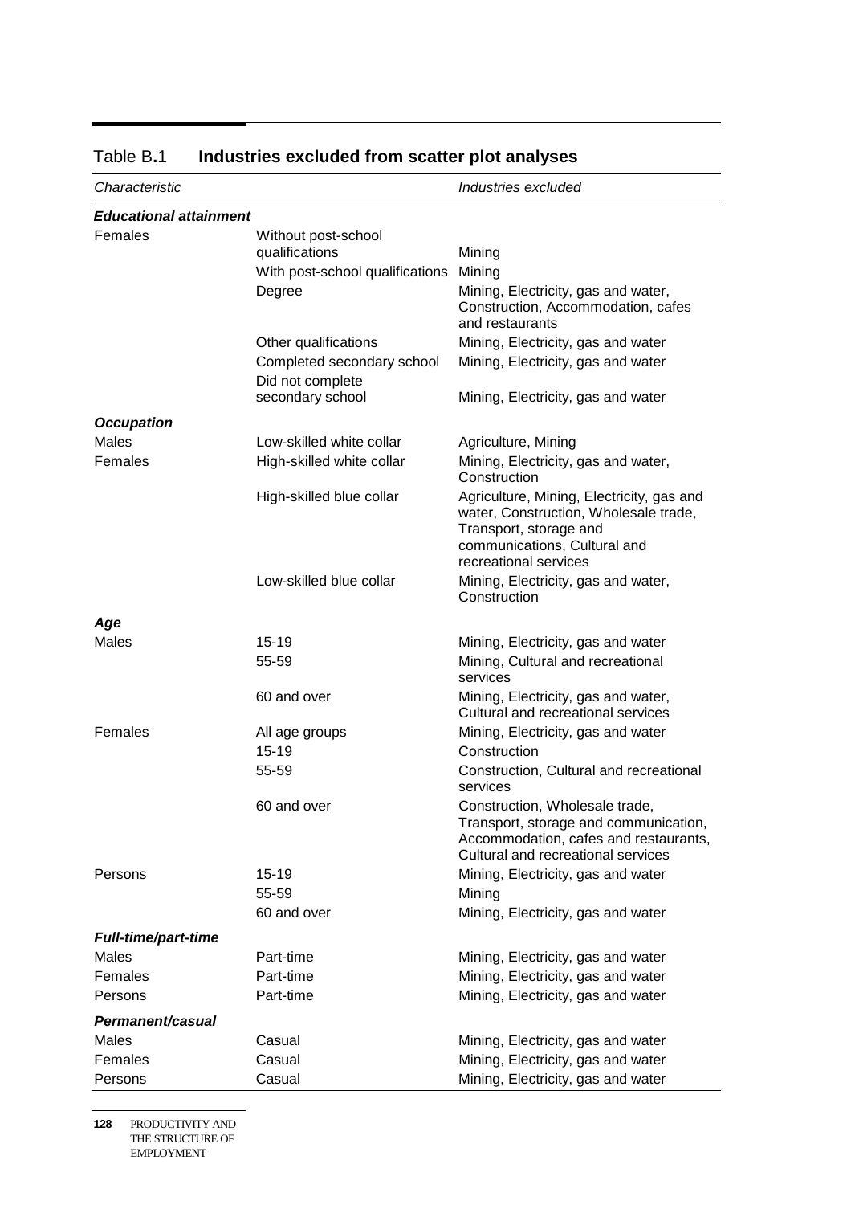Table B.1 **Industries excluded from scatter plot analyses**

| *Characteristic* | | *Industries excluded* |
|---|---|---|
| ***Educational attainment*** | | |
| Females | Without post-school qualifications | Mining |
| | With post-school qualifications | Mining |
| | Degree | Mining, Electricity, gas and water, Construction, Accommodation, cafes and restaurants |
| | Other qualifications | Mining, Electricity, gas and water |
| | Completed secondary school | Mining, Electricity, gas and water |
| | Did not complete secondary school | Mining, Electricity, gas and water |
| ***Occupation*** | | |
| Males | Low-skilled white collar | Agriculture, Mining |
| Females | High-skilled white collar | Mining, Electricity, gas and water, Construction |
| | High-skilled blue collar | Agriculture, Mining, Electricity, gas and water, Construction, Wholesale trade, Transport, storage and communications, Cultural and recreational services |
| | Low-skilled blue collar | Mining, Electricity, gas and water, Construction |
| ***Age*** | | |
| Males | 15-19 | Mining, Electricity, gas and water |
| | 55-59 | Mining, Cultural and recreational services |
| | 60 and over | Mining, Electricity, gas and water, Cultural and recreational services |
| Females | All age groups | Mining, Electricity, gas and water |
| | 15-19 | Construction |
| | 55-59 | Construction, Cultural and recreational services |
| | 60 and over | Construction, Wholesale trade, Transport, storage and communication, Accommodation, cafes and restaurants, Cultural and recreational services |
| Persons | 15-19 | Mining, Electricity, gas and water |
| | 55-59 | Mining |
| | 60 and over | Mining, Electricity, gas and water |
| ***Full-time/part-time*** | | |
| Males | Part-time | Mining, Electricity, gas and water |
| Females | Part-time | Mining, Electricity, gas and water |
| Persons | Part-time | Mining, Electricity, gas and water |
| ***Permanent/casual*** | | |
| Males | Casual | Mining, Electricity, gas and water |
| Females | Casual | Mining, Electricity, gas and water |
| Persons | Casual | Mining, Electricity, gas and water |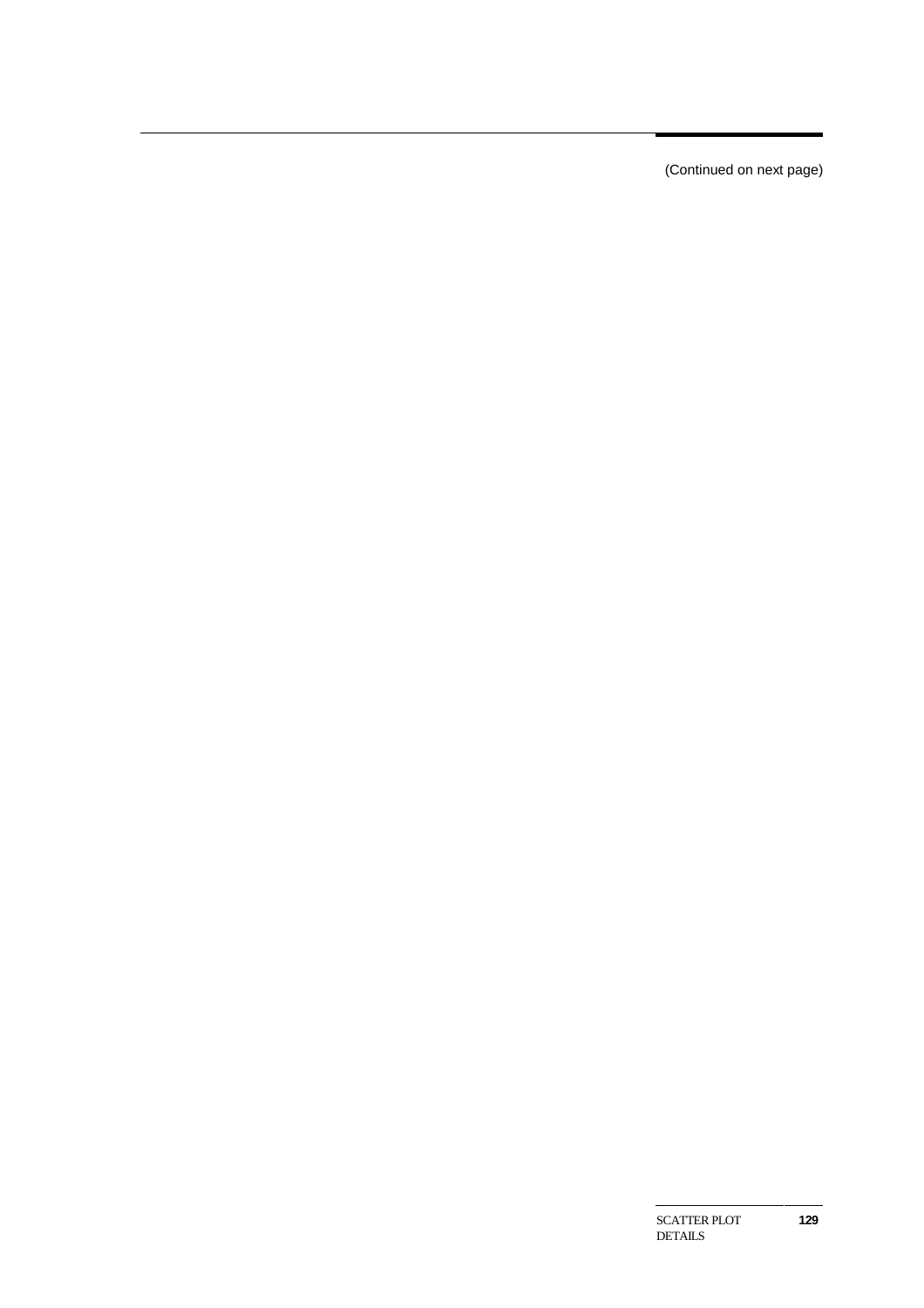(Continued on next page)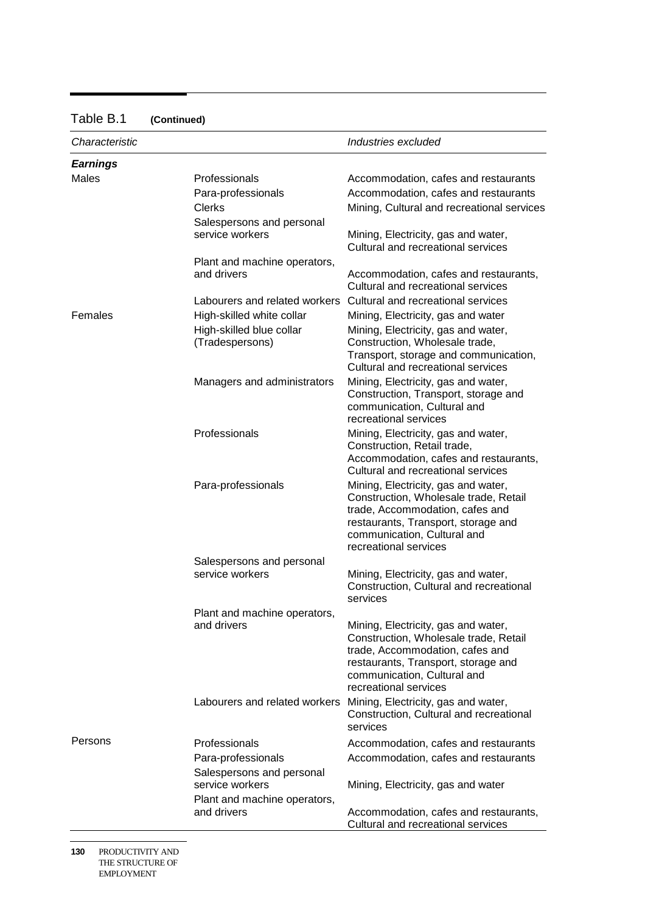Table B.1 **(Continued)**

| *Characteristic* | | *Industries excluded* |
|---|---|---|
| ***Earnings*** | | |
| Males | Professionals | Accommodation, cafes and restaurants |
| | Para-professionals | Accommodation, cafes and restaurants |
| | Clerks | Mining, Cultural and recreational services |
| | Salespersons and personal service workers | Mining, Electricity, gas and water, Cultural and recreational services |
| | Plant and machine operators, and drivers | Accommodation, cafes and restaurants, Cultural and recreational services |
| | Labourers and related workers | Cultural and recreational services |
| Females | High-skilled white collar | Mining, Electricity, gas and water |
| | High-skilled blue collar (Tradespersons) | Mining, Electricity, gas and water, Construction, Wholesale trade, Transport, storage and communication, Cultural and recreational services |
| | Managers and administrators | Mining, Electricity, gas and water, Construction, Transport, storage and communication, Cultural and recreational services |
| | Professionals | Mining, Electricity, gas and water, Construction, Retail trade, Accommodation, cafes and restaurants, Cultural and recreational services |
| | Para-professionals | Mining, Electricity, gas and water, Construction, Wholesale trade, Retail trade, Accommodation, cafes and restaurants, Transport, storage and communication, Cultural and recreational services |
| | Salespersons and personal service workers | Mining, Electricity, gas and water, Construction, Cultural and recreational services |
| | Plant and machine operators, and drivers | Mining, Electricity, gas and water, Construction, Wholesale trade, Retail trade, Accommodation, cafes and restaurants, Transport, storage and communication, Cultural and recreational services |
| | Labourers and related workers | Mining, Electricity, gas and water, Construction, Cultural and recreational services |
| Persons | Professionals | Accommodation, cafes and restaurants |
| | Para-professionals | Accommodation, cafes and restaurants |
| | Salespersons and personal service workers | Mining, Electricity, gas and water |
| | Plant and machine operators, and drivers | Accommodation, cafes and restaurants, Cultural and recreational services |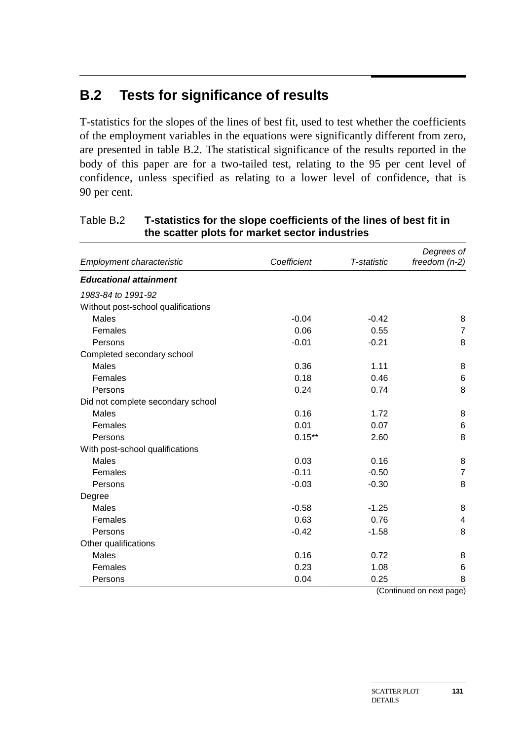## B.2 Tests for significance of results

T-statistics for the slopes of the lines of best fit, used to test whether the coefficients of the employment variables in the equations were significantly different from zero, are presented in table B.2. The statistical significance of the results reported in the body of this paper are for a two-tailed test, relating to the 95 per cent level of confidence, unless specified as relating to a lower level of confidence, that is 90 per cent.

Table B.2 **T-statistics for the slope coefficients of the lines of best fit in the scatter plots for market sector industries**

| *Employment characteristic* | *Coefficient* | *T-statistic* | *Degrees of freedom (n-2)* |
|---|---|---|---|
| ***Educational attainment*** | | | |
| *1983-84 to 1991-92* | | | |
| Without post-school qualifications | | | |
| Males | -0.04 | -0.42 | 8 |
| Females | 0.06 | 0.55 | 7 |
| Persons | -0.01 | -0.21 | 8 |
| Completed secondary school | | | |
| Males | 0.36 | 1.11 | 8 |
| Females | 0.18 | 0.46 | 6 |
| Persons | 0.24 | 0.74 | 8 |
| Did not complete secondary school | | | |
| Males | 0.16 | 1.72 | 8 |
| Females | 0.01 | 0.07 | 6 |
| Persons | 0.15** | 2.60 | 8 |
| With post-school qualifications | | | |
| Males | 0.03 | 0.16 | 8 |
| Females | -0.11 | -0.50 | 7 |
| Persons | -0.03 | -0.30 | 8 |
| Degree | | | |
| Males | -0.58 | -1.25 | 8 |
| Females | 0.63 | 0.76 | 4 |
| Persons | -0.42 | -1.58 | 8 |
| Other qualifications | | | |
| Males | 0.16 | 0.72 | 8 |
| Females | 0.23 | 1.08 | 6 |
| Persons | 0.04 | 0.25 | 8 |

(Continued on next page)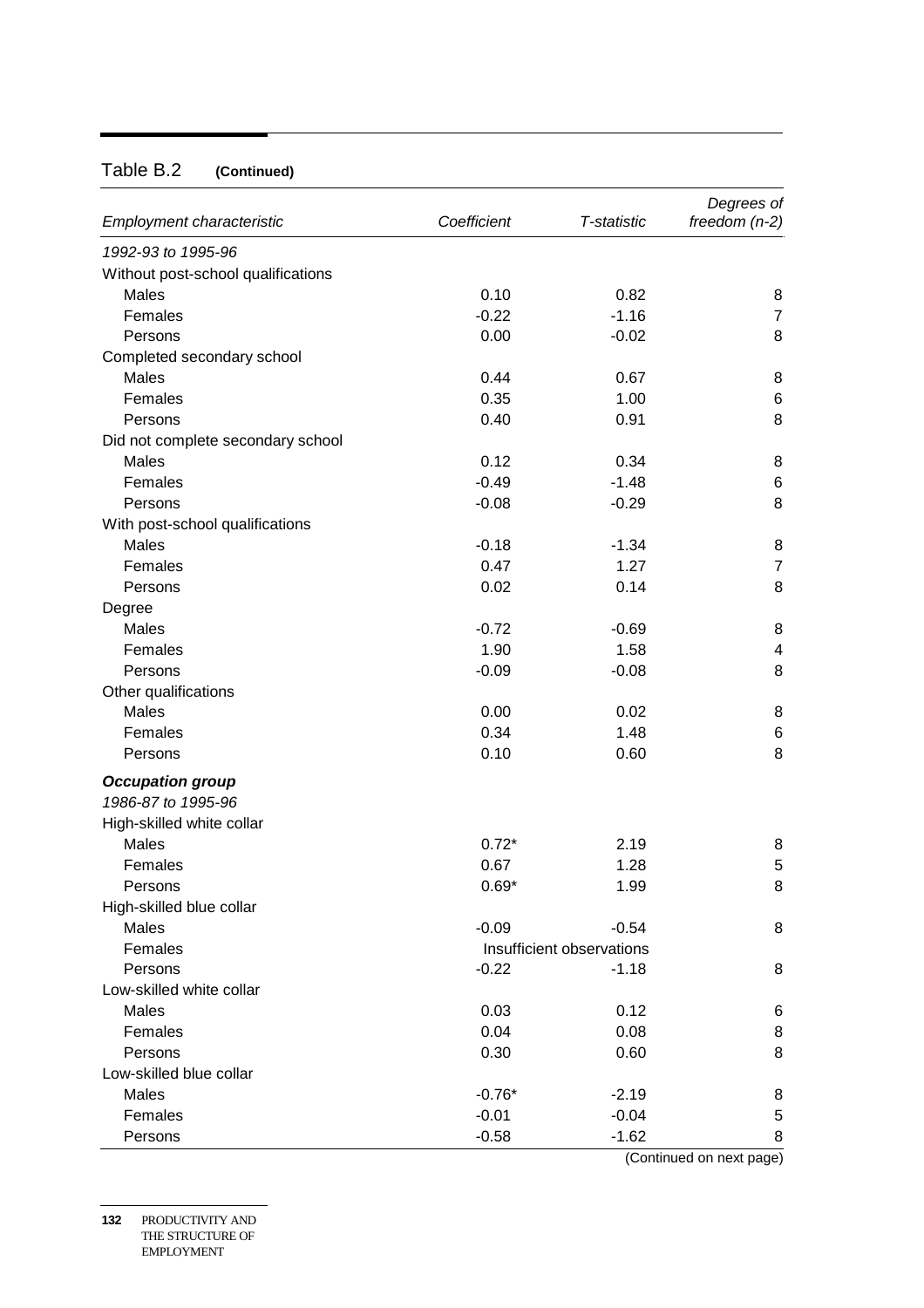## Table B.2 **(Continued)**

| *Employment characteristic* | *Coefficient* | *T-statistic* | *Degrees of freedom (n-2)* |
|---|---|---|---|
| *1992-93 to 1995-96* | | | |
| Without post-school qualifications | | | |
| Males | 0.10 | 0.82 | 8 |
| Females | -0.22 | -1.16 | 7 |
| Persons | 0.00 | -0.02 | 8 |
| Completed secondary school | | | |
| Males | 0.44 | 0.67 | 8 |
| Females | 0.35 | 1.00 | 6 |
| Persons | 0.40 | 0.91 | 8 |
| Did not complete secondary school | | | |
| Males | 0.12 | 0.34 | 8 |
| Females | -0.49 | -1.48 | 6 |
| Persons | -0.08 | -0.29 | 8 |
| With post-school qualifications | | | |
| Males | -0.18 | -1.34 | 8 |
| Females | 0.47 | 1.27 | 7 |
| Persons | 0.02 | 0.14 | 8 |
| Degree | | | |
| Males | -0.72 | -0.69 | 8 |
| Females | 1.90 | 1.58 | 4 |
| Persons | -0.09 | -0.08 | 8 |
| Other qualifications | | | |
| Males | 0.00 | 0.02 | 8 |
| Females | 0.34 | 1.48 | 6 |
| Persons | 0.10 | 0.60 | 8 |
| ***Occupation group*** | | | |
| *1986-87 to 1995-96* | | | |
| High-skilled white collar | | | |
| Males | 0.72* | 2.19 | 8 |
| Females | 0.67 | 1.28 | 5 |
| Persons | 0.69* | 1.99 | 8 |
| High-skilled blue collar | | | |
| Males | -0.09 | -0.54 | 8 |
| Females | Insufficient observations | | |
| Persons | -0.22 | -1.18 | 8 |
| Low-skilled white collar | | | |
| Males | 0.03 | 0.12 | 6 |
| Females | 0.04 | 0.08 | 8 |
| Persons | 0.30 | 0.60 | 8 |
| Low-skilled blue collar | | | |
| Males | -0.76* | -2.19 | 8 |
| Females | -0.01 | -0.04 | 5 |
| Persons | -0.58 | -1.62 | 8 |

(Continued on next page)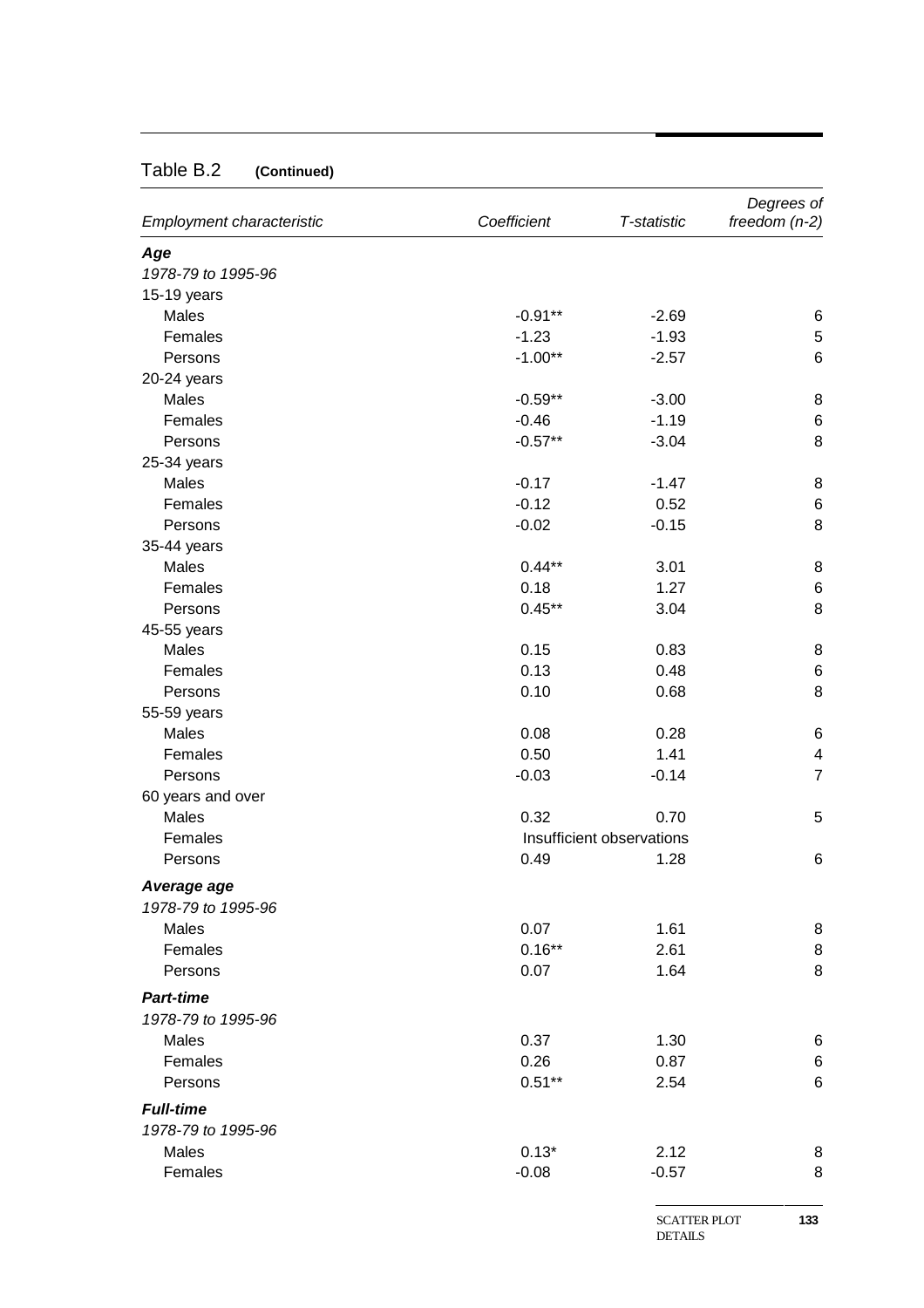Table B.2 **(Continued)**

| *Employment characteristic* | *Coefficient* | *T-statistic* | *Degrees of freedom (n-2)* |
|---|---|---|---|
| ***Age*** | | | |
| *1978-79 to 1995-96* | | | |
| 15-19 years | | | |
| Males | -0.91** | -2.69 | 6 |
| Females | -1.23 | -1.93 | 5 |
| Persons | -1.00** | -2.57 | 6 |
| 20-24 years | | | |
| Males | -0.59** | -3.00 | 8 |
| Females | -0.46 | -1.19 | 6 |
| Persons | -0.57** | -3.04 | 8 |
| 25-34 years | | | |
| Males | -0.17 | -1.47 | 8 |
| Females | -0.12 | 0.52 | 6 |
| Persons | -0.02 | -0.15 | 8 |
| 35-44 years | | | |
| Males | 0.44** | 3.01 | 8 |
| Females | 0.18 | 1.27 | 6 |
| Persons | 0.45** | 3.04 | 8 |
| 45-55 years | | | |
| Males | 0.15 | 0.83 | 8 |
| Females | 0.13 | 0.48 | 6 |
| Persons | 0.10 | 0.68 | 8 |
| 55-59 years | | | |
| Males | 0.08 | 0.28 | 6 |
| Females | 0.50 | 1.41 | 4 |
| Persons | -0.03 | -0.14 | 7 |
| 60 years and over | | | |
| Males | 0.32 | 0.70 | 5 |
| Females | Insufficient observations | | |
| Persons | 0.49 | 1.28 | 6 |
| ***Average age*** | | | |
| *1978-79 to 1995-96* | | | |
| Males | 0.07 | 1.61 | 8 |
| Females | 0.16** | 2.61 | 8 |
| Persons | 0.07 | 1.64 | 8 |
| ***Part-time*** | | | |
| *1978-79 to 1995-96* | | | |
| Males | 0.37 | 1.30 | 6 |
| Females | 0.26 | 0.87 | 6 |
| Persons | 0.51** | 2.54 | 6 |
| ***Full-time*** | | | |
| *1978-79 to 1995-96* | | | |
| Males | 0.13* | 2.12 | 8 |
| Females | -0.08 | -0.57 | 8 |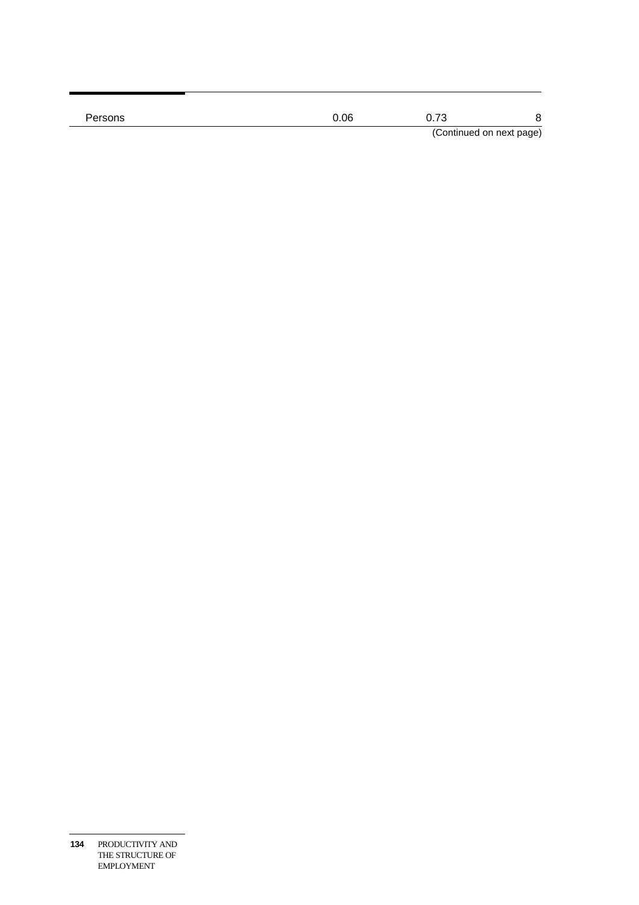| | | | |
|---|---|---|---|
| Persons | 0.06 | 0.73 | 8 |

(Continued on next page)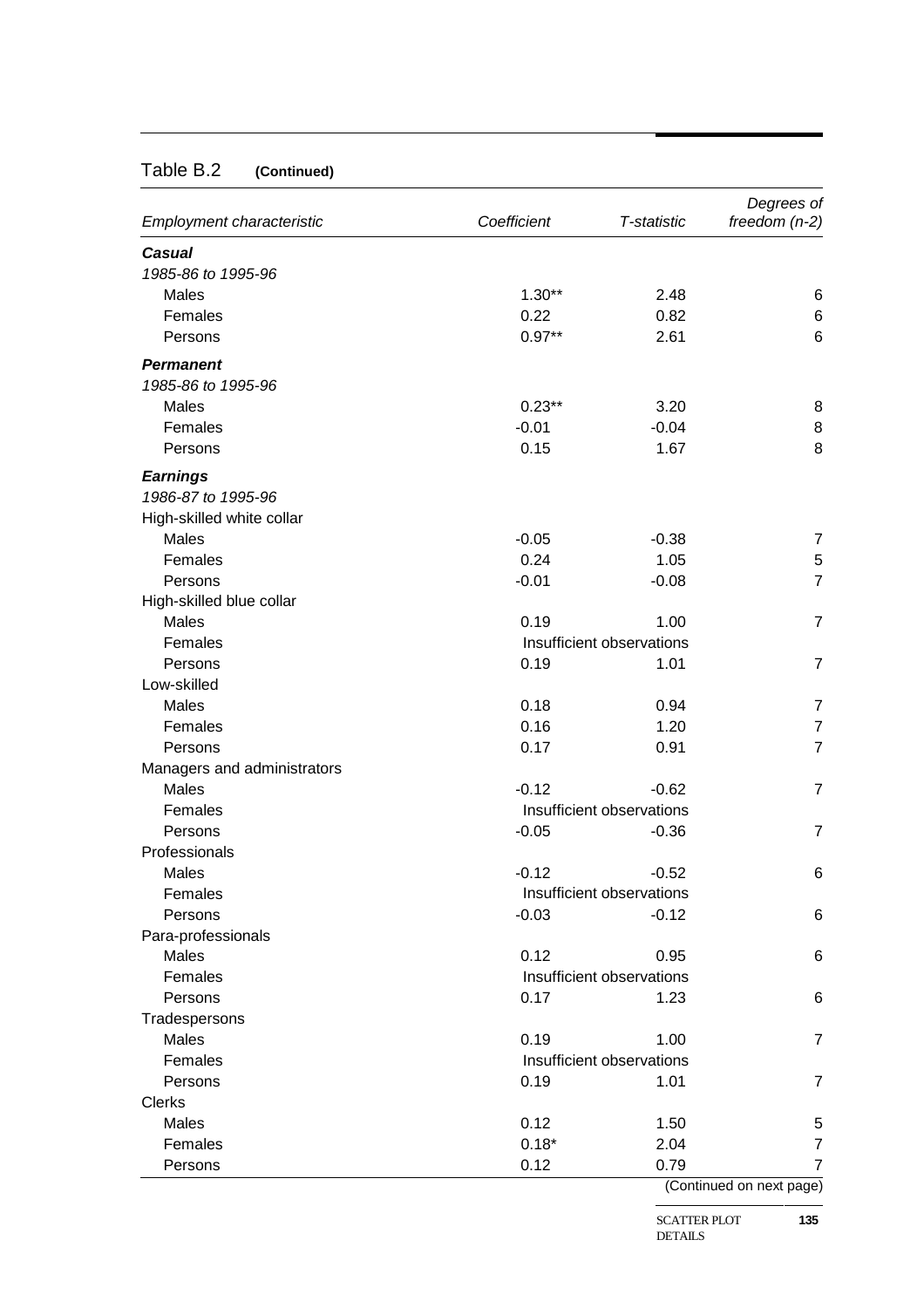Table B.2 **(Continued)**

| *Employment characteristic* | *Coefficient* | *T-statistic* | *Degrees of freedom (n-2)* |
|---|---|---|---|
| ***Casual*** | | | |
| *1985-86 to 1995-96* | | | |
| Males | 1.30** | 2.48 | 6 |
| Females | 0.22 | 0.82 | 6 |
| Persons | 0.97** | 2.61 | 6 |
| ***Permanent*** | | | |
| *1985-86 to 1995-96* | | | |
| Males | 0.23** | 3.20 | 8 |
| Females | -0.01 | -0.04 | 8 |
| Persons | 0.15 | 1.67 | 8 |
| ***Earnings*** | | | |
| *1986-87 to 1995-96* | | | |
| High-skilled white collar | | | |
| Males | -0.05 | -0.38 | 7 |
| Females | 0.24 | 1.05 | 5 |
| Persons | -0.01 | -0.08 | 7 |
| High-skilled blue collar | | | |
| Males | 0.19 | 1.00 | 7 |
| Females | Insufficient observations | | |
| Persons | 0.19 | 1.01 | 7 |
| Low-skilled | | | |
| Males | 0.18 | 0.94 | 7 |
| Females | 0.16 | 1.20 | 7 |
| Persons | 0.17 | 0.91 | 7 |
| Managers and administrators | | | |
| Males | -0.12 | -0.62 | 7 |
| Females | Insufficient observations | | |
| Persons | -0.05 | -0.36 | 7 |
| Professionals | | | |
| Males | -0.12 | -0.52 | 6 |
| Females | Insufficient observations | | |
| Persons | -0.03 | -0.12 | 6 |
| Para-professionals | | | |
| Males | 0.12 | 0.95 | 6 |
| Females | Insufficient observations | | |
| Persons | 0.17 | 1.23 | 6 |
| Tradespersons | | | |
| Males | 0.19 | 1.00 | 7 |
| Females | Insufficient observations | | |
| Persons | 0.19 | 1.01 | 7 |
| Clerks | | | |
| Males | 0.12 | 1.50 | 5 |
| Females | 0.18* | 2.04 | 7 |
| Persons | 0.12 | 0.79 | 7 |

(Continued on next page)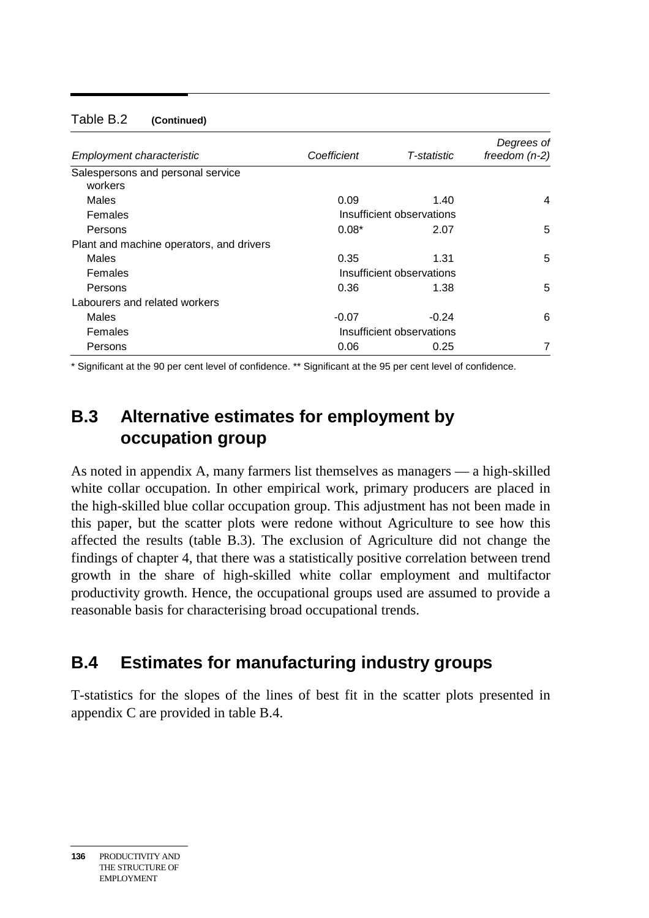Table B.2 **(Continued)**

| *Employment characteristic* | *Coefficient* | *T-statistic* | *Degrees of freedom (n-2)* |
|---|---|---|---|
| Salespersons and personal service workers | | | |
| Males | 0.09 | 1.40 | 4 |
| Females | Insufficient observations | | |
| Persons | 0.08* | 2.07 | 5 |
| Plant and machine operators, and drivers | | | |
| Males | 0.35 | 1.31 | 5 |
| Females | Insufficient observations | | |
| Persons | 0.36 | 1.38 | 5 |
| Labourers and related workers | | | |
| Males | -0.07 | -0.24 | 6 |
| Females | Insufficient observations | | |
| Persons | 0.06 | 0.25 | 7 |

* Significant at the 90 per cent level of confidence. ** Significant at the 95 per cent level of confidence.

## B.3 Alternative estimates for employment by occupation group

As noted in appendix A, many farmers list themselves as managers — a high-skilled white collar occupation. In other empirical work, primary producers are placed in the high-skilled blue collar occupation group. This adjustment has not been made in this paper, but the scatter plots were redone without Agriculture to see how this affected the results (table B.3). The exclusion of Agriculture did not change the findings of chapter 4, that there was a statistically positive correlation between trend growth in the share of high-skilled white collar employment and multifactor productivity growth. Hence, the occupational groups used are assumed to provide a reasonable basis for characterising broad occupational trends.

## B.4 Estimates for manufacturing industry groups

T-statistics for the slopes of the lines of best fit in the scatter plots presented in appendix C are provided in table B.4.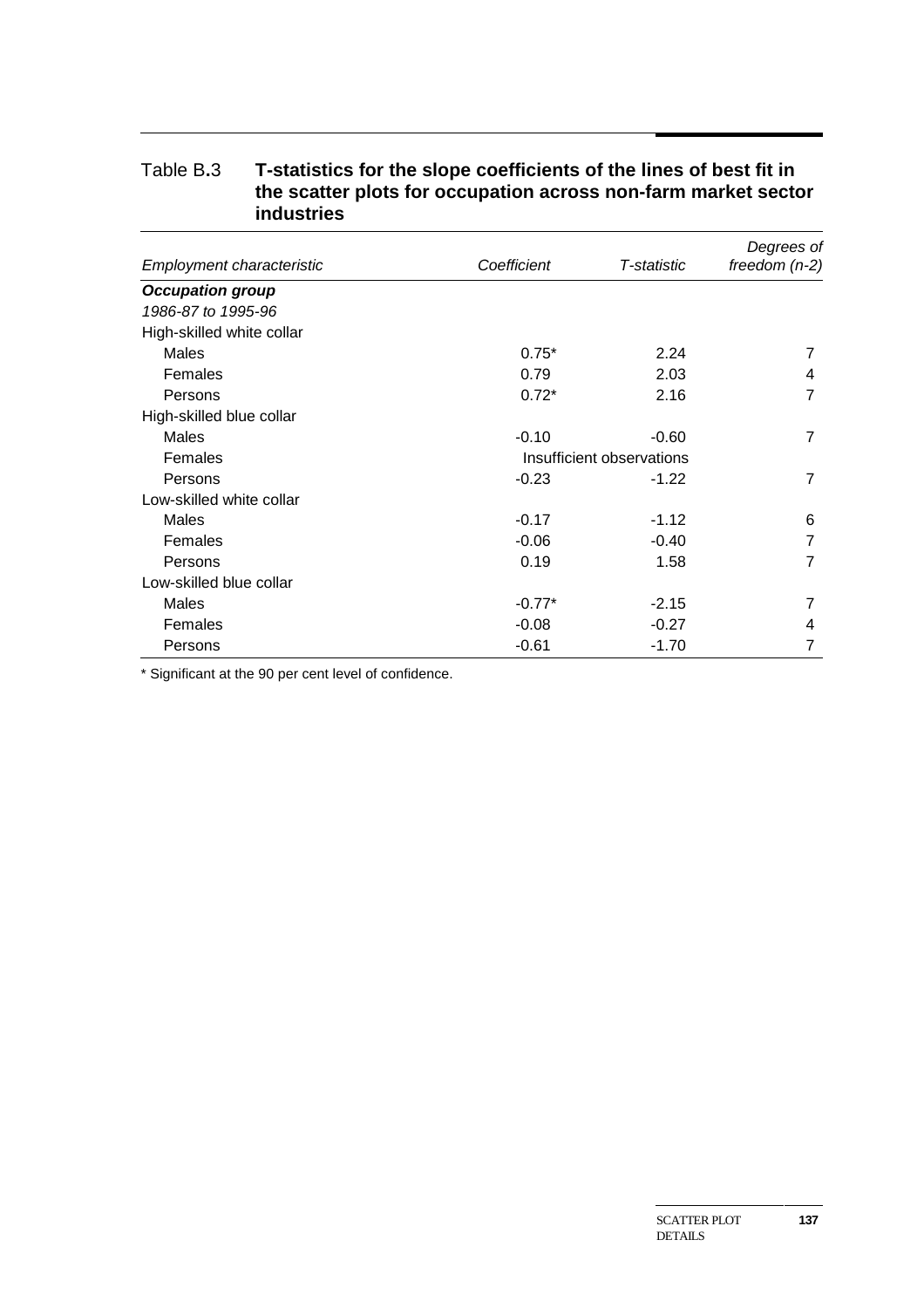Table B.3 **T-statistics for the slope coefficients of the lines of best fit in the scatter plots for occupation across non-farm market sector industries**

| *Employment characteristic* | *Coefficient* | *T-statistic* | *Degrees of freedom (n-2)* |
|---|---|---|---|
| ***Occupation group*** | | | |
| *1986-87 to 1995-96* | | | |
| High-skilled white collar | | | |
| Males | 0.75* | 2.24 | 7 |
| Females | 0.79 | 2.03 | 4 |
| Persons | 0.72* | 2.16 | 7 |
| High-skilled blue collar | | | |
| Males | -0.10 | -0.60 | 7 |
| Females | Insufficient observations | | |
| Persons | -0.23 | -1.22 | 7 |
| Low-skilled white collar | | | |
| Males | -0.17 | -1.12 | 6 |
| Females | -0.06 | -0.40 | 7 |
| Persons | 0.19 | 1.58 | 7 |
| Low-skilled blue collar | | | |
| Males | -0.77* | -2.15 | 7 |
| Females | -0.08 | -0.27 | 4 |
| Persons | -0.61 | -1.70 | 7 |

* Significant at the 90 per cent level of confidence.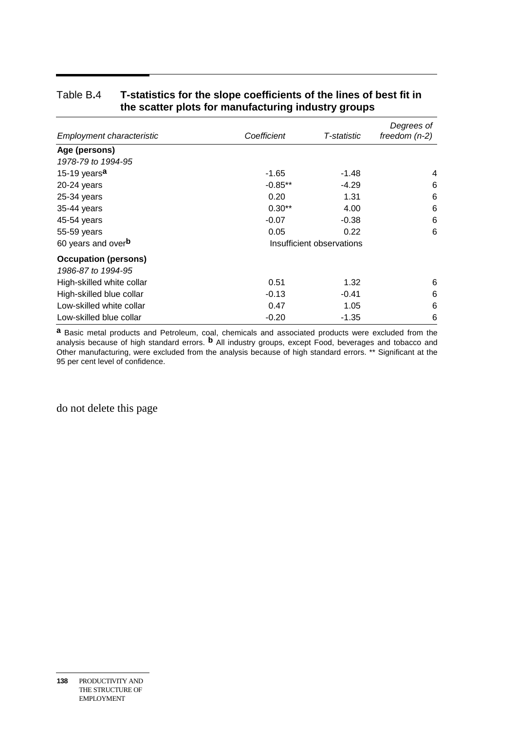Table B.4 **T-statistics for the slope coefficients of the lines of best fit in the scatter plots for manufacturing industry groups**

| *Employment characteristic* | *Coefficient* | *T-statistic* | *Degrees of freedom (n-2)* |
|---|---|---|---|
| **Age (persons)** | | | |
| *1978-79 to 1994-95* | | | |
| 15-19 years[a] | -1.65 | -1.48 | 4 |
| 20-24 years | -0.85** | -4.29 | 6 |
| 25-34 years | 0.20 | 1.31 | 6 |
| 35-44 years | 0.30** | 4.00 | 6 |
| 45-54 years | -0.07 | -0.38 | 6 |
| 55-59 years | 0.05 | 0.22 | 6 |
| 60 years and over[b] | Insufficient observations | | |
| **Occupation (persons)** | | | |
| *1986-87 to 1994-95* | | | |
| High-skilled white collar | 0.51 | 1.32 | 6 |
| High-skilled blue collar | -0.13 | -0.41 | 6 |
| Low-skilled white collar | 0.47 | 1.05 | 6 |
| Low-skilled blue collar | -0.20 | -1.35 | 6 |

**a** Basic metal products and Petroleum, coal, chemicals and associated products were excluded from the analysis because of high standard errors. **b** All industry groups, except Food, beverages and tobacco and Other manufacturing, were excluded from the analysis because of high standard errors. ** Significant at the 95 per cent level of confidence.

do not delete this page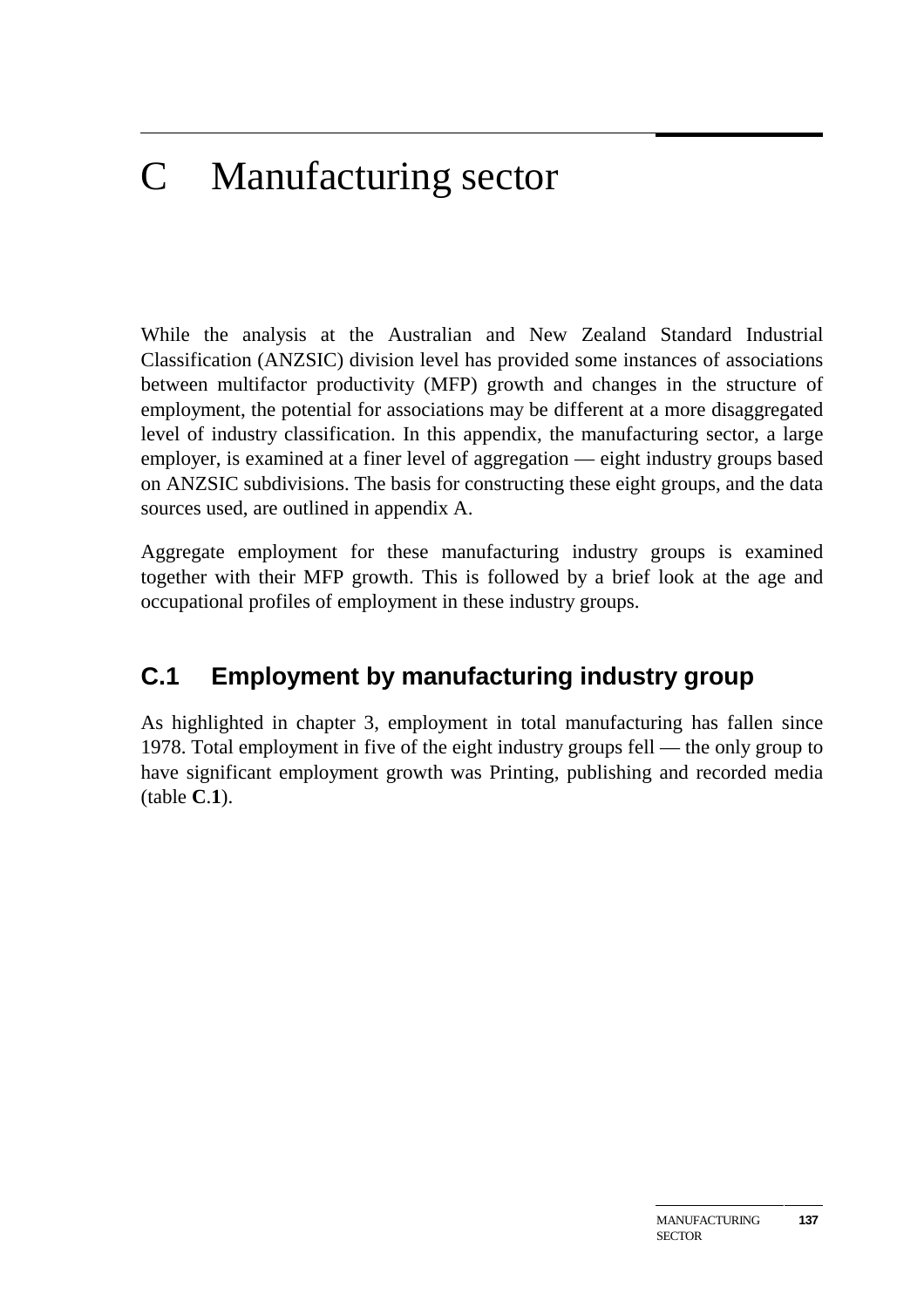# C Manufacturing sector

While the analysis at the Australian and New Zealand Standard Industrial Classification (ANZSIC) division level has provided some instances of associations between multifactor productivity (MFP) growth and changes in the structure of employment, the potential for associations may be different at a more disaggregated level of industry classification. In this appendix, the manufacturing sector, a large employer, is examined at a finer level of aggregation — eight industry groups based on ANZSIC subdivisions. The basis for constructing these eight groups, and the data sources used, are outlined in appendix A.

Aggregate employment for these manufacturing industry groups is examined together with their MFP growth. This is followed by a brief look at the age and occupational profiles of employment in these industry groups.

## C.1 Employment by manufacturing industry group

As highlighted in chapter 3, employment in total manufacturing has fallen since 1978. Total employment in five of the eight industry groups fell — the only group to have significant employment growth was Printing, publishing and recorded media (table **C**.**1**).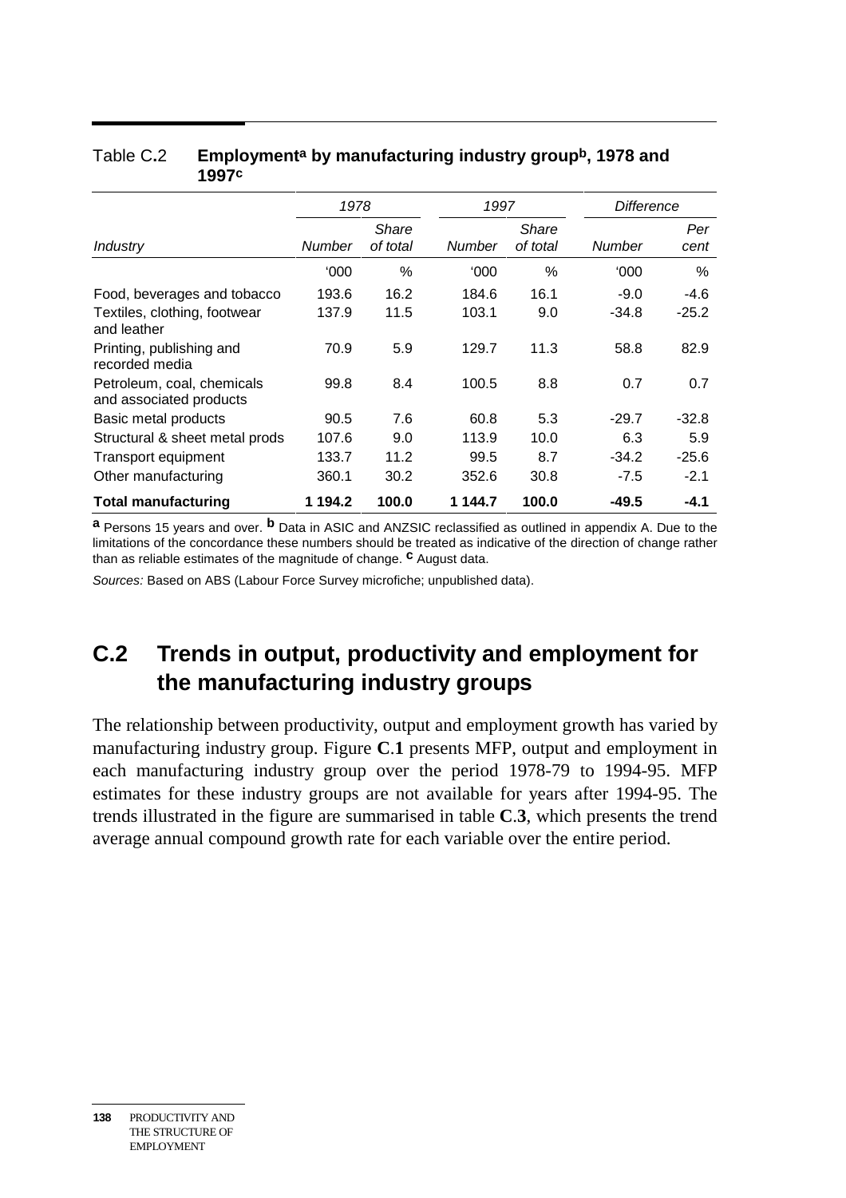Table C.2 **Employment[a] by manufacturing industry group[b], 1978 and 1997[c]**

| Industry | 1978 | | 1997 | | Difference | |
|---|---|---|---|---|---|---|
| | *Number* | *Share of total* | *Number* | *Share of total* | *Number* | *Per cent* |
| | '000 | % | '000 | % | '000 | % |
| Food, beverages and tobacco | 193.6 | 16.2 | 184.6 | 16.1 | -9.0 | -4.6 |
| Textiles, clothing, footwear and leather | 137.9 | 11.5 | 103.1 | 9.0 | -34.8 | -25.2 |
| Printing, publishing and recorded media | 70.9 | 5.9 | 129.7 | 11.3 | 58.8 | 82.9 |
| Petroleum, coal, chemicals and associated products | 99.8 | 8.4 | 100.5 | 8.8 | 0.7 | 0.7 |
| Basic metal products | 90.5 | 7.6 | 60.8 | 5.3 | -29.7 | -32.8 |
| Structural & sheet metal prods | 107.6 | 9.0 | 113.9 | 10.0 | 6.3 | 5.9 |
| Transport equipment | 133.7 | 11.2 | 99.5 | 8.7 | -34.2 | -25.6 |
| Other manufacturing | 360.1 | 30.2 | 352.6 | 30.8 | -7.5 | -2.1 |
| **Total manufacturing** | **1 194.2** | **100.0** | **1 144.7** | **100.0** | **-49.5** | **-4.1** |

**a** Persons 15 years and over. **b** Data in ASIC and ANZSIC reclassified as outlined in appendix A. Due to the limitations of the concordance these numbers should be treated as indicative of the direction of change rather than as reliable estimates of the magnitude of change. **c** August data.

*Sources:* Based on ABS (Labour Force Survey microfiche; unpublished data).

## C.2 Trends in output, productivity and employment for the manufacturing industry groups

The relationship between productivity, output and employment growth has varied by manufacturing industry group. Figure **C**.**1** presents MFP, output and employment in each manufacturing industry group over the period 1978-79 to 1994-95. MFP estimates for these industry groups are not available for years after 1994-95. The trends illustrated in the figure are summarised in table **C**.**3**, which presents the trend average annual compound growth rate for each variable over the entire period.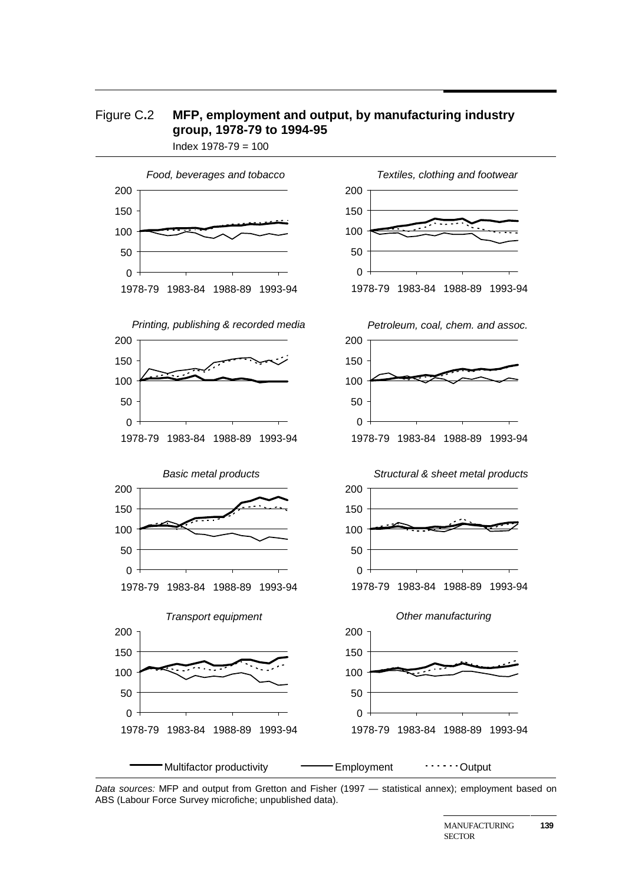Figure C.2 **MFP, employment and output, by manufacturing industry group, 1978-79 to 1994-95**

Index 1978-79 = 100

*Food, beverages and tobacco*

*Textiles, clothing and footwear*

*Printing, publishing & recorded media*

*Petroleum, coal, chem. and assoc.*

*Basic metal products*

*Structural & sheet metal products*

*Transport equipment*

*Other manufacturing*

Multifactor productivity — Employment — Output

*Data sources:* MFP and output from Gretton and Fisher (1997 — statistical annex); employment based on ABS (Labour Force Survey microfiche; unpublished data).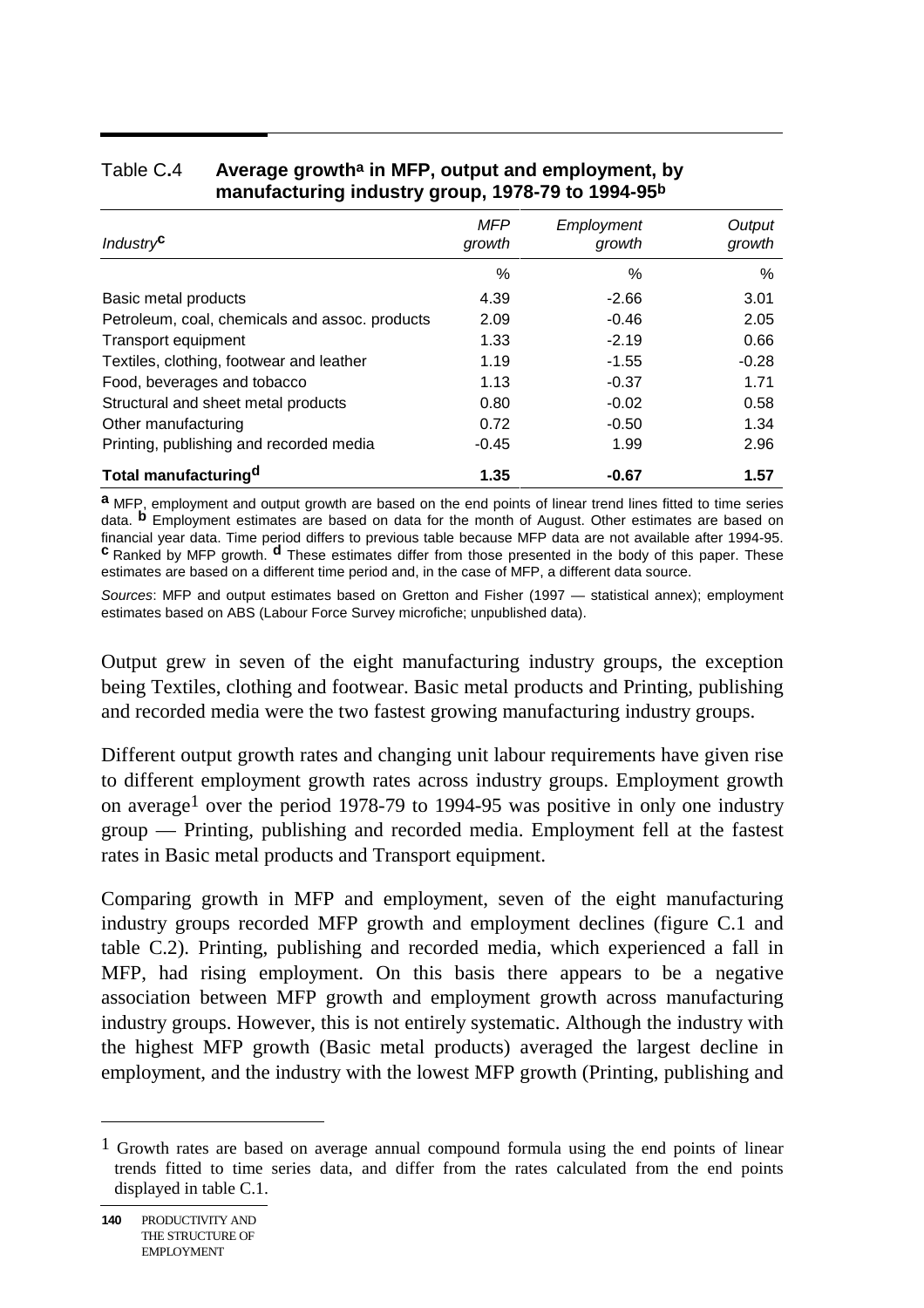Table C.4 **Average growth[a] in MFP, output and employment, by manufacturing industry group, 1978-79 to 1994-95[b]**

| *Industry*[c] | *MFP growth* | *Employment growth* | *Output growth* |
|---|---|---|---|
| | % | % | % |
| Basic metal products | 4.39 | -2.66 | 3.01 |
| Petroleum, coal, chemicals and assoc. products | 2.09 | -0.46 | 2.05 |
| Transport equipment | 1.33 | -2.19 | 0.66 |
| Textiles, clothing, footwear and leather | 1.19 | -1.55 | -0.28 |
| Food, beverages and tobacco | 1.13 | -0.37 | 1.71 |
| Structural and sheet metal products | 0.80 | -0.02 | 0.58 |
| Other manufacturing | 0.72 | -0.50 | 1.34 |
| Printing, publishing and recorded media | -0.45 | 1.99 | 2.96 |
| **Total manufacturing[d]** | **1.35** | **-0.67** | **1.57** |

**a** MFP, employment and output growth are based on the end points of linear trend lines fitted to time series data. **b** Employment estimates are based on data for the month of August. Other estimates are based on financial year data. Time period differs to previous table because MFP data are not available after 1994-95. **c** Ranked by MFP growth. **d** These estimates differ from those presented in the body of this paper. These estimates are based on a different time period and, in the case of MFP, a different data source.

*Sources*: MFP and output estimates based on Gretton and Fisher (1997 — statistical annex); employment estimates based on ABS (Labour Force Survey microfiche; unpublished data).

Output grew in seven of the eight manufacturing industry groups, the exception being Textiles, clothing and footwear. Basic metal products and Printing, publishing and recorded media were the two fastest growing manufacturing industry groups.

Different output growth rates and changing unit labour requirements have given rise to different employment growth rates across industry groups. Employment growth on average[1] over the period 1978-79 to 1994-95 was positive in only one industry group — Printing, publishing and recorded media. Employment fell at the fastest rates in Basic metal products and Transport equipment.

Comparing growth in MFP and employment, seven of the eight manufacturing industry groups recorded MFP growth and employment declines (figure C.1 and table C.2). Printing, publishing and recorded media, which experienced a fall in MFP, had rising employment. On this basis there appears to be a negative association between MFP growth and employment growth across manufacturing industry groups. However, this is not entirely systematic. Although the industry with the highest MFP growth (Basic metal products) averaged the largest decline in employment, and the industry with the lowest MFP growth (Printing, publishing and

---

[1] Growth rates are based on average annual compound formula using the end points of linear trends fitted to time series data, and differ from the rates calculated from the end points displayed in table C.1.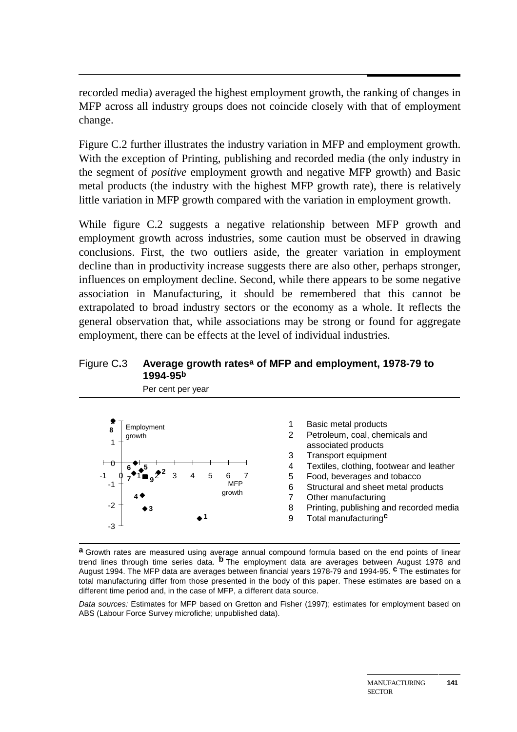recorded media) averaged the highest employment growth, the ranking of changes in MFP across all industry groups does not coincide closely with that of employment change.

Figure C.2 further illustrates the industry variation in MFP and employment growth. With the exception of Printing, publishing and recorded media (the only industry in the segment of *positive* employment growth and negative MFP growth) and Basic metal products (the industry with the highest MFP growth rate), there is relatively little variation in MFP growth compared with the variation in employment growth.

While figure C.2 suggests a negative relationship between MFP growth and employment growth across industries, some caution must be observed in drawing conclusions. First, the two outliers aside, the greater variation in employment decline than in productivity increase suggests there are also other, perhaps stronger, influences on employment decline. Second, while there appears to be some negative association in Manufacturing, it should be remembered that this cannot be extrapolated to broad industry sectors or the economy as a whole. It reflects the general observation that, while associations may be strong or found for aggregate employment, there can be effects at the level of individual industries.

Figure C.3 **Average growth rates[a] of MFP and employment, 1978-79 to 1994-95[b]**

Per cent per year

1. Basic metal products
2. Petroleum, coal, chemicals and associated products
3. Transport equipment
4. Textiles, clothing, footwear and leather
5. Food, beverages and tobacco
6. Structural and sheet metal products
7. Other manufacturing
8. Printing, publishing and recorded media
9. Total manufacturing[c]

[a] Growth rates are measured using average annual compound formula based on the end points of linear trend lines through time series data. [b] The employment data are averages between August 1978 and August 1994. The MFP data are averages between financial years 1978-79 and 1994-95. [c] The estimates for total manufacturing differ from those presented in the body of this paper. These estimates are based on a different time period and, in the case of MFP, a different data source.

*Data sources:* Estimates for MFP based on Gretton and Fisher (1997); estimates for employment based on ABS (Labour Force Survey microfiche; unpublished data).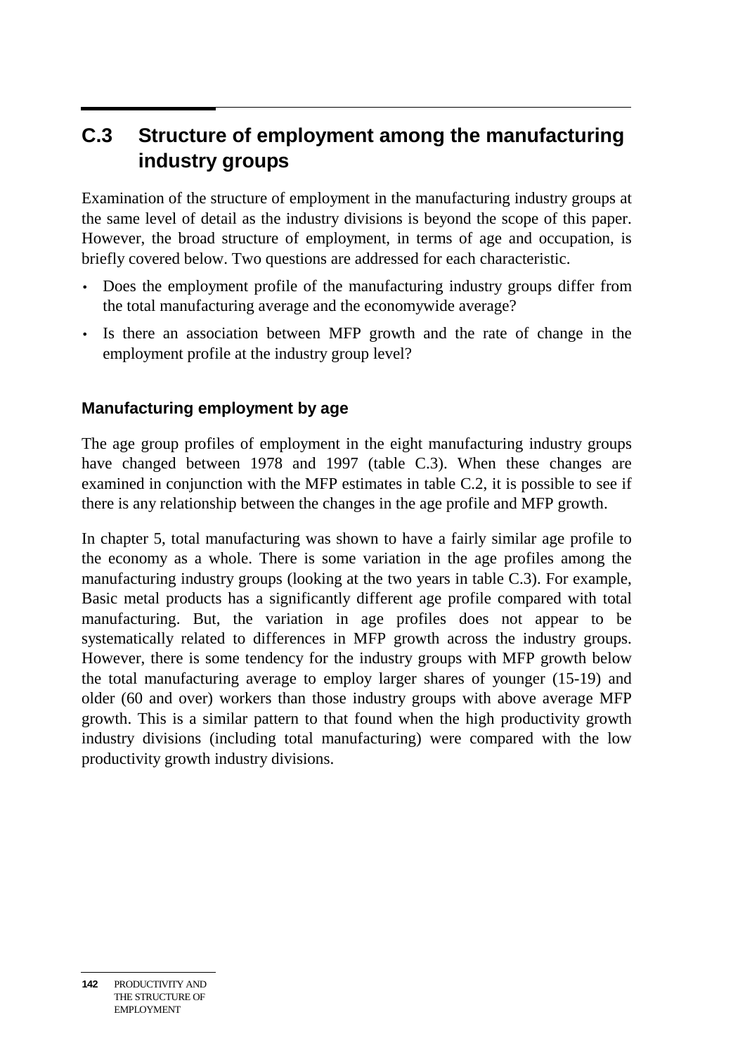## C.3 Structure of employment among the manufacturing industry groups

Examination of the structure of employment in the manufacturing industry groups at the same level of detail as the industry divisions is beyond the scope of this paper. However, the broad structure of employment, in terms of age and occupation, is briefly covered below. Two questions are addressed for each characteristic.

- Does the employment profile of the manufacturing industry groups differ from the total manufacturing average and the economywide average?
- Is there an association between MFP growth and the rate of change in the employment profile at the industry group level?

### Manufacturing employment by age

The age group profiles of employment in the eight manufacturing industry groups have changed between 1978 and 1997 (table C.3). When these changes are examined in conjunction with the MFP estimates in table C.2, it is possible to see if there is any relationship between the changes in the age profile and MFP growth.

In chapter 5, total manufacturing was shown to have a fairly similar age profile to the economy as a whole. There is some variation in the age profiles among the manufacturing industry groups (looking at the two years in table C.3). For example, Basic metal products has a significantly different age profile compared with total manufacturing. But, the variation in age profiles does not appear to be systematically related to differences in MFP growth across the industry groups. However, there is some tendency for the industry groups with MFP growth below the total manufacturing average to employ larger shares of younger (15-19) and older (60 and over) workers than those industry groups with above average MFP growth. This is a similar pattern to that found when the high productivity growth industry divisions (including total manufacturing) were compared with the low productivity growth industry divisions.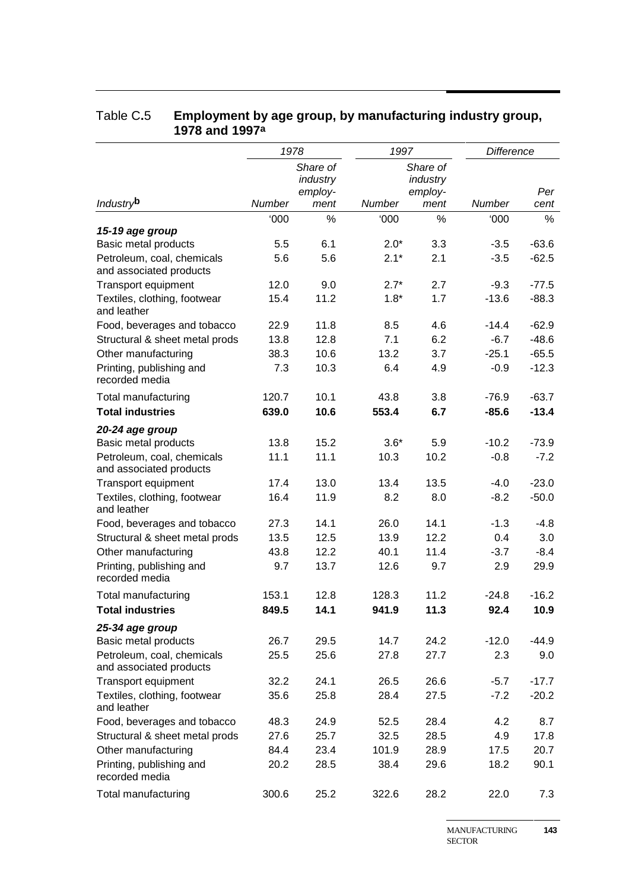Table C.5 **Employment by age group, by manufacturing industry group, 1978 and 1997**[a]

| Industry[b] | 1978 | | 1997 | | Difference | |
|---|---|---|---|---|---|---|
| | Number | Share of industry employ-ment | Number | Share of industry employ-ment | Number | Per cent |
| | '000 | % | '000 | % | '000 | % |
| ***15-19 age group*** | | | | | | |
| Basic metal products | 5.5 | 6.1 | 2.0* | 3.3 | -3.5 | -63.6 |
| Petroleum, coal, chemicals and associated products | 5.6 | 5.6 | 2.1* | 2.1 | -3.5 | -62.5 |
| Transport equipment | 12.0 | 9.0 | 2.7* | 2.7 | -9.3 | -77.5 |
| Textiles, clothing, footwear and leather | 15.4 | 11.2 | 1.8* | 1.7 | -13.6 | -88.3 |
| Food, beverages and tobacco | 22.9 | 11.8 | 8.5 | 4.6 | -14.4 | -62.9 |
| Structural & sheet metal prods | 13.8 | 12.8 | 7.1 | 6.2 | -6.7 | -48.6 |
| Other manufacturing | 38.3 | 10.6 | 13.2 | 3.7 | -25.1 | -65.5 |
| Printing, publishing and recorded media | 7.3 | 10.3 | 6.4 | 4.9 | -0.9 | -12.3 |
| Total manufacturing | 120.7 | 10.1 | 43.8 | 3.8 | -76.9 | -63.7 |
| **Total industries** | **639.0** | **10.6** | **553.4** | **6.7** | **-85.6** | **-13.4** |
| ***20-24 age group*** | | | | | | |
| Basic metal products | 13.8 | 15.2 | 3.6* | 5.9 | -10.2 | -73.9 |
| Petroleum, coal, chemicals and associated products | 11.1 | 11.1 | 10.3 | 10.2 | -0.8 | -7.2 |
| Transport equipment | 17.4 | 13.0 | 13.4 | 13.5 | -4.0 | -23.0 |
| Textiles, clothing, footwear and leather | 16.4 | 11.9 | 8.2 | 8.0 | -8.2 | -50.0 |
| Food, beverages and tobacco | 27.3 | 14.1 | 26.0 | 14.1 | -1.3 | -4.8 |
| Structural & sheet metal prods | 13.5 | 12.5 | 13.9 | 12.2 | 0.4 | 3.0 |
| Other manufacturing | 43.8 | 12.2 | 40.1 | 11.4 | -3.7 | -8.4 |
| Printing, publishing and recorded media | 9.7 | 13.7 | 12.6 | 9.7 | 2.9 | 29.9 |
| Total manufacturing | 153.1 | 12.8 | 128.3 | 11.2 | -24.8 | -16.2 |
| **Total industries** | **849.5** | **14.1** | **941.9** | **11.3** | **92.4** | **10.9** |
| ***25-34 age group*** | | | | | | |
| Basic metal products | 26.7 | 29.5 | 14.7 | 24.2 | -12.0 | -44.9 |
| Petroleum, coal, chemicals and associated products | 25.5 | 25.6 | 27.8 | 27.7 | 2.3 | 9.0 |
| Transport equipment | 32.2 | 24.1 | 26.5 | 26.6 | -5.7 | -17.7 |
| Textiles, clothing, footwear and leather | 35.6 | 25.8 | 28.4 | 27.5 | -7.2 | -20.2 |
| Food, beverages and tobacco | 48.3 | 24.9 | 52.5 | 28.4 | 4.2 | 8.7 |
| Structural & sheet metal prods | 27.6 | 25.7 | 32.5 | 28.5 | 4.9 | 17.8 |
| Other manufacturing | 84.4 | 23.4 | 101.9 | 28.9 | 17.5 | 20.7 |
| Printing, publishing and recorded media | 20.2 | 28.5 | 38.4 | 29.6 | 18.2 | 90.1 |
| Total manufacturing | 300.6 | 25.2 | 322.6 | 28.2 | 22.0 | 7.3 |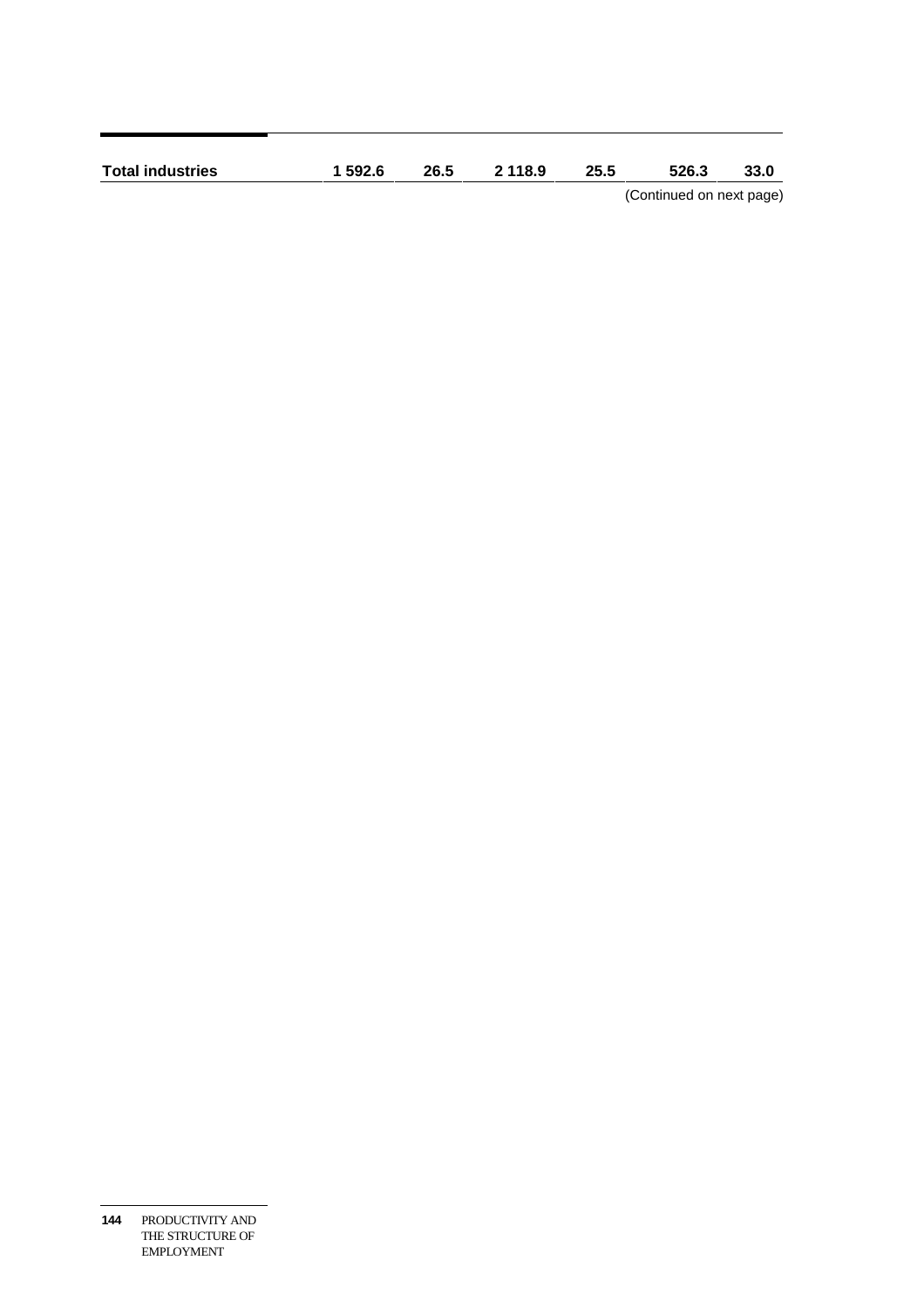| | | | | | | |
|---|---|---|---|---|---|---|
| **Total industries** | **1 592.6** | **26.5** | **2 118.9** | **25.5** | **526.3** | **33.0** |

(Continued on next page)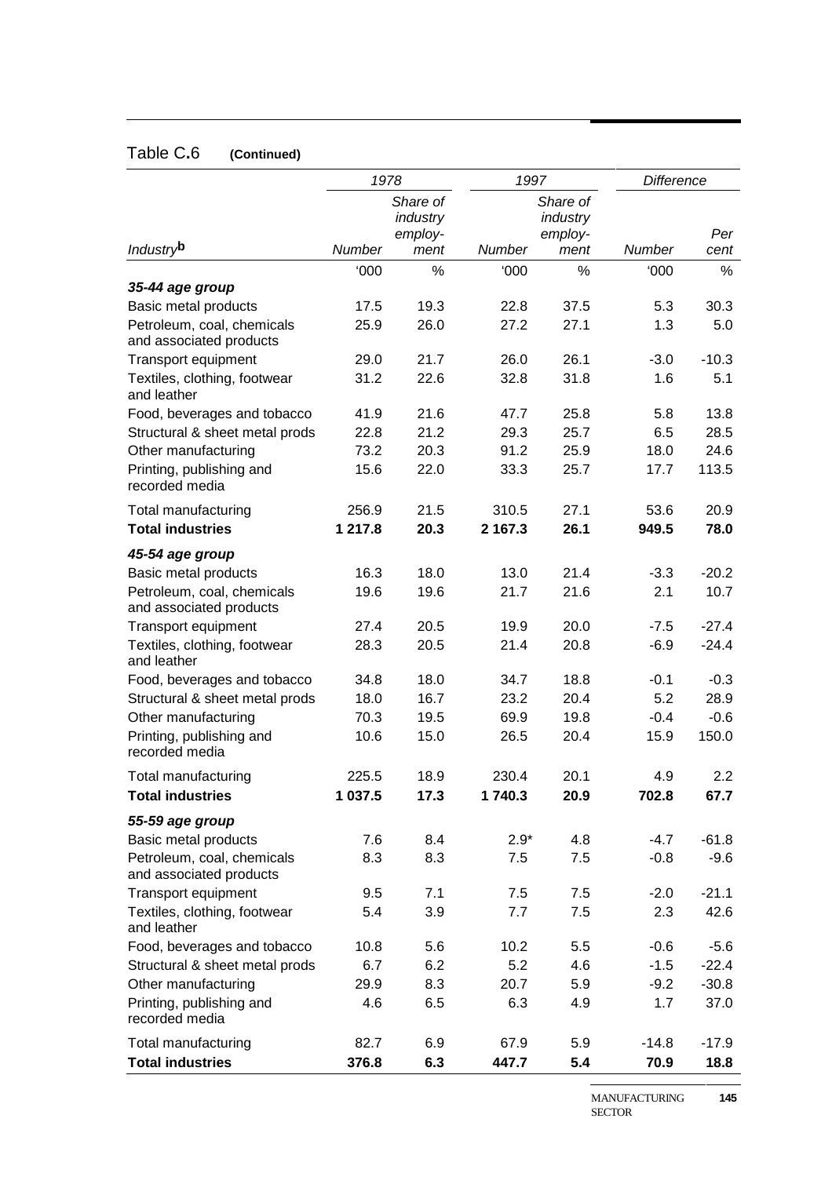Table C.6 **(Continued)**

| | 1978 | | 1997 | | Difference | |
|---|---|---|---|---|---|---|
| Industry[b] | Number | Share of industry employ-ment | Number | Share of industry employ-ment | Number | Per cent |
| | '000 | % | '000 | % | '000 | % |
| ***35-44 age group*** | | | | | | |
| Basic metal products | 17.5 | 19.3 | 22.8 | 37.5 | 5.3 | 30.3 |
| Petroleum, coal, chemicals and associated products | 25.9 | 26.0 | 27.2 | 27.1 | 1.3 | 5.0 |
| Transport equipment | 29.0 | 21.7 | 26.0 | 26.1 | -3.0 | -10.3 |
| Textiles, clothing, footwear and leather | 31.2 | 22.6 | 32.8 | 31.8 | 1.6 | 5.1 |
| Food, beverages and tobacco | 41.9 | 21.6 | 47.7 | 25.8 | 5.8 | 13.8 |
| Structural & sheet metal prods | 22.8 | 21.2 | 29.3 | 25.7 | 6.5 | 28.5 |
| Other manufacturing | 73.2 | 20.3 | 91.2 | 25.9 | 18.0 | 24.6 |
| Printing, publishing and recorded media | 15.6 | 22.0 | 33.3 | 25.7 | 17.7 | 113.5 |
| Total manufacturing | 256.9 | 21.5 | 310.5 | 27.1 | 53.6 | 20.9 |
| **Total industries** | **1 217.8** | **20.3** | **2 167.3** | **26.1** | **949.5** | **78.0** |
| ***45-54 age group*** | | | | | | |
| Basic metal products | 16.3 | 18.0 | 13.0 | 21.4 | -3.3 | -20.2 |
| Petroleum, coal, chemicals and associated products | 19.6 | 19.6 | 21.7 | 21.6 | 2.1 | 10.7 |
| Transport equipment | 27.4 | 20.5 | 19.9 | 20.0 | -7.5 | -27.4 |
| Textiles, clothing, footwear and leather | 28.3 | 20.5 | 21.4 | 20.8 | -6.9 | -24.4 |
| Food, beverages and tobacco | 34.8 | 18.0 | 34.7 | 18.8 | -0.1 | -0.3 |
| Structural & sheet metal prods | 18.0 | 16.7 | 23.2 | 20.4 | 5.2 | 28.9 |
| Other manufacturing | 70.3 | 19.5 | 69.9 | 19.8 | -0.4 | -0.6 |
| Printing, publishing and recorded media | 10.6 | 15.0 | 26.5 | 20.4 | 15.9 | 150.0 |
| Total manufacturing | 225.5 | 18.9 | 230.4 | 20.1 | 4.9 | 2.2 |
| **Total industries** | **1 037.5** | **17.3** | **1 740.3** | **20.9** | **702.8** | **67.7** |
| ***55-59 age group*** | | | | | | |
| Basic metal products | 7.6 | 8.4 | 2.9* | 4.8 | -4.7 | -61.8 |
| Petroleum, coal, chemicals and associated products | 8.3 | 8.3 | 7.5 | 7.5 | -0.8 | -9.6 |
| Transport equipment | 9.5 | 7.1 | 7.5 | 7.5 | -2.0 | -21.1 |
| Textiles, clothing, footwear and leather | 5.4 | 3.9 | 7.7 | 7.5 | 2.3 | 42.6 |
| Food, beverages and tobacco | 10.8 | 5.6 | 10.2 | 5.5 | -0.6 | -5.6 |
| Structural & sheet metal prods | 6.7 | 6.2 | 5.2 | 4.6 | -1.5 | -22.4 |
| Other manufacturing | 29.9 | 8.3 | 20.7 | 5.9 | -9.2 | -30.8 |
| Printing, publishing and recorded media | 4.6 | 6.5 | 6.3 | 4.9 | 1.7 | 37.0 |
| Total manufacturing | 82.7 | 6.9 | 67.9 | 5.9 | -14.8 | -17.9 |
| **Total industries** | **376.8** | **6.3** | **447.7** | **5.4** | **70.9** | **18.8** |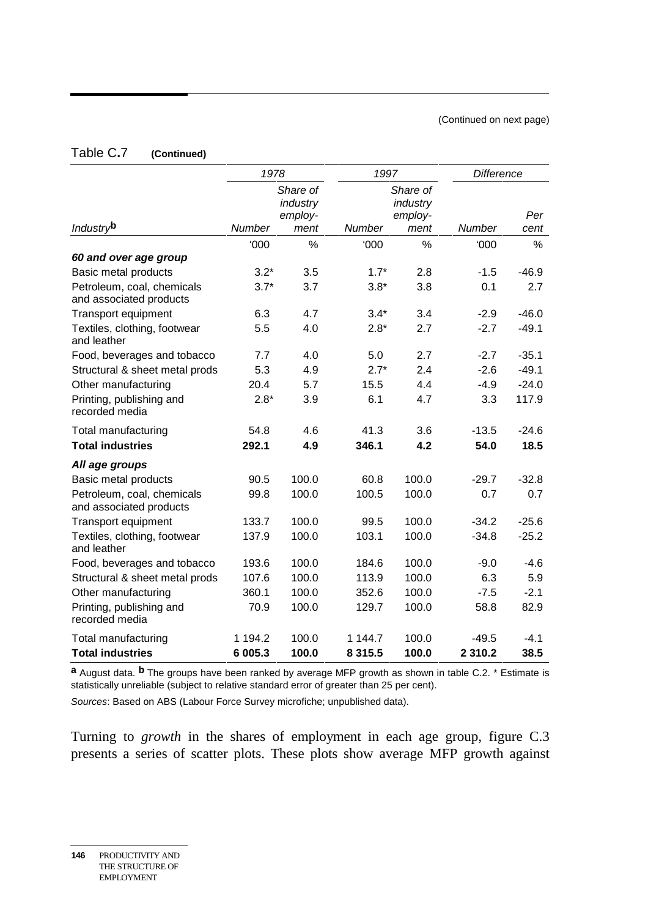(Continued on next page)

## Table C.7 (Continued)

| Industry[b] | 1978 Number | 1978 Share of industry employ-ment | 1997 Number | 1997 Share of industry employ-ment | Difference Number | Difference Per cent |
|---|---|---|---|---|---|---|
| | '000 | % | '000 | % | '000 | % |
| ***60 and over age group*** | | | | | | |
| Basic metal products | 3.2* | 3.5 | 1.7* | 2.8 | -1.5 | -46.9 |
| Petroleum, coal, chemicals and associated products | 3.7* | 3.7 | 3.8* | 3.8 | 0.1 | 2.7 |
| Transport equipment | 6.3 | 4.7 | 3.4* | 3.4 | -2.9 | -46.0 |
| Textiles, clothing, footwear and leather | 5.5 | 4.0 | 2.8* | 2.7 | -2.7 | -49.1 |
| Food, beverages and tobacco | 7.7 | 4.0 | 5.0 | 2.7 | -2.7 | -35.1 |
| Structural & sheet metal prods | 5.3 | 4.9 | 2.7* | 2.4 | -2.6 | -49.1 |
| Other manufacturing | 20.4 | 5.7 | 15.5 | 4.4 | -4.9 | -24.0 |
| Printing, publishing and recorded media | 2.8* | 3.9 | 6.1 | 4.7 | 3.3 | 117.9 |
| Total manufacturing | 54.8 | 4.6 | 41.3 | 3.6 | -13.5 | -24.6 |
| **Total industries** | **292.1** | **4.9** | **346.1** | **4.2** | **54.0** | **18.5** |
| ***All age groups*** | | | | | | |
| Basic metal products | 90.5 | 100.0 | 60.8 | 100.0 | -29.7 | -32.8 |
| Petroleum, coal, chemicals and associated products | 99.8 | 100.0 | 100.5 | 100.0 | 0.7 | 0.7 |
| Transport equipment | 133.7 | 100.0 | 99.5 | 100.0 | -34.2 | -25.6 |
| Textiles, clothing, footwear and leather | 137.9 | 100.0 | 103.1 | 100.0 | -34.8 | -25.2 |
| Food, beverages and tobacco | 193.6 | 100.0 | 184.6 | 100.0 | -9.0 | -4.6 |
| Structural & sheet metal prods | 107.6 | 100.0 | 113.9 | 100.0 | 6.3 | 5.9 |
| Other manufacturing | 360.1 | 100.0 | 352.6 | 100.0 | -7.5 | -2.1 |
| Printing, publishing and recorded media | 70.9 | 100.0 | 129.7 | 100.0 | 58.8 | 82.9 |
| Total manufacturing | 1 194.2 | 100.0 | 1 144.7 | 100.0 | -49.5 | -4.1 |
| **Total industries** | **6 005.3** | **100.0** | **8 315.5** | **100.0** | **2 310.2** | **38.5** |

**a** August data. **b** The groups have been ranked by average MFP growth as shown in table C.2. * Estimate is statistically unreliable (subject to relative standard error of greater than 25 per cent).

*Sources*: Based on ABS (Labour Force Survey microfiche; unpublished data).

Turning to *growth* in the shares of employment in each age group, figure C.3 presents a series of scatter plots. These plots show average MFP growth against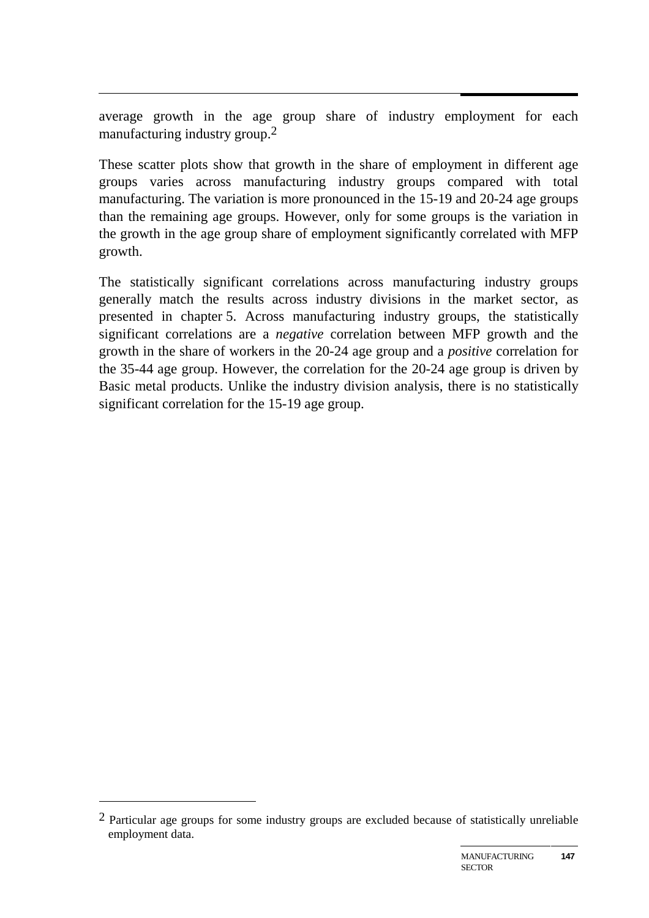average growth in the age group share of industry employment for each manufacturing industry group.[2]

These scatter plots show that growth in the share of employment in different age groups varies across manufacturing industry groups compared with total manufacturing. The variation is more pronounced in the 15-19 and 20-24 age groups than the remaining age groups. However, only for some groups is the variation in the growth in the age group share of employment significantly correlated with MFP growth.

The statistically significant correlations across manufacturing industry groups generally match the results across industry divisions in the market sector, as presented in chapter 5. Across manufacturing industry groups, the statistically significant correlations are a *negative* correlation between MFP growth and the growth in the share of workers in the 20-24 age group and a *positive* correlation for the 35-44 age group. However, the correlation for the 20-24 age group is driven by Basic metal products. Unlike the industry division analysis, there is no statistically significant correlation for the 15-19 age group.

[2] Particular age groups for some industry groups are excluded because of statistically unreliable employment data.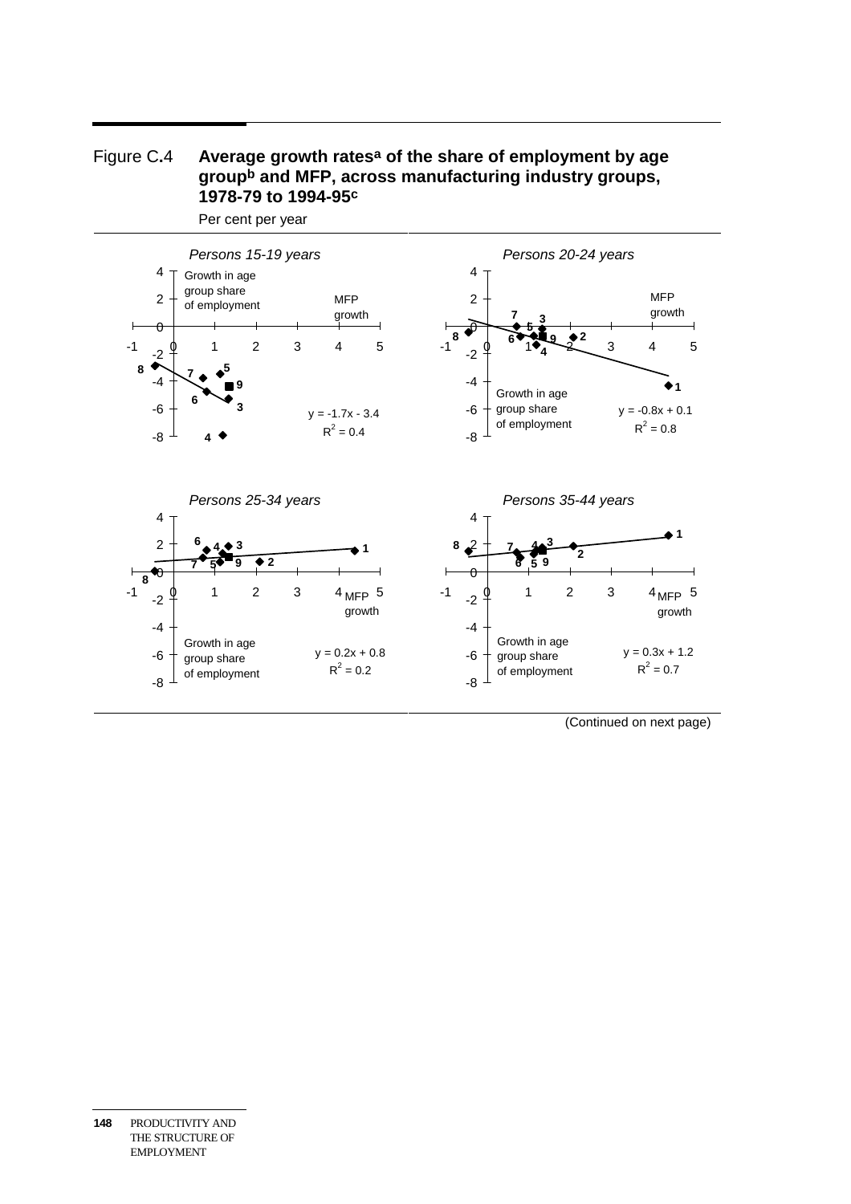Figure C.4 **Average growth rates[a] of the share of employment by age group[b] and MFP, across manufacturing industry groups, 1978-79 to 1994-95[c]**

Per cent per year

*Persons 15-19 years*

Growth in age group share of employment

MFP growth

$y = -1.7x - 3.4$
$R^2 = 0.4$

*Persons 20-24 years*

MFP growth

Growth in age group share of employment

$y = -0.8x + 0.1$
$R^2 = 0.8$

*Persons 25-34 years*

MFP growth

Growth in age group share of employment

$y = 0.2x + 0.8$
$R^2 = 0.2$

*Persons 35-44 years*

MFP growth

Growth in age group share of employment

$y = 0.3x + 1.2$
$R^2 = 0.7$

(Continued on next page)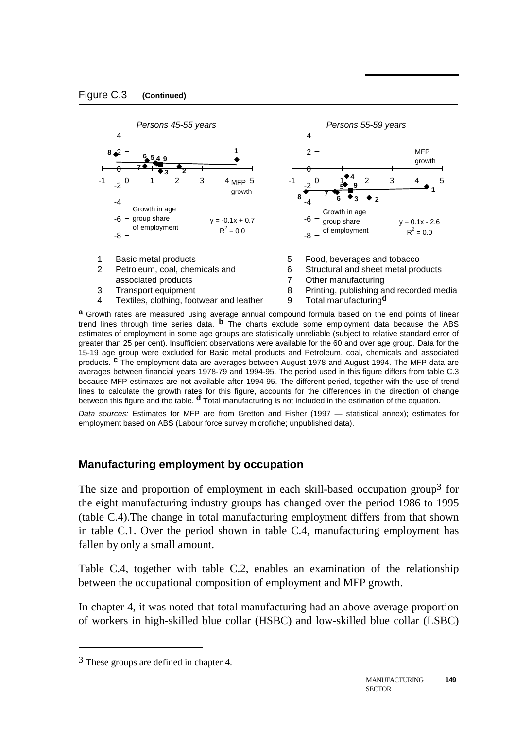Figure C.3 **(Continued)**

*Persons 45-55 years*

Growth in age group share of employment

MFP growth

$y = -0.1x + 0.7$
$R^2 = 0.0$

*Persons 55-59 years*

Growth in age group share of employment

MFP growth

$y = 0.1x - 2.6$
$R^2 = 0.0$

1 Basic metal products
2 Petroleum, coal, chemicals and associated products
3 Transport equipment
4 Textiles, clothing, footwear and leather
5 Food, beverages and tobacco
6 Structural and sheet metal products
7 Other manufacturing
8 Printing, publishing and recorded media
9 Total manufacturing[d]

**a** Growth rates are measured using average annual compound formula based on the end points of linear trend lines through time series data. **b** The charts exclude some employment data because the ABS estimates of employment in some age groups are statistically unreliable (subject to relative standard error of greater than 25 per cent). Insufficient observations were available for the 60 and over age group. Data for the 15-19 age group were excluded for Basic metal products and Petroleum, coal, chemicals and associated products. **c** The employment data are averages between August 1978 and August 1994. The MFP data are averages between financial years 1978-79 and 1994-95. The period used in this figure differs from table C.3 because MFP estimates are not available after 1994-95. The different period, together with the use of trend lines to calculate the growth rates for this figure, accounts for the differences in the direction of change between this figure and the table. **d** Total manufacturing is not included in the estimation of the equation.

*Data sources:* Estimates for MFP are from Gretton and Fisher (1997 — statistical annex); estimates for employment based on ABS (Labour force survey microfiche; unpublished data).

## Manufacturing employment by occupation

The size and proportion of employment in each skill-based occupation group[3] for the eight manufacturing industry groups has changed over the period 1986 to 1995 (table C.4).The change in total manufacturing employment differs from that shown in table C.1. Over the period shown in table C.4, manufacturing employment has fallen by only a small amount.

Table C.4, together with table C.2, enables an examination of the relationship between the occupational composition of employment and MFP growth.

In chapter 4, it was noted that total manufacturing had an above average proportion of workers in high-skilled blue collar (HSBC) and low-skilled blue collar (LSBC)

[3] These groups are defined in chapter 4.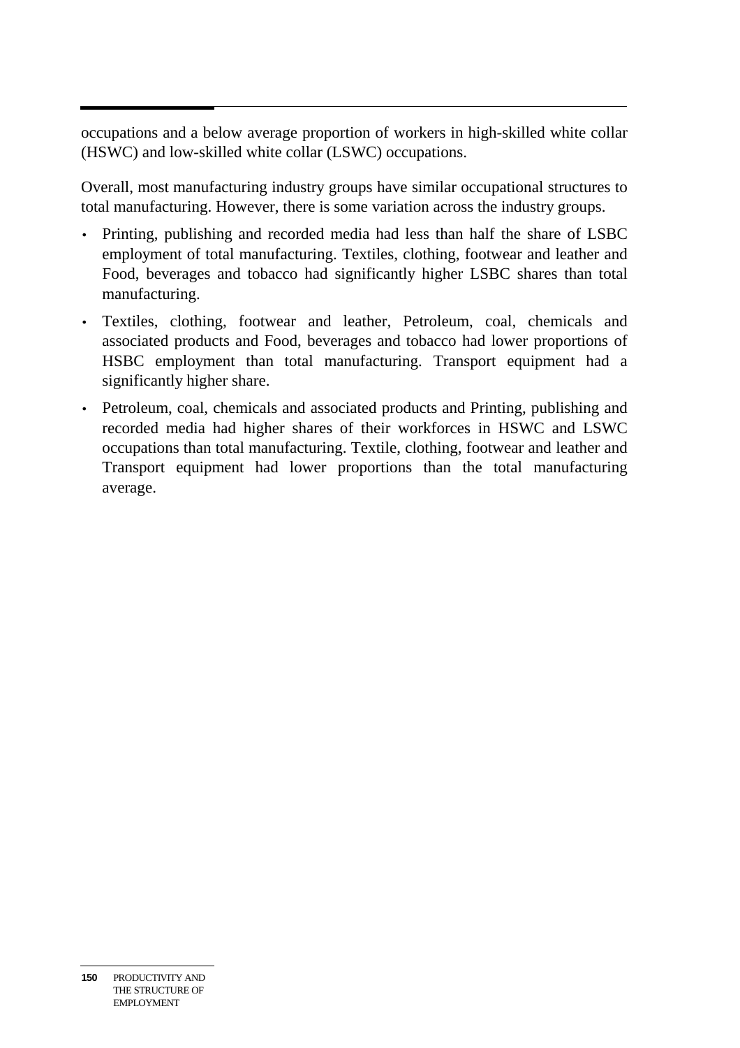occupations and a below average proportion of workers in high-skilled white collar (HSWC) and low-skilled white collar (LSWC) occupations.

Overall, most manufacturing industry groups have similar occupational structures to total manufacturing. However, there is some variation across the industry groups.

- Printing, publishing and recorded media had less than half the share of LSBC employment of total manufacturing. Textiles, clothing, footwear and leather and Food, beverages and tobacco had significantly higher LSBC shares than total manufacturing.
- Textiles, clothing, footwear and leather, Petroleum, coal, chemicals and associated products and Food, beverages and tobacco had lower proportions of HSBC employment than total manufacturing. Transport equipment had a significantly higher share.
- Petroleum, coal, chemicals and associated products and Printing, publishing and recorded media had higher shares of their workforces in HSWC and LSWC occupations than total manufacturing. Textile, clothing, footwear and leather and Transport equipment had lower proportions than the total manufacturing average.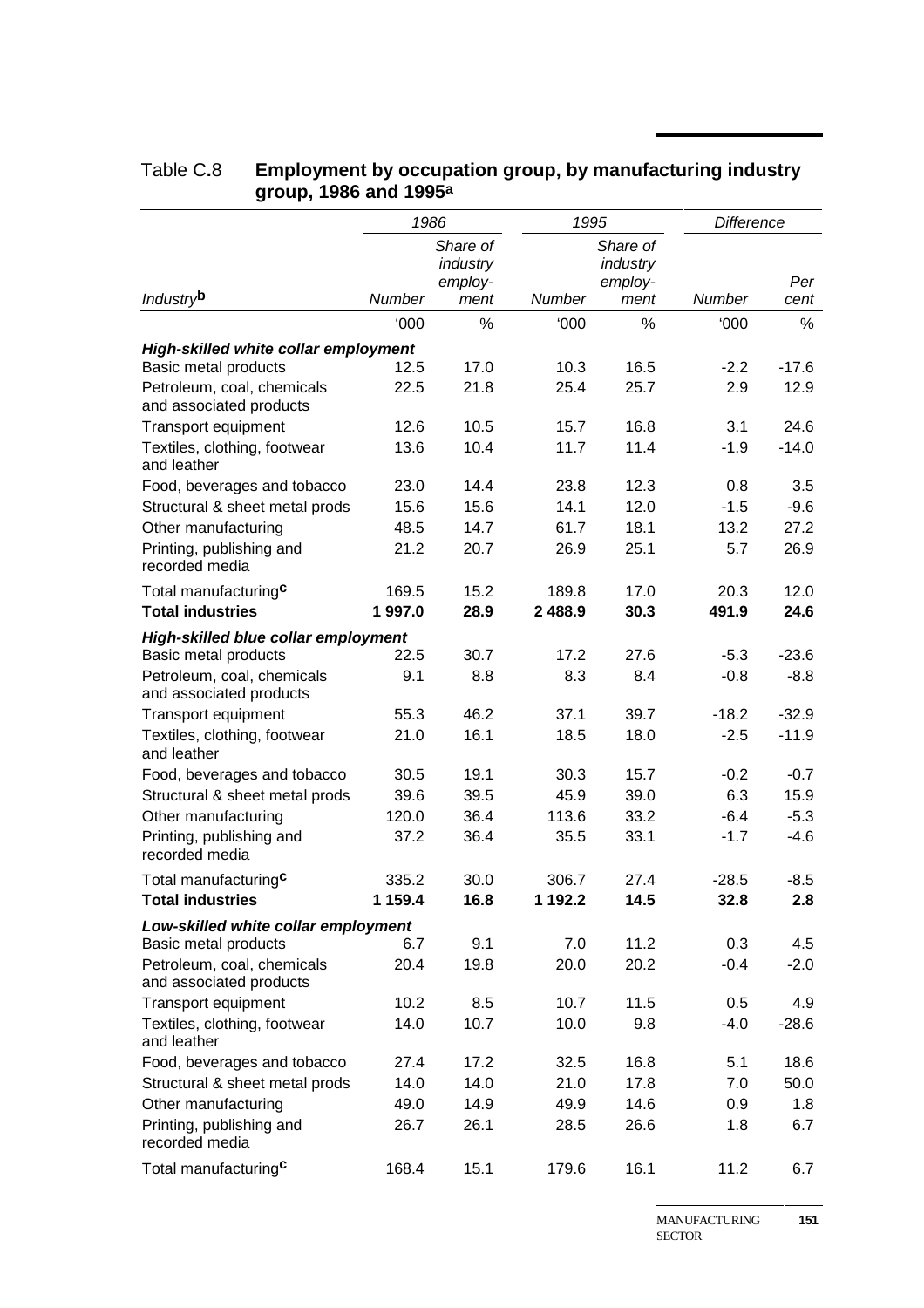## Table C.8 **Employment by occupation group, by manufacturing industry group, 1986 and 1995**[a]

| | *1986* | | *1995* | | *Difference* | |
|---|---|---|---|---|---|---|
| *Industry*[b] | *Number* | *Share of industry employ-ment* | *Number* | *Share of industry employ-ment* | *Number* | *Per cent* |
| | '000 | % | '000 | % | '000 | % |
| ***High-skilled white collar employment*** | | | | | | |
| Basic metal products | 12.5 | 17.0 | 10.3 | 16.5 | -2.2 | -17.6 |
| Petroleum, coal, chemicals and associated products | 22.5 | 21.8 | 25.4 | 25.7 | 2.9 | 12.9 |
| Transport equipment | 12.6 | 10.5 | 15.7 | 16.8 | 3.1 | 24.6 |
| Textiles, clothing, footwear and leather | 13.6 | 10.4 | 11.7 | 11.4 | -1.9 | -14.0 |
| Food, beverages and tobacco | 23.0 | 14.4 | 23.8 | 12.3 | 0.8 | 3.5 |
| Structural & sheet metal prods | 15.6 | 15.6 | 14.1 | 12.0 | -1.5 | -9.6 |
| Other manufacturing | 48.5 | 14.7 | 61.7 | 18.1 | 13.2 | 27.2 |
| Printing, publishing and recorded media | 21.2 | 20.7 | 26.9 | 25.1 | 5.7 | 26.9 |
| Total manufacturing[c] | 169.5 | 15.2 | 189.8 | 17.0 | 20.3 | 12.0 |
| **Total industries** | **1 997.0** | **28.9** | **2 488.9** | **30.3** | **491.9** | **24.6** |
| ***High-skilled blue collar employment*** | | | | | | |
| Basic metal products | 22.5 | 30.7 | 17.2 | 27.6 | -5.3 | -23.6 |
| Petroleum, coal, chemicals and associated products | 9.1 | 8.8 | 8.3 | 8.4 | -0.8 | -8.8 |
| Transport equipment | 55.3 | 46.2 | 37.1 | 39.7 | -18.2 | -32.9 |
| Textiles, clothing, footwear and leather | 21.0 | 16.1 | 18.5 | 18.0 | -2.5 | -11.9 |
| Food, beverages and tobacco | 30.5 | 19.1 | 30.3 | 15.7 | -0.2 | -0.7 |
| Structural & sheet metal prods | 39.6 | 39.5 | 45.9 | 39.0 | 6.3 | 15.9 |
| Other manufacturing | 120.0 | 36.4 | 113.6 | 33.2 | -6.4 | -5.3 |
| Printing, publishing and recorded media | 37.2 | 36.4 | 35.5 | 33.1 | -1.7 | -4.6 |
| Total manufacturing[c] | 335.2 | 30.0 | 306.7 | 27.4 | -28.5 | -8.5 |
| **Total industries** | **1 159.4** | **16.8** | **1 192.2** | **14.5** | **32.8** | **2.8** |
| ***Low-skilled white collar employment*** | | | | | | |
| Basic metal products | 6.7 | 9.1 | 7.0 | 11.2 | 0.3 | 4.5 |
| Petroleum, coal, chemicals and associated products | 20.4 | 19.8 | 20.0 | 20.2 | -0.4 | -2.0 |
| Transport equipment | 10.2 | 8.5 | 10.7 | 11.5 | 0.5 | 4.9 |
| Textiles, clothing, footwear and leather | 14.0 | 10.7 | 10.0 | 9.8 | -4.0 | -28.6 |
| Food, beverages and tobacco | 27.4 | 17.2 | 32.5 | 16.8 | 5.1 | 18.6 |
| Structural & sheet metal prods | 14.0 | 14.0 | 21.0 | 17.8 | 7.0 | 50.0 |
| Other manufacturing | 49.0 | 14.9 | 49.9 | 14.6 | 0.9 | 1.8 |
| Printing, publishing and recorded media | 26.7 | 26.1 | 28.5 | 26.6 | 1.8 | 6.7 |
| Total manufacturing[c] | 168.4 | 15.1 | 179.6 | 16.1 | 11.2 | 6.7 |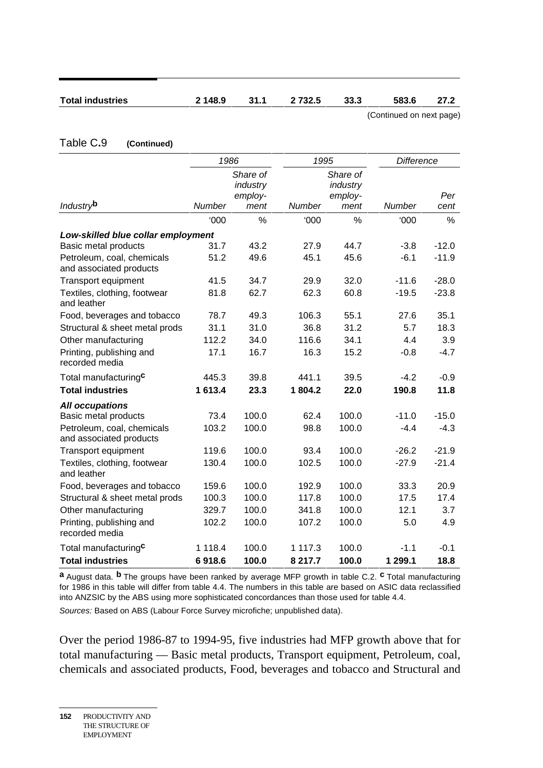| Total industries | 2 148.9 | 31.1 | 2 732.5 | 33.3 | 583.6 | 27.2 |
|---|---|---|---|---|---|---|

(Continued on next page)

Table C.9 **(Continued)**

| | 1986 | | 1995 | | Difference | |
|---|---|---|---|---|---|---|
| *Industry*[b] | *Number* | *Share of industry employ-ment* | *Number* | *Share of industry employ-ment* | *Number* | *Per cent* |
| | '000 | % | '000 | % | '000 | % |
| ***Low-skilled blue collar employment*** | | | | | | |
| Basic metal products | 31.7 | 43.2 | 27.9 | 44.7 | -3.8 | -12.0 |
| Petroleum, coal, chemicals and associated products | 51.2 | 49.6 | 45.1 | 45.6 | -6.1 | -11.9 |
| Transport equipment | 41.5 | 34.7 | 29.9 | 32.0 | -11.6 | -28.0 |
| Textiles, clothing, footwear and leather | 81.8 | 62.7 | 62.3 | 60.8 | -19.5 | -23.8 |
| Food, beverages and tobacco | 78.7 | 49.3 | 106.3 | 55.1 | 27.6 | 35.1 |
| Structural & sheet metal prods | 31.1 | 31.0 | 36.8 | 31.2 | 5.7 | 18.3 |
| Other manufacturing | 112.2 | 34.0 | 116.6 | 34.1 | 4.4 | 3.9 |
| Printing, publishing and recorded media | 17.1 | 16.7 | 16.3 | 15.2 | -0.8 | -4.7 |
| Total manufacturing[c] | 445.3 | 39.8 | 441.1 | 39.5 | -4.2 | -0.9 |
| **Total industries** | **1 613.4** | **23.3** | **1 804.2** | **22.0** | **190.8** | **11.8** |
| ***All occupations*** | | | | | | |
| Basic metal products | 73.4 | 100.0 | 62.4 | 100.0 | -11.0 | -15.0 |
| Petroleum, coal, chemicals and associated products | 103.2 | 100.0 | 98.8 | 100.0 | -4.4 | -4.3 |
| Transport equipment | 119.6 | 100.0 | 93.4 | 100.0 | -26.2 | -21.9 |
| Textiles, clothing, footwear and leather | 130.4 | 100.0 | 102.5 | 100.0 | -27.9 | -21.4 |
| Food, beverages and tobacco | 159.6 | 100.0 | 192.9 | 100.0 | 33.3 | 20.9 |
| Structural & sheet metal prods | 100.3 | 100.0 | 117.8 | 100.0 | 17.5 | 17.4 |
| Other manufacturing | 329.7 | 100.0 | 341.8 | 100.0 | 12.1 | 3.7 |
| Printing, publishing and recorded media | 102.2 | 100.0 | 107.2 | 100.0 | 5.0 | 4.9 |
| Total manufacturing[c] | 1 118.4 | 100.0 | 1 117.3 | 100.0 | -1.1 | -0.1 |
| **Total industries** | **6 918.6** | **100.0** | **8 217.7** | **100.0** | **1 299.1** | **18.8** |

**a** August data. **b** The groups have been ranked by average MFP growth in table C.2. **c** Total manufacturing for 1986 in this table will differ from table 4.4. The numbers in this table are based on ASIC data reclassified into ANZSIC by the ABS using more sophisticated concordances than those used for table 4.4.

*Sources:* Based on ABS (Labour Force Survey microfiche; unpublished data).

Over the period 1986-87 to 1994-95, five industries had MFP growth above that for total manufacturing — Basic metal products, Transport equipment, Petroleum, coal, chemicals and associated products, Food, beverages and tobacco and Structural and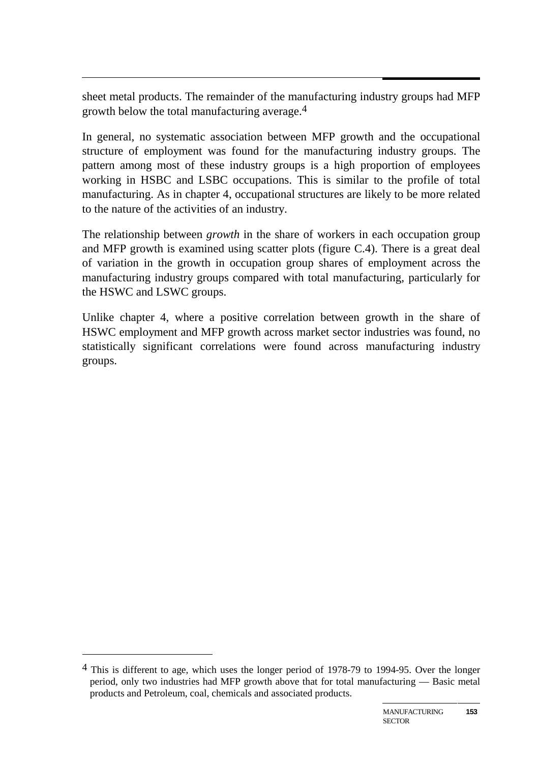sheet metal products. The remainder of the manufacturing industry groups had MFP growth below the total manufacturing average.[4]

In general, no systematic association between MFP growth and the occupational structure of employment was found for the manufacturing industry groups. The pattern among most of these industry groups is a high proportion of employees working in HSBC and LSBC occupations. This is similar to the profile of total manufacturing. As in chapter 4, occupational structures are likely to be more related to the nature of the activities of an industry.

The relationship between *growth* in the share of workers in each occupation group and MFP growth is examined using scatter plots (figure C.4). There is a great deal of variation in the growth in occupation group shares of employment across the manufacturing industry groups compared with total manufacturing, particularly for the HSWC and LSWC groups.

Unlike chapter 4, where a positive correlation between growth in the share of HSWC employment and MFP growth across market sector industries was found, no statistically significant correlations were found across manufacturing industry groups.

---

[4] This is different to age, which uses the longer period of 1978-79 to 1994-95. Over the longer period, only two industries had MFP growth above that for total manufacturing — Basic metal products and Petroleum, coal, chemicals and associated products.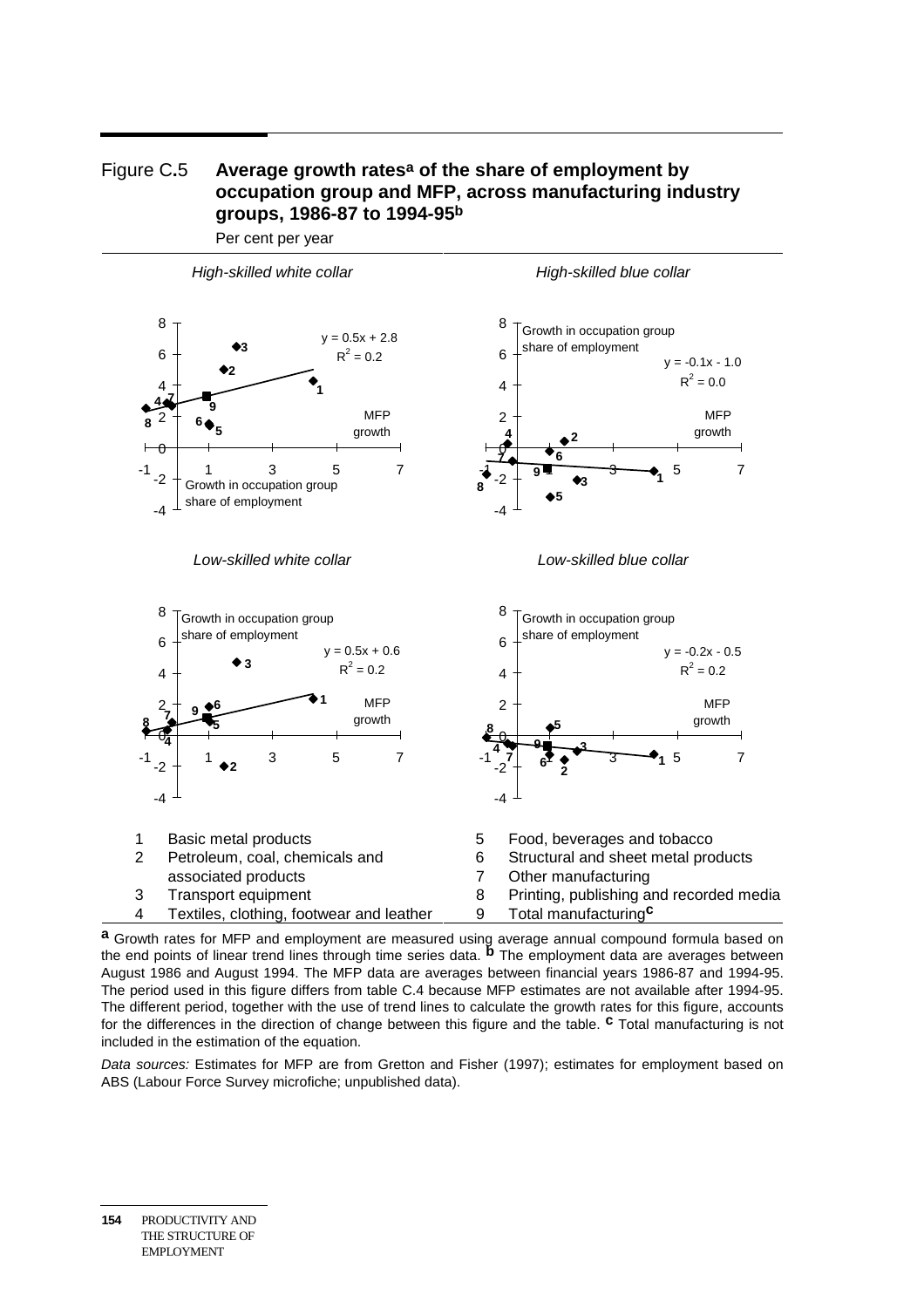Figure C.5 **Average growth rates[a] of the share of employment by occupation group and MFP, across manufacturing industry groups, 1986-87 to 1994-95[b]**

Per cent per year

*High-skilled white collar*

$y = 0.5x + 2.8$
$R^2 = 0.2$

*High-skilled blue collar*

$y = -0.1x - 1.0$
$R^2 = 0.0$

*Low-skilled white collar*

$y = 0.5x + 0.6$
$R^2 = 0.2$

*Low-skilled blue collar*

$y = -0.2x - 0.5$
$R^2 = 0.2$

Vertical axis: Growth in occupation group share of employment. Horizontal axis: MFP growth.

1 Basic metal products
2 Petroleum, coal, chemicals and associated products
3 Transport equipment
4 Textiles, clothing, footwear and leather
5 Food, beverages and tobacco
6 Structural and sheet metal products
7 Other manufacturing
8 Printing, publishing and recorded media
9 Total manufacturing[c]

**a** Growth rates for MFP and employment are measured using average annual compound formula based on the end points of linear trend lines through time series data. **b** The employment data are averages between August 1986 and August 1994. The MFP data are averages between financial years 1986-87 and 1994-95. The period used in this figure differs from table C.4 because MFP estimates are not available after 1994-95. The different period, together with the use of trend lines to calculate the growth rates for this figure, accounts for the differences in the direction of change between this figure and the table. **c** Total manufacturing is not included in the estimation of the equation.

*Data sources:* Estimates for MFP are from Gretton and Fisher (1997); estimates for employment based on ABS (Labour Force Survey microfiche; unpublished data).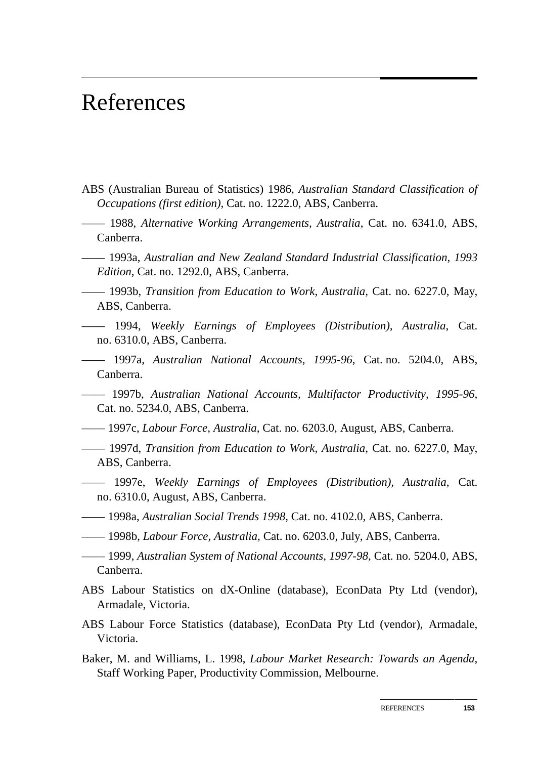# References

ABS (Australian Bureau of Statistics) 1986, *Australian Standard Classification of Occupations (first edition)*, Cat. no. 1222.0, ABS, Canberra.

—— 1988, *Alternative Working Arrangements, Australia*, Cat. no. 6341.0, ABS, Canberra.

—— 1993a, *Australian and New Zealand Standard Industrial Classification, 1993 Edition*, Cat. no. 1292.0, ABS, Canberra.

—— 1993b, *Transition from Education to Work, Australia,* Cat. no. 6227.0, May, ABS, Canberra.

—— 1994, *Weekly Earnings of Employees (Distribution), Australia*, Cat. no. 6310.0, ABS, Canberra.

—— 1997a, *Australian National Accounts, 1995-96*, Cat. no. 5204.0, ABS, Canberra.

—— 1997b, *Australian National Accounts, Multifactor Productivity, 1995-96*, Cat. no. 5234.0, ABS, Canberra.

—— 1997c, *Labour Force, Australia*, Cat. no. 6203.0, August, ABS, Canberra.

—— 1997d, *Transition from Education to Work, Australia*, Cat. no. 6227.0, May, ABS, Canberra.

—— 1997e, *Weekly Earnings of Employees (Distribution), Australia*, Cat. no. 6310.0, August, ABS, Canberra.

—— 1998a, *Australian Social Trends 1998,* Cat. no. 4102.0, ABS, Canberra.

—— 1998b, *Labour Force, Australia,* Cat. no. 6203.0, July, ABS, Canberra.

—— 1999, *Australian System of National Accounts, 1997-98,* Cat. no. 5204.0, ABS, Canberra.

ABS Labour Statistics on dX-Online (database), EconData Pty Ltd (vendor), Armadale, Victoria.

ABS Labour Force Statistics (database), EconData Pty Ltd (vendor), Armadale, Victoria.

Baker, M. and Williams, L. 1998, *Labour Market Research: Towards an Agenda*, Staff Working Paper, Productivity Commission, Melbourne.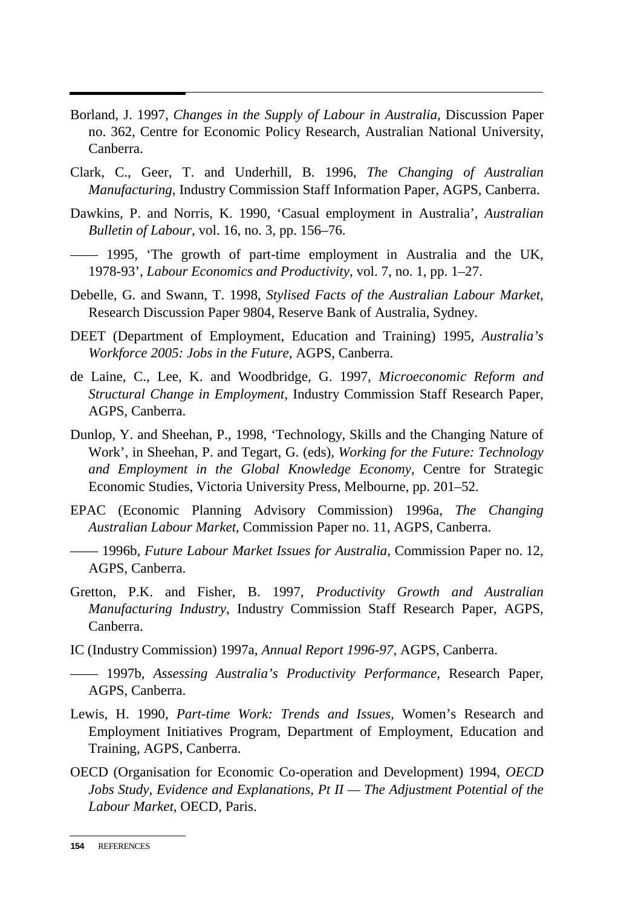Borland, J. 1997, *Changes in the Supply of Labour in Australia*, Discussion Paper no. 362, Centre for Economic Policy Research, Australian National University, Canberra.

Clark, C., Geer, T. and Underhill, B. 1996, *The Changing of Australian Manufacturing*, Industry Commission Staff Information Paper, AGPS, Canberra.

Dawkins, P. and Norris, K. 1990, 'Casual employment in Australia', *Australian Bulletin of Labour*, vol. 16, no. 3, pp. 156–76.

—— 1995, 'The growth of part-time employment in Australia and the UK, 1978-93', *Labour Economics and Productivity*, vol. 7, no. 1, pp. 1–27.

Debelle, G. and Swann, T. 1998, *Stylised Facts of the Australian Labour Market*, Research Discussion Paper 9804, Reserve Bank of Australia, Sydney.

DEET (Department of Employment, Education and Training) 1995, *Australia's Workforce 2005: Jobs in the Future*, AGPS, Canberra.

de Laine, C., Lee, K. and Woodbridge, G. 1997, *Microeconomic Reform and Structural Change in Employment*, Industry Commission Staff Research Paper, AGPS, Canberra.

Dunlop, Y. and Sheehan, P., 1998, 'Technology, Skills and the Changing Nature of Work', in Sheehan, P. and Tegart, G. (eds), *Working for the Future: Technology and Employment in the Global Knowledge Economy*, Centre for Strategic Economic Studies, Victoria University Press, Melbourne, pp. 201–52.

EPAC (Economic Planning Advisory Commission) 1996a, *The Changing Australian Labour Market*, Commission Paper no. 11, AGPS, Canberra.

—— 1996b, *Future Labour Market Issues for Australia*, Commission Paper no. 12, AGPS, Canberra.

Gretton, P.K. and Fisher, B. 1997, *Productivity Growth and Australian Manufacturing Industry*, Industry Commission Staff Research Paper, AGPS, Canberra.

IC (Industry Commission) 1997a, *Annual Report 1996-97*, AGPS, Canberra.

—— 1997b, *Assessing Australia's Productivity Performance*, Research Paper, AGPS, Canberra.

Lewis, H. 1990, *Part-time Work: Trends and Issues*, Women's Research and Employment Initiatives Program, Department of Employment, Education and Training, AGPS, Canberra.

OECD (Organisation for Economic Co-operation and Development) 1994, *OECD Jobs Study, Evidence and Explanations, Pt II — The Adjustment Potential of the Labour Market*, OECD, Paris.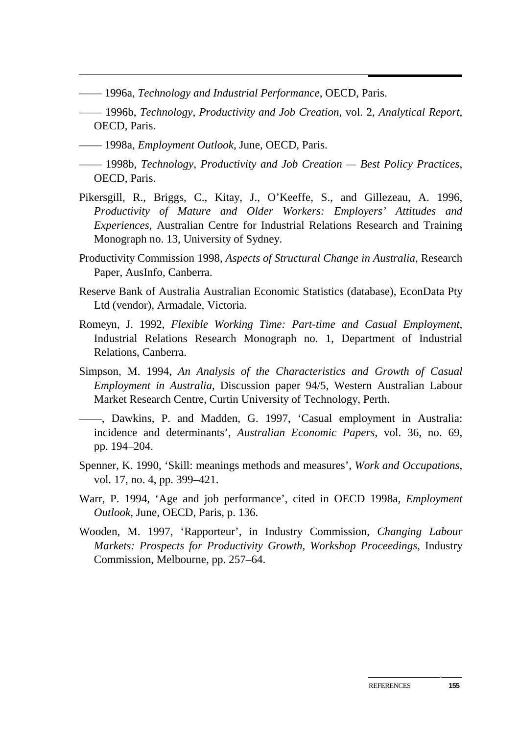—— 1996a, *Technology and Industrial Performance*, OECD, Paris.

—— 1996b, *Technology, Productivity and Job Creation*, vol. 2, *Analytical Report*, OECD, Paris.

—— 1998a, *Employment Outlook*, June, OECD, Paris.

—— 1998b, *Technology, Productivity and Job Creation — Best Policy Practices*, OECD, Paris.

Pikersgill, R., Briggs, C., Kitay, J., O'Keeffe, S., and Gillezeau, A. 1996, *Productivity of Mature and Older Workers: Employers' Attitudes and Experiences*, Australian Centre for Industrial Relations Research and Training Monograph no. 13, University of Sydney.

Productivity Commission 1998, *Aspects of Structural Change in Australia*, Research Paper, AusInfo, Canberra.

Reserve Bank of Australia Australian Economic Statistics (database), EconData Pty Ltd (vendor), Armadale, Victoria.

Romeyn, J. 1992, *Flexible Working Time: Part-time and Casual Employment*, Industrial Relations Research Monograph no. 1, Department of Industrial Relations, Canberra.

Simpson, M. 1994, *An Analysis of the Characteristics and Growth of Casual Employment in Australia*, Discussion paper 94/5, Western Australian Labour Market Research Centre, Curtin University of Technology, Perth.

——, Dawkins, P. and Madden, G. 1997, 'Casual employment in Australia: incidence and determinants', *Australian Economic Papers*, vol. 36, no. 69, pp. 194–204.

Spenner, K. 1990, 'Skill: meanings methods and measures', *Work and Occupations*, vol. 17, no. 4, pp. 399–421.

Warr, P. 1994, 'Age and job performance', cited in OECD 1998a, *Employment Outlook*, June, OECD, Paris, p. 136.

Wooden, M. 1997, 'Rapporteur', in Industry Commission, *Changing Labour Markets: Prospects for Productivity Growth, Workshop Proceedings*, Industry Commission, Melbourne, pp. 257–64.